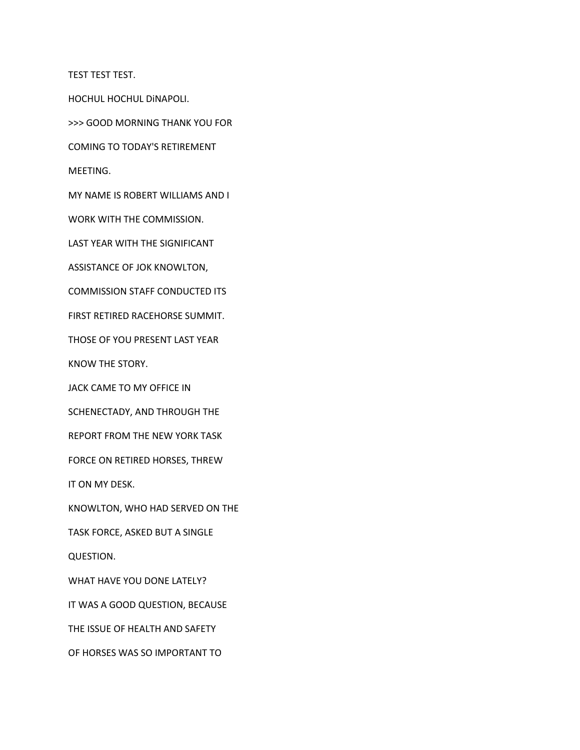TEST TEST TEST.

HOCHUL HOCHUL DiNAPOLI.

>>> GOOD MORNING THANK YOU FOR

COMING TO TODAY'S RETIREMENT

MEETING.

MY NAME IS ROBERT WILLIAMS AND I

WORK WITH THE COMMISSION.

LAST YEAR WITH THE SIGNIFICANT

ASSISTANCE OF JOK KNOWLTON,

COMMISSION STAFF CONDUCTED ITS

FIRST RETIRED RACEHORSE SUMMIT.

THOSE OF YOU PRESENT LAST YEAR

KNOW THE STORY.

JACK CAME TO MY OFFICE IN

SCHENECTADY, AND THROUGH THE

REPORT FROM THE NEW YORK TASK

FORCE ON RETIRED HORSES, THREW

IT ON MY DESK.

KNOWLTON, WHO HAD SERVED ON THE

TASK FORCE, ASKED BUT A SINGLE

QUESTION.

WHAT HAVE YOU DONE LATELY?

IT WAS A GOOD QUESTION, BECAUSE

THE ISSUE OF HEALTH AND SAFETY

OF HORSES WAS SO IMPORTANT TO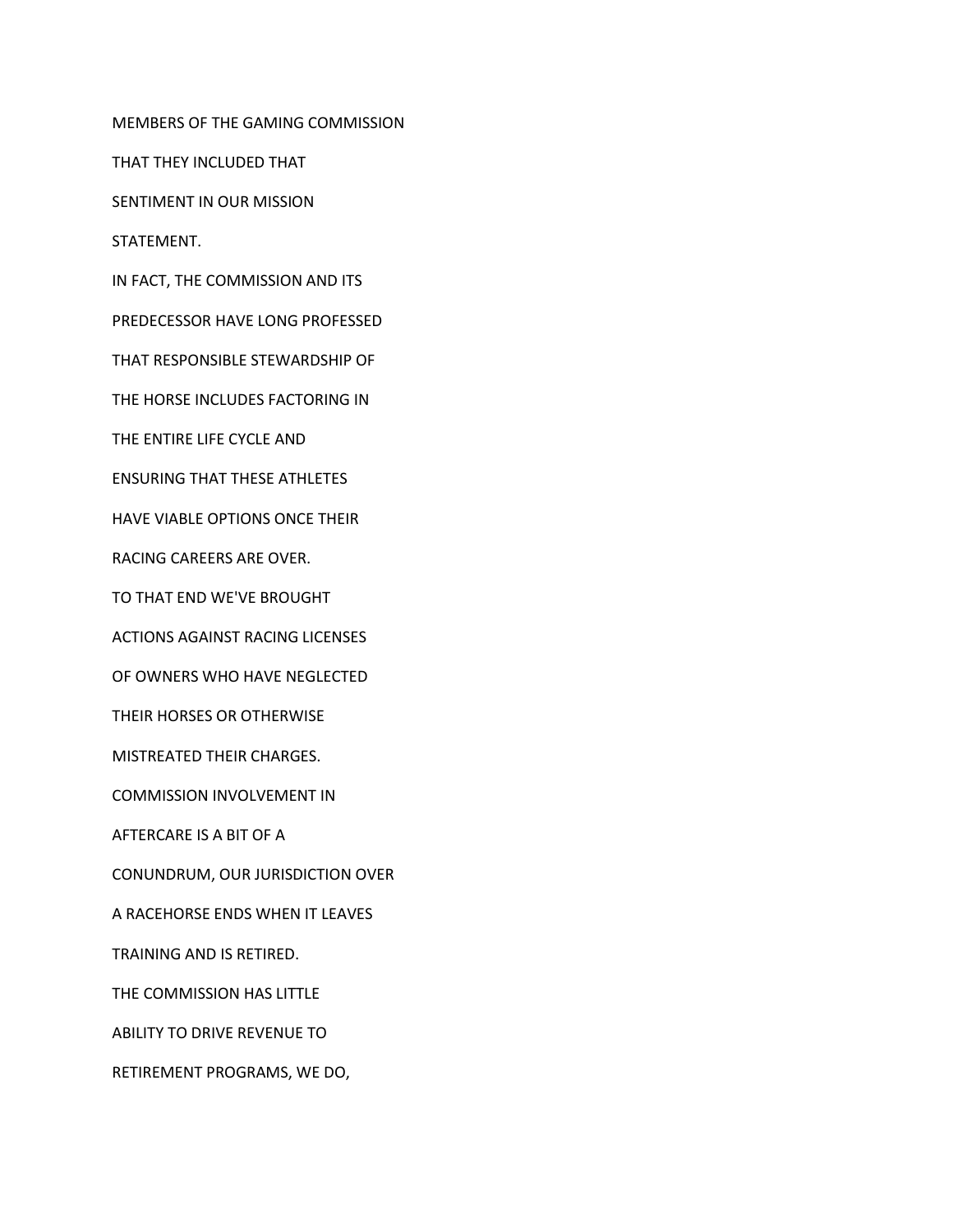MEMBERS OF THE GAMING COMMISSION

THAT THEY INCLUDED THAT

SENTIMENT IN OUR MISSION

STATEMENT.

IN FACT, THE COMMISSION AND ITS

PREDECESSOR HAVE LONG PROFESSED

THAT RESPONSIBLE STEWARDSHIP OF

THE HORSE INCLUDES FACTORING IN

THE ENTIRE LIFE CYCLE AND

ENSURING THAT THESE ATHLETES

HAVE VIABLE OPTIONS ONCE THEIR

RACING CAREERS ARE OVER.

TO THAT END WE'VE BROUGHT

ACTIONS AGAINST RACING LICENSES

OF OWNERS WHO HAVE NEGLECTED

THEIR HORSES OR OTHERWISE

MISTREATED THEIR CHARGES.

COMMISSION INVOLVEMENT IN

AFTERCARE IS A BIT OF A

CONUNDRUM, OUR JURISDICTION OVER

A RACEHORSE ENDS WHEN IT LEAVES

TRAINING AND IS RETIRED.

THE COMMISSION HAS LITTLE

ABILITY TO DRIVE REVENUE TO

RETIREMENT PROGRAMS, WE DO,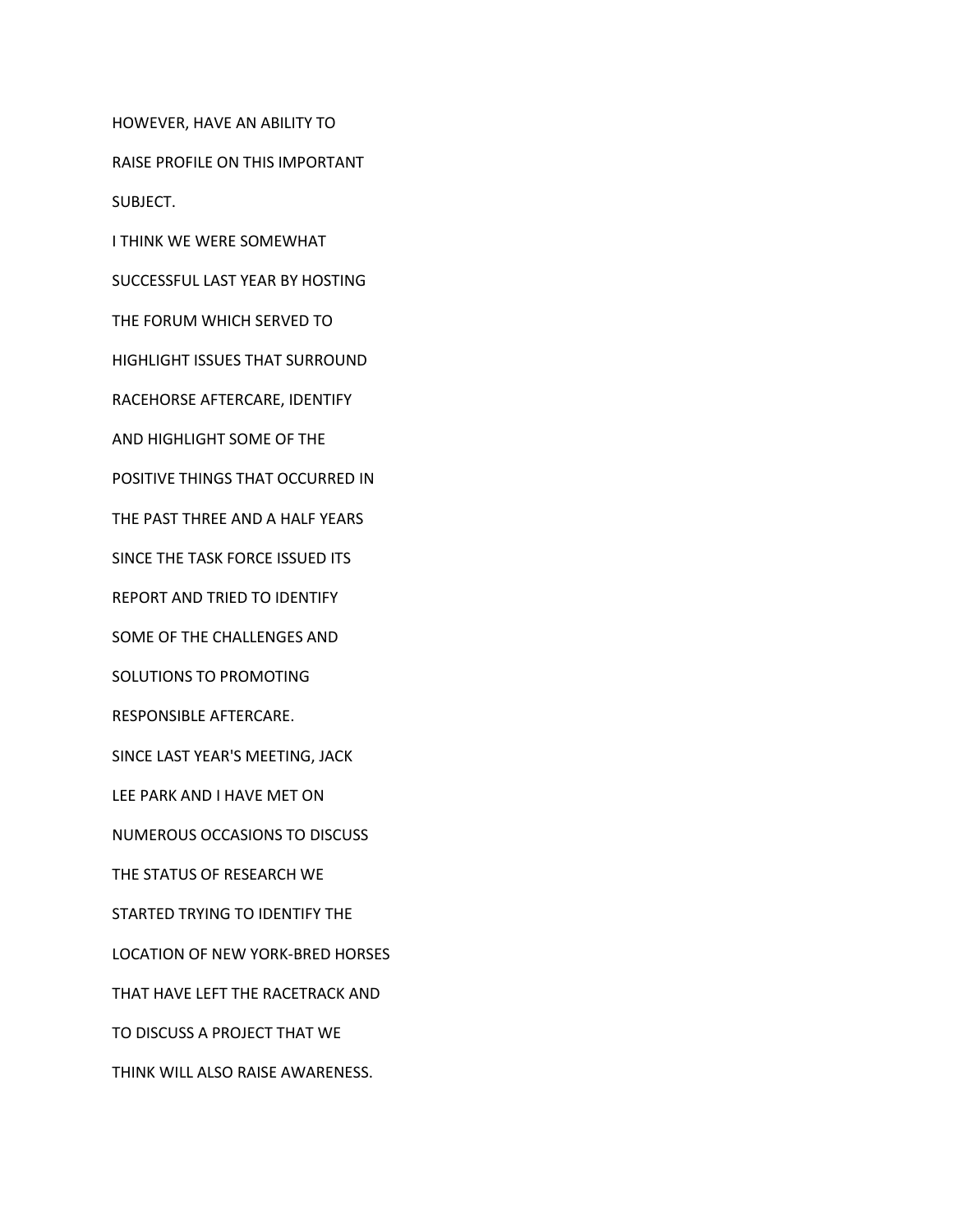HOWEVER, HAVE AN ABILITY TO

RAISE PROFILE ON THIS IMPORTANT

SUBJECT.

I THINK WE WERE SOMEWHAT

SUCCESSFUL LAST YEAR BY HOSTING

THE FORUM WHICH SERVED TO

HIGHLIGHT ISSUES THAT SURROUND

RACEHORSE AFTERCARE, IDENTIFY

AND HIGHLIGHT SOME OF THE

POSITIVE THINGS THAT OCCURRED IN

THE PAST THREE AND A HALF YEARS

SINCE THE TASK FORCE ISSUED ITS

REPORT AND TRIED TO IDENTIFY

SOME OF THE CHALLENGES AND

SOLUTIONS TO PROMOTING

RESPONSIBLE AFTERCARE.

SINCE LAST YEAR'S MEETING, JACK

LEE PARK AND I HAVE MET ON

NUMEROUS OCCASIONS TO DISCUSS

THE STATUS OF RESEARCH WE

STARTED TRYING TO IDENTIFY THE

LOCATION OF NEW YORK-BRED HORSES

THAT HAVE LEFT THE RACETRACK AND

TO DISCUSS A PROJECT THAT WE

THINK WILL ALSO RAISE AWARENESS.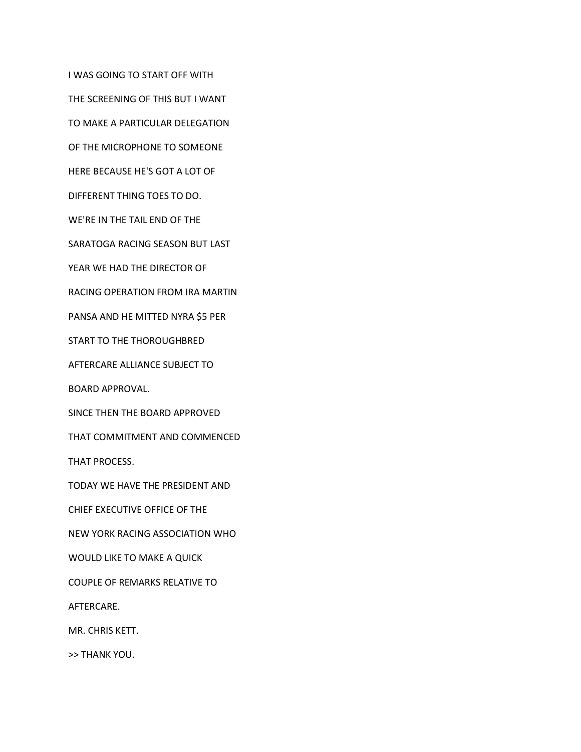I WAS GOING TO START OFF WITH

THE SCREENING OF THIS BUT I WANT

TO MAKE A PARTICULAR DELEGATION

OF THE MICROPHONE TO SOMEONE

HERE BECAUSE HE'S GOT A LOT OF

DIFFERENT THING TOES TO DO.

WE'RE IN THE TAIL END OF THE

SARATOGA RACING SEASON BUT LAST

YEAR WE HAD THE DIRECTOR OF

RACING OPERATION FROM IRA MARTIN

PANSA AND HE MITTED NYRA $5 PER

START TO THE THOROUGHBRED

AFTERCARE ALLIANCE SUBJECT TO

BOARD APPROVAL.

SINCE THEN THE BOARD APPROVED

THAT COMMITMENT AND COMMENCED

THAT PROCESS.

TODAY WE HAVE THE PRESIDENT AND

CHIEF EXECUTIVE OFFICE OF THE

NEW YORK RACING ASSOCIATION WHO

WOULD LIKE TO MAKE A QUICK

COUPLE OF REMARKS RELATIVE TO

AFTERCARE.

MR. CHRIS KETT.

>> THANK YOU.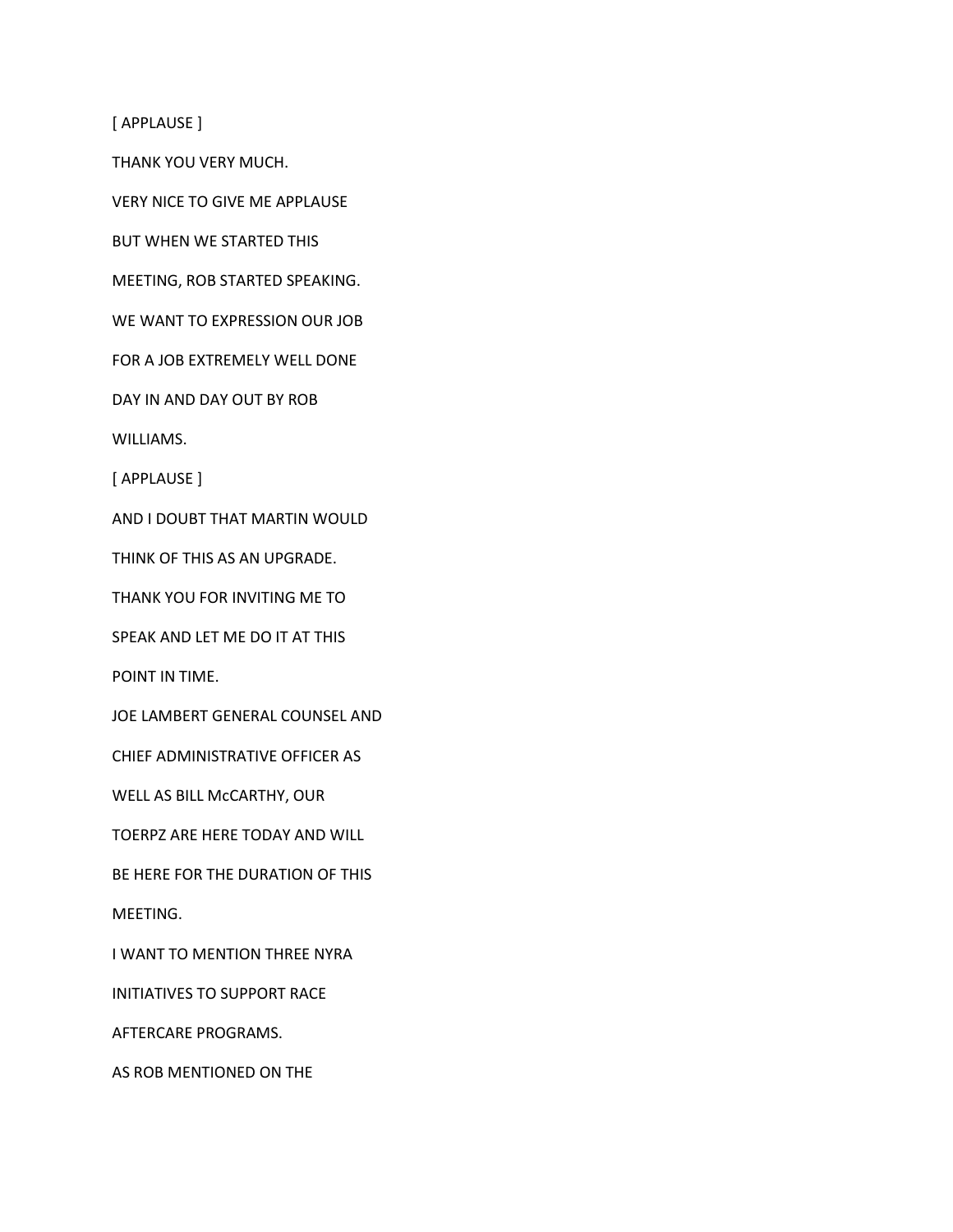[ APPLAUSE ]

THANK YOU VERY MUCH.

VERY NICE TO GIVE ME APPLAUSE

BUT WHEN WE STARTED THIS

MEETING, ROB STARTED SPEAKING.

WE WANT TO EXPRESSION OUR JOB

FOR A JOB EXTREMELY WELL DONE

DAY IN AND DAY OUT BY ROB

WILLIAMS.

[ APPLAUSE ]

AND I DOUBT THAT MARTIN WOULD

THINK OF THIS AS AN UPGRADE.

THANK YOU FOR INVITING ME TO

SPEAK AND LET ME DO IT AT THIS

POINT IN TIME.

JOE LAMBERT GENERAL COUNSEL AND

CHIEF ADMINISTRATIVE OFFICER AS

WELL AS BILL McCARTHY, OUR

TOERPZ ARE HERE TODAY AND WILL

BE HERE FOR THE DURATION OF THIS

MEETING.

I WANT TO MENTION THREE NYRA

INITIATIVES TO SUPPORT RACE

AFTERCARE PROGRAMS.

AS ROB MENTIONED ON THE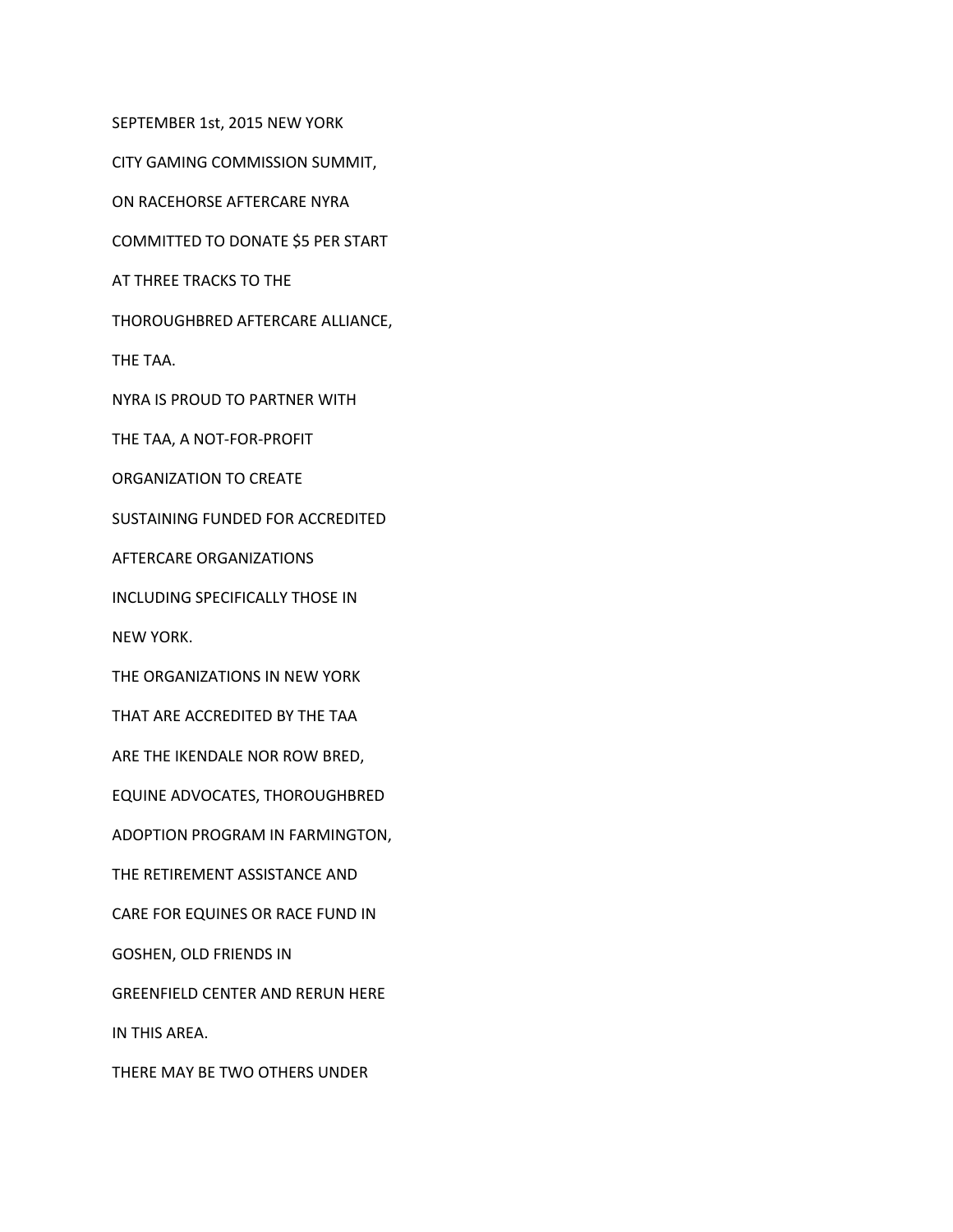SEPTEMBER 1st, 2015 NEW YORK

CITY GAMING COMMISSION SUMMIT,

ON RACEHORSE AFTERCARE NYRA

COMMITTED TO DONATE $5 PER START

AT THREE TRACKS TO THE

THOROUGHBRED AFTERCARE ALLIANCE,

THE TAA.

NYRA IS PROUD TO PARTNER WITH

THE TAA, A NOT-FOR-PROFIT

ORGANIZATION TO CREATE

SUSTAINING FUNDED FOR ACCREDITED

AFTERCARE ORGANIZATIONS

INCLUDING SPECIFICALLY THOSE IN

NEW YORK.

THE ORGANIZATIONS IN NEW YORK

THAT ARE ACCREDITED BY THE TAA

ARE THE IKENDALE NOR ROW BRED,

EQUINE ADVOCATES, THOROUGHBRED

ADOPTION PROGRAM IN FARMINGTON,

THE RETIREMENT ASSISTANCE AND

CARE FOR EQUINES OR RACE FUND IN

GOSHEN, OLD FRIENDS IN

GREENFIELD CENTER AND RERUN HERE

IN THIS AREA.

THERE MAY BE TWO OTHERS UNDER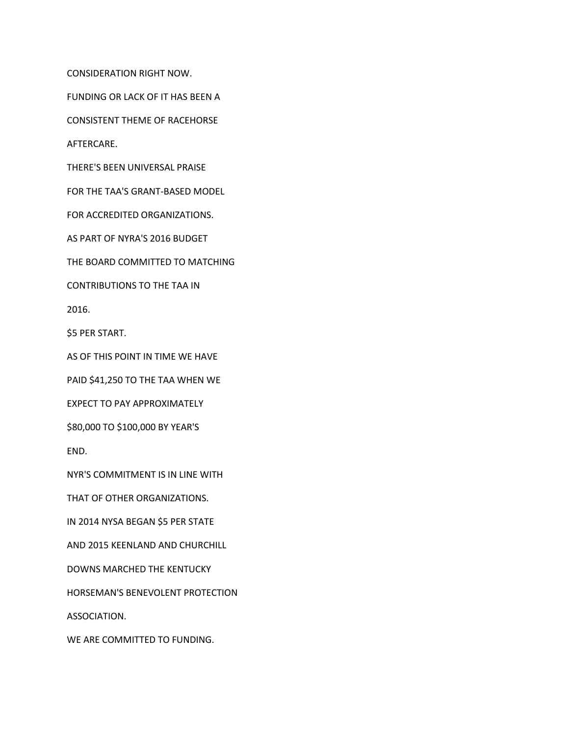CONSIDERATION RIGHT NOW.

FUNDING OR LACK OF IT HAS BEEN A

CONSISTENT THEME OF RACEHORSE

AFTERCARE.

THERE'S BEEN UNIVERSAL PRAISE

FOR THE TAA'S GRANT-BASED MODEL

FOR ACCREDITED ORGANIZATIONS.

AS PART OF NYRA'S 2016 BUDGET

THE BOARD COMMITTED TO MATCHING

CONTRIBUTIONS TO THE TAA IN

2016.

$5 PER START.

AS OF THIS POINT IN TIME WE HAVE

PAID $41,250 TO THE TAA WHEN WE

EXPECT TO PAY APPROXIMATELY

$80,000 TO $100,000 BY YEAR'S

END.

NYR'S COMMITMENT IS IN LINE WITH

THAT OF OTHER ORGANIZATIONS.

IN 2014 NYSA BEGAN $5 PER STATE

AND 2015 KEENLAND AND CHURCHILL

DOWNS MARCHED THE KENTUCKY

HORSEMAN'S BENEVOLENT PROTECTION

ASSOCIATION.

WE ARE COMMITTED TO FUNDING.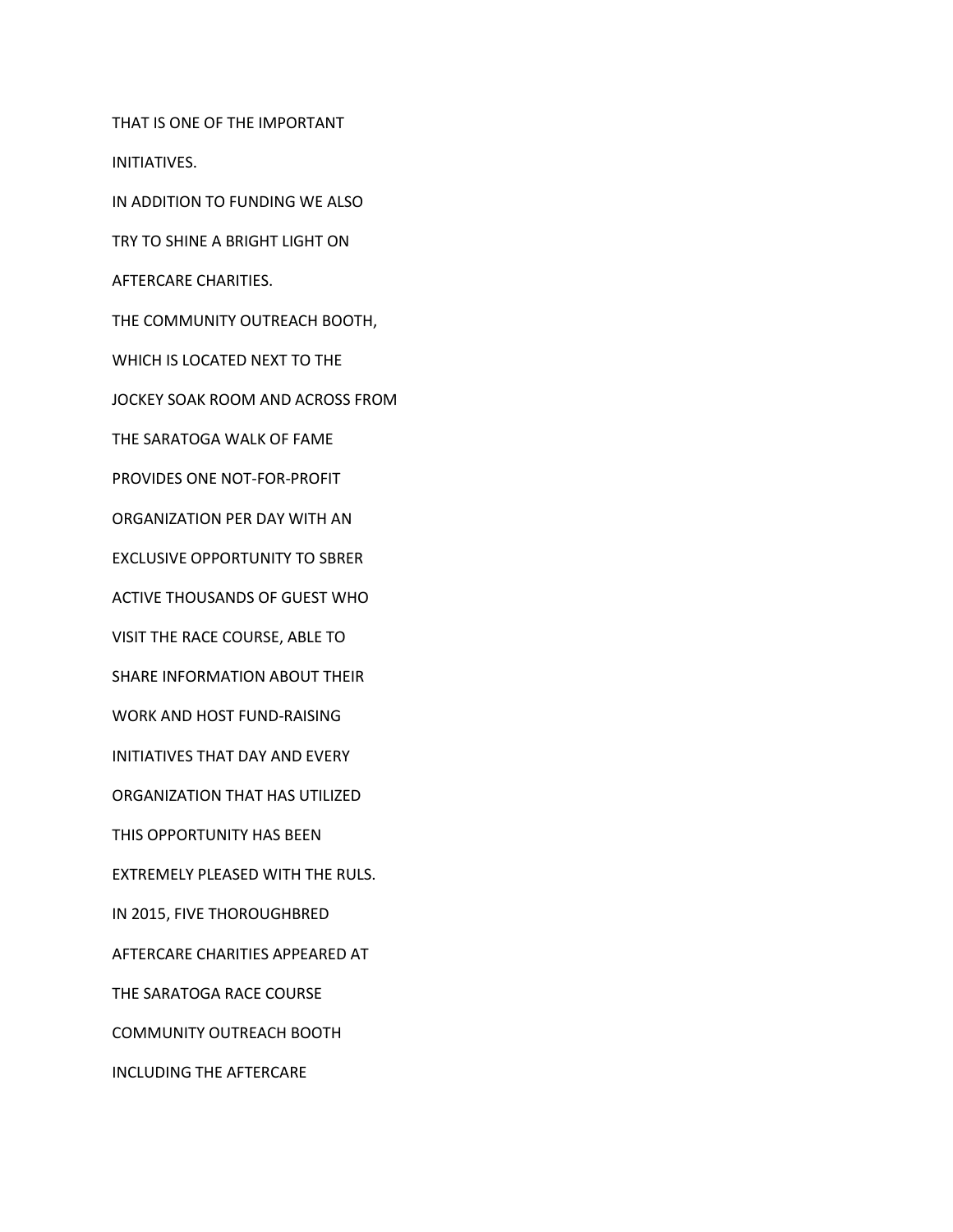THAT IS ONE OF THE IMPORTANT

INITIATIVES.

IN ADDITION TO FUNDING WE ALSO

TRY TO SHINE A BRIGHT LIGHT ON

AFTERCARE CHARITIES.

THE COMMUNITY OUTREACH BOOTH,

WHICH IS LOCATED NEXT TO THE

JOCKEY SOAK ROOM AND ACROSS FROM

THE SARATOGA WALK OF FAME

PROVIDES ONE NOT-FOR-PROFIT

ORGANIZATION PER DAY WITH AN

EXCLUSIVE OPPORTUNITY TO SBRER

ACTIVE THOUSANDS OF GUEST WHO

VISIT THE RACE COURSE, ABLE TO

SHARE INFORMATION ABOUT THEIR

WORK AND HOST FUND-RAISING

INITIATIVES THAT DAY AND EVERY

ORGANIZATION THAT HAS UTILIZED

THIS OPPORTUNITY HAS BEEN

EXTREMELY PLEASED WITH THE RULS.

IN 2015, FIVE THOROUGHBRED

AFTERCARE CHARITIES APPEARED AT

THE SARATOGA RACE COURSE

COMMUNITY OUTREACH BOOTH

INCLUDING THE AFTERCARE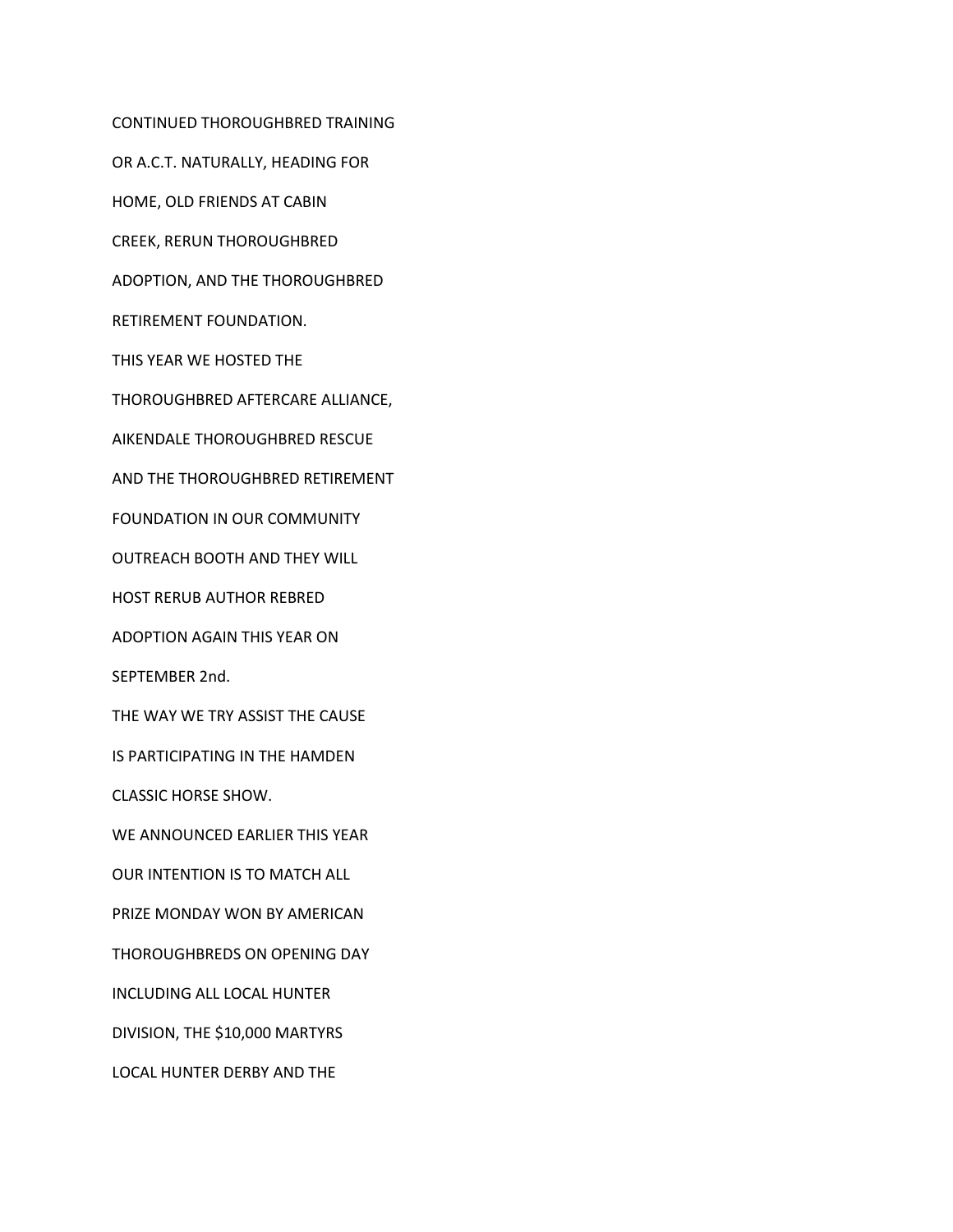CONTINUED THOROUGHBRED TRAINING

OR A.C.T. NATURALLY, HEADING FOR

HOME, OLD FRIENDS AT CABIN

CREEK, RERUN THOROUGHBRED

ADOPTION, AND THE THOROUGHBRED

RETIREMENT FOUNDATION.

THIS YEAR WE HOSTED THE

THOROUGHBRED AFTERCARE ALLIANCE,

AIKENDALE THOROUGHBRED RESCUE

AND THE THOROUGHBRED RETIREMENT

FOUNDATION IN OUR COMMUNITY

OUTREACH BOOTH AND THEY WILL

HOST RERUB AUTHOR REBRED

ADOPTION AGAIN THIS YEAR ON

SEPTEMBER 2nd.

THE WAY WE TRY ASSIST THE CAUSE

IS PARTICIPATING IN THE HAMDEN

CLASSIC HORSE SHOW.

WE ANNOUNCED EARLIER THIS YEAR

OUR INTENTION IS TO MATCH ALL

PRIZE MONDAY WON BY AMERICAN

THOROUGHBREDS ON OPENING DAY

INCLUDING ALL LOCAL HUNTER

DIVISION, THE $10,000 MARTYRS

LOCAL HUNTER DERBY AND THE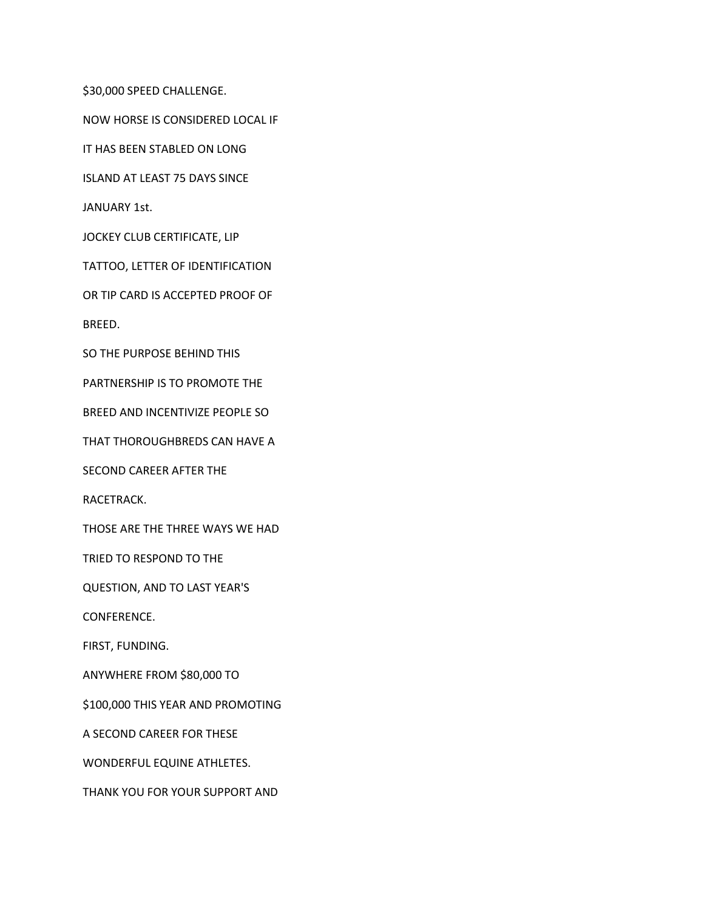$30,000 SPEED CHALLENGE.

NOW HORSE IS CONSIDERED LOCAL IF

IT HAS BEEN STABLED ON LONG

ISLAND AT LEAST 75 DAYS SINCE

JANUARY 1st.

JOCKEY CLUB CERTIFICATE, LIP

TATTOO, LETTER OF IDENTIFICATION

OR TIP CARD IS ACCEPTED PROOF OF

BREED.

SO THE PURPOSE BEHIND THIS

PARTNERSHIP IS TO PROMOTE THE

BREED AND INCENTIVIZE PEOPLE SO

THAT THOROUGHBREDS CAN HAVE A

SECOND CAREER AFTER THE

RACETRACK.

THOSE ARE THE THREE WAYS WE HAD

TRIED TO RESPOND TO THE

QUESTION, AND TO LAST YEAR'S

CONFERENCE.

FIRST, FUNDING.

ANYWHERE FROM $80,000 TO

$100,000 THIS YEAR AND PROMOTING

A SECOND CAREER FOR THESE

WONDERFUL EQUINE ATHLETES.

THANK YOU FOR YOUR SUPPORT AND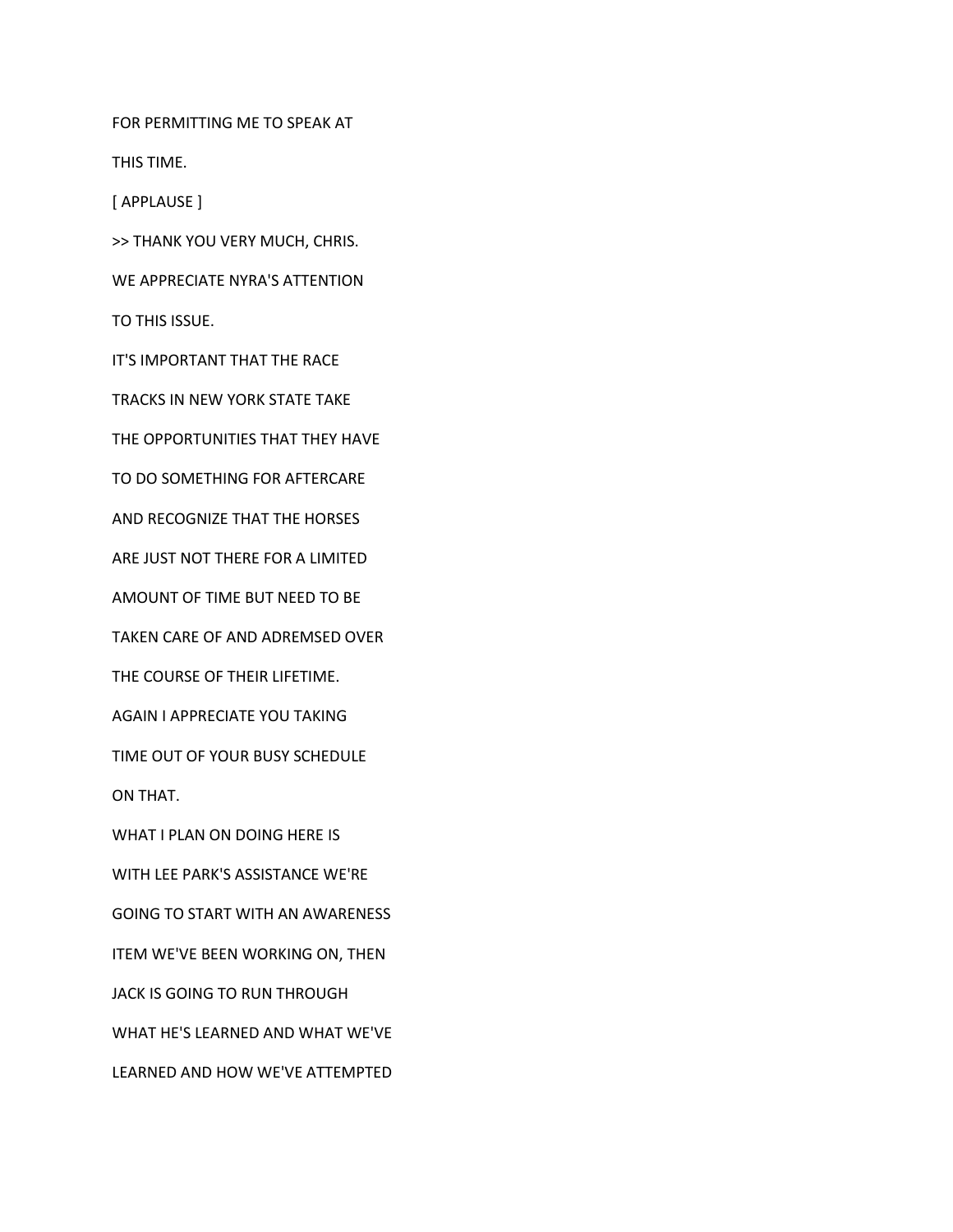FOR PERMITTING ME TO SPEAK AT

THIS TIME.

[ APPLAUSE ]

>> THANK YOU VERY MUCH, CHRIS.

WE APPRECIATE NYRA'S ATTENTION

TO THIS ISSUE.

IT'S IMPORTANT THAT THE RACE

TRACKS IN NEW YORK STATE TAKE

THE OPPORTUNITIES THAT THEY HAVE

TO DO SOMETHING FOR AFTERCARE

AND RECOGNIZE THAT THE HORSES

ARE JUST NOT THERE FOR A LIMITED

AMOUNT OF TIME BUT NEED TO BE

TAKEN CARE OF AND ADREMSED OVER

THE COURSE OF THEIR LIFETIME.

AGAIN I APPRECIATE YOU TAKING

TIME OUT OF YOUR BUSY SCHEDULE

ON THAT.

WHAT I PLAN ON DOING HERE IS

WITH LEE PARK'S ASSISTANCE WE'RE

GOING TO START WITH AN AWARENESS

ITEM WE'VE BEEN WORKING ON, THEN

JACK IS GOING TO RUN THROUGH

WHAT HE'S LEARNED AND WHAT WE'VE

LEARNED AND HOW WE'VE ATTEMPTED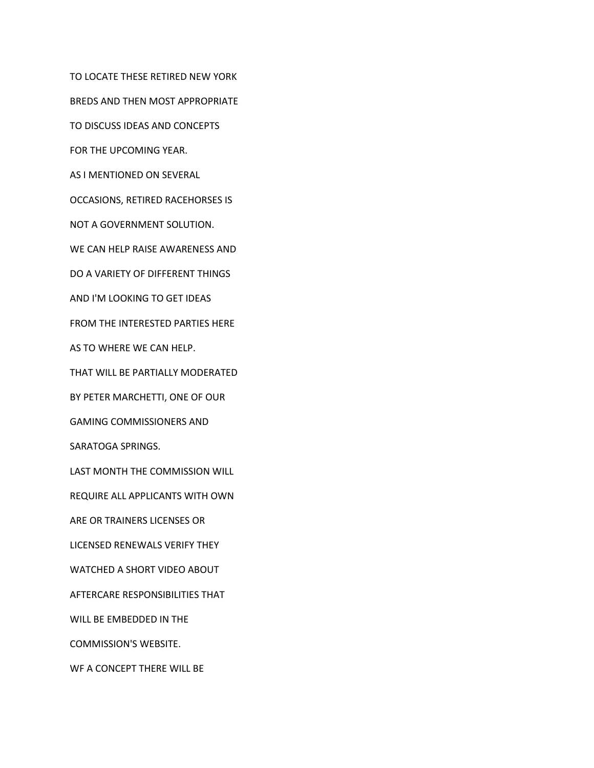TO LOCATE THESE RETIRED NEW YORK

BREDS AND THEN MOST APPROPRIATE

TO DISCUSS IDEAS AND CONCEPTS

FOR THE UPCOMING YEAR.

AS I MENTIONED ON SEVERAL

OCCASIONS, RETIRED RACEHORSES IS

NOT A GOVERNMENT SOLUTION.

WE CAN HELP RAISE AWARENESS AND

DO A VARIETY OF DIFFERENT THINGS

AND I'M LOOKING TO GET IDEAS

FROM THE INTERESTED PARTIES HERE

AS TO WHERE WE CAN HELP.

THAT WILL BE PARTIALLY MODERATED

BY PETER MARCHETTI, ONE OF OUR

GAMING COMMISSIONERS AND

SARATOGA SPRINGS.

LAST MONTH THE COMMISSION WILL

REQUIRE ALL APPLICANTS WITH OWN

ARE OR TRAINERS LICENSES OR

LICENSED RENEWALS VERIFY THEY

WATCHED A SHORT VIDEO ABOUT

AFTERCARE RESPONSIBILITIES THAT

WILL BE EMBEDDED IN THE

COMMISSION'S WEBSITE.

WF A CONCEPT THERE WILL BE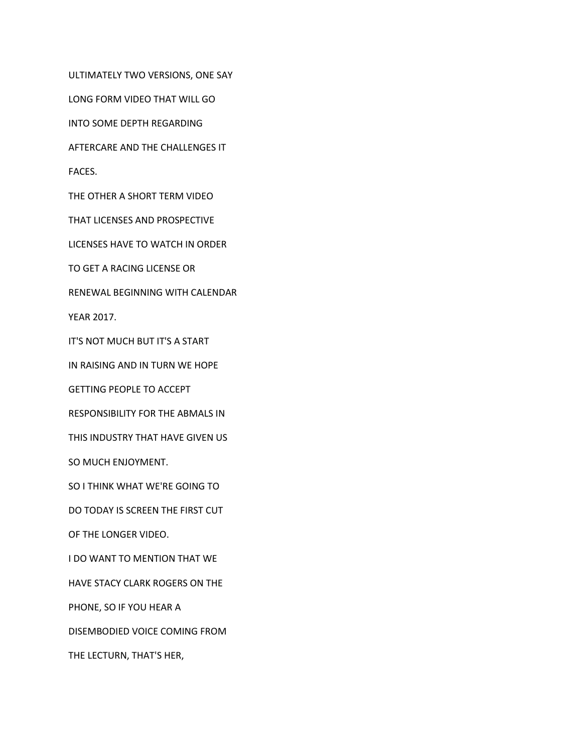ULTIMATELY TWO VERSIONS, ONE SAY

LONG FORM VIDEO THAT WILL GO

INTO SOME DEPTH REGARDING

AFTERCARE AND THE CHALLENGES IT

FACES.

THE OTHER A SHORT TERM VIDEO

THAT LICENSES AND PROSPECTIVE

LICENSES HAVE TO WATCH IN ORDER

TO GET A RACING LICENSE OR

RENEWAL BEGINNING WITH CALENDAR

YEAR 2017.

IT'S NOT MUCH BUT IT'S A START

IN RAISING AND IN TURN WE HOPE

GETTING PEOPLE TO ACCEPT

RESPONSIBILITY FOR THE ABMALS IN

THIS INDUSTRY THAT HAVE GIVEN US

SO MUCH ENJOYMENT.

SO I THINK WHAT WE'RE GOING TO

DO TODAY IS SCREEN THE FIRST CUT

OF THE LONGER VIDEO.

I DO WANT TO MENTION THAT WE

HAVE STACY CLARK ROGERS ON THE

PHONE, SO IF YOU HEAR A

DISEMBODIED VOICE COMING FROM

THE LECTURN, THAT'S HER,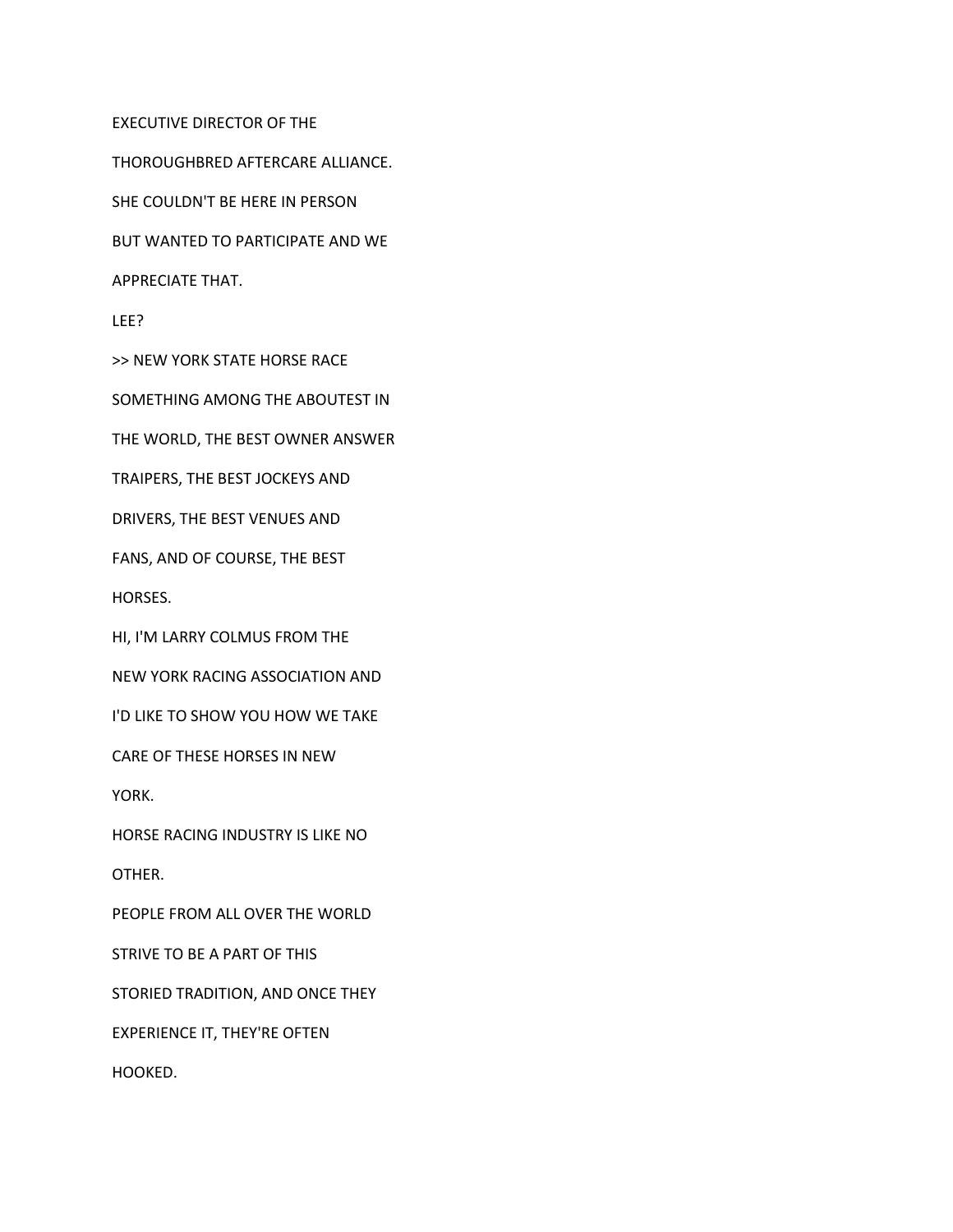EXECUTIVE DIRECTOR OF THE

THOROUGHBRED AFTERCARE ALLIANCE.

SHE COULDN'T BE HERE IN PERSON

BUT WANTED TO PARTICIPATE AND WE

APPRECIATE THAT.

LEE?

>> NEW YORK STATE HORSE RACE

SOMETHING AMONG THE ABOUTEST IN

THE WORLD, THE BEST OWNER ANSWER

TRAIPERS, THE BEST JOCKEYS AND

DRIVERS, THE BEST VENUES AND

FANS, AND OF COURSE, THE BEST

HORSES.

HI, I'M LARRY COLMUS FROM THE

NEW YORK RACING ASSOCIATION AND

I'D LIKE TO SHOW YOU HOW WE TAKE

CARE OF THESE HORSES IN NEW

YORK.

HORSE RACING INDUSTRY IS LIKE NO

OTHER.

PEOPLE FROM ALL OVER THE WORLD

STRIVE TO BE A PART OF THIS

STORIED TRADITION, AND ONCE THEY

EXPERIENCE IT, THEY'RE OFTEN

HOOKED.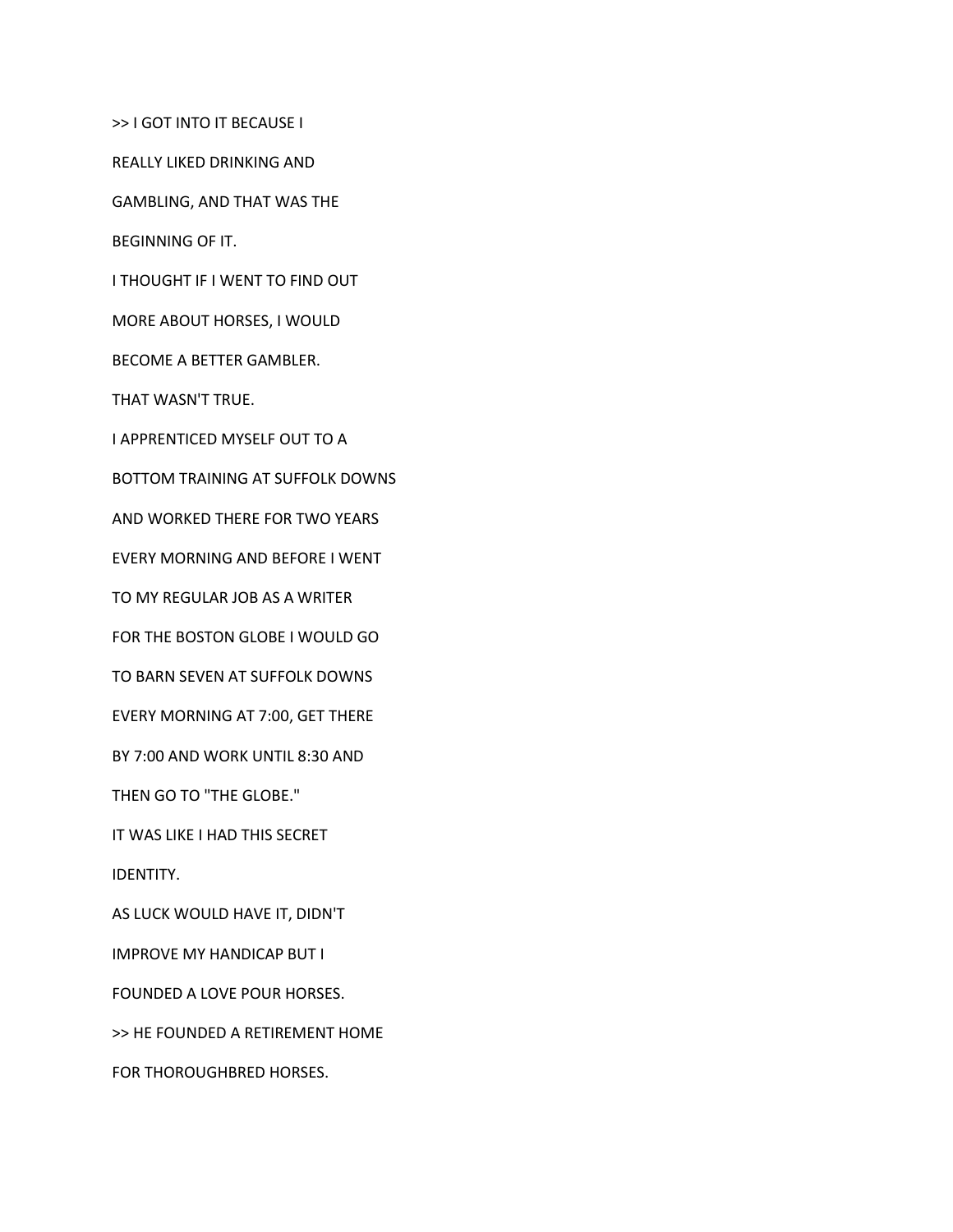>> I GOT INTO IT BECAUSE I

REALLY LIKED DRINKING AND

GAMBLING, AND THAT WAS THE

BEGINNING OF IT.

I THOUGHT IF I WENT TO FIND OUT

MORE ABOUT HORSES, I WOULD

BECOME A BETTER GAMBLER.

THAT WASN'T TRUE.

I APPRENTICED MYSELF OUT TO A

BOTTOM TRAINING AT SUFFOLK DOWNS

AND WORKED THERE FOR TWO YEARS

EVERY MORNING AND BEFORE I WENT

TO MY REGULAR JOB AS A WRITER

FOR THE BOSTON GLOBE I WOULD GO

TO BARN SEVEN AT SUFFOLK DOWNS

EVERY MORNING AT 7:00, GET THERE

BY 7:00 AND WORK UNTIL 8:30 AND

THEN GO TO "THE GLOBE."

IT WAS LIKE I HAD THIS SECRET

IDENTITY.

AS LUCK WOULD HAVE IT, DIDN'T

IMPROVE MY HANDICAP BUT I

FOUNDED A LOVE POUR HORSES.

>> HE FOUNDED A RETIREMENT HOME

FOR THOROUGHBRED HORSES.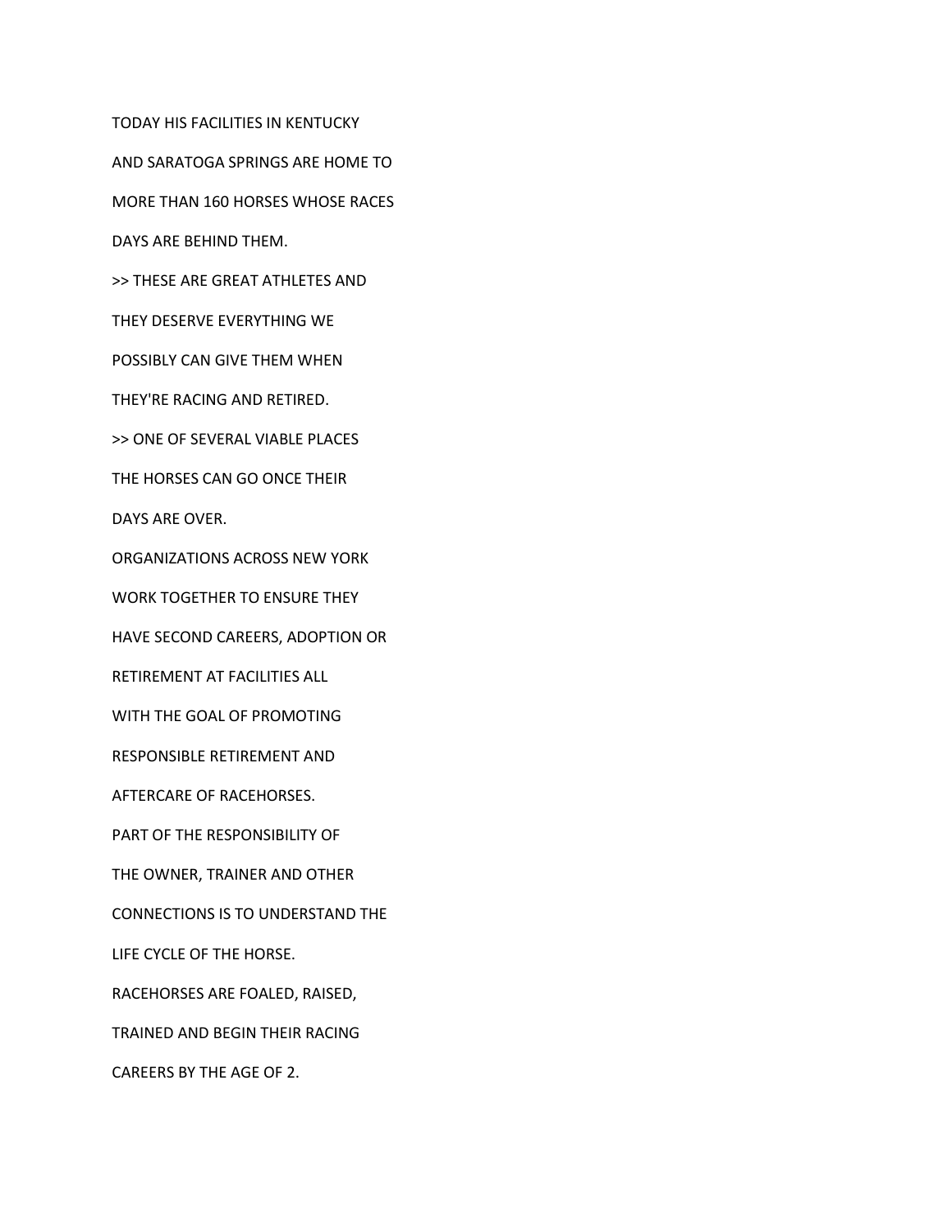TODAY HIS FACILITIES IN KENTUCKY

AND SARATOGA SPRINGS ARE HOME TO

MORE THAN 160 HORSES WHOSE RACES

DAYS ARE BEHIND THEM.

>> THESE ARE GREAT ATHLETES AND

THEY DESERVE EVERYTHING WE

POSSIBLY CAN GIVE THEM WHEN

THEY'RE RACING AND RETIRED.

>> ONE OF SEVERAL VIABLE PLACES

THE HORSES CAN GO ONCE THEIR

DAYS ARE OVER.

ORGANIZATIONS ACROSS NEW YORK

WORK TOGETHER TO ENSURE THEY

HAVE SECOND CAREERS, ADOPTION OR

RETIREMENT AT FACILITIES ALL

WITH THE GOAL OF PROMOTING

RESPONSIBLE RETIREMENT AND

AFTERCARE OF RACEHORSES.

PART OF THE RESPONSIBILITY OF

THE OWNER, TRAINER AND OTHER

CONNECTIONS IS TO UNDERSTAND THE

LIFE CYCLE OF THE HORSE.

RACEHORSES ARE FOALED, RAISED,

TRAINED AND BEGIN THEIR RACING

CAREERS BY THE AGE OF 2.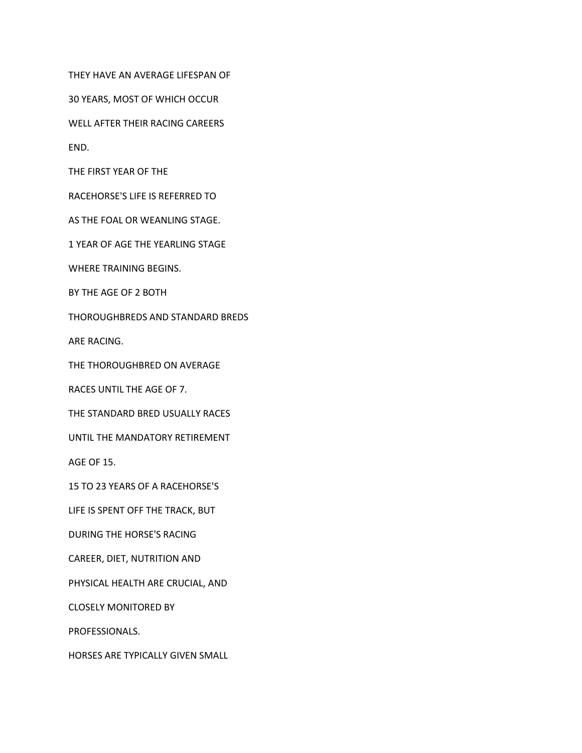THEY HAVE AN AVERAGE LIFESPAN OF

30 YEARS, MOST OF WHICH OCCUR

WELL AFTER THEIR RACING CAREERS

END.

THE FIRST YEAR OF THE

RACEHORSE'S LIFE IS REFERRED TO

AS THE FOAL OR WEANLING STAGE.

1 YEAR OF AGE THE YEARLING STAGE

WHERE TRAINING BEGINS.

BY THE AGE OF 2 BOTH

THOROUGHBREDS AND STANDARD BREDS

ARE RACING.

THE THOROUGHBRED ON AVERAGE

RACES UNTIL THE AGE OF 7.

THE STANDARD BRED USUALLY RACES

UNTIL THE MANDATORY RETIREMENT

AGE OF 15.

15 TO 23 YEARS OF A RACEHORSE'S

LIFE IS SPENT OFF THE TRACK, BUT

DURING THE HORSE'S RACING

CAREER, DIET, NUTRITION AND

PHYSICAL HEALTH ARE CRUCIAL, AND

CLOSELY MONITORED BY

PROFESSIONALS.

HORSES ARE TYPICALLY GIVEN SMALL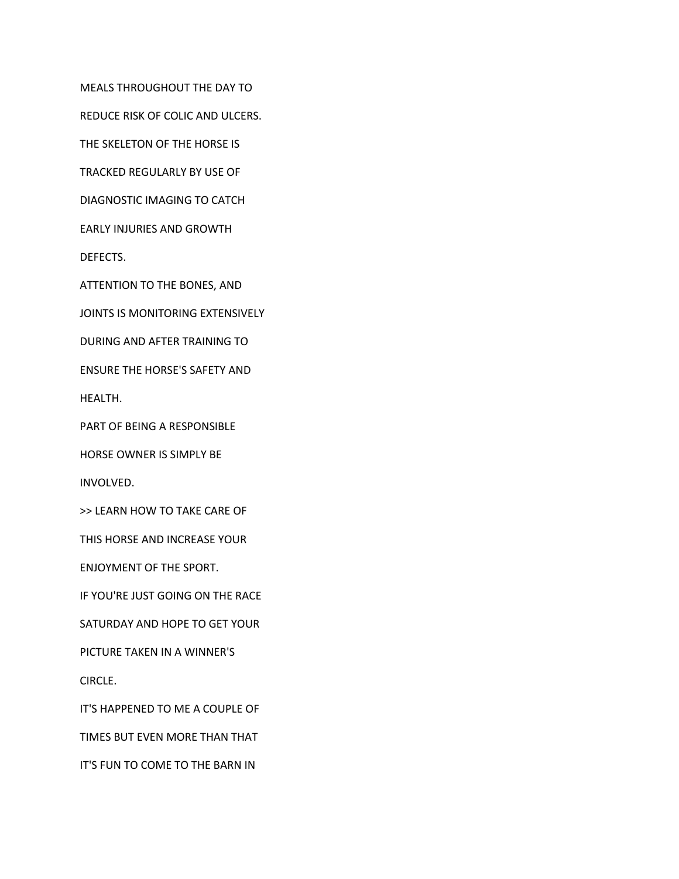MEALS THROUGHOUT THE DAY TO

REDUCE RISK OF COLIC AND ULCERS.

THE SKELETON OF THE HORSE IS

TRACKED REGULARLY BY USE OF

DIAGNOSTIC IMAGING TO CATCH

EARLY INJURIES AND GROWTH

DEFECTS.

ATTENTION TO THE BONES, AND

JOINTS IS MONITORING EXTENSIVELY

DURING AND AFTER TRAINING TO

ENSURE THE HORSE'S SAFETY AND

HEALTH.

PART OF BEING A RESPONSIBLE

HORSE OWNER IS SIMPLY BE

INVOLVED.

>> LEARN HOW TO TAKE CARE OF

THIS HORSE AND INCREASE YOUR

ENJOYMENT OF THE SPORT.

IF YOU'RE JUST GOING ON THE RACE

SATURDAY AND HOPE TO GET YOUR

PICTURE TAKEN IN A WINNER'S

CIRCLE.

IT'S HAPPENED TO ME A COUPLE OF

TIMES BUT EVEN MORE THAN THAT

IT'S FUN TO COME TO THE BARN IN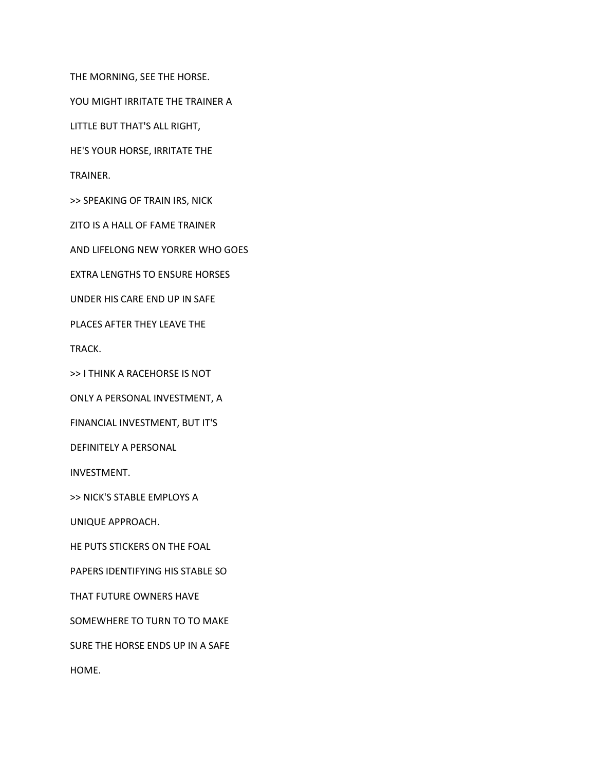THE MORNING, SEE THE HORSE.

YOU MIGHT IRRITATE THE TRAINER A

LITTLE BUT THAT'S ALL RIGHT,

HE'S YOUR HORSE, IRRITATE THE

TRAINER.

>> SPEAKING OF TRAIN IRS, NICK

ZITO IS A HALL OF FAME TRAINER

AND LIFELONG NEW YORKER WHO GOES

EXTRA LENGTHS TO ENSURE HORSES

UNDER HIS CARE END UP IN SAFE

PLACES AFTER THEY LEAVE THE

TRACK.

>> I THINK A RACEHORSE IS NOT

ONLY A PERSONAL INVESTMENT, A

FINANCIAL INVESTMENT, BUT IT'S

DEFINITELY A PERSONAL

INVESTMENT.

>> NICK'S STABLE EMPLOYS A

UNIQUE APPROACH.

HE PUTS STICKERS ON THE FOAL

PAPERS IDENTIFYING HIS STABLE SO

THAT FUTURE OWNERS HAVE

SOMEWHERE TO TURN TO TO MAKE

SURE THE HORSE ENDS UP IN A SAFE

HOME.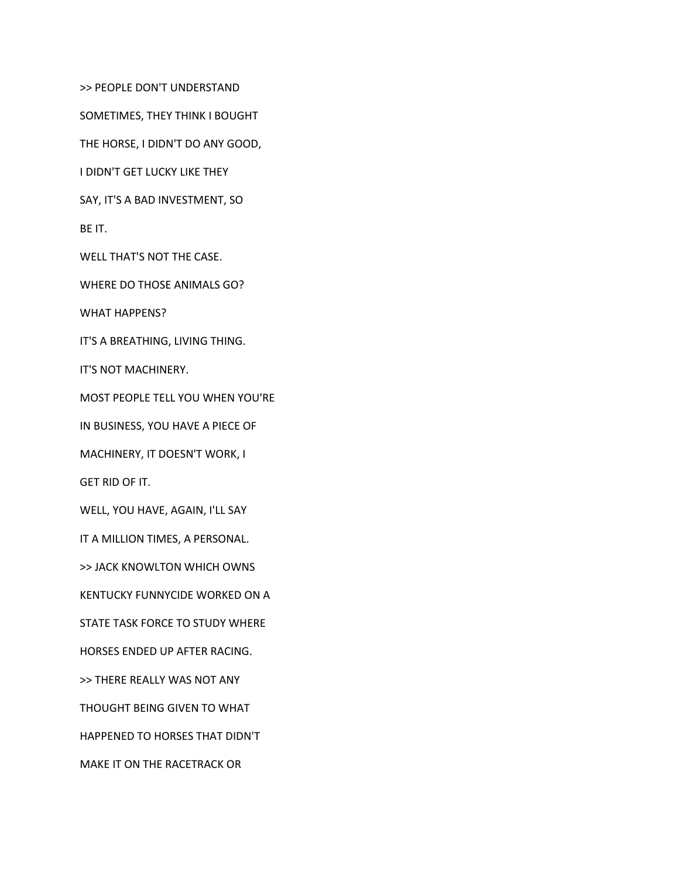>> PEOPLE DON'T UNDERSTAND

SOMETIMES, THEY THINK I BOUGHT

THE HORSE, I DIDN'T DO ANY GOOD,

I DIDN'T GET LUCKY LIKE THEY

SAY, IT'S A BAD INVESTMENT, SO

BE IT.

WELL THAT'S NOT THE CASE.

WHERE DO THOSE ANIMALS GO?

WHAT HAPPENS?

IT'S A BREATHING, LIVING THING.

IT'S NOT MACHINERY.

MOST PEOPLE TELL YOU WHEN YOU'RE

IN BUSINESS, YOU HAVE A PIECE OF

MACHINERY, IT DOESN'T WORK, I

GET RID OF IT.

WELL, YOU HAVE, AGAIN, I'LL SAY

IT A MILLION TIMES, A PERSONAL.

>> JACK KNOWLTON WHICH OWNS

KENTUCKY FUNNYCIDE WORKED ON A

STATE TASK FORCE TO STUDY WHERE

HORSES ENDED UP AFTER RACING.

>> THERE REALLY WAS NOT ANY

THOUGHT BEING GIVEN TO WHAT

HAPPENED TO HORSES THAT DIDN'T

MAKE IT ON THE RACETRACK OR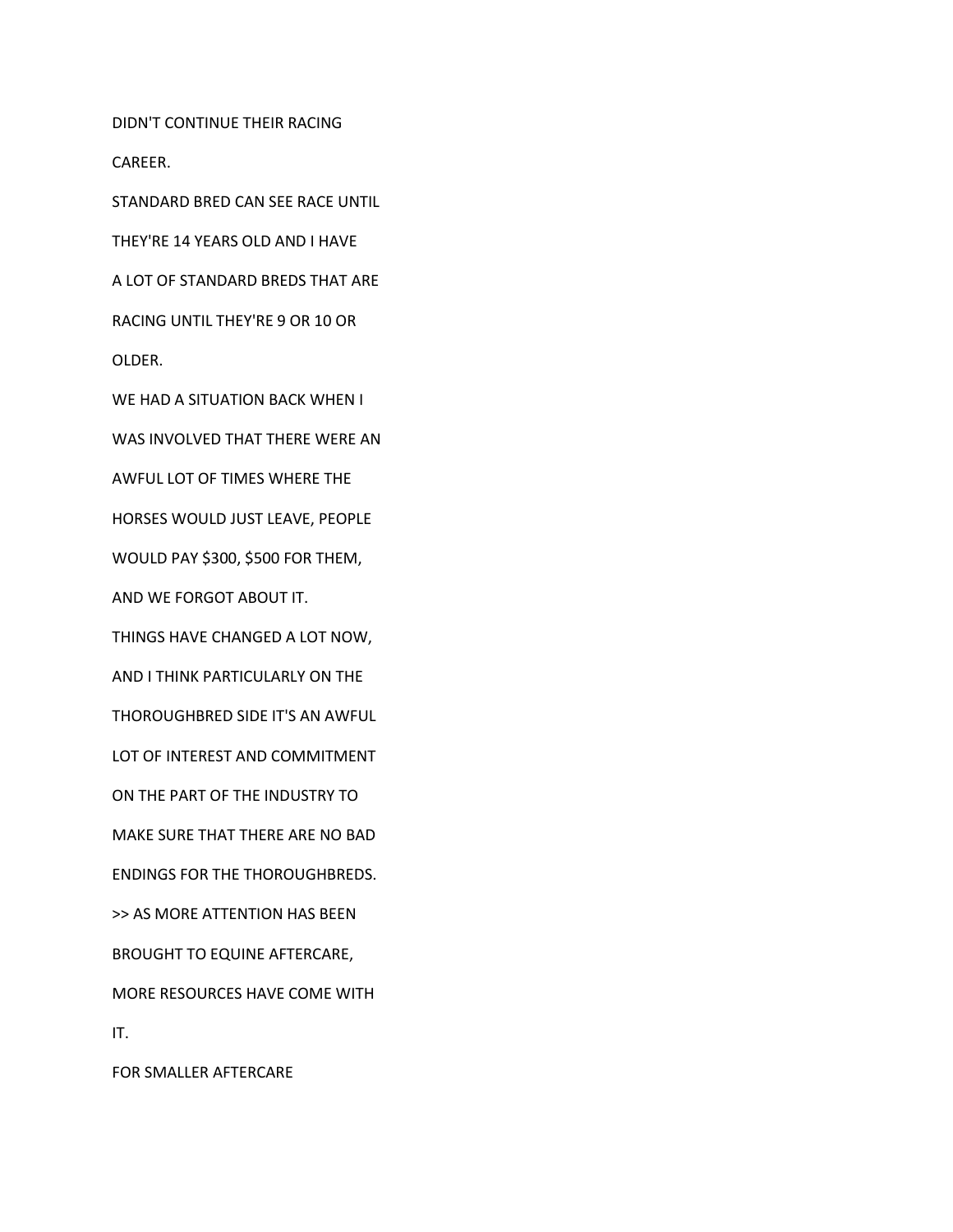DIDN'T CONTINUE THEIR RACING

CAREER.

STANDARD BRED CAN SEE RACE UNTIL

THEY'RE 14 YEARS OLD AND I HAVE

A LOT OF STANDARD BREDS THAT ARE

RACING UNTIL THEY'RE 9 OR 10 OR

OLDER.

WE HAD A SITUATION BACK WHEN I

WAS INVOLVED THAT THERE WERE AN

AWFUL LOT OF TIMES WHERE THE

HORSES WOULD JUST LEAVE, PEOPLE

WOULD PAY $300, $500 FOR THEM,

AND WE FORGOT ABOUT IT.

THINGS HAVE CHANGED A LOT NOW,

AND I THINK PARTICULARLY ON THE

THOROUGHBRED SIDE IT'S AN AWFUL

LOT OF INTEREST AND COMMITMENT

ON THE PART OF THE INDUSTRY TO

MAKE SURE THAT THERE ARE NO BAD

ENDINGS FOR THE THOROUGHBREDS.

>> AS MORE ATTENTION HAS BEEN

BROUGHT TO EQUINE AFTERCARE,

MORE RESOURCES HAVE COME WITH

IT.

FOR SMALLER AFTERCARE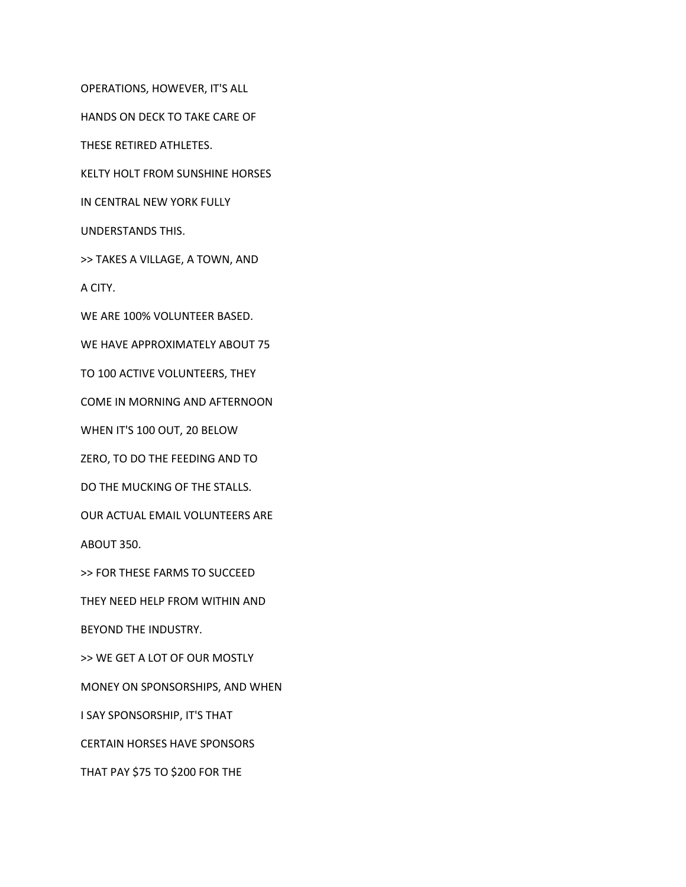OPERATIONS, HOWEVER, IT'S ALL

HANDS ON DECK TO TAKE CARE OF

THESE RETIRED ATHLETES.

KELTY HOLT FROM SUNSHINE HORSES

IN CENTRAL NEW YORK FULLY

UNDERSTANDS THIS.

>> TAKES A VILLAGE, A TOWN, AND

A CITY.

WE ARE 100% VOLUNTEER BASED.

WE HAVE APPROXIMATELY ABOUT 75

TO 100 ACTIVE VOLUNTEERS, THEY

COME IN MORNING AND AFTERNOON

WHEN IT'S 100 OUT, 20 BELOW

ZERO, TO DO THE FEEDING AND TO

DO THE MUCKING OF THE STALLS.

OUR ACTUAL EMAIL VOLUNTEERS ARE

ABOUT 350.

>> FOR THESE FARMS TO SUCCEED

THEY NEED HELP FROM WITHIN AND

BEYOND THE INDUSTRY.

>> WE GET A LOT OF OUR MOSTLY

MONEY ON SPONSORSHIPS, AND WHEN

I SAY SPONSORSHIP, IT'S THAT

CERTAIN HORSES HAVE SPONSORS

THAT PAY $75 TO $200 FOR THE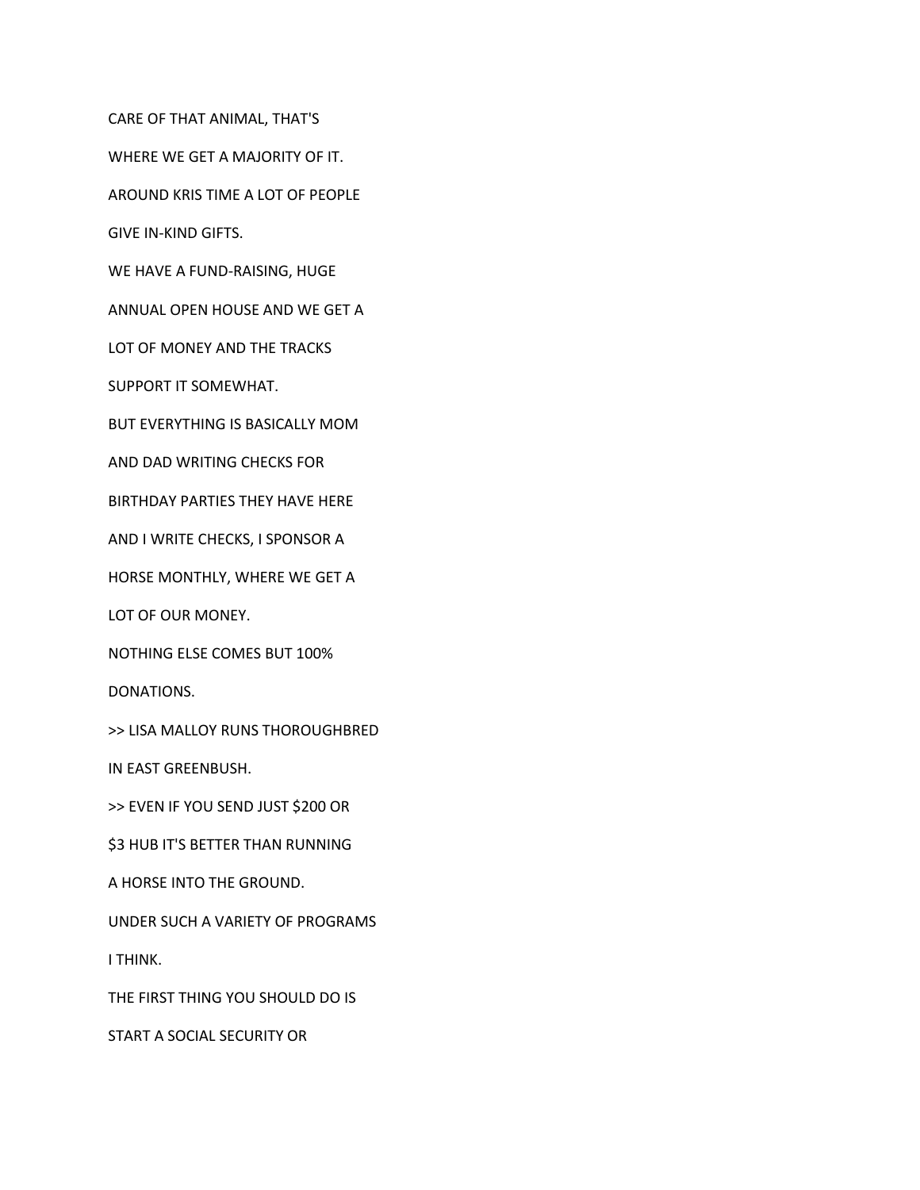CARE OF THAT ANIMAL, THAT'S

WHERE WE GET A MAJORITY OF IT.

AROUND KRIS TIME A LOT OF PEOPLE

GIVE IN-KIND GIFTS.

WE HAVE A FUND-RAISING, HUGE

ANNUAL OPEN HOUSE AND WE GET A

LOT OF MONEY AND THE TRACKS

SUPPORT IT SOMEWHAT.

BUT EVERYTHING IS BASICALLY MOM

AND DAD WRITING CHECKS FOR

BIRTHDAY PARTIES THEY HAVE HERE

AND I WRITE CHECKS, I SPONSOR A

HORSE MONTHLY, WHERE WE GET A

LOT OF OUR MONEY.

NOTHING ELSE COMES BUT 100%

DONATIONS.

>> LISA MALLOY RUNS THOROUGHBRED

IN EAST GREENBUSH.

>> EVEN IF YOU SEND JUST $200 OR

$3 HUB IT'S BETTER THAN RUNNING

A HORSE INTO THE GROUND.

UNDER SUCH A VARIETY OF PROGRAMS

I THINK.

THE FIRST THING YOU SHOULD DO IS

START A SOCIAL SECURITY OR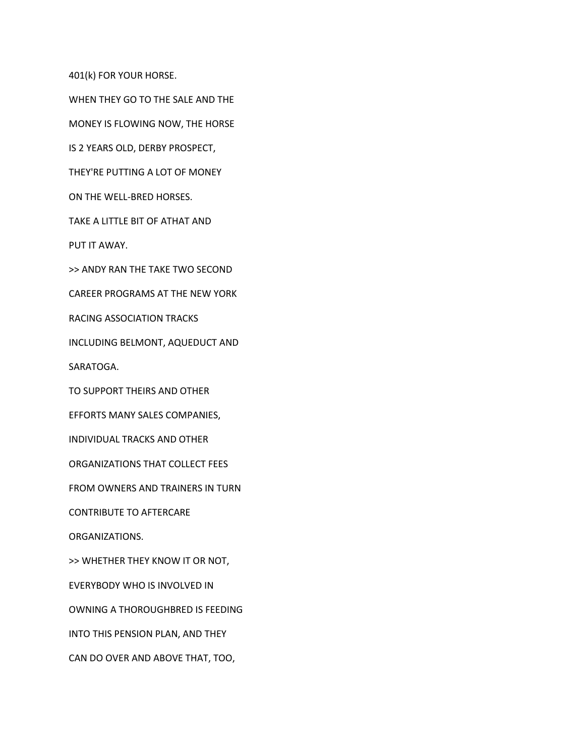401(k) FOR YOUR HORSE.

WHEN THEY GO TO THE SALE AND THE

MONEY IS FLOWING NOW, THE HORSE

IS 2 YEARS OLD, DERBY PROSPECT,

THEY'RE PUTTING A LOT OF MONEY

ON THE WELL-BRED HORSES.

TAKE A LITTLE BIT OF ATHAT AND

PUT IT AWAY.

>> ANDY RAN THE TAKE TWO SECOND

CAREER PROGRAMS AT THE NEW YORK

RACING ASSOCIATION TRACKS

INCLUDING BELMONT, AQUEDUCT AND

SARATOGA.

TO SUPPORT THEIRS AND OTHER

EFFORTS MANY SALES COMPANIES,

INDIVIDUAL TRACKS AND OTHER

ORGANIZATIONS THAT COLLECT FEES

FROM OWNERS AND TRAINERS IN TURN

CONTRIBUTE TO AFTERCARE

ORGANIZATIONS.

>> WHETHER THEY KNOW IT OR NOT,

EVERYBODY WHO IS INVOLVED IN

OWNING A THOROUGHBRED IS FEEDING

INTO THIS PENSION PLAN, AND THEY

CAN DO OVER AND ABOVE THAT, TOO,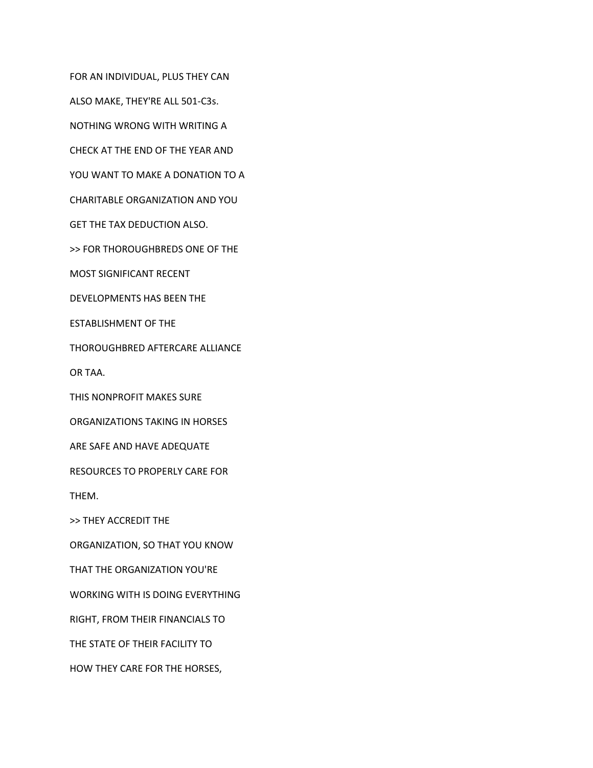FOR AN INDIVIDUAL, PLUS THEY CAN

ALSO MAKE, THEY'RE ALL 501-C3s.

NOTHING WRONG WITH WRITING A

CHECK AT THE END OF THE YEAR AND

YOU WANT TO MAKE A DONATION TO A

CHARITABLE ORGANIZATION AND YOU

GET THE TAX DEDUCTION ALSO.

>> FOR THOROUGHBREDS ONE OF THE

MOST SIGNIFICANT RECENT

DEVELOPMENTS HAS BEEN THE

ESTABLISHMENT OF THE

THOROUGHBRED AFTERCARE ALLIANCE

OR TAA.

THIS NONPROFIT MAKES SURE

ORGANIZATIONS TAKING IN HORSES

ARE SAFE AND HAVE ADEQUATE

RESOURCES TO PROPERLY CARE FOR

THEM.

>> THEY ACCREDIT THE

ORGANIZATION, SO THAT YOU KNOW

THAT THE ORGANIZATION YOU'RE

WORKING WITH IS DOING EVERYTHING

RIGHT, FROM THEIR FINANCIALS TO

THE STATE OF THEIR FACILITY TO

HOW THEY CARE FOR THE HORSES,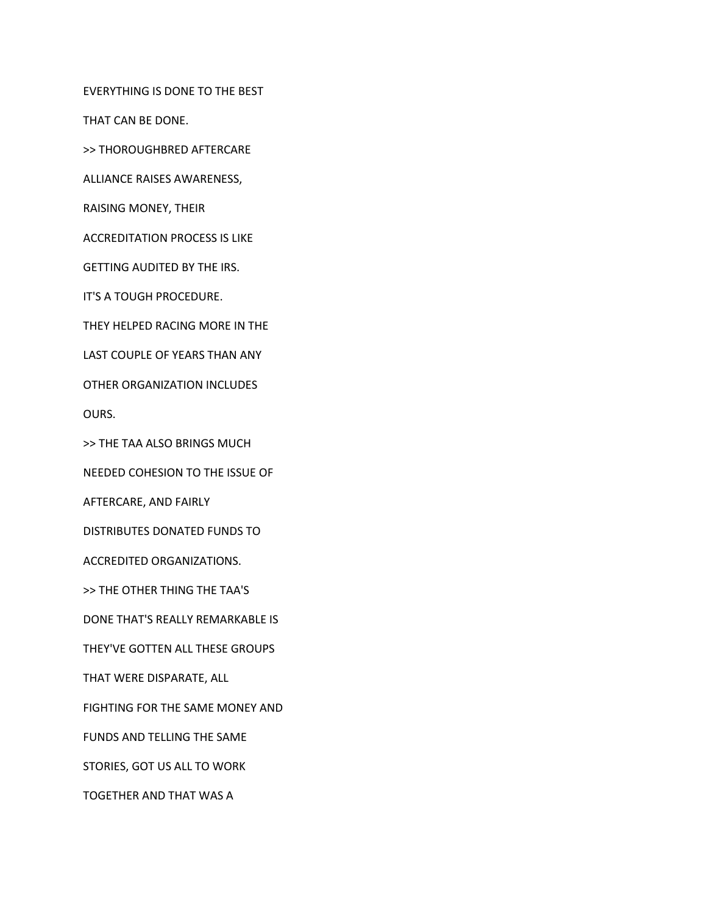EVERYTHING IS DONE TO THE BEST

THAT CAN BE DONE.

>> THOROUGHBRED AFTERCARE

ALLIANCE RAISES AWARENESS,

RAISING MONEY, THEIR

ACCREDITATION PROCESS IS LIKE

GETTING AUDITED BY THE IRS.

IT'S A TOUGH PROCEDURE.

THEY HELPED RACING MORE IN THE

LAST COUPLE OF YEARS THAN ANY

OTHER ORGANIZATION INCLUDES

OURS.

>> THE TAA ALSO BRINGS MUCH

NEEDED COHESION TO THE ISSUE OF

AFTERCARE, AND FAIRLY

DISTRIBUTES DONATED FUNDS TO

ACCREDITED ORGANIZATIONS.

>> THE OTHER THING THE TAA'S

DONE THAT'S REALLY REMARKABLE IS

THEY'VE GOTTEN ALL THESE GROUPS

THAT WERE DISPARATE, ALL

FIGHTING FOR THE SAME MONEY AND

FUNDS AND TELLING THE SAME

STORIES, GOT US ALL TO WORK

TOGETHER AND THAT WAS A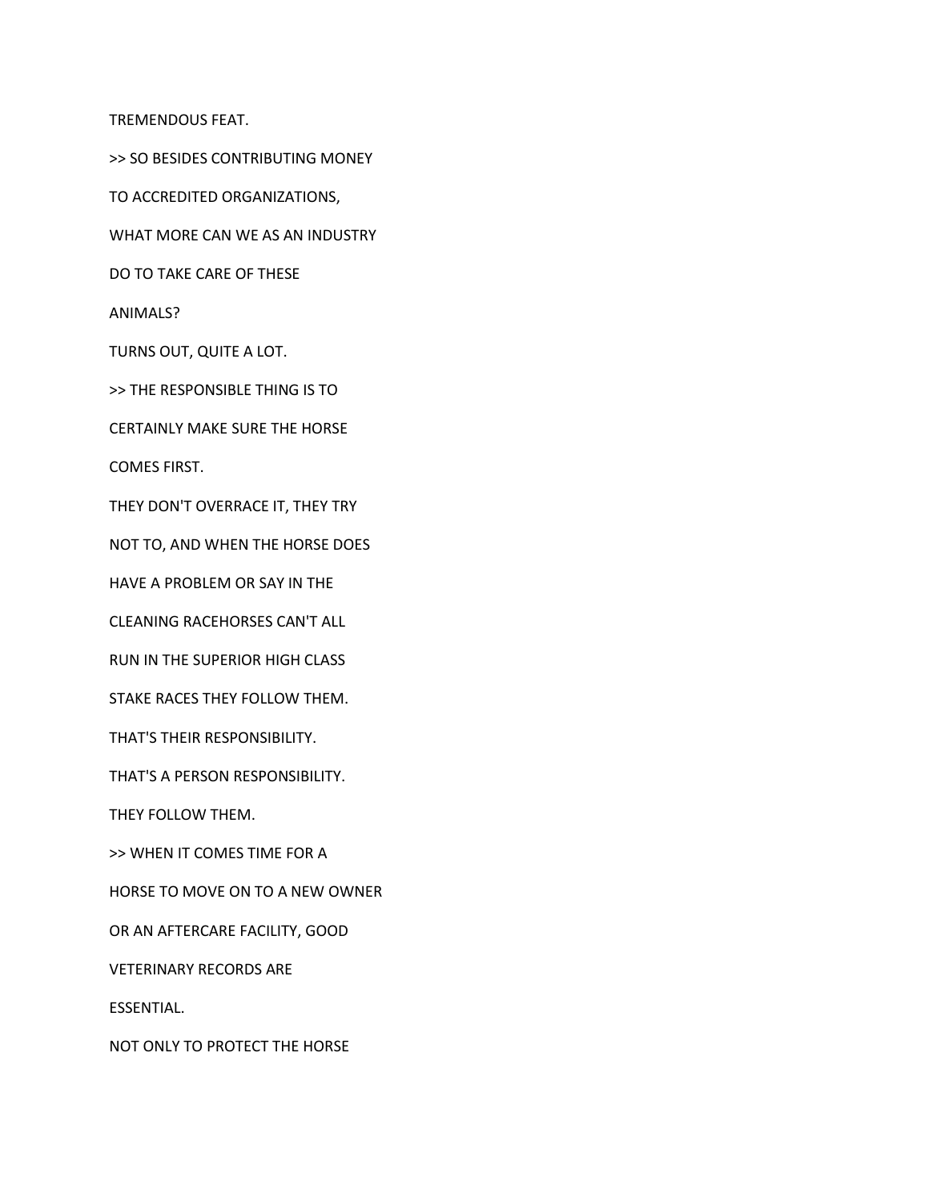TREMENDOUS FEAT.

>> SO BESIDES CONTRIBUTING MONEY

TO ACCREDITED ORGANIZATIONS,

WHAT MORE CAN WE AS AN INDUSTRY

DO TO TAKE CARE OF THESE

ANIMALS?

TURNS OUT, QUITE A LOT.

>> THE RESPONSIBLE THING IS TO

CERTAINLY MAKE SURE THE HORSE

COMES FIRST.

THEY DON'T OVERRACE IT, THEY TRY

NOT TO, AND WHEN THE HORSE DOES

HAVE A PROBLEM OR SAY IN THE

CLEANING RACEHORSES CAN'T ALL

RUN IN THE SUPERIOR HIGH CLASS

STAKE RACES THEY FOLLOW THEM.

THAT'S THEIR RESPONSIBILITY.

THAT'S A PERSON RESPONSIBILITY.

THEY FOLLOW THEM.

>> WHEN IT COMES TIME FOR A

HORSE TO MOVE ON TO A NEW OWNER

OR AN AFTERCARE FACILITY, GOOD

VETERINARY RECORDS ARE

ESSENTIAL.

NOT ONLY TO PROTECT THE HORSE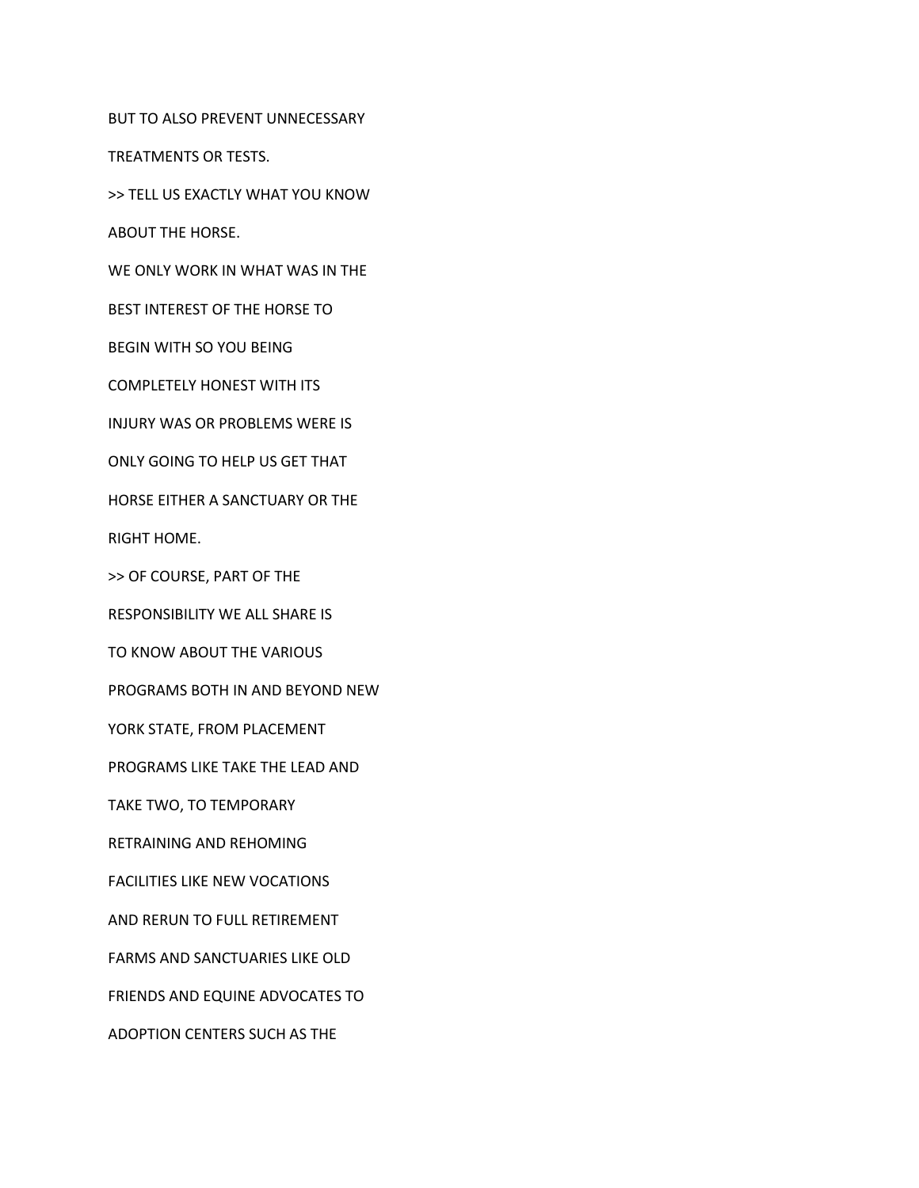BUT TO ALSO PREVENT UNNECESSARY

TREATMENTS OR TESTS.

>> TELL US EXACTLY WHAT YOU KNOW

ABOUT THE HORSE.

WE ONLY WORK IN WHAT WAS IN THE

BEST INTEREST OF THE HORSE TO

BEGIN WITH SO YOU BEING

COMPLETELY HONEST WITH ITS

INJURY WAS OR PROBLEMS WERE IS

ONLY GOING TO HELP US GET THAT

HORSE EITHER A SANCTUARY OR THE

RIGHT HOME.

>> OF COURSE, PART OF THE

RESPONSIBILITY WE ALL SHARE IS

TO KNOW ABOUT THE VARIOUS

PROGRAMS BOTH IN AND BEYOND NEW

YORK STATE, FROM PLACEMENT

PROGRAMS LIKE TAKE THE LEAD AND

TAKE TWO, TO TEMPORARY

RETRAINING AND REHOMING

FACILITIES LIKE NEW VOCATIONS

AND RERUN TO FULL RETIREMENT

FARMS AND SANCTUARIES LIKE OLD

FRIENDS AND EQUINE ADVOCATES TO

ADOPTION CENTERS SUCH AS THE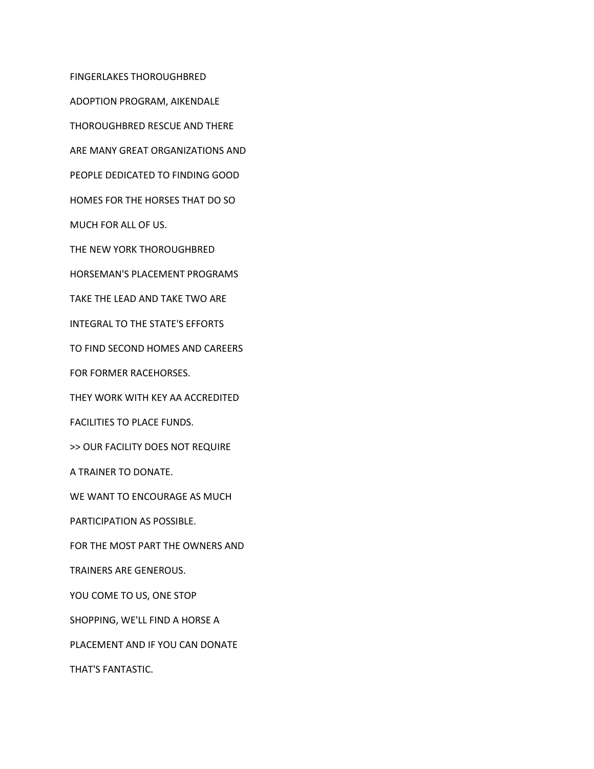FINGERLAKES THOROUGHBRED

ADOPTION PROGRAM, AIKENDALE

THOROUGHBRED RESCUE AND THERE

ARE MANY GREAT ORGANIZATIONS AND

PEOPLE DEDICATED TO FINDING GOOD

HOMES FOR THE HORSES THAT DO SO

MUCH FOR ALL OF US.

THE NEW YORK THOROUGHBRED

HORSEMAN'S PLACEMENT PROGRAMS

TAKE THE LEAD AND TAKE TWO ARE

INTEGRAL TO THE STATE'S EFFORTS

TO FIND SECOND HOMES AND CAREERS

FOR FORMER RACEHORSES.

THEY WORK WITH KEY AA ACCREDITED

FACILITIES TO PLACE FUNDS.

>> OUR FACILITY DOES NOT REQUIRE

A TRAINER TO DONATE.

WE WANT TO ENCOURAGE AS MUCH

PARTICIPATION AS POSSIBLE.

FOR THE MOST PART THE OWNERS AND

TRAINERS ARE GENEROUS.

YOU COME TO US, ONE STOP

SHOPPING, WE'LL FIND A HORSE A

PLACEMENT AND IF YOU CAN DONATE

THAT'S FANTASTIC.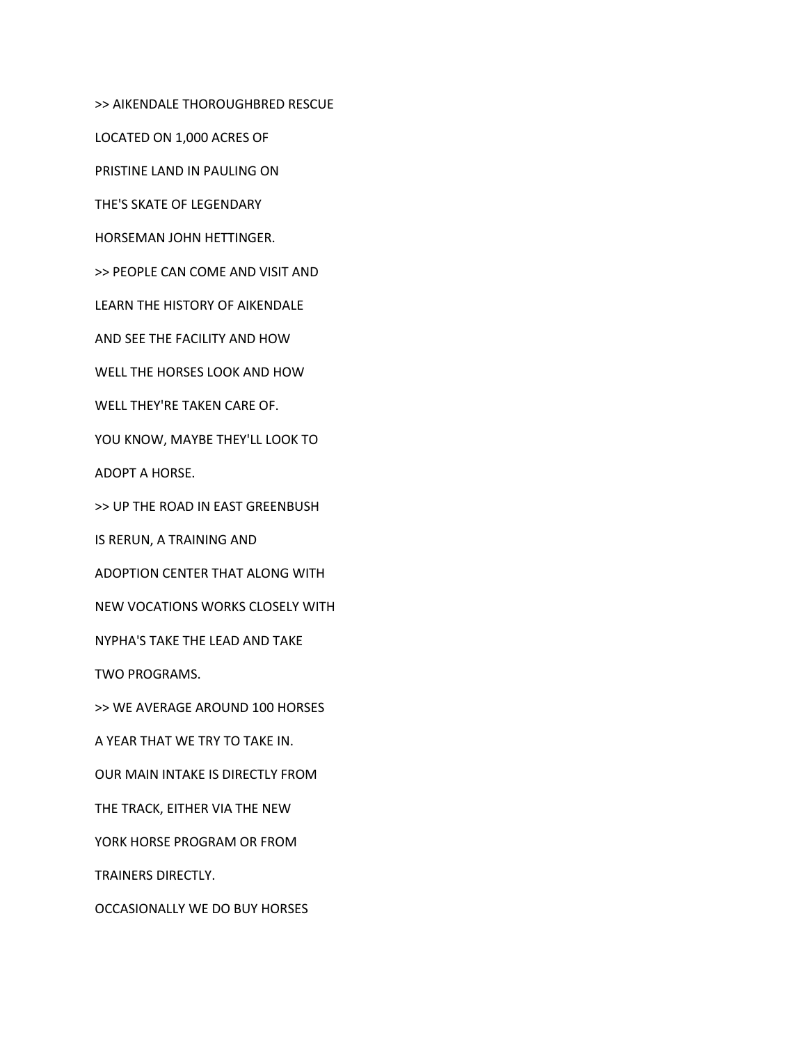>> AIKENDALE THOROUGHBRED RESCUE

LOCATED ON 1,000 ACRES OF

PRISTINE LAND IN PAULING ON

THE'S SKATE OF LEGENDARY

HORSEMAN JOHN HETTINGER.

>> PEOPLE CAN COME AND VISIT AND

LEARN THE HISTORY OF AIKENDALE

AND SEE THE FACILITY AND HOW

WELL THE HORSES LOOK AND HOW

WELL THEY'RE TAKEN CARE OF.

YOU KNOW, MAYBE THEY'LL LOOK TO

ADOPT A HORSE.

>> UP THE ROAD IN EAST GREENBUSH

IS RERUN, A TRAINING AND

ADOPTION CENTER THAT ALONG WITH

NEW VOCATIONS WORKS CLOSELY WITH

NYPHA'S TAKE THE LEAD AND TAKE

TWO PROGRAMS.

>> WE AVERAGE AROUND 100 HORSES

A YEAR THAT WE TRY TO TAKE IN.

OUR MAIN INTAKE IS DIRECTLY FROM

THE TRACK, EITHER VIA THE NEW

YORK HORSE PROGRAM OR FROM

TRAINERS DIRECTLY.

OCCASIONALLY WE DO BUY HORSES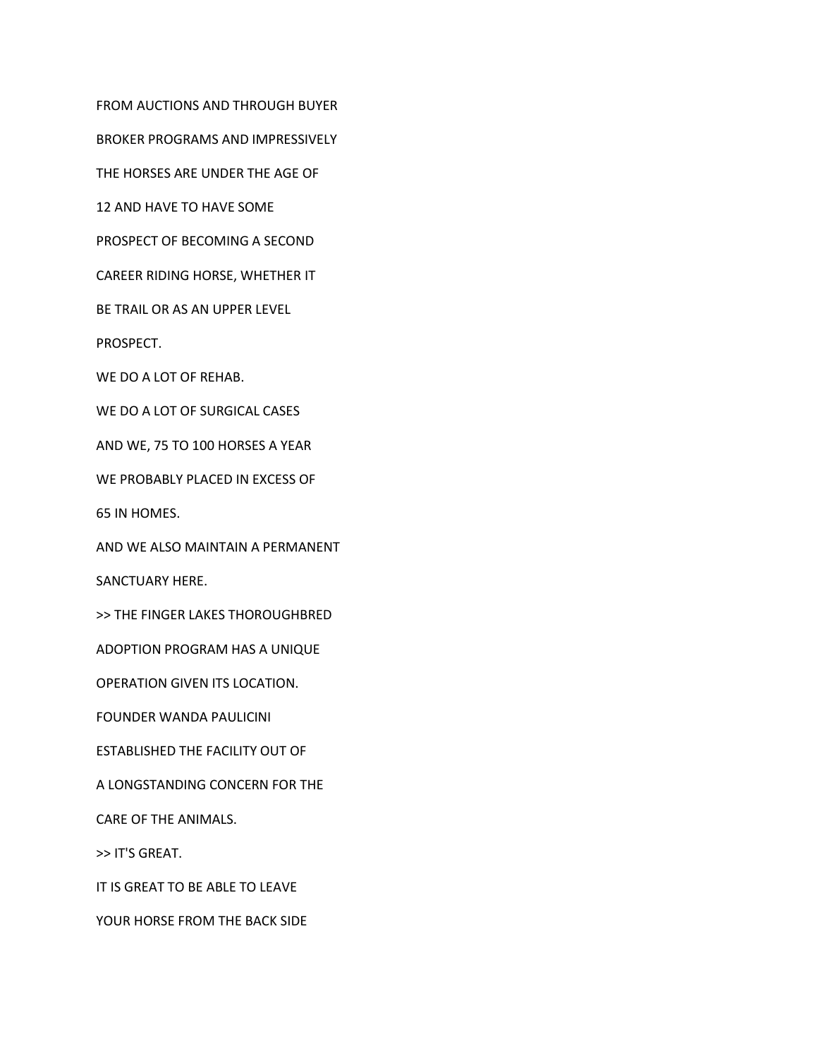FROM AUCTIONS AND THROUGH BUYER

BROKER PROGRAMS AND IMPRESSIVELY

THE HORSES ARE UNDER THE AGE OF

12 AND HAVE TO HAVE SOME

PROSPECT OF BECOMING A SECOND

CAREER RIDING HORSE, WHETHER IT

BE TRAIL OR AS AN UPPER LEVEL

PROSPECT.

WE DO A LOT OF REHAB.

WE DO A LOT OF SURGICAL CASES

AND WE, 75 TO 100 HORSES A YEAR

WE PROBABLY PLACED IN EXCESS OF

65 IN HOMES.

AND WE ALSO MAINTAIN A PERMANENT

SANCTUARY HERE.

>> THE FINGER LAKES THOROUGHBRED

ADOPTION PROGRAM HAS A UNIQUE

OPERATION GIVEN ITS LOCATION.

FOUNDER WANDA PAULICINI

ESTABLISHED THE FACILITY OUT OF

A LONGSTANDING CONCERN FOR THE

CARE OF THE ANIMALS.

>> IT'S GREAT.

IT IS GREAT TO BE ABLE TO LEAVE

YOUR HORSE FROM THE BACK SIDE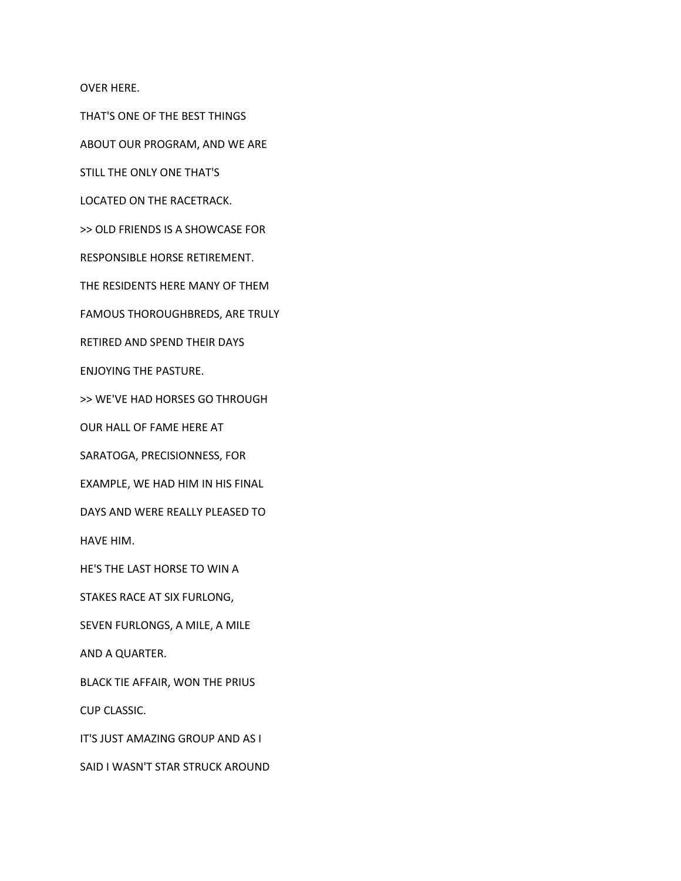OVER HERE.

THAT'S ONE OF THE BEST THINGS

ABOUT OUR PROGRAM, AND WE ARE

STILL THE ONLY ONE THAT'S

LOCATED ON THE RACETRACK.

>> OLD FRIENDS IS A SHOWCASE FOR

RESPONSIBLE HORSE RETIREMENT.

THE RESIDENTS HERE MANY OF THEM

FAMOUS THOROUGHBREDS, ARE TRULY

RETIRED AND SPEND THEIR DAYS

ENJOYING THE PASTURE.

>> WE'VE HAD HORSES GO THROUGH

OUR HALL OF FAME HERE AT

SARATOGA, PRECISIONNESS, FOR

EXAMPLE, WE HAD HIM IN HIS FINAL

DAYS AND WERE REALLY PLEASED TO

HAVE HIM.

HE'S THE LAST HORSE TO WIN A

STAKES RACE AT SIX FURLONG,

SEVEN FURLONGS, A MILE, A MILE

AND A QUARTER.

BLACK TIE AFFAIR, WON THE PRIUS

CUP CLASSIC.

IT'S JUST AMAZING GROUP AND AS I

SAID I WASN'T STAR STRUCK AROUND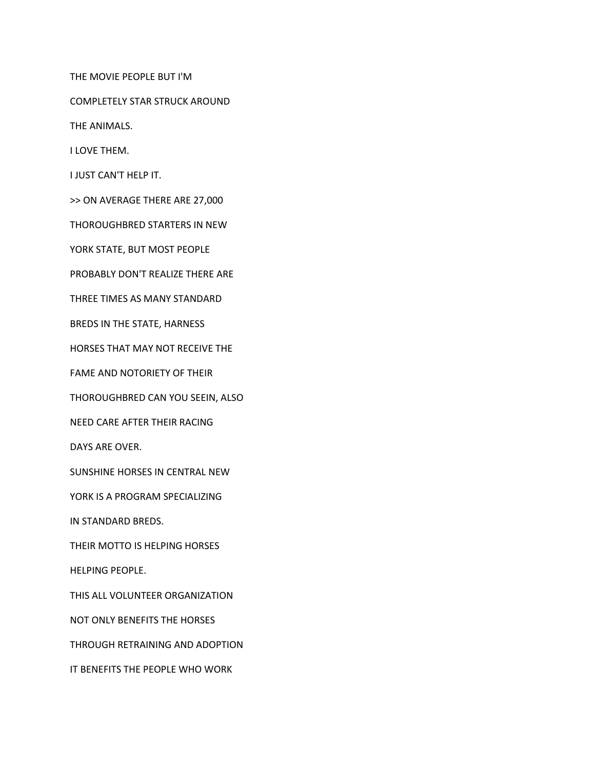THE MOVIE PEOPLE BUT I'M

COMPLETELY STAR STRUCK AROUND

THE ANIMALS.

I LOVE THEM.

I JUST CAN'T HELP IT.

>> ON AVERAGE THERE ARE 27,000

THOROUGHBRED STARTERS IN NEW

YORK STATE, BUT MOST PEOPLE

PROBABLY DON'T REALIZE THERE ARE

THREE TIMES AS MANY STANDARD

BREDS IN THE STATE, HARNESS

HORSES THAT MAY NOT RECEIVE THE

FAME AND NOTORIETY OF THEIR

THOROUGHBRED CAN YOU SEEIN, ALSO

NEED CARE AFTER THEIR RACING

DAYS ARE OVER.

SUNSHINE HORSES IN CENTRAL NEW

YORK IS A PROGRAM SPECIALIZING

IN STANDARD BREDS.

THEIR MOTTO IS HELPING HORSES

HELPING PEOPLE.

THIS ALL VOLUNTEER ORGANIZATION

NOT ONLY BENEFITS THE HORSES

THROUGH RETRAINING AND ADOPTION

IT BENEFITS THE PEOPLE WHO WORK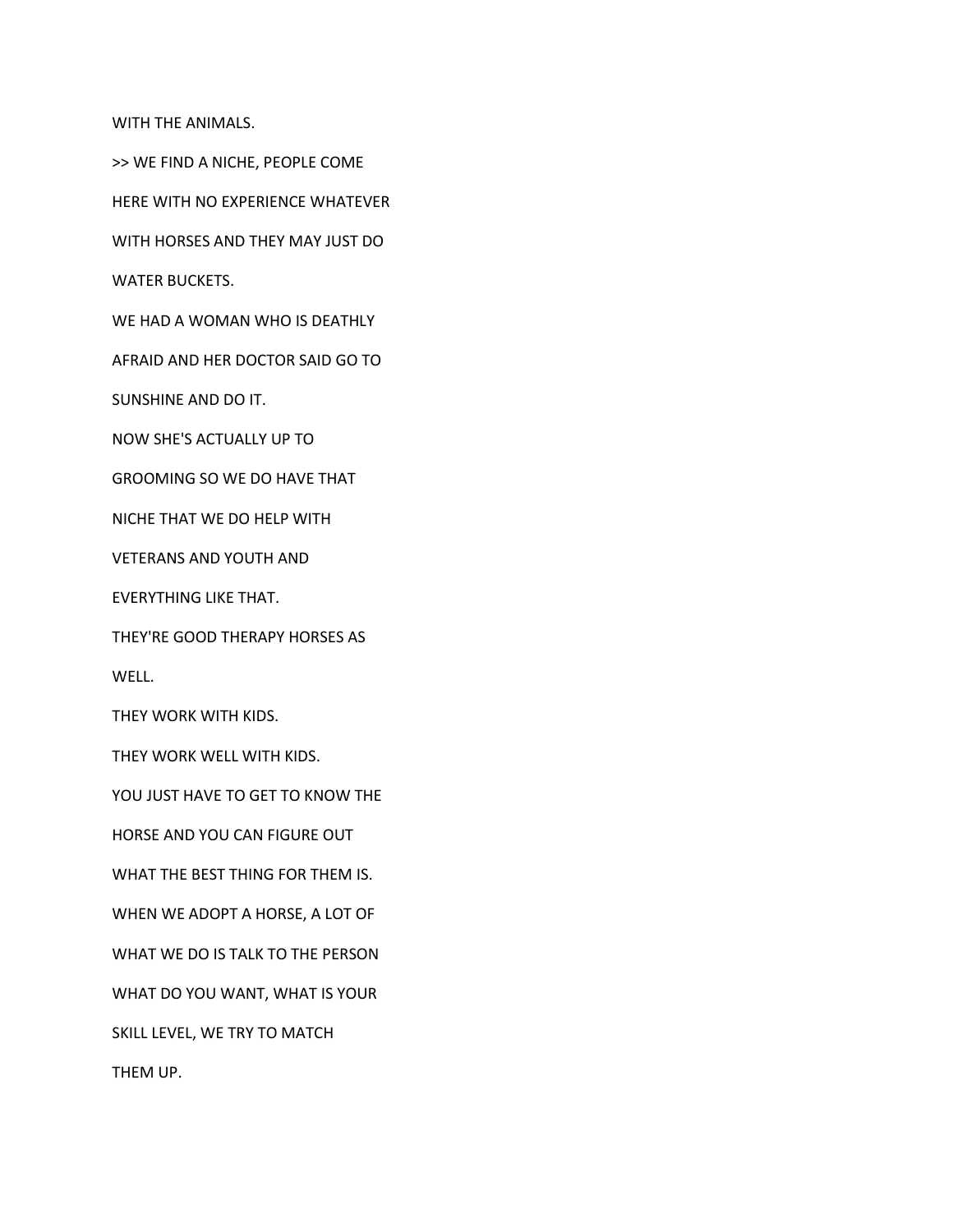WITH THE ANIMALS.

>> WE FIND A NICHE, PEOPLE COME

HERE WITH NO EXPERIENCE WHATEVER

WITH HORSES AND THEY MAY JUST DO

WATER BUCKETS.

WE HAD A WOMAN WHO IS DEATHLY

AFRAID AND HER DOCTOR SAID GO TO

SUNSHINE AND DO IT.

NOW SHE'S ACTUALLY UP TO

GROOMING SO WE DO HAVE THAT

NICHE THAT WE DO HELP WITH

VETERANS AND YOUTH AND

EVERYTHING LIKE THAT.

THEY'RE GOOD THERAPY HORSES AS

WELL.

THEY WORK WITH KIDS.

THEY WORK WELL WITH KIDS.

YOU JUST HAVE TO GET TO KNOW THE

HORSE AND YOU CAN FIGURE OUT

WHAT THE BEST THING FOR THEM IS.

WHEN WE ADOPT A HORSE, A LOT OF

WHAT WE DO IS TALK TO THE PERSON

WHAT DO YOU WANT, WHAT IS YOUR

SKILL LEVEL, WE TRY TO MATCH

THEM UP.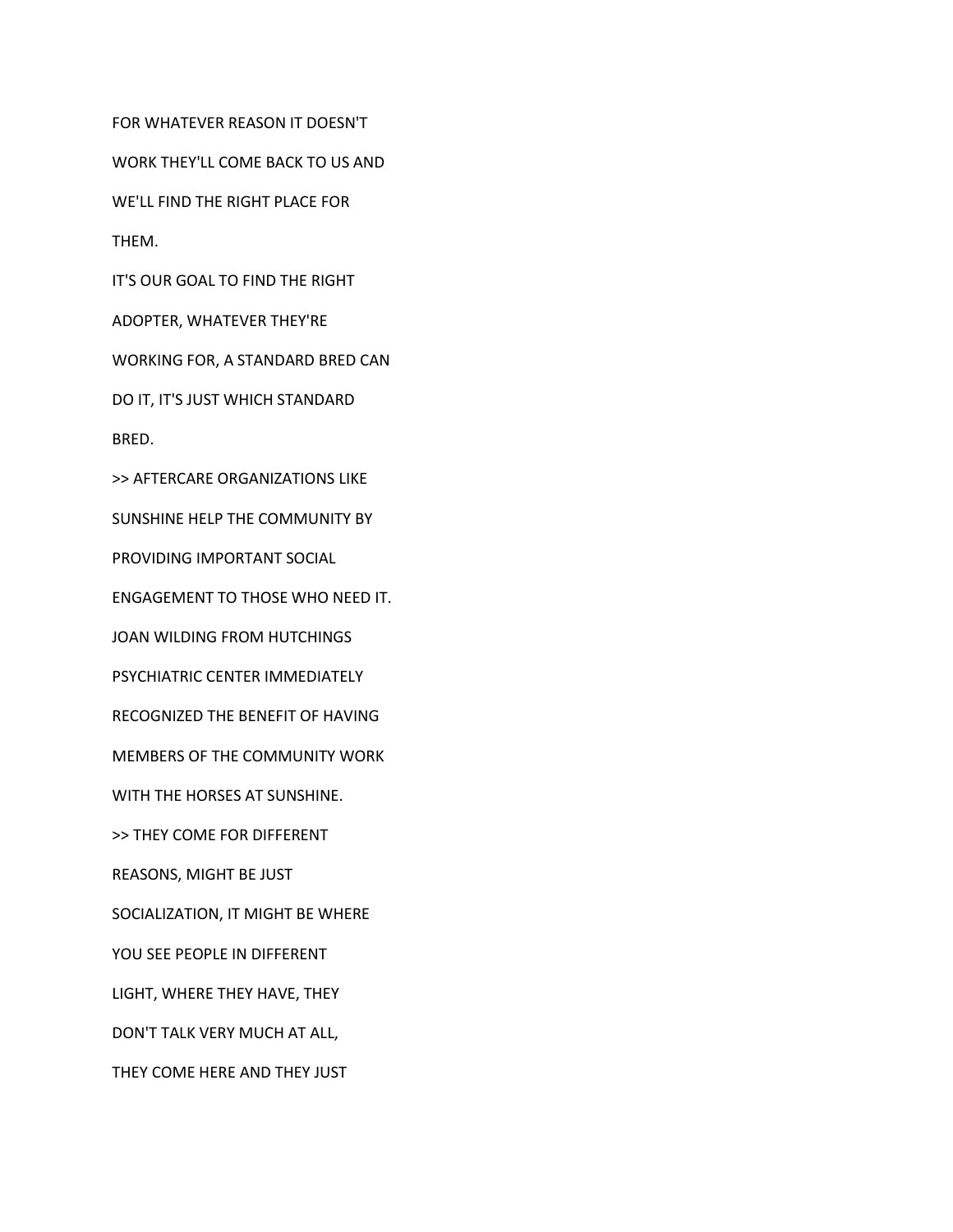FOR WHATEVER REASON IT DOESN'T

WORK THEY'LL COME BACK TO US AND

WE'LL FIND THE RIGHT PLACE FOR

THEM.

IT'S OUR GOAL TO FIND THE RIGHT

ADOPTER, WHATEVER THEY'RE

WORKING FOR, A STANDARD BRED CAN

DO IT, IT'S JUST WHICH STANDARD

BRED.

>> AFTERCARE ORGANIZATIONS LIKE

SUNSHINE HELP THE COMMUNITY BY

PROVIDING IMPORTANT SOCIAL

ENGAGEMENT TO THOSE WHO NEED IT.

JOAN WILDING FROM HUTCHINGS

PSYCHIATRIC CENTER IMMEDIATELY

RECOGNIZED THE BENEFIT OF HAVING

MEMBERS OF THE COMMUNITY WORK

WITH THE HORSES AT SUNSHINE.

>> THEY COME FOR DIFFERENT

REASONS, MIGHT BE JUST

SOCIALIZATION, IT MIGHT BE WHERE

YOU SEE PEOPLE IN DIFFERENT

LIGHT, WHERE THEY HAVE, THEY

DON'T TALK VERY MUCH AT ALL,

THEY COME HERE AND THEY JUST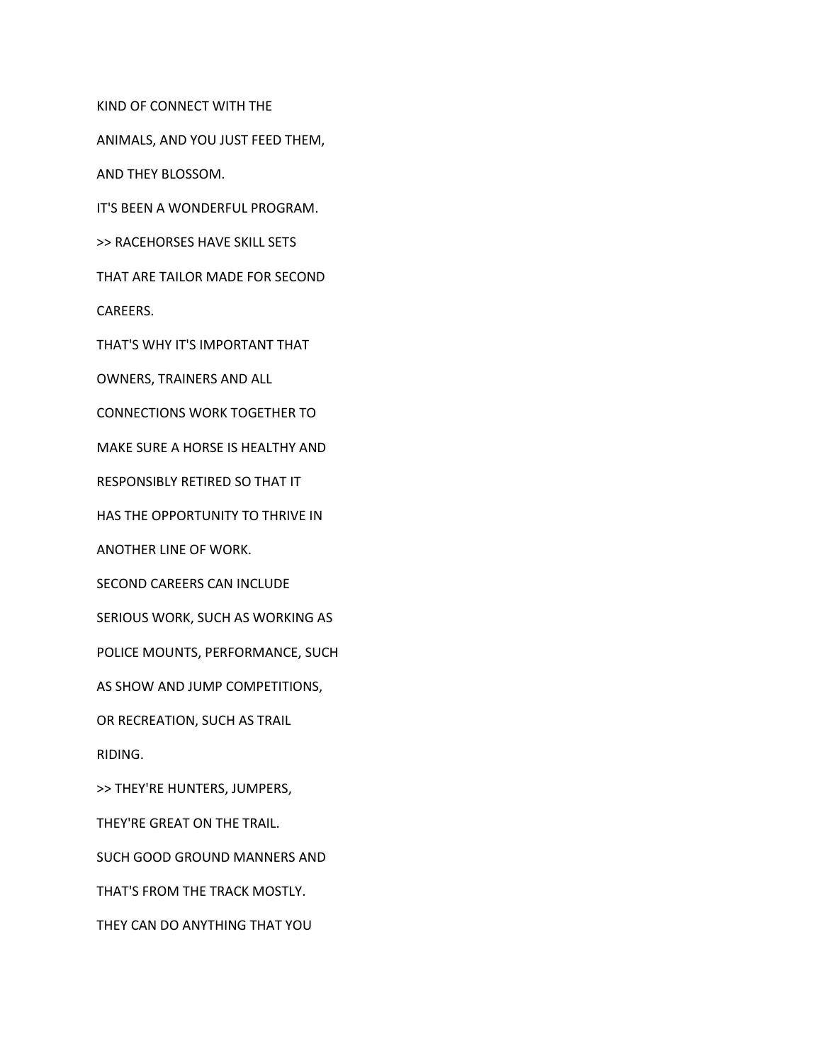KIND OF CONNECT WITH THE

ANIMALS, AND YOU JUST FEED THEM,

AND THEY BLOSSOM.

IT'S BEEN A WONDERFUL PROGRAM.

>> RACEHORSES HAVE SKILL SETS

THAT ARE TAILOR MADE FOR SECOND

CAREERS.

THAT'S WHY IT'S IMPORTANT THAT

OWNERS, TRAINERS AND ALL

CONNECTIONS WORK TOGETHER TO

MAKE SURE A HORSE IS HEALTHY AND

RESPONSIBLY RETIRED SO THAT IT

HAS THE OPPORTUNITY TO THRIVE IN

ANOTHER LINE OF WORK.

SECOND CAREERS CAN INCLUDE

SERIOUS WORK, SUCH AS WORKING AS

POLICE MOUNTS, PERFORMANCE, SUCH

AS SHOW AND JUMP COMPETITIONS,

OR RECREATION, SUCH AS TRAIL

RIDING.

>> THEY'RE HUNTERS, JUMPERS,

THEY'RE GREAT ON THE TRAIL.

SUCH GOOD GROUND MANNERS AND

THAT'S FROM THE TRACK MOSTLY.

THEY CAN DO ANYTHING THAT YOU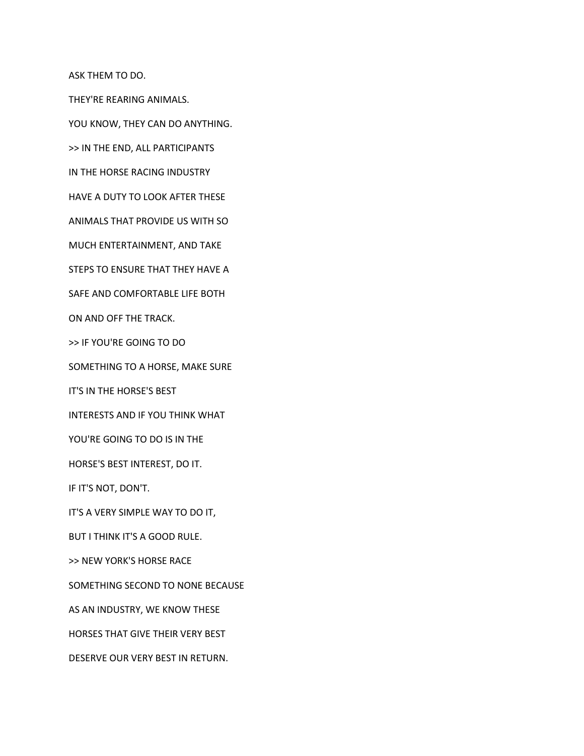ASK THEM TO DO.

THEY'RE REARING ANIMALS.

YOU KNOW, THEY CAN DO ANYTHING.

>> IN THE END, ALL PARTICIPANTS

IN THE HORSE RACING INDUSTRY

HAVE A DUTY TO LOOK AFTER THESE

ANIMALS THAT PROVIDE US WITH SO

MUCH ENTERTAINMENT, AND TAKE

STEPS TO ENSURE THAT THEY HAVE A

SAFE AND COMFORTABLE LIFE BOTH

ON AND OFF THE TRACK.

>> IF YOU'RE GOING TO DO

SOMETHING TO A HORSE, MAKE SURE

IT'S IN THE HORSE'S BEST

INTERESTS AND IF YOU THINK WHAT

YOU'RE GOING TO DO IS IN THE

HORSE'S BEST INTEREST, DO IT.

IF IT'S NOT, DON'T.

IT'S A VERY SIMPLE WAY TO DO IT,

BUT I THINK IT'S A GOOD RULE.

>> NEW YORK'S HORSE RACE

SOMETHING SECOND TO NONE BECAUSE

AS AN INDUSTRY, WE KNOW THESE

HORSES THAT GIVE THEIR VERY BEST

DESERVE OUR VERY BEST IN RETURN.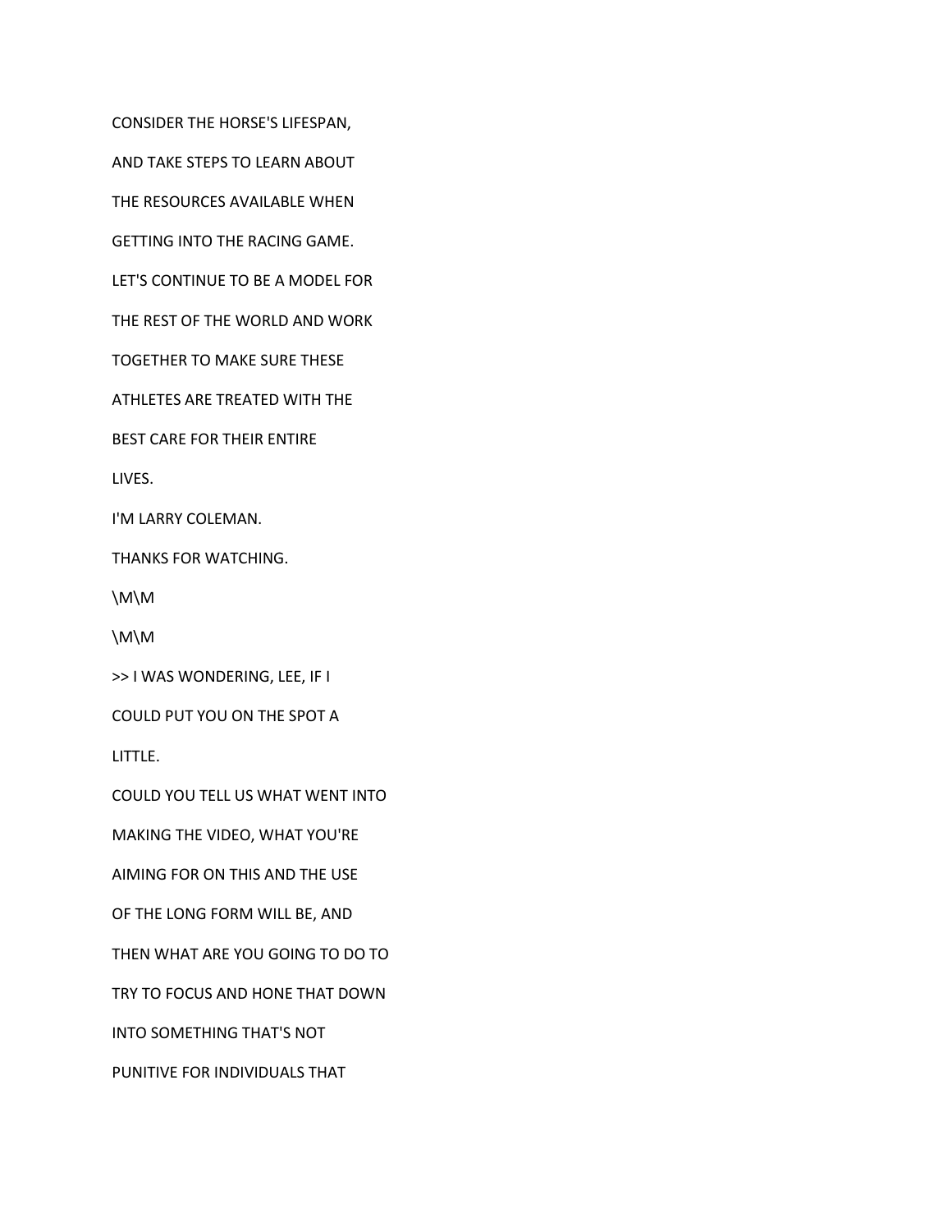CONSIDER THE HORSE'S LIFESPAN,

AND TAKE STEPS TO LEARN ABOUT

THE RESOURCES AVAILABLE WHEN

GETTING INTO THE RACING GAME.

LET'S CONTINUE TO BE A MODEL FOR

THE REST OF THE WORLD AND WORK

TOGETHER TO MAKE SURE THESE

ATHLETES ARE TREATED WITH THE

BEST CARE FOR THEIR ENTIRE

LIVES.

I'M LARRY COLEMAN.

THANKS FOR WATCHING.

\M\M

\M\M

>> I WAS WONDERING, LEE, IF I

COULD PUT YOU ON THE SPOT A

LITTLE.

COULD YOU TELL US WHAT WENT INTO

MAKING THE VIDEO, WHAT YOU'RE

AIMING FOR ON THIS AND THE USE

OF THE LONG FORM WILL BE, AND

THEN WHAT ARE YOU GOING TO DO TO

TRY TO FOCUS AND HONE THAT DOWN

INTO SOMETHING THAT'S NOT

PUNITIVE FOR INDIVIDUALS THAT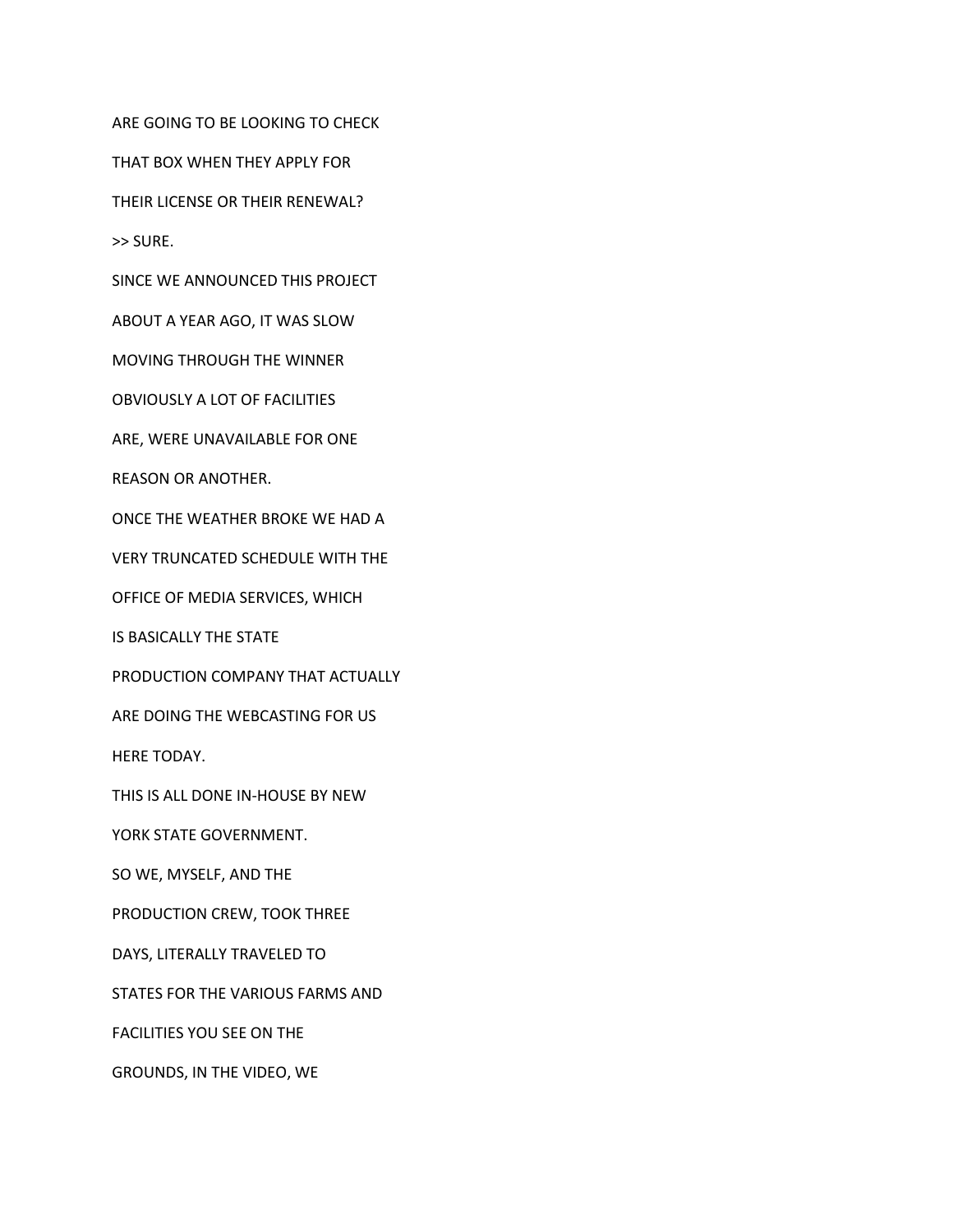ARE GOING TO BE LOOKING TO CHECK

THAT BOX WHEN THEY APPLY FOR

THEIR LICENSE OR THEIR RENEWAL?

>> SURE.

SINCE WE ANNOUNCED THIS PROJECT

ABOUT A YEAR AGO, IT WAS SLOW

MOVING THROUGH THE WINNER

OBVIOUSLY A LOT OF FACILITIES

ARE, WERE UNAVAILABLE FOR ONE

REASON OR ANOTHER.

ONCE THE WEATHER BROKE WE HAD A

VERY TRUNCATED SCHEDULE WITH THE

OFFICE OF MEDIA SERVICES, WHICH

IS BASICALLY THE STATE

PRODUCTION COMPANY THAT ACTUALLY

ARE DOING THE WEBCASTING FOR US

HERE TODAY.

THIS IS ALL DONE IN-HOUSE BY NEW

YORK STATE GOVERNMENT.

SO WE, MYSELF, AND THE

PRODUCTION CREW, TOOK THREE

DAYS, LITERALLY TRAVELED TO

STATES FOR THE VARIOUS FARMS AND

FACILITIES YOU SEE ON THE

GROUNDS, IN THE VIDEO, WE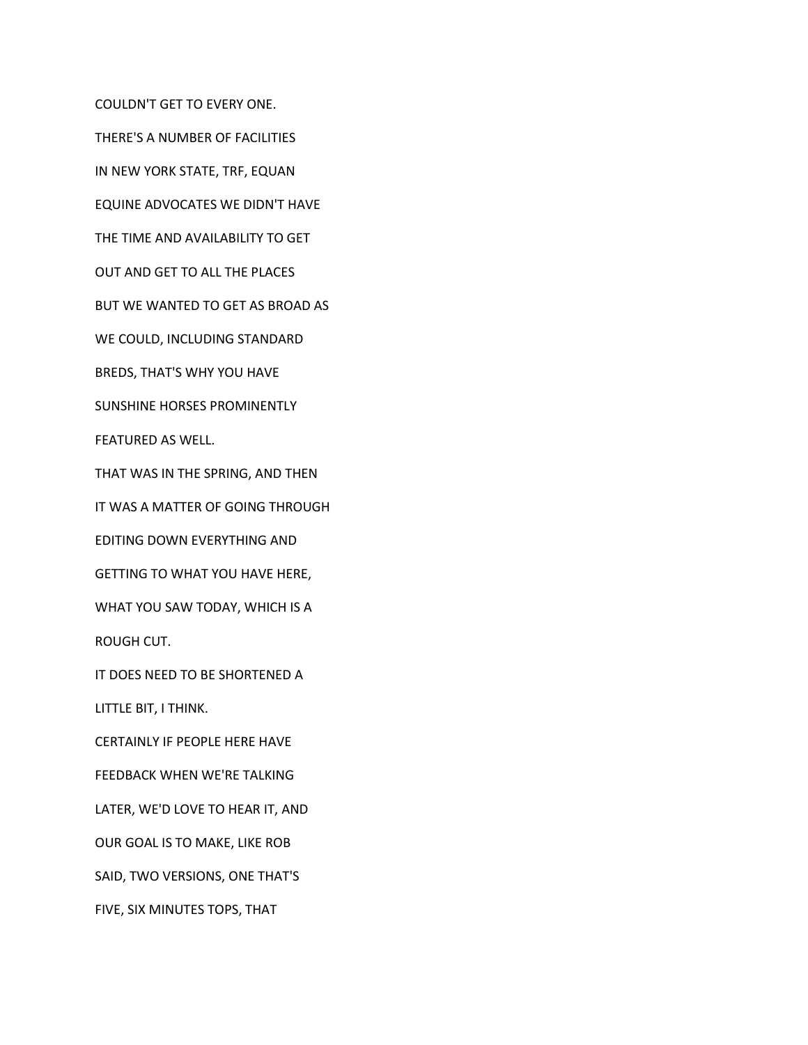COULDN'T GET TO EVERY ONE.

THERE'S A NUMBER OF FACILITIES

IN NEW YORK STATE, TRF, EQUAN

EQUINE ADVOCATES WE DIDN'T HAVE

THE TIME AND AVAILABILITY TO GET

OUT AND GET TO ALL THE PLACES

BUT WE WANTED TO GET AS BROAD AS

WE COULD, INCLUDING STANDARD

BREDS, THAT'S WHY YOU HAVE

SUNSHINE HORSES PROMINENTLY

FEATURED AS WELL.

THAT WAS IN THE SPRING, AND THEN

IT WAS A MATTER OF GOING THROUGH

EDITING DOWN EVERYTHING AND

GETTING TO WHAT YOU HAVE HERE,

WHAT YOU SAW TODAY, WHICH IS A

ROUGH CUT.

IT DOES NEED TO BE SHORTENED A

LITTLE BIT, I THINK.

CERTAINLY IF PEOPLE HERE HAVE

FEEDBACK WHEN WE'RE TALKING

LATER, WE'D LOVE TO HEAR IT, AND

OUR GOAL IS TO MAKE, LIKE ROB

SAID, TWO VERSIONS, ONE THAT'S

FIVE, SIX MINUTES TOPS, THAT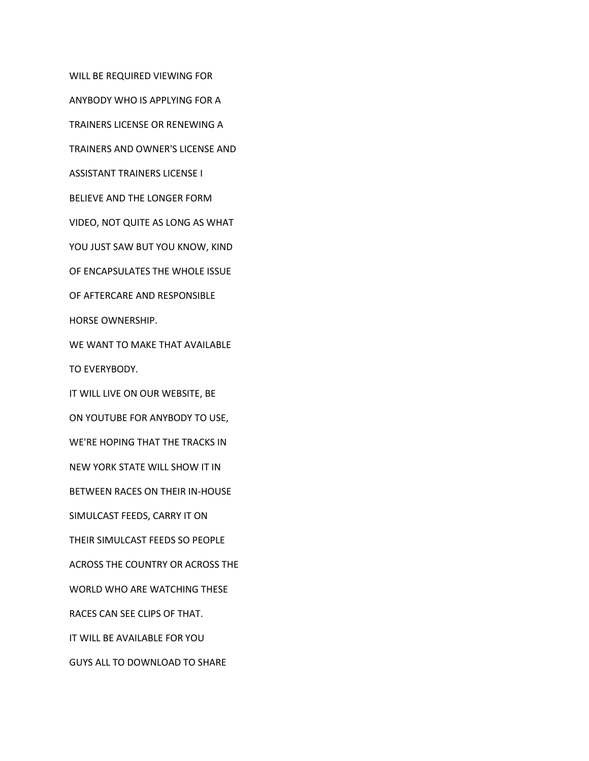WILL BE REQUIRED VIEWING FOR
ANYBODY WHO IS APPLYING FOR A
TRAINERS LICENSE OR RENEWING A
TRAINERS AND OWNER'S LICENSE AND
ASSISTANT TRAINERS LICENSE I
BELIEVE AND THE LONGER FORM
VIDEO, NOT QUITE AS LONG AS WHAT
YOU JUST SAW BUT YOU KNOW, KIND
OF ENCAPSULATES THE WHOLE ISSUE
OF AFTERCARE AND RESPONSIBLE
HORSE OWNERSHIP.

WE WANT TO MAKE THAT AVAILABLE
TO EVERYBODY.

IT WILL LIVE ON OUR WEBSITE, BE
ON YOUTUBE FOR ANYBODY TO USE,
WE'RE HOPING THAT THE TRACKS IN
NEW YORK STATE WILL SHOW IT IN
BETWEEN RACES ON THEIR IN-HOUSE
SIMULCAST FEEDS, CARRY IT ON
THEIR SIMULCAST FEEDS SO PEOPLE
ACROSS THE COUNTRY OR ACROSS THE
WORLD WHO ARE WATCHING THESE
RACES CAN SEE CLIPS OF THAT.

IT WILL BE AVAILABLE FOR YOU
GUYS ALL TO DOWNLOAD TO SHARE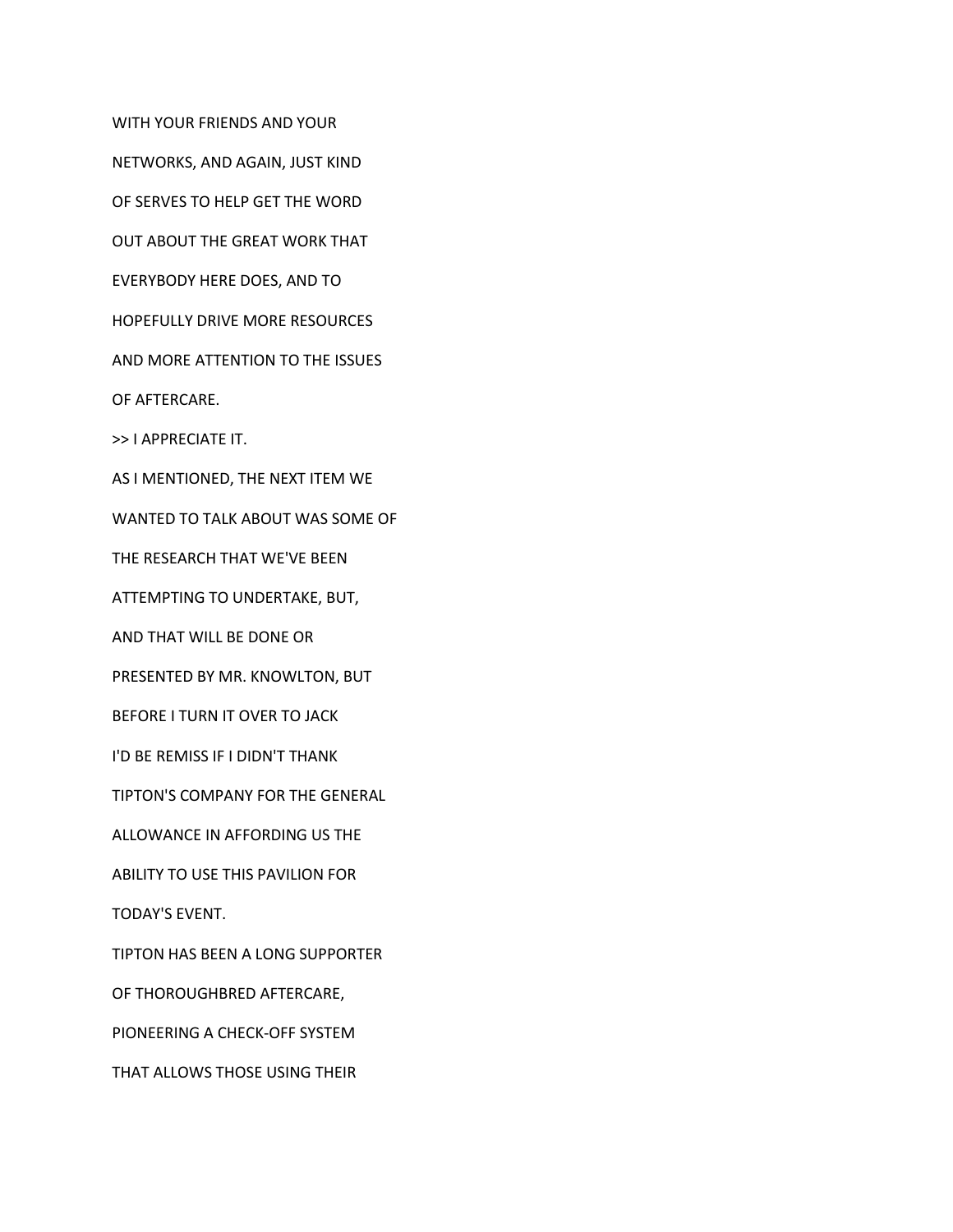WITH YOUR FRIENDS AND YOUR

NETWORKS, AND AGAIN, JUST KIND

OF SERVES TO HELP GET THE WORD

OUT ABOUT THE GREAT WORK THAT

EVERYBODY HERE DOES, AND TO

HOPEFULLY DRIVE MORE RESOURCES

AND MORE ATTENTION TO THE ISSUES

OF AFTERCARE.

>> I APPRECIATE IT.

AS I MENTIONED, THE NEXT ITEM WE

WANTED TO TALK ABOUT WAS SOME OF

THE RESEARCH THAT WE'VE BEEN

ATTEMPTING TO UNDERTAKE, BUT,

AND THAT WILL BE DONE OR

PRESENTED BY MR. KNOWLTON, BUT

BEFORE I TURN IT OVER TO JACK

I'D BE REMISS IF I DIDN'T THANK

TIPTON'S COMPANY FOR THE GENERAL

ALLOWANCE IN AFFORDING US THE

ABILITY TO USE THIS PAVILION FOR

TODAY'S EVENT.

TIPTON HAS BEEN A LONG SUPPORTER

OF THOROUGHBRED AFTERCARE,

PIONEERING A CHECK-OFF SYSTEM

THAT ALLOWS THOSE USING THEIR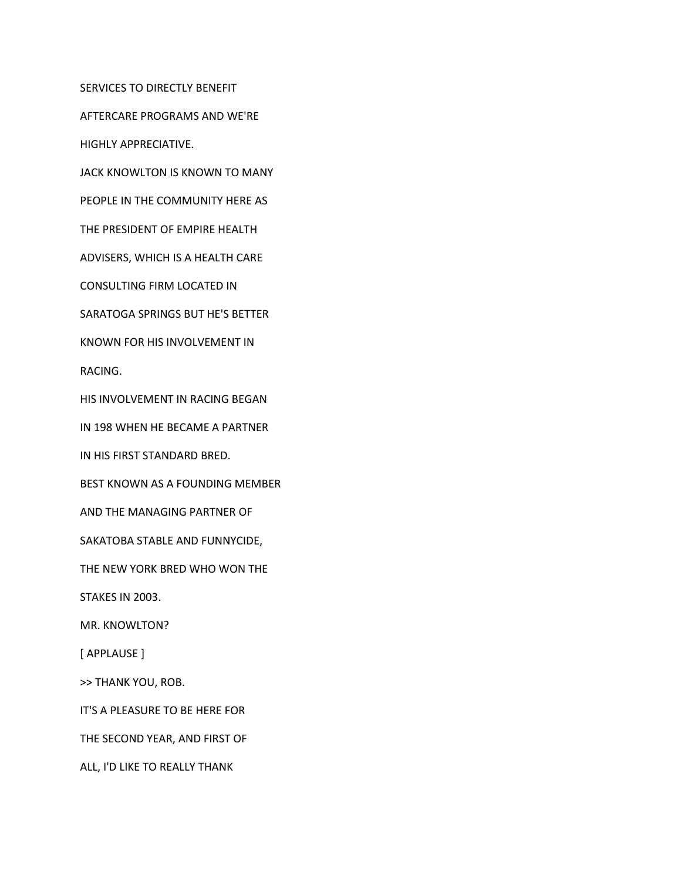SERVICES TO DIRECTLY BENEFIT

AFTERCARE PROGRAMS AND WE'RE

HIGHLY APPRECIATIVE.

JACK KNOWLTON IS KNOWN TO MANY

PEOPLE IN THE COMMUNITY HERE AS

THE PRESIDENT OF EMPIRE HEALTH

ADVISERS, WHICH IS A HEALTH CARE

CONSULTING FIRM LOCATED IN

SARATOGA SPRINGS BUT HE'S BETTER

KNOWN FOR HIS INVOLVEMENT IN

RACING.

HIS INVOLVEMENT IN RACING BEGAN

IN 198 WHEN HE BECAME A PARTNER

IN HIS FIRST STANDARD BRED.

BEST KNOWN AS A FOUNDING MEMBER

AND THE MANAGING PARTNER OF

SAKATOBA STABLE AND FUNNYCIDE,

THE NEW YORK BRED WHO WON THE

STAKES IN 2003.

MR. KNOWLTON?

[ APPLAUSE ]

>> THANK YOU, ROB.

IT'S A PLEASURE TO BE HERE FOR

THE SECOND YEAR, AND FIRST OF

ALL, I'D LIKE TO REALLY THANK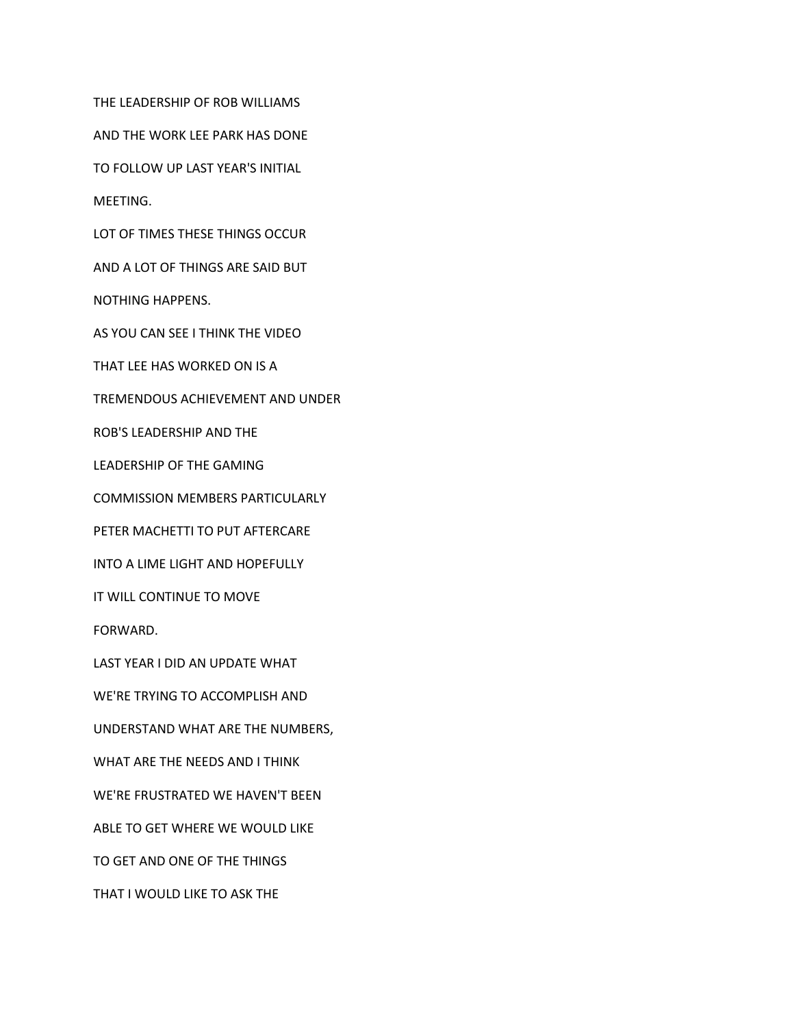THE LEADERSHIP OF ROB WILLIAMS

AND THE WORK LEE PARK HAS DONE

TO FOLLOW UP LAST YEAR'S INITIAL

MEETING.

LOT OF TIMES THESE THINGS OCCUR

AND A LOT OF THINGS ARE SAID BUT

NOTHING HAPPENS.

AS YOU CAN SEE I THINK THE VIDEO

THAT LEE HAS WORKED ON IS A

TREMENDOUS ACHIEVEMENT AND UNDER

ROB'S LEADERSHIP AND THE

LEADERSHIP OF THE GAMING

COMMISSION MEMBERS PARTICULARLY

PETER MACHETTI TO PUT AFTERCARE

INTO A LIME LIGHT AND HOPEFULLY

IT WILL CONTINUE TO MOVE

FORWARD.

LAST YEAR I DID AN UPDATE WHAT

WE'RE TRYING TO ACCOMPLISH AND

UNDERSTAND WHAT ARE THE NUMBERS,

WHAT ARE THE NEEDS AND I THINK

WE'RE FRUSTRATED WE HAVEN'T BEEN

ABLE TO GET WHERE WE WOULD LIKE

TO GET AND ONE OF THE THINGS

THAT I WOULD LIKE TO ASK THE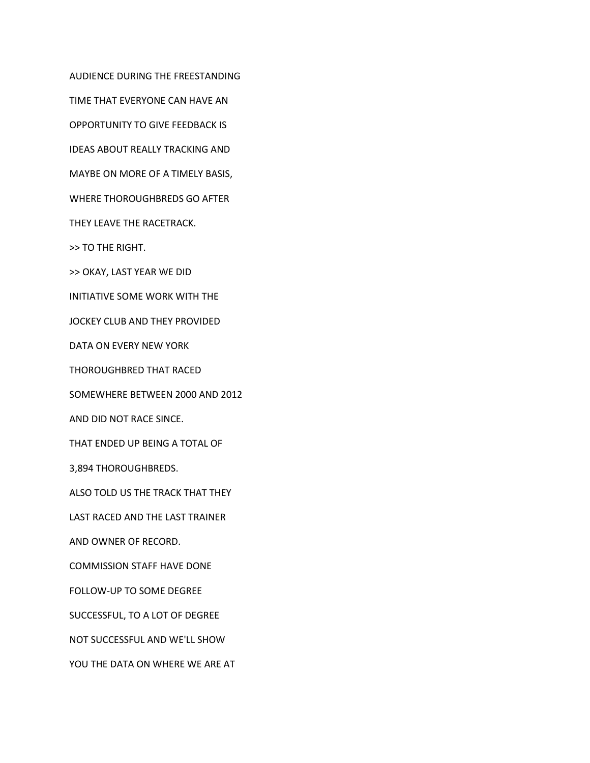AUDIENCE DURING THE FREESTANDING

TIME THAT EVERYONE CAN HAVE AN

OPPORTUNITY TO GIVE FEEDBACK IS

IDEAS ABOUT REALLY TRACKING AND

MAYBE ON MORE OF A TIMELY BASIS,

WHERE THOROUGHBREDS GO AFTER

THEY LEAVE THE RACETRACK.

>> TO THE RIGHT.

>> OKAY, LAST YEAR WE DID

INITIATIVE SOME WORK WITH THE

JOCKEY CLUB AND THEY PROVIDED

DATA ON EVERY NEW YORK

THOROUGHBRED THAT RACED

SOMEWHERE BETWEEN 2000 AND 2012

AND DID NOT RACE SINCE.

THAT ENDED UP BEING A TOTAL OF

3,894 THOROUGHBREDS.

ALSO TOLD US THE TRACK THAT THEY

LAST RACED AND THE LAST TRAINER

AND OWNER OF RECORD.

COMMISSION STAFF HAVE DONE

FOLLOW-UP TO SOME DEGREE

SUCCESSFUL, TO A LOT OF DEGREE

NOT SUCCESSFUL AND WE'LL SHOW

YOU THE DATA ON WHERE WE ARE AT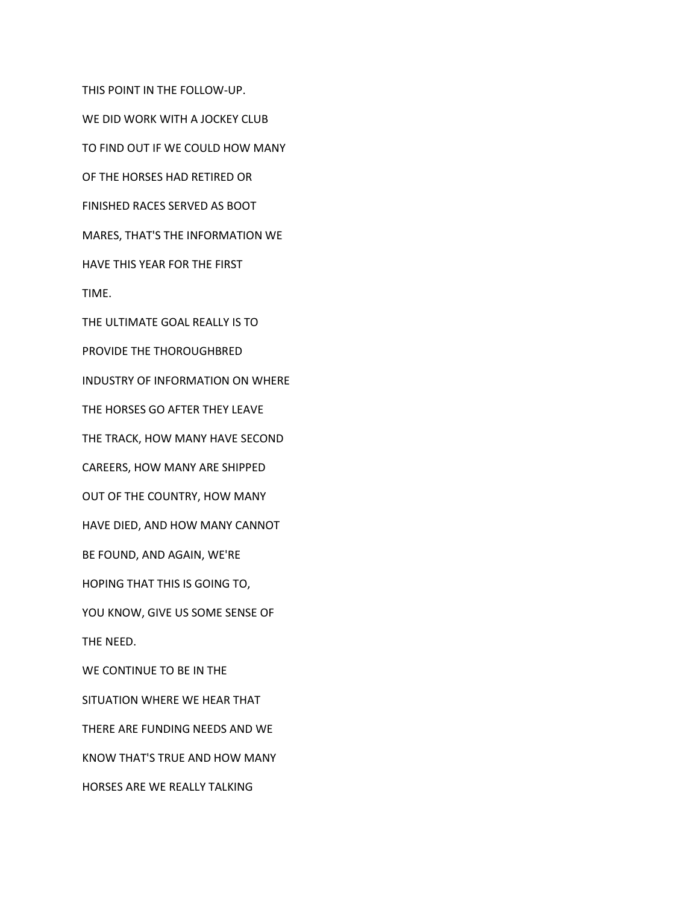THIS POINT IN THE FOLLOW-UP.

WE DID WORK WITH A JOCKEY CLUB

TO FIND OUT IF WE COULD HOW MANY

OF THE HORSES HAD RETIRED OR

FINISHED RACES SERVED AS BOOT

MARES, THAT'S THE INFORMATION WE

HAVE THIS YEAR FOR THE FIRST

TIME.

THE ULTIMATE GOAL REALLY IS TO

PROVIDE THE THOROUGHBRED

INDUSTRY OF INFORMATION ON WHERE

THE HORSES GO AFTER THEY LEAVE

THE TRACK, HOW MANY HAVE SECOND

CAREERS, HOW MANY ARE SHIPPED

OUT OF THE COUNTRY, HOW MANY

HAVE DIED, AND HOW MANY CANNOT

BE FOUND, AND AGAIN, WE'RE

HOPING THAT THIS IS GOING TO,

YOU KNOW, GIVE US SOME SENSE OF

THE NEED.

WE CONTINUE TO BE IN THE

SITUATION WHERE WE HEAR THAT

THERE ARE FUNDING NEEDS AND WE

KNOW THAT'S TRUE AND HOW MANY

HORSES ARE WE REALLY TALKING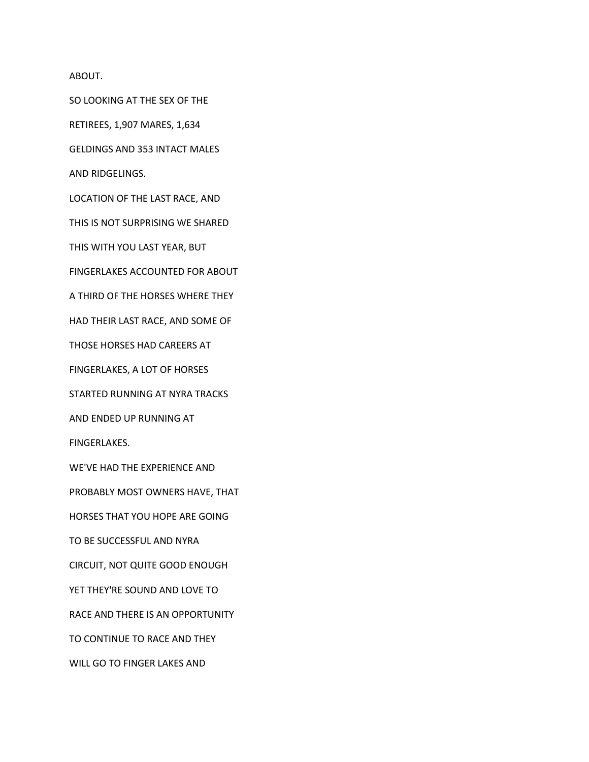ABOUT.

SO LOOKING AT THE SEX OF THE

RETIREES, 1,907 MARES, 1,634

GELDINGS AND 353 INTACT MALES

AND RIDGELINGS.

LOCATION OF THE LAST RACE, AND

THIS IS NOT SURPRISING WE SHARED

THIS WITH YOU LAST YEAR, BUT

FINGERLAKES ACCOUNTED FOR ABOUT

A THIRD OF THE HORSES WHERE THEY

HAD THEIR LAST RACE, AND SOME OF

THOSE HORSES HAD CAREERS AT

FINGERLAKES, A LOT OF HORSES

STARTED RUNNING AT NYRA TRACKS

AND ENDED UP RUNNING AT

FINGERLAKES.

WE'VE HAD THE EXPERIENCE AND

PROBABLY MOST OWNERS HAVE, THAT

HORSES THAT YOU HOPE ARE GOING

TO BE SUCCESSFUL AND NYRA

CIRCUIT, NOT QUITE GOOD ENOUGH

YET THEY'RE SOUND AND LOVE TO

RACE AND THERE IS AN OPPORTUNITY

TO CONTINUE TO RACE AND THEY

WILL GO TO FINGER LAKES AND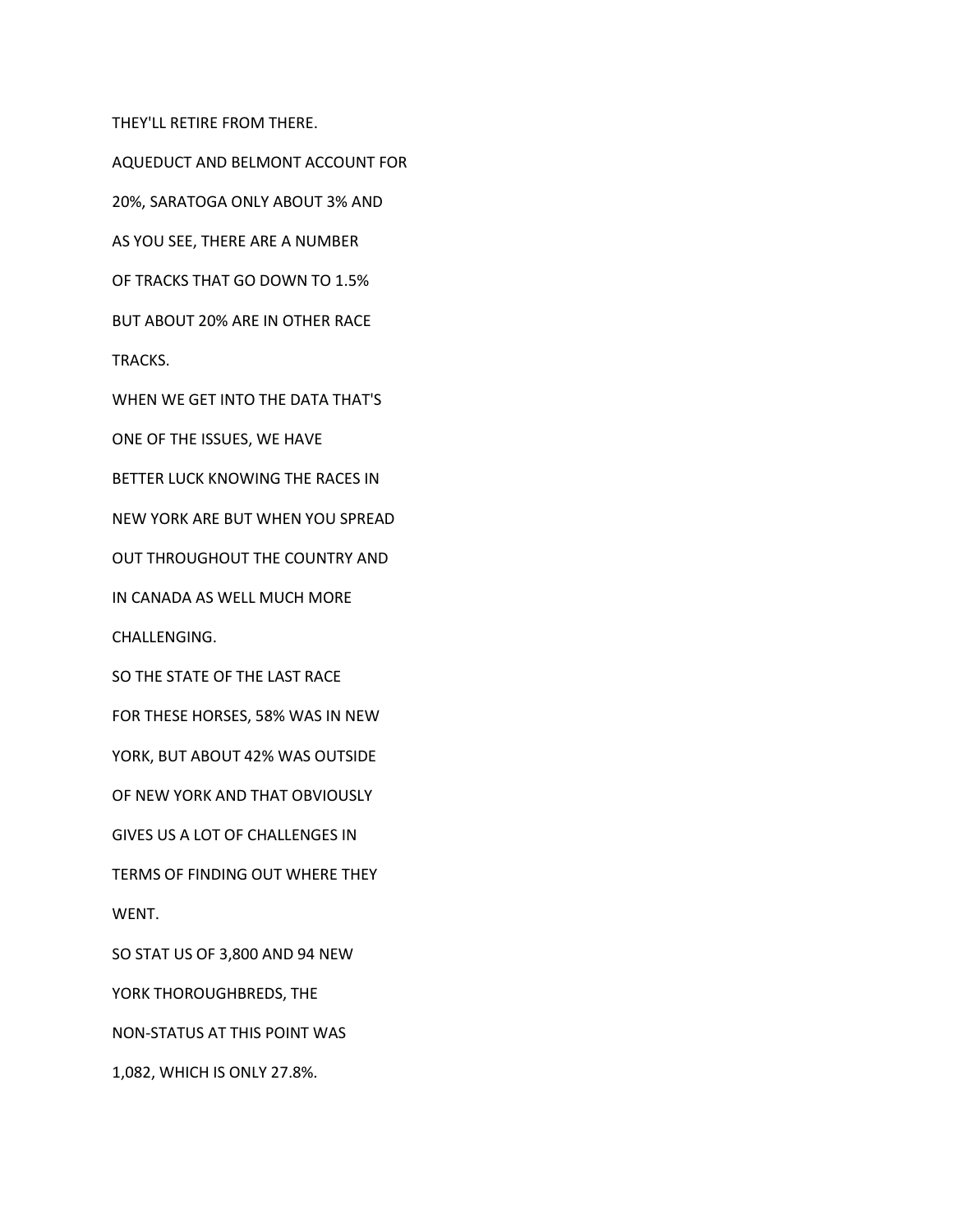THEY'LL RETIRE FROM THERE.

AQUEDUCT AND BELMONT ACCOUNT FOR

20%, SARATOGA ONLY ABOUT 3% AND

AS YOU SEE, THERE ARE A NUMBER

OF TRACKS THAT GO DOWN TO 1.5%

BUT ABOUT 20% ARE IN OTHER RACE

TRACKS.

WHEN WE GET INTO THE DATA THAT'S

ONE OF THE ISSUES, WE HAVE

BETTER LUCK KNOWING THE RACES IN

NEW YORK ARE BUT WHEN YOU SPREAD

OUT THROUGHOUT THE COUNTRY AND

IN CANADA AS WELL MUCH MORE

CHALLENGING.

SO THE STATE OF THE LAST RACE

FOR THESE HORSES, 58% WAS IN NEW

YORK, BUT ABOUT 42% WAS OUTSIDE

OF NEW YORK AND THAT OBVIOUSLY

GIVES US A LOT OF CHALLENGES IN

TERMS OF FINDING OUT WHERE THEY

WENT.

SO STAT US OF 3,800 AND 94 NEW

YORK THOROUGHBREDS, THE

NON-STATUS AT THIS POINT WAS

1,082, WHICH IS ONLY 27.8%.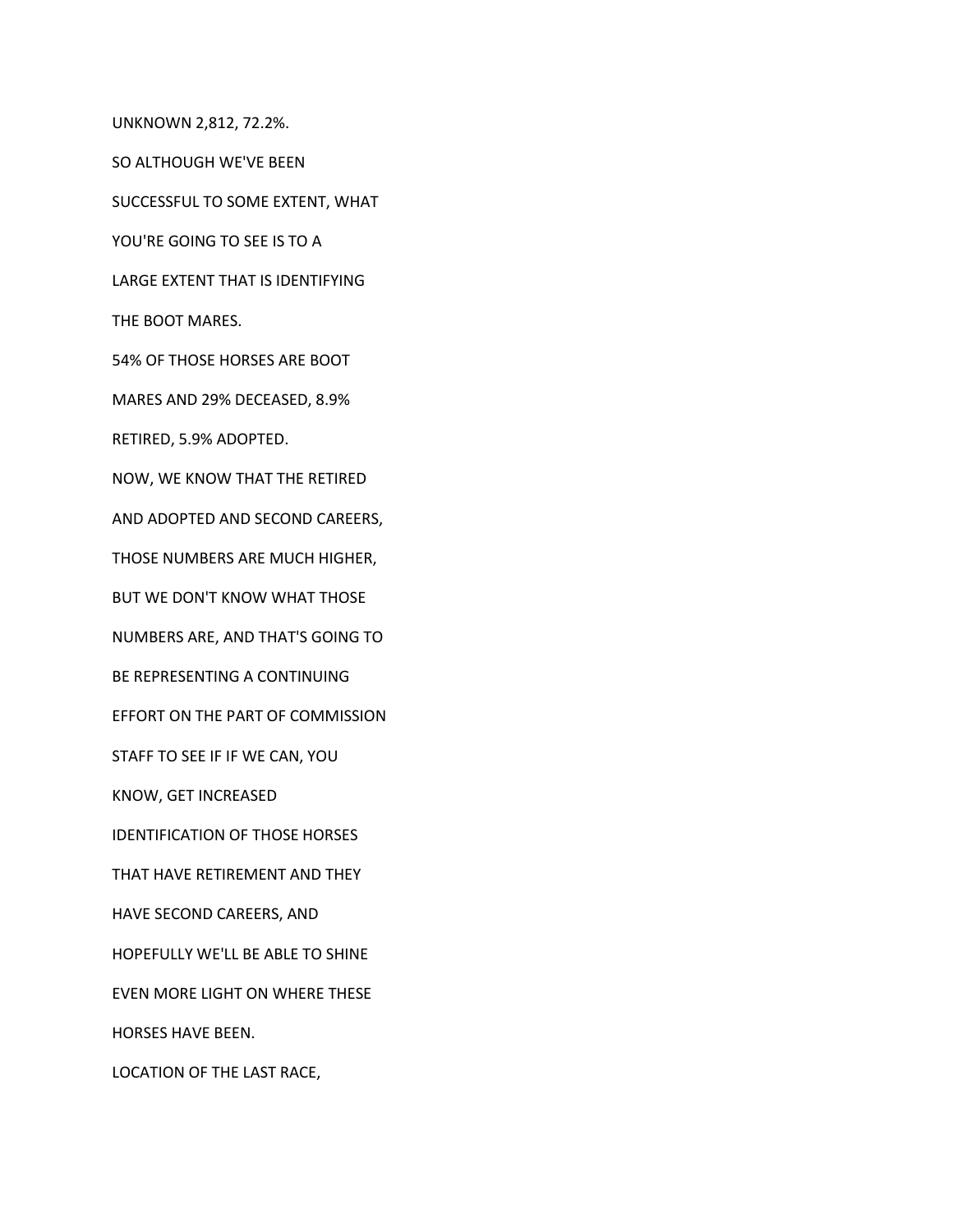UNKNOWN 2,812, 72.2%.

SO ALTHOUGH WE'VE BEEN

SUCCESSFUL TO SOME EXTENT, WHAT

YOU'RE GOING TO SEE IS TO A

LARGE EXTENT THAT IS IDENTIFYING

THE BOOT MARES.

54% OF THOSE HORSES ARE BOOT

MARES AND 29% DECEASED, 8.9%

RETIRED, 5.9% ADOPTED.

NOW, WE KNOW THAT THE RETIRED

AND ADOPTED AND SECOND CAREERS,

THOSE NUMBERS ARE MUCH HIGHER,

BUT WE DON'T KNOW WHAT THOSE

NUMBERS ARE, AND THAT'S GOING TO

BE REPRESENTING A CONTINUING

EFFORT ON THE PART OF COMMISSION

STAFF TO SEE IF IF WE CAN, YOU

KNOW, GET INCREASED

IDENTIFICATION OF THOSE HORSES

THAT HAVE RETIREMENT AND THEY

HAVE SECOND CAREERS, AND

HOPEFULLY WE'LL BE ABLE TO SHINE

EVEN MORE LIGHT ON WHERE THESE

HORSES HAVE BEEN.

LOCATION OF THE LAST RACE,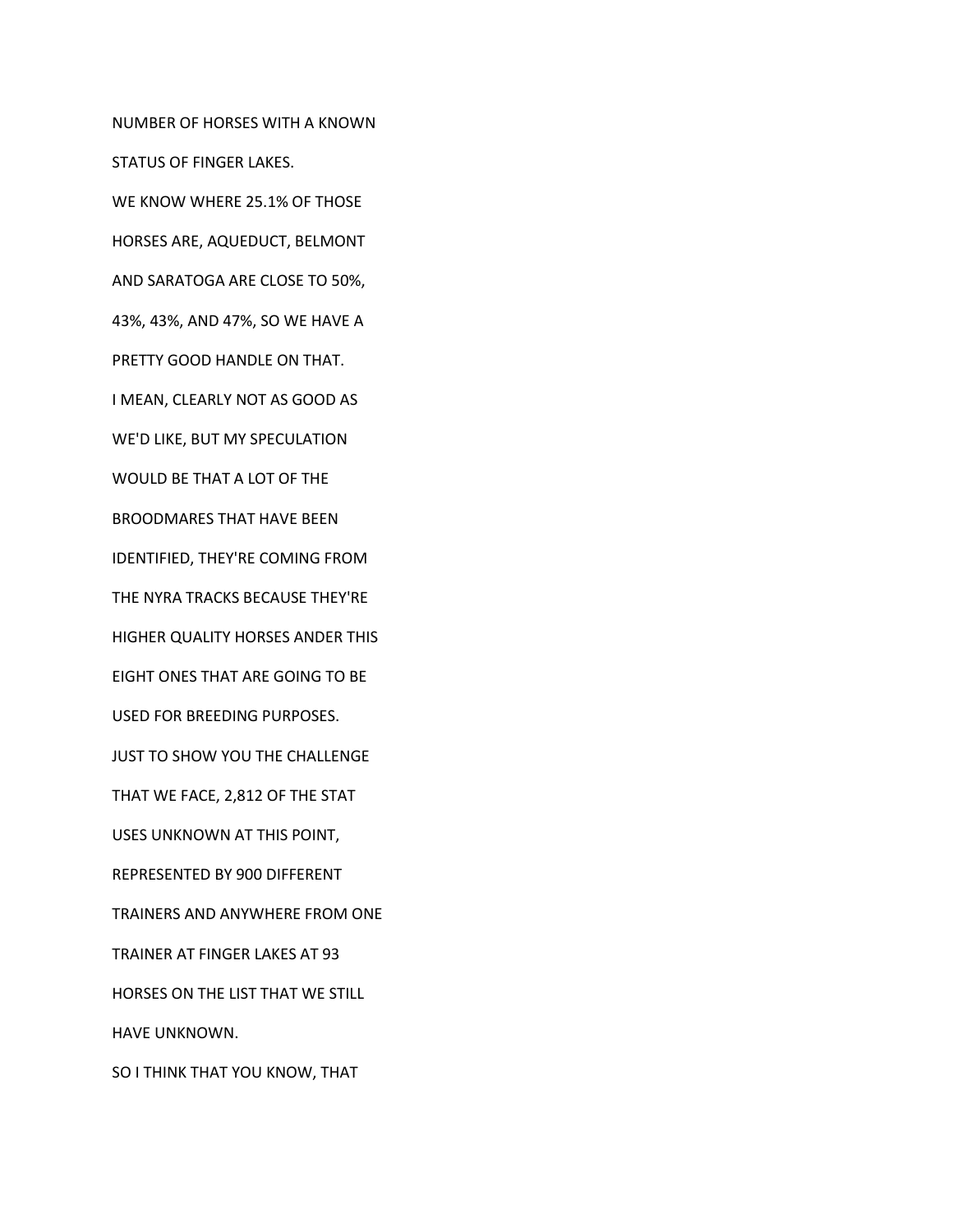NUMBER OF HORSES WITH A KNOWN

STATUS OF FINGER LAKES.

WE KNOW WHERE 25.1% OF THOSE

HORSES ARE, AQUEDUCT, BELMONT

AND SARATOGA ARE CLOSE TO 50%,

43%, 43%, AND 47%, SO WE HAVE A

PRETTY GOOD HANDLE ON THAT.

I MEAN, CLEARLY NOT AS GOOD AS

WE'D LIKE, BUT MY SPECULATION

WOULD BE THAT A LOT OF THE

BROODMARES THAT HAVE BEEN

IDENTIFIED, THEY'RE COMING FROM

THE NYRA TRACKS BECAUSE THEY'RE

HIGHER QUALITY HORSES ANDER THIS

EIGHT ONES THAT ARE GOING TO BE

USED FOR BREEDING PURPOSES.

JUST TO SHOW YOU THE CHALLENGE

THAT WE FACE, 2,812 OF THE STAT

USES UNKNOWN AT THIS POINT,

REPRESENTED BY 900 DIFFERENT

TRAINERS AND ANYWHERE FROM ONE

TRAINER AT FINGER LAKES AT 93

HORSES ON THE LIST THAT WE STILL

HAVE UNKNOWN.

SO I THINK THAT YOU KNOW, THAT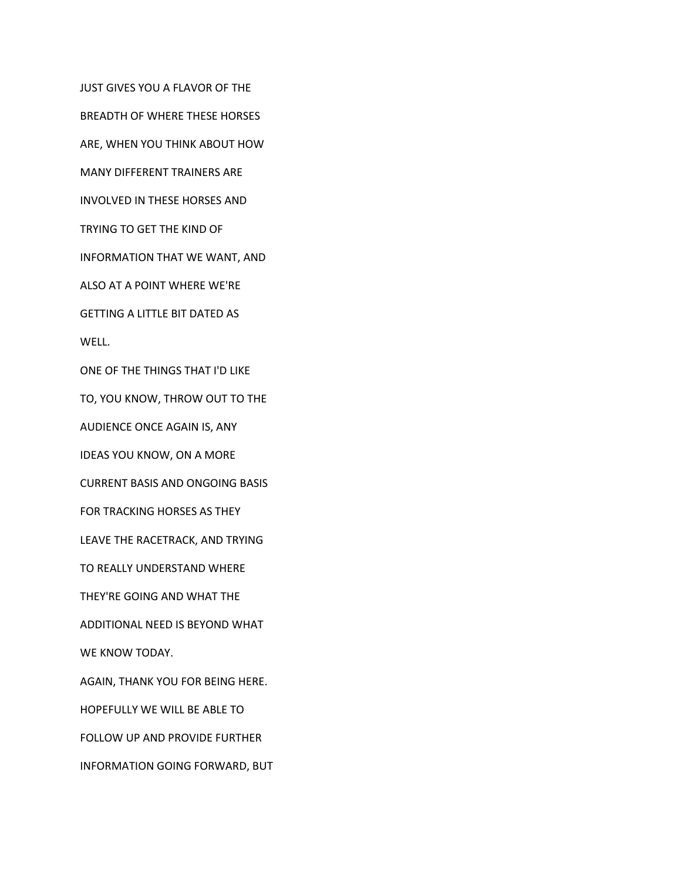JUST GIVES YOU A FLAVOR OF THE

BREADTH OF WHERE THESE HORSES

ARE, WHEN YOU THINK ABOUT HOW

MANY DIFFERENT TRAINERS ARE

INVOLVED IN THESE HORSES AND

TRYING TO GET THE KIND OF

INFORMATION THAT WE WANT, AND

ALSO AT A POINT WHERE WE'RE

GETTING A LITTLE BIT DATED AS

WELL.

ONE OF THE THINGS THAT I'D LIKE

TO, YOU KNOW, THROW OUT TO THE

AUDIENCE ONCE AGAIN IS, ANY

IDEAS YOU KNOW, ON A MORE

CURRENT BASIS AND ONGOING BASIS

FOR TRACKING HORSES AS THEY

LEAVE THE RACETRACK, AND TRYING

TO REALLY UNDERSTAND WHERE

THEY'RE GOING AND WHAT THE

ADDITIONAL NEED IS BEYOND WHAT

WE KNOW TODAY.

AGAIN, THANK YOU FOR BEING HERE.

HOPEFULLY WE WILL BE ABLE TO

FOLLOW UP AND PROVIDE FURTHER

INFORMATION GOING FORWARD, BUT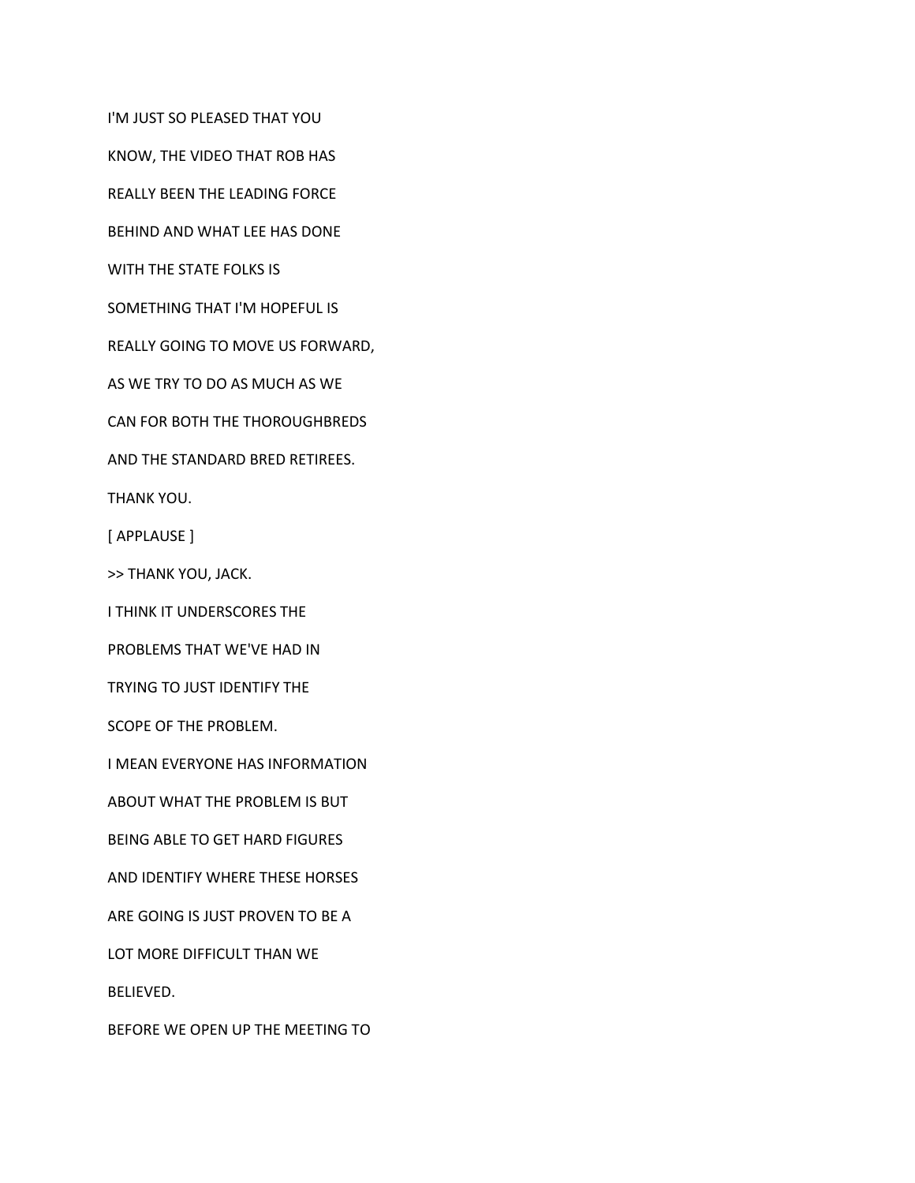I'M JUST SO PLEASED THAT YOU

KNOW, THE VIDEO THAT ROB HAS

REALLY BEEN THE LEADING FORCE

BEHIND AND WHAT LEE HAS DONE

WITH THE STATE FOLKS IS

SOMETHING THAT I'M HOPEFUL IS

REALLY GOING TO MOVE US FORWARD,

AS WE TRY TO DO AS MUCH AS WE

CAN FOR BOTH THE THOROUGHBREDS

AND THE STANDARD BRED RETIREES.

THANK YOU.

[ APPLAUSE ]

>> THANK YOU, JACK.

I THINK IT UNDERSCORES THE

PROBLEMS THAT WE'VE HAD IN

TRYING TO JUST IDENTIFY THE

SCOPE OF THE PROBLEM.

I MEAN EVERYONE HAS INFORMATION

ABOUT WHAT THE PROBLEM IS BUT

BEING ABLE TO GET HARD FIGURES

AND IDENTIFY WHERE THESE HORSES

ARE GOING IS JUST PROVEN TO BE A

LOT MORE DIFFICULT THAN WE

BELIEVED.

BEFORE WE OPEN UP THE MEETING TO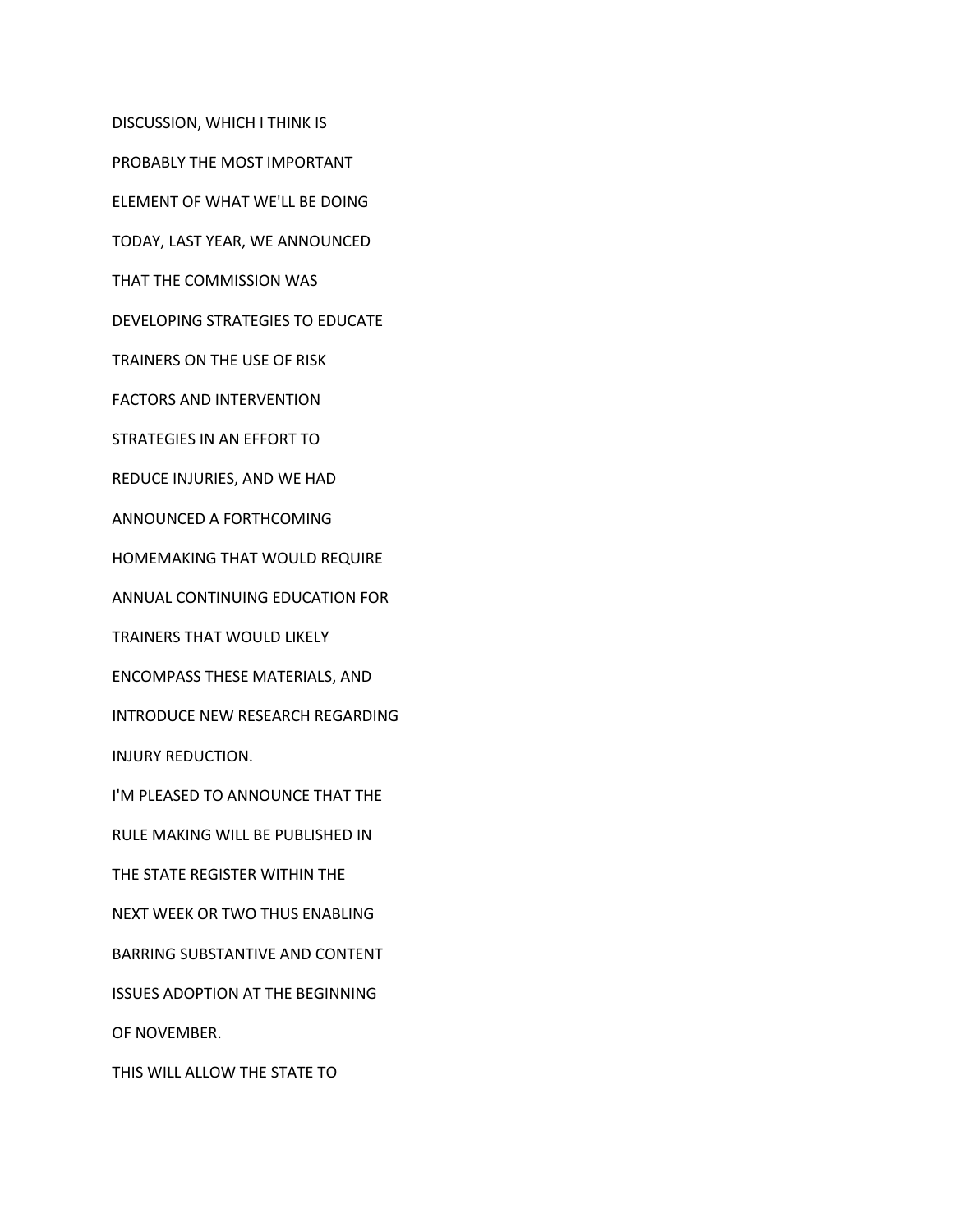DISCUSSION, WHICH I THINK IS

PROBABLY THE MOST IMPORTANT

ELEMENT OF WHAT WE'LL BE DOING

TODAY, LAST YEAR, WE ANNOUNCED

THAT THE COMMISSION WAS

DEVELOPING STRATEGIES TO EDUCATE

TRAINERS ON THE USE OF RISK

FACTORS AND INTERVENTION

STRATEGIES IN AN EFFORT TO

REDUCE INJURIES, AND WE HAD

ANNOUNCED A FORTHCOMING

HOMEMAKING THAT WOULD REQUIRE

ANNUAL CONTINUING EDUCATION FOR

TRAINERS THAT WOULD LIKELY

ENCOMPASS THESE MATERIALS, AND

INTRODUCE NEW RESEARCH REGARDING

INJURY REDUCTION.

I'M PLEASED TO ANNOUNCE THAT THE

RULE MAKING WILL BE PUBLISHED IN

THE STATE REGISTER WITHIN THE

NEXT WEEK OR TWO THUS ENABLING

BARRING SUBSTANTIVE AND CONTENT

ISSUES ADOPTION AT THE BEGINNING

OF NOVEMBER.

THIS WILL ALLOW THE STATE TO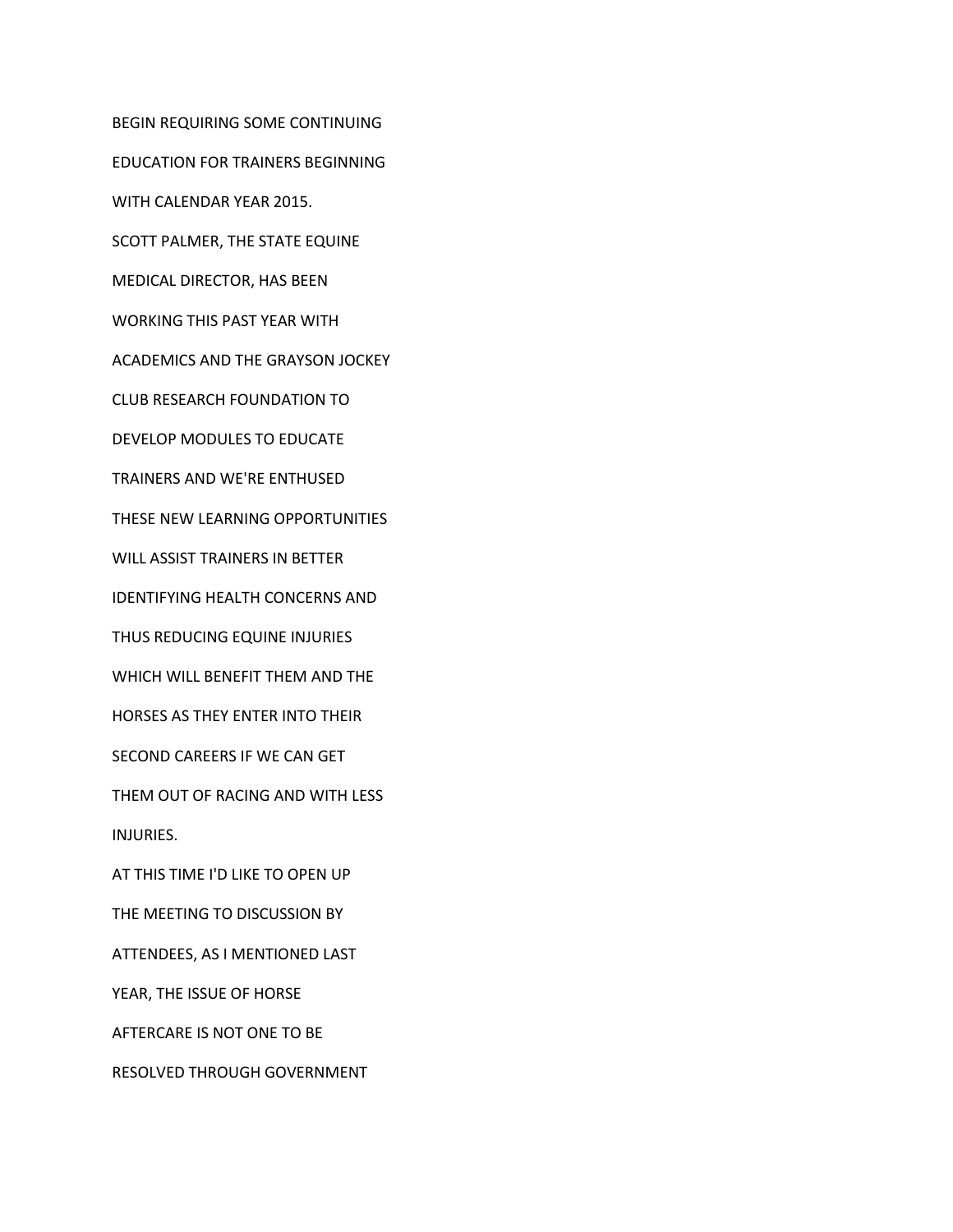BEGIN REQUIRING SOME CONTINUING

EDUCATION FOR TRAINERS BEGINNING

WITH CALENDAR YEAR 2015.

SCOTT PALMER, THE STATE EQUINE

MEDICAL DIRECTOR, HAS BEEN

WORKING THIS PAST YEAR WITH

ACADEMICS AND THE GRAYSON JOCKEY

CLUB RESEARCH FOUNDATION TO

DEVELOP MODULES TO EDUCATE

TRAINERS AND WE'RE ENTHUSED

THESE NEW LEARNING OPPORTUNITIES

WILL ASSIST TRAINERS IN BETTER

IDENTIFYING HEALTH CONCERNS AND

THUS REDUCING EQUINE INJURIES

WHICH WILL BENEFIT THEM AND THE

HORSES AS THEY ENTER INTO THEIR

SECOND CAREERS IF WE CAN GET

THEM OUT OF RACING AND WITH LESS

INJURIES.

AT THIS TIME I'D LIKE TO OPEN UP

THE MEETING TO DISCUSSION BY

ATTENDEES, AS I MENTIONED LAST

YEAR, THE ISSUE OF HORSE

AFTERCARE IS NOT ONE TO BE

RESOLVED THROUGH GOVERNMENT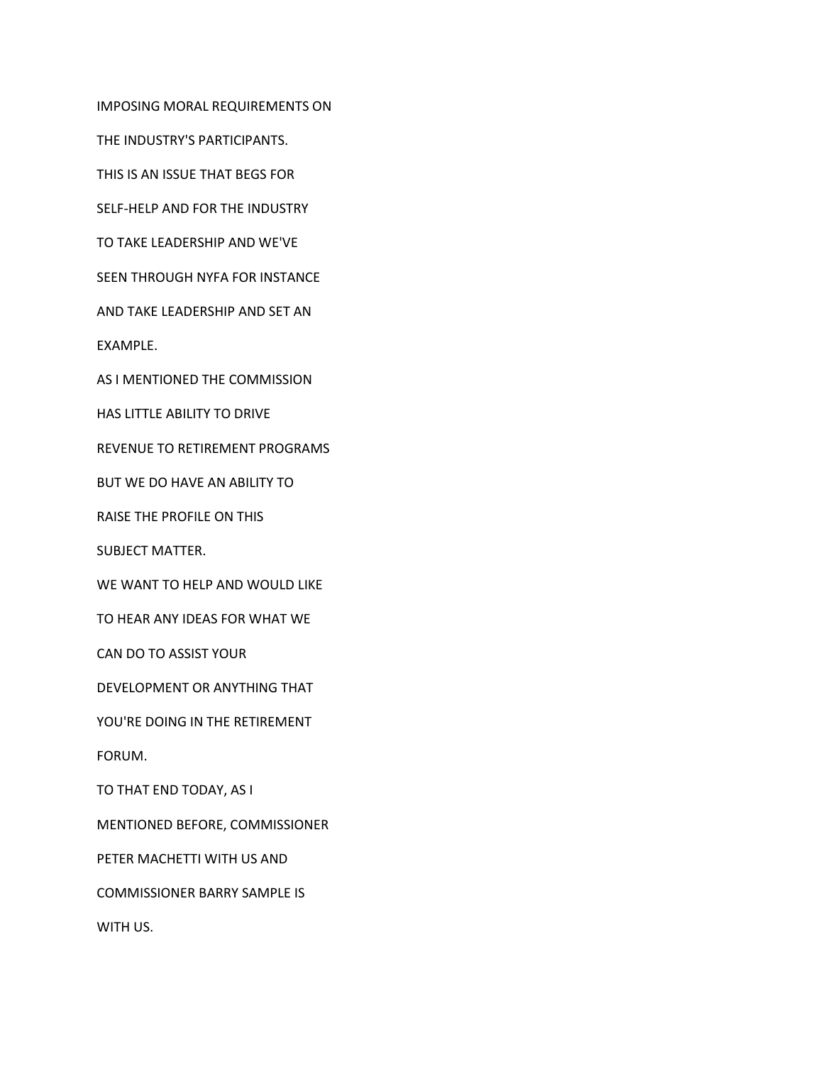IMPOSING MORAL REQUIREMENTS ON

THE INDUSTRY'S PARTICIPANTS.

THIS IS AN ISSUE THAT BEGS FOR

SELF-HELP AND FOR THE INDUSTRY

TO TAKE LEADERSHIP AND WE'VE

SEEN THROUGH NYFA FOR INSTANCE

AND TAKE LEADERSHIP AND SET AN

EXAMPLE.

AS I MENTIONED THE COMMISSION

HAS LITTLE ABILITY TO DRIVE

REVENUE TO RETIREMENT PROGRAMS

BUT WE DO HAVE AN ABILITY TO

RAISE THE PROFILE ON THIS

SUBJECT MATTER.

WE WANT TO HELP AND WOULD LIKE

TO HEAR ANY IDEAS FOR WHAT WE

CAN DO TO ASSIST YOUR

DEVELOPMENT OR ANYTHING THAT

YOU'RE DOING IN THE RETIREMENT

FORUM.

TO THAT END TODAY, AS I

MENTIONED BEFORE, COMMISSIONER

PETER MACHETTI WITH US AND

COMMISSIONER BARRY SAMPLE IS

WITH US.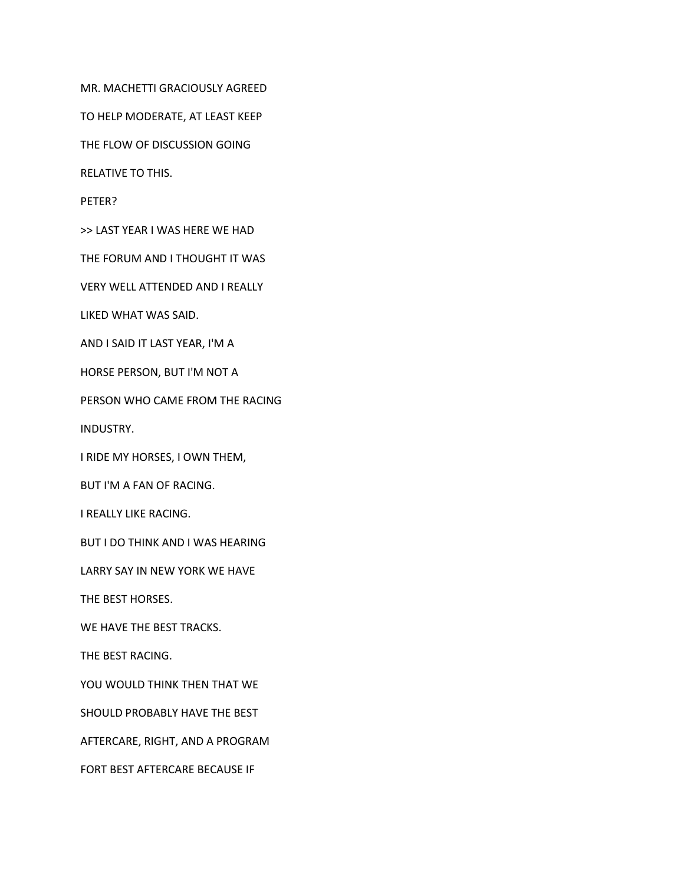MR. MACHETTI GRACIOUSLY AGREED

TO HELP MODERATE, AT LEAST KEEP

THE FLOW OF DISCUSSION GOING

RELATIVE TO THIS.

PETER?

>> LAST YEAR I WAS HERE WE HAD

THE FORUM AND I THOUGHT IT WAS

VERY WELL ATTENDED AND I REALLY

LIKED WHAT WAS SAID.

AND I SAID IT LAST YEAR, I'M A

HORSE PERSON, BUT I'M NOT A

PERSON WHO CAME FROM THE RACING

INDUSTRY.

I RIDE MY HORSES, I OWN THEM,

BUT I'M A FAN OF RACING.

I REALLY LIKE RACING.

BUT I DO THINK AND I WAS HEARING

LARRY SAY IN NEW YORK WE HAVE

THE BEST HORSES.

WE HAVE THE BEST TRACKS.

THE BEST RACING.

YOU WOULD THINK THEN THAT WE

SHOULD PROBABLY HAVE THE BEST

AFTERCARE, RIGHT, AND A PROGRAM

FORT BEST AFTERCARE BECAUSE IF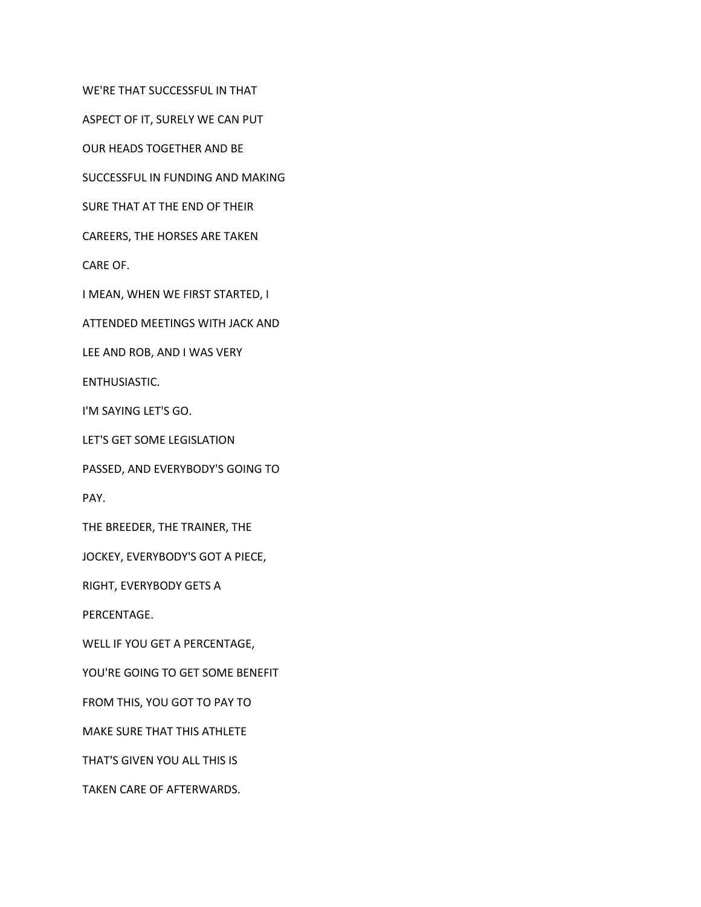WE'RE THAT SUCCESSFUL IN THAT

ASPECT OF IT, SURELY WE CAN PUT

OUR HEADS TOGETHER AND BE

SUCCESSFUL IN FUNDING AND MAKING

SURE THAT AT THE END OF THEIR

CAREERS, THE HORSES ARE TAKEN

CARE OF.

I MEAN, WHEN WE FIRST STARTED, I

ATTENDED MEETINGS WITH JACK AND

LEE AND ROB, AND I WAS VERY

ENTHUSIASTIC.

I'M SAYING LET'S GO.

LET'S GET SOME LEGISLATION

PASSED, AND EVERYBODY'S GOING TO

PAY.

THE BREEDER, THE TRAINER, THE

JOCKEY, EVERYBODY'S GOT A PIECE,

RIGHT, EVERYBODY GETS A

PERCENTAGE.

WELL IF YOU GET A PERCENTAGE,

YOU'RE GOING TO GET SOME BENEFIT

FROM THIS, YOU GOT TO PAY TO

MAKE SURE THAT THIS ATHLETE

THAT'S GIVEN YOU ALL THIS IS

TAKEN CARE OF AFTERWARDS.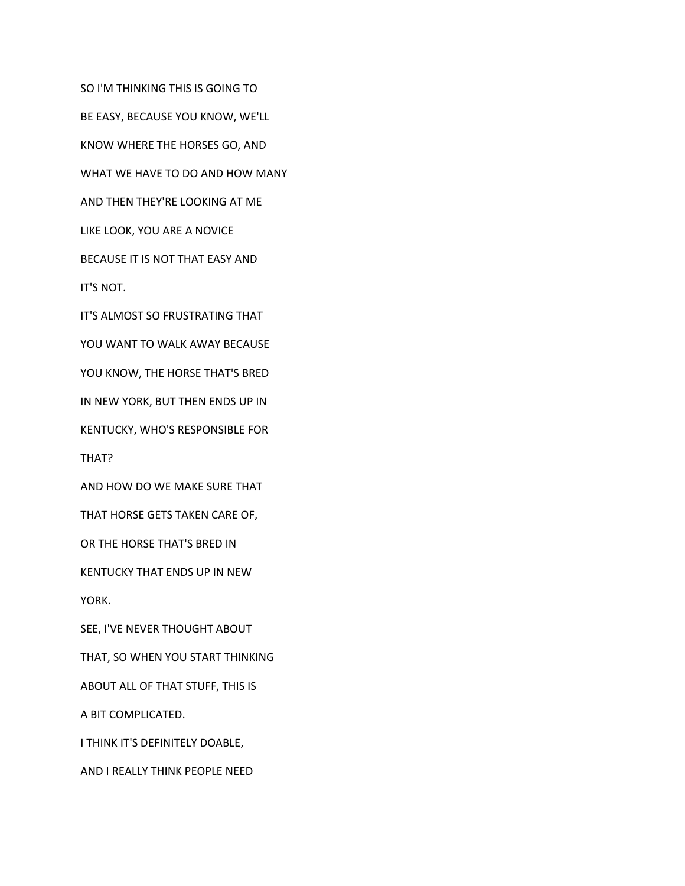SO I'M THINKING THIS IS GOING TO

BE EASY, BECAUSE YOU KNOW, WE'LL

KNOW WHERE THE HORSES GO, AND

WHAT WE HAVE TO DO AND HOW MANY

AND THEN THEY'RE LOOKING AT ME

LIKE LOOK, YOU ARE A NOVICE

BECAUSE IT IS NOT THAT EASY AND

IT'S NOT.

IT'S ALMOST SO FRUSTRATING THAT

YOU WANT TO WALK AWAY BECAUSE

YOU KNOW, THE HORSE THAT'S BRED

IN NEW YORK, BUT THEN ENDS UP IN

KENTUCKY, WHO'S RESPONSIBLE FOR

THAT?

AND HOW DO WE MAKE SURE THAT

THAT HORSE GETS TAKEN CARE OF,

OR THE HORSE THAT'S BRED IN

KENTUCKY THAT ENDS UP IN NEW

YORK.

SEE, I'VE NEVER THOUGHT ABOUT

THAT, SO WHEN YOU START THINKING

ABOUT ALL OF THAT STUFF, THIS IS

A BIT COMPLICATED.

I THINK IT'S DEFINITELY DOABLE,

AND I REALLY THINK PEOPLE NEED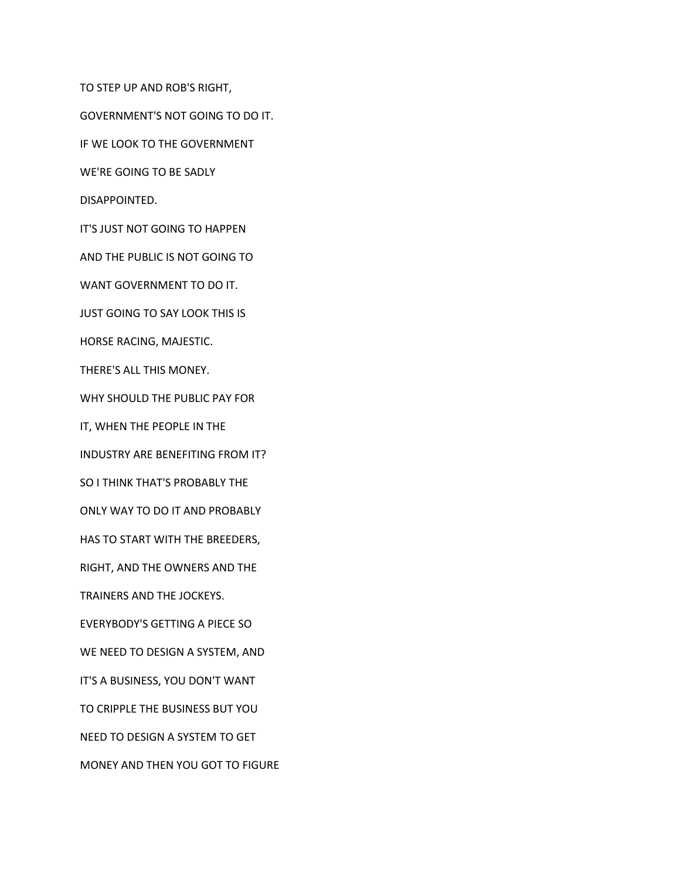TO STEP UP AND ROB'S RIGHT,

GOVERNMENT'S NOT GOING TO DO IT.

IF WE LOOK TO THE GOVERNMENT

WE'RE GOING TO BE SADLY

DISAPPOINTED.

IT'S JUST NOT GOING TO HAPPEN

AND THE PUBLIC IS NOT GOING TO

WANT GOVERNMENT TO DO IT.

JUST GOING TO SAY LOOK THIS IS

HORSE RACING, MAJESTIC.

THERE'S ALL THIS MONEY.

WHY SHOULD THE PUBLIC PAY FOR

IT, WHEN THE PEOPLE IN THE

INDUSTRY ARE BENEFITING FROM IT?

SO I THINK THAT'S PROBABLY THE

ONLY WAY TO DO IT AND PROBABLY

HAS TO START WITH THE BREEDERS,

RIGHT, AND THE OWNERS AND THE

TRAINERS AND THE JOCKEYS.

EVERYBODY'S GETTING A PIECE SO

WE NEED TO DESIGN A SYSTEM, AND

IT'S A BUSINESS, YOU DON'T WANT

TO CRIPPLE THE BUSINESS BUT YOU

NEED TO DESIGN A SYSTEM TO GET

MONEY AND THEN YOU GOT TO FIGURE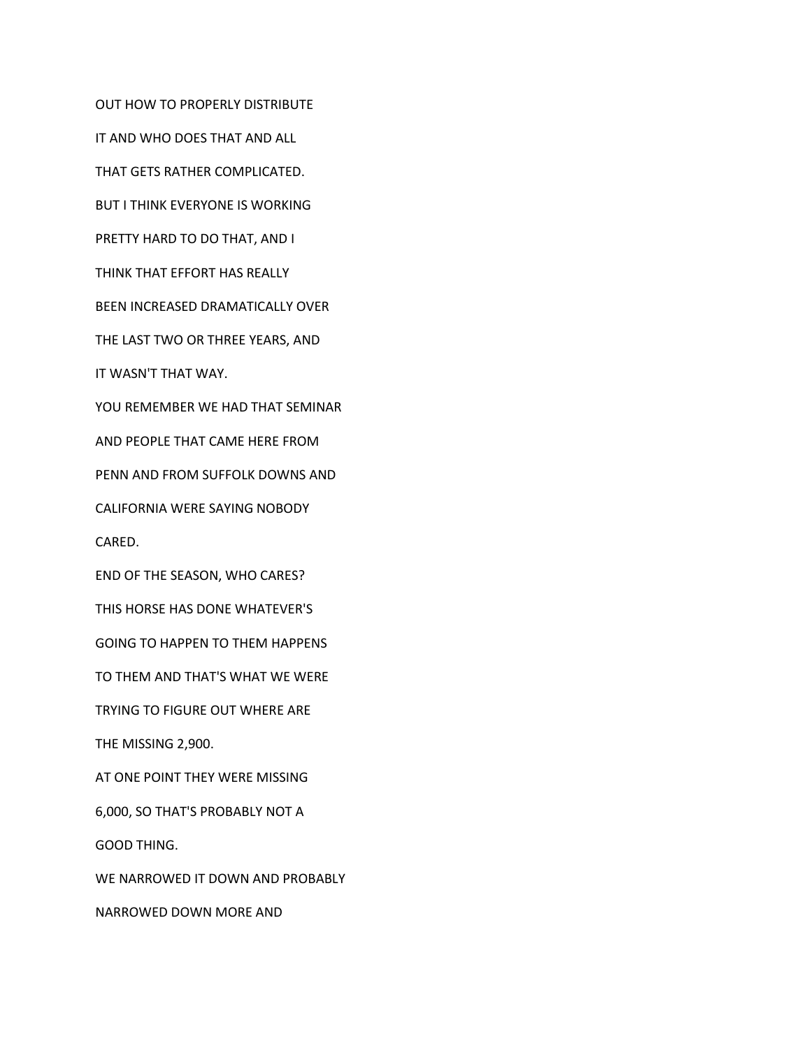OUT HOW TO PROPERLY DISTRIBUTE

IT AND WHO DOES THAT AND ALL

THAT GETS RATHER COMPLICATED.

BUT I THINK EVERYONE IS WORKING

PRETTY HARD TO DO THAT, AND I

THINK THAT EFFORT HAS REALLY

BEEN INCREASED DRAMATICALLY OVER

THE LAST TWO OR THREE YEARS, AND

IT WASN'T THAT WAY.

YOU REMEMBER WE HAD THAT SEMINAR

AND PEOPLE THAT CAME HERE FROM

PENN AND FROM SUFFOLK DOWNS AND

CALIFORNIA WERE SAYING NOBODY

CARED.

END OF THE SEASON, WHO CARES?

THIS HORSE HAS DONE WHATEVER'S

GOING TO HAPPEN TO THEM HAPPENS

TO THEM AND THAT'S WHAT WE WERE

TRYING TO FIGURE OUT WHERE ARE

THE MISSING 2,900.

AT ONE POINT THEY WERE MISSING

6,000, SO THAT'S PROBABLY NOT A

GOOD THING.

WE NARROWED IT DOWN AND PROBABLY

NARROWED DOWN MORE AND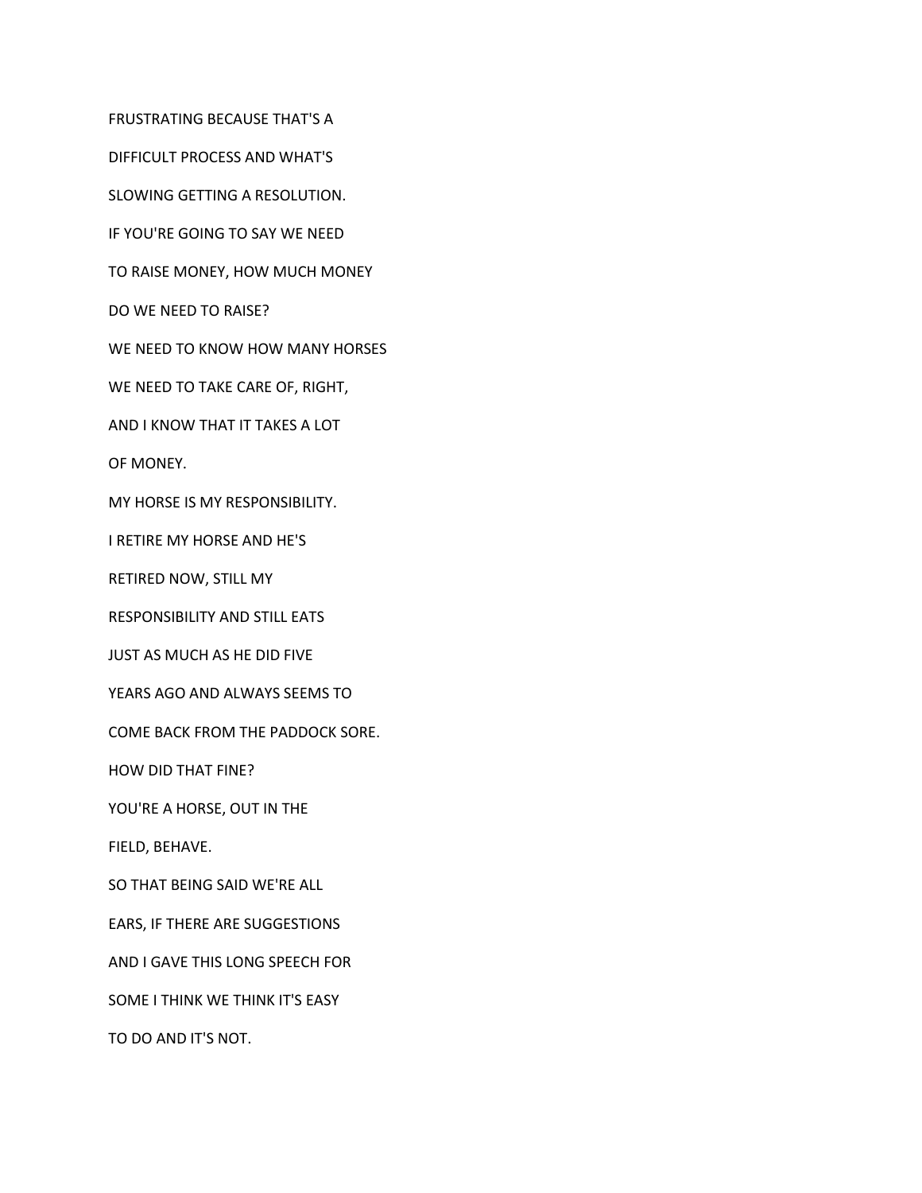FRUSTRATING BECAUSE THAT'S A

DIFFICULT PROCESS AND WHAT'S

SLOWING GETTING A RESOLUTION.

IF YOU'RE GOING TO SAY WE NEED

TO RAISE MONEY, HOW MUCH MONEY

DO WE NEED TO RAISE?

WE NEED TO KNOW HOW MANY HORSES

WE NEED TO TAKE CARE OF, RIGHT,

AND I KNOW THAT IT TAKES A LOT

OF MONEY.

MY HORSE IS MY RESPONSIBILITY.

I RETIRE MY HORSE AND HE'S

RETIRED NOW, STILL MY

RESPONSIBILITY AND STILL EATS

JUST AS MUCH AS HE DID FIVE

YEARS AGO AND ALWAYS SEEMS TO

COME BACK FROM THE PADDOCK SORE.

HOW DID THAT FINE?

YOU'RE A HORSE, OUT IN THE

FIELD, BEHAVE.

SO THAT BEING SAID WE'RE ALL

EARS, IF THERE ARE SUGGESTIONS

AND I GAVE THIS LONG SPEECH FOR

SOME I THINK WE THINK IT'S EASY

TO DO AND IT'S NOT.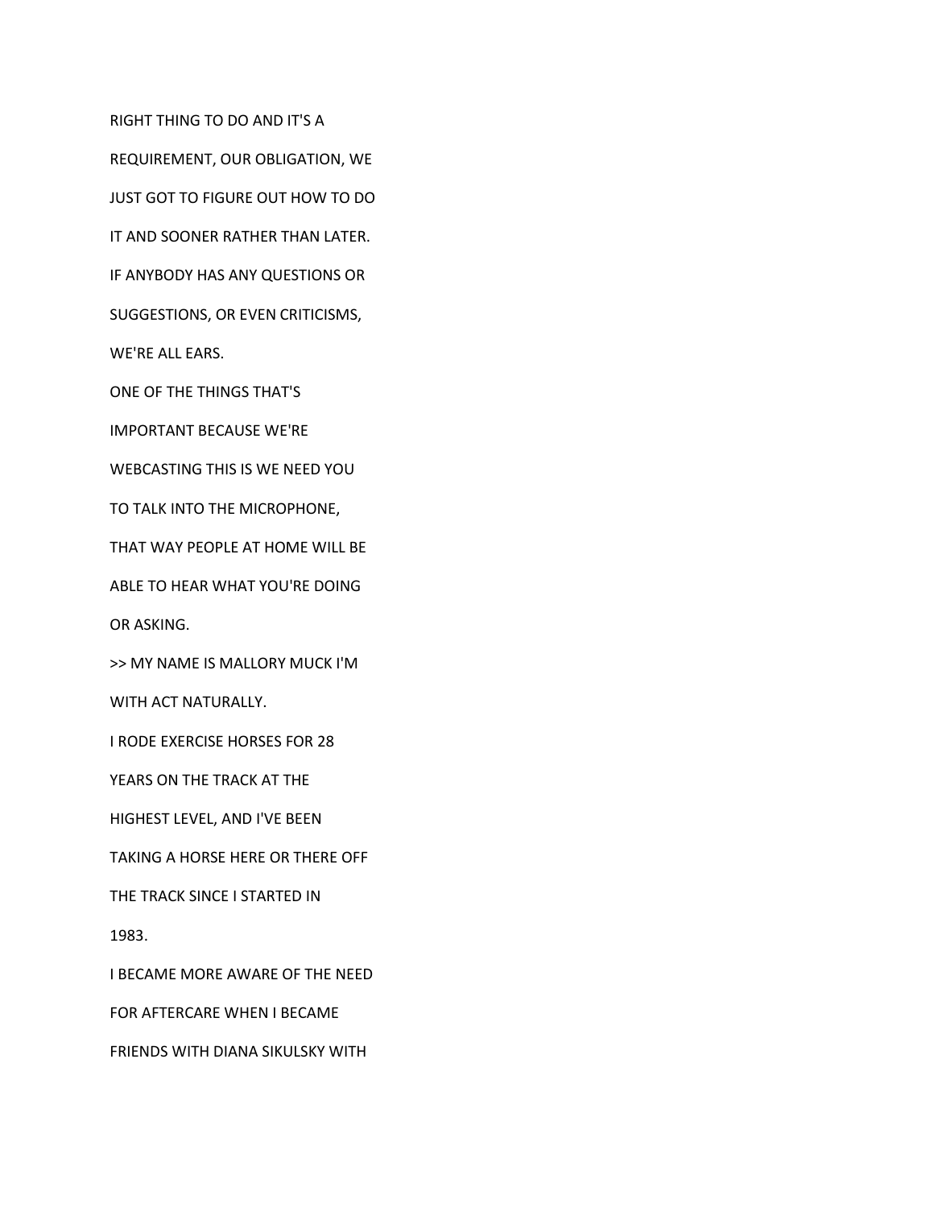RIGHT THING TO DO AND IT'S A

REQUIREMENT, OUR OBLIGATION, WE

JUST GOT TO FIGURE OUT HOW TO DO

IT AND SOONER RATHER THAN LATER.

IF ANYBODY HAS ANY QUESTIONS OR

SUGGESTIONS, OR EVEN CRITICISMS,

WE'RE ALL EARS.

ONE OF THE THINGS THAT'S

IMPORTANT BECAUSE WE'RE

WEBCASTING THIS IS WE NEED YOU

TO TALK INTO THE MICROPHONE,

THAT WAY PEOPLE AT HOME WILL BE

ABLE TO HEAR WHAT YOU'RE DOING

OR ASKING.

>> MY NAME IS MALLORY MUCK I'M

WITH ACT NATURALLY.

I RODE EXERCISE HORSES FOR 28

YEARS ON THE TRACK AT THE

HIGHEST LEVEL, AND I'VE BEEN

TAKING A HORSE HERE OR THERE OFF

THE TRACK SINCE I STARTED IN

1983.

I BECAME MORE AWARE OF THE NEED

FOR AFTERCARE WHEN I BECAME

FRIENDS WITH DIANA SIKULSKY WITH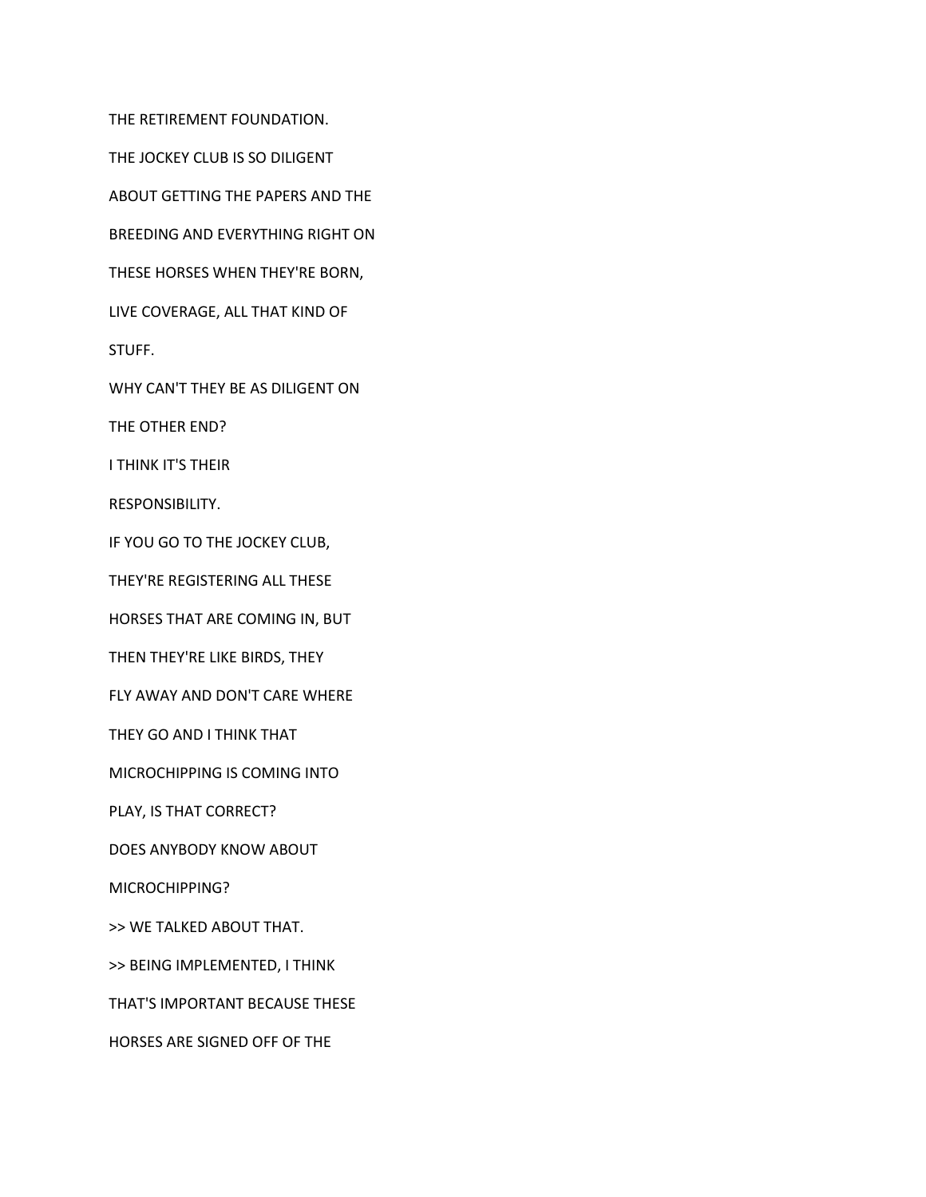THE RETIREMENT FOUNDATION.

THE JOCKEY CLUB IS SO DILIGENT

ABOUT GETTING THE PAPERS AND THE

BREEDING AND EVERYTHING RIGHT ON

THESE HORSES WHEN THEY'RE BORN,

LIVE COVERAGE, ALL THAT KIND OF

STUFF.

WHY CAN'T THEY BE AS DILIGENT ON

THE OTHER END?

I THINK IT'S THEIR

RESPONSIBILITY.

IF YOU GO TO THE JOCKEY CLUB,

THEY'RE REGISTERING ALL THESE

HORSES THAT ARE COMING IN, BUT

THEN THEY'RE LIKE BIRDS, THEY

FLY AWAY AND DON'T CARE WHERE

THEY GO AND I THINK THAT

MICROCHIPPING IS COMING INTO

PLAY, IS THAT CORRECT?

DOES ANYBODY KNOW ABOUT

MICROCHIPPING?

>> WE TALKED ABOUT THAT.

>> BEING IMPLEMENTED, I THINK

THAT'S IMPORTANT BECAUSE THESE

HORSES ARE SIGNED OFF OF THE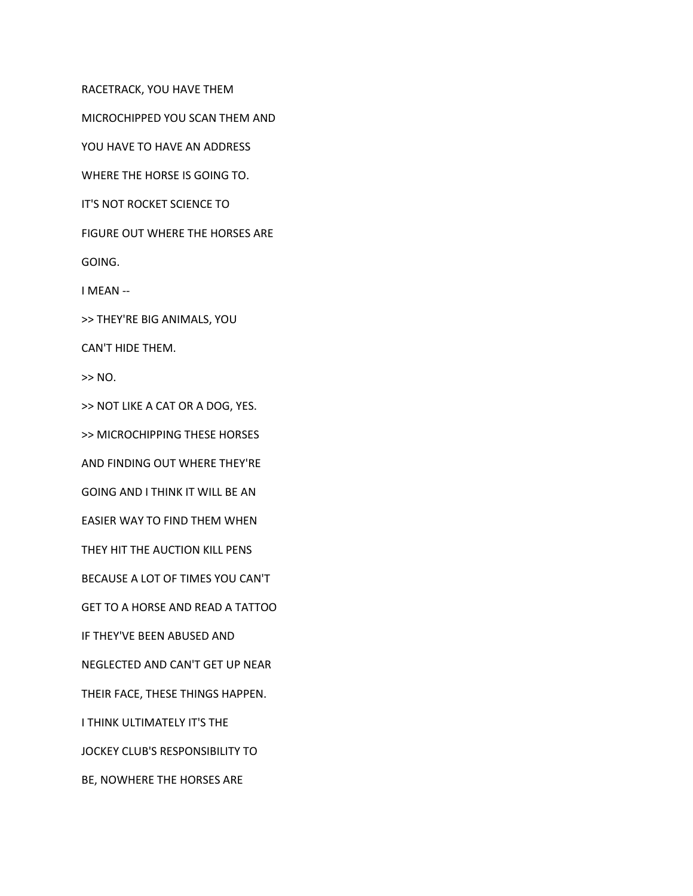RACETRACK, YOU HAVE THEM

MICROCHIPPED YOU SCAN THEM AND

YOU HAVE TO HAVE AN ADDRESS

WHERE THE HORSE IS GOING TO.

IT'S NOT ROCKET SCIENCE TO

FIGURE OUT WHERE THE HORSES ARE

GOING.

I MEAN --

>> THEY'RE BIG ANIMALS, YOU

CAN'T HIDE THEM.

>> NO.

>> NOT LIKE A CAT OR A DOG, YES.

>> MICROCHIPPING THESE HORSES

AND FINDING OUT WHERE THEY'RE

GOING AND I THINK IT WILL BE AN

EASIER WAY TO FIND THEM WHEN

THEY HIT THE AUCTION KILL PENS

BECAUSE A LOT OF TIMES YOU CAN'T

GET TO A HORSE AND READ A TATTOO

IF THEY'VE BEEN ABUSED AND

NEGLECTED AND CAN'T GET UP NEAR

THEIR FACE, THESE THINGS HAPPEN.

I THINK ULTIMATELY IT'S THE

JOCKEY CLUB'S RESPONSIBILITY TO

BE, NOWHERE THE HORSES ARE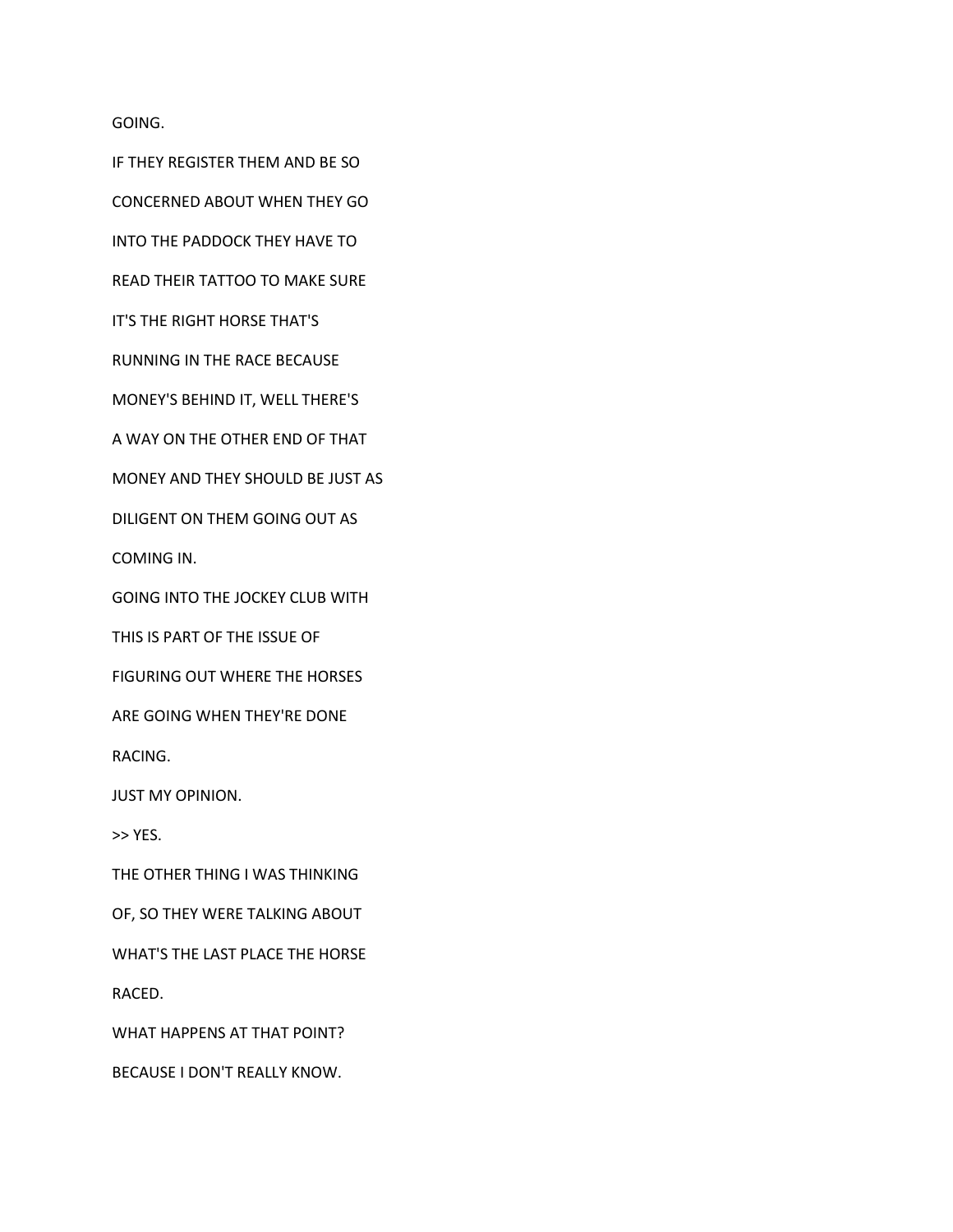GOING.

IF THEY REGISTER THEM AND BE SO

CONCERNED ABOUT WHEN THEY GO

INTO THE PADDOCK THEY HAVE TO

READ THEIR TATTOO TO MAKE SURE

IT'S THE RIGHT HORSE THAT'S

RUNNING IN THE RACE BECAUSE

MONEY'S BEHIND IT, WELL THERE'S

A WAY ON THE OTHER END OF THAT

MONEY AND THEY SHOULD BE JUST AS

DILIGENT ON THEM GOING OUT AS

COMING IN.

GOING INTO THE JOCKEY CLUB WITH

THIS IS PART OF THE ISSUE OF

FIGURING OUT WHERE THE HORSES

ARE GOING WHEN THEY'RE DONE

RACING.

JUST MY OPINION.

>> YES.

THE OTHER THING I WAS THINKING

OF, SO THEY WERE TALKING ABOUT

WHAT'S THE LAST PLACE THE HORSE

RACED.

WHAT HAPPENS AT THAT POINT?

BECAUSE I DON'T REALLY KNOW.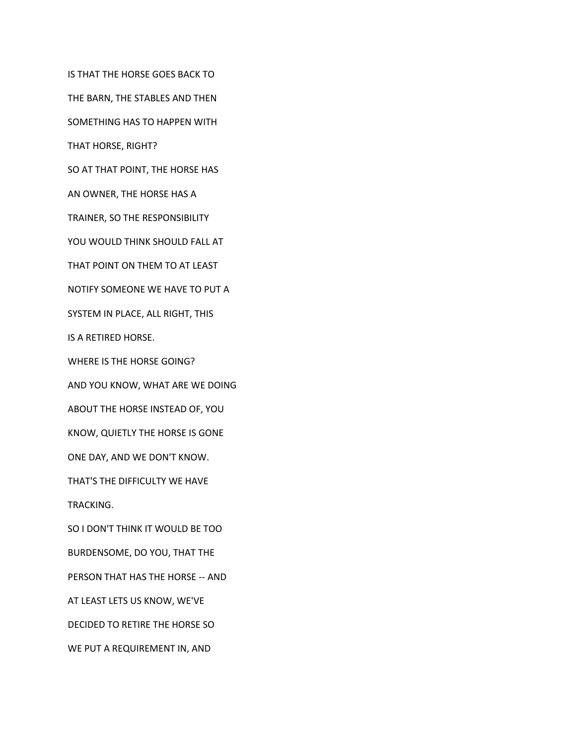IS THAT THE HORSE GOES BACK TO

THE BARN, THE STABLES AND THEN

SOMETHING HAS TO HAPPEN WITH

THAT HORSE, RIGHT?

SO AT THAT POINT, THE HORSE HAS

AN OWNER, THE HORSE HAS A

TRAINER, SO THE RESPONSIBILITY

YOU WOULD THINK SHOULD FALL AT

THAT POINT ON THEM TO AT LEAST

NOTIFY SOMEONE WE HAVE TO PUT A

SYSTEM IN PLACE, ALL RIGHT, THIS

IS A RETIRED HORSE.

WHERE IS THE HORSE GOING?

AND YOU KNOW, WHAT ARE WE DOING

ABOUT THE HORSE INSTEAD OF, YOU

KNOW, QUIETLY THE HORSE IS GONE

ONE DAY, AND WE DON'T KNOW.

THAT'S THE DIFFICULTY WE HAVE

TRACKING.

SO I DON'T THINK IT WOULD BE TOO

BURDENSOME, DO YOU, THAT THE

PERSON THAT HAS THE HORSE -- AND

AT LEAST LETS US KNOW, WE'VE

DECIDED TO RETIRE THE HORSE SO

WE PUT A REQUIREMENT IN, AND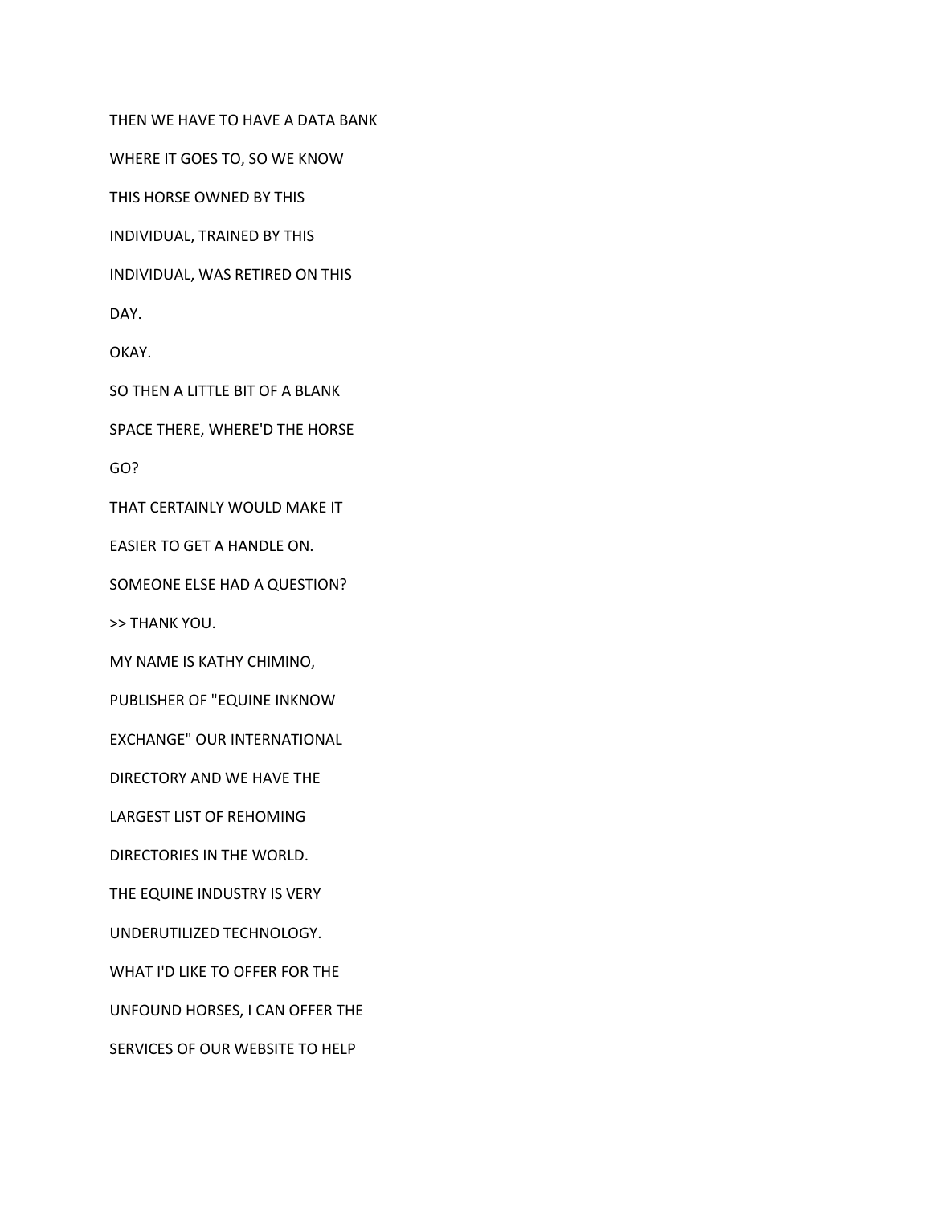THEN WE HAVE TO HAVE A DATA BANK

WHERE IT GOES TO, SO WE KNOW

THIS HORSE OWNED BY THIS

INDIVIDUAL, TRAINED BY THIS

INDIVIDUAL, WAS RETIRED ON THIS

DAY.

OKAY.

SO THEN A LITTLE BIT OF A BLANK

SPACE THERE, WHERE'D THE HORSE

GO?

THAT CERTAINLY WOULD MAKE IT

EASIER TO GET A HANDLE ON.

SOMEONE ELSE HAD A QUESTION?

>> THANK YOU.

MY NAME IS KATHY CHIMINO,

PUBLISHER OF "EQUINE INKNOW

EXCHANGE" OUR INTERNATIONAL

DIRECTORY AND WE HAVE THE

LARGEST LIST OF REHOMING

DIRECTORIES IN THE WORLD.

THE EQUINE INDUSTRY IS VERY

UNDERUTILIZED TECHNOLOGY.

WHAT I'D LIKE TO OFFER FOR THE

UNFOUND HORSES, I CAN OFFER THE

SERVICES OF OUR WEBSITE TO HELP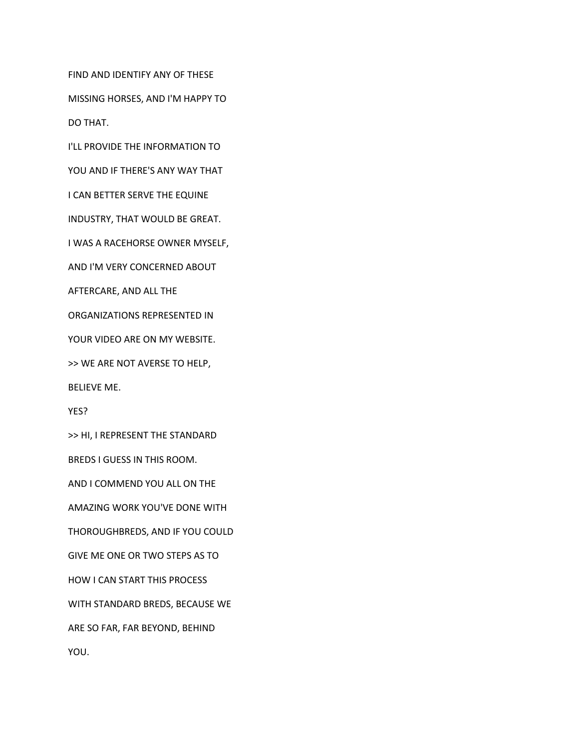FIND AND IDENTIFY ANY OF THESE

MISSING HORSES, AND I'M HAPPY TO

DO THAT.

I'LL PROVIDE THE INFORMATION TO

YOU AND IF THERE'S ANY WAY THAT

I CAN BETTER SERVE THE EQUINE

INDUSTRY, THAT WOULD BE GREAT.

I WAS A RACEHORSE OWNER MYSELF,

AND I'M VERY CONCERNED ABOUT

AFTERCARE, AND ALL THE

ORGANIZATIONS REPRESENTED IN

YOUR VIDEO ARE ON MY WEBSITE.

>> WE ARE NOT AVERSE TO HELP,

BELIEVE ME.

YES?

>> HI, I REPRESENT THE STANDARD

BREDS I GUESS IN THIS ROOM.

AND I COMMEND YOU ALL ON THE

AMAZING WORK YOU'VE DONE WITH

THOROUGHBREDS, AND IF YOU COULD

GIVE ME ONE OR TWO STEPS AS TO

HOW I CAN START THIS PROCESS

WITH STANDARD BREDS, BECAUSE WE

ARE SO FAR, FAR BEYOND, BEHIND

YOU.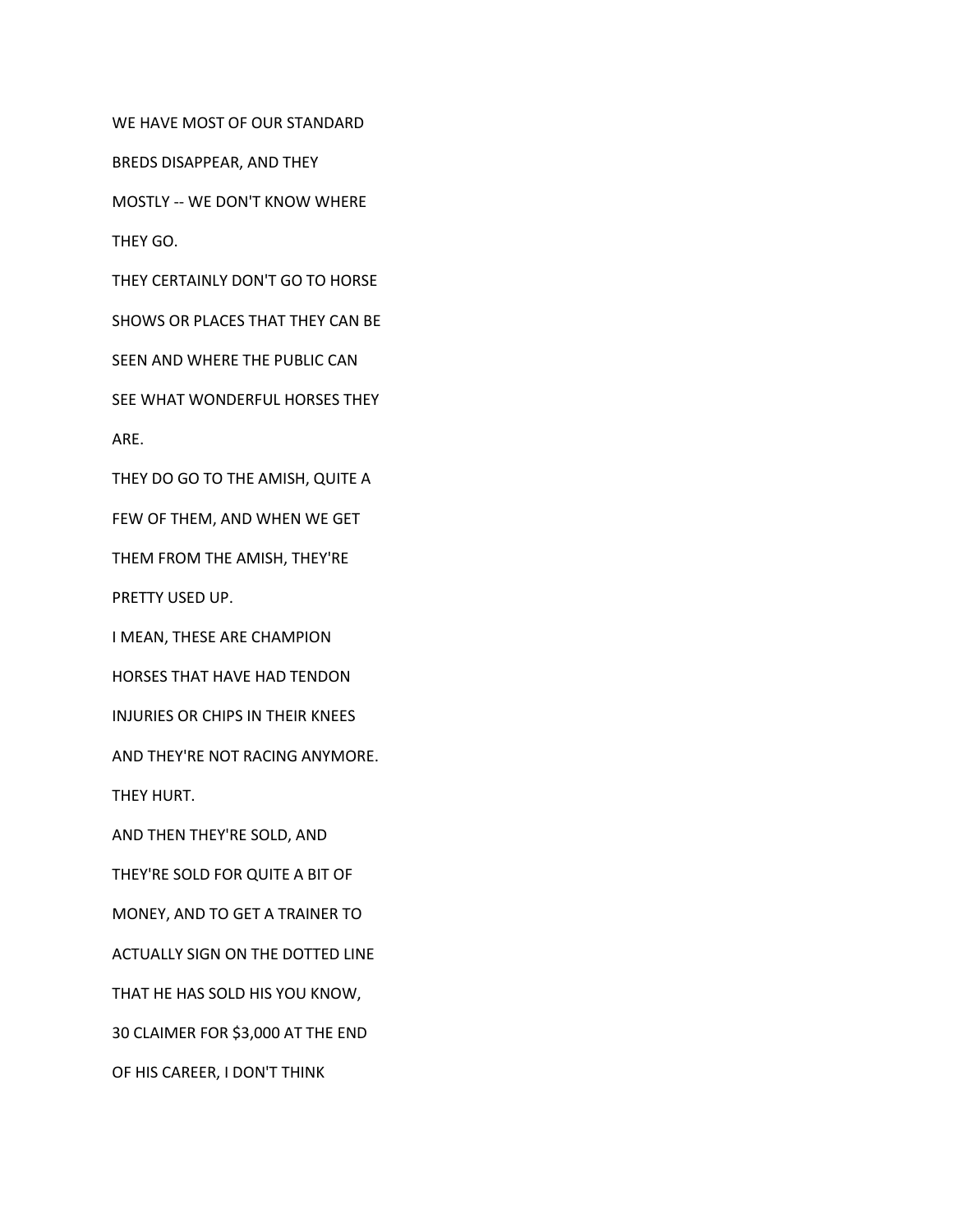WE HAVE MOST OF OUR STANDARD

BREDS DISAPPEAR, AND THEY

MOSTLY -- WE DON'T KNOW WHERE

THEY GO.

THEY CERTAINLY DON'T GO TO HORSE

SHOWS OR PLACES THAT THEY CAN BE

SEEN AND WHERE THE PUBLIC CAN

SEE WHAT WONDERFUL HORSES THEY

ARE.

THEY DO GO TO THE AMISH, QUITE A

FEW OF THEM, AND WHEN WE GET

THEM FROM THE AMISH, THEY'RE

PRETTY USED UP.

I MEAN, THESE ARE CHAMPION

HORSES THAT HAVE HAD TENDON

INJURIES OR CHIPS IN THEIR KNEES

AND THEY'RE NOT RACING ANYMORE.

THEY HURT.

AND THEN THEY'RE SOLD, AND

THEY'RE SOLD FOR QUITE A BIT OF

MONEY, AND TO GET A TRAINER TO

ACTUALLY SIGN ON THE DOTTED LINE

THAT HE HAS SOLD HIS YOU KNOW,

30 CLAIMER FOR $3,000 AT THE END

OF HIS CAREER, I DON'T THINK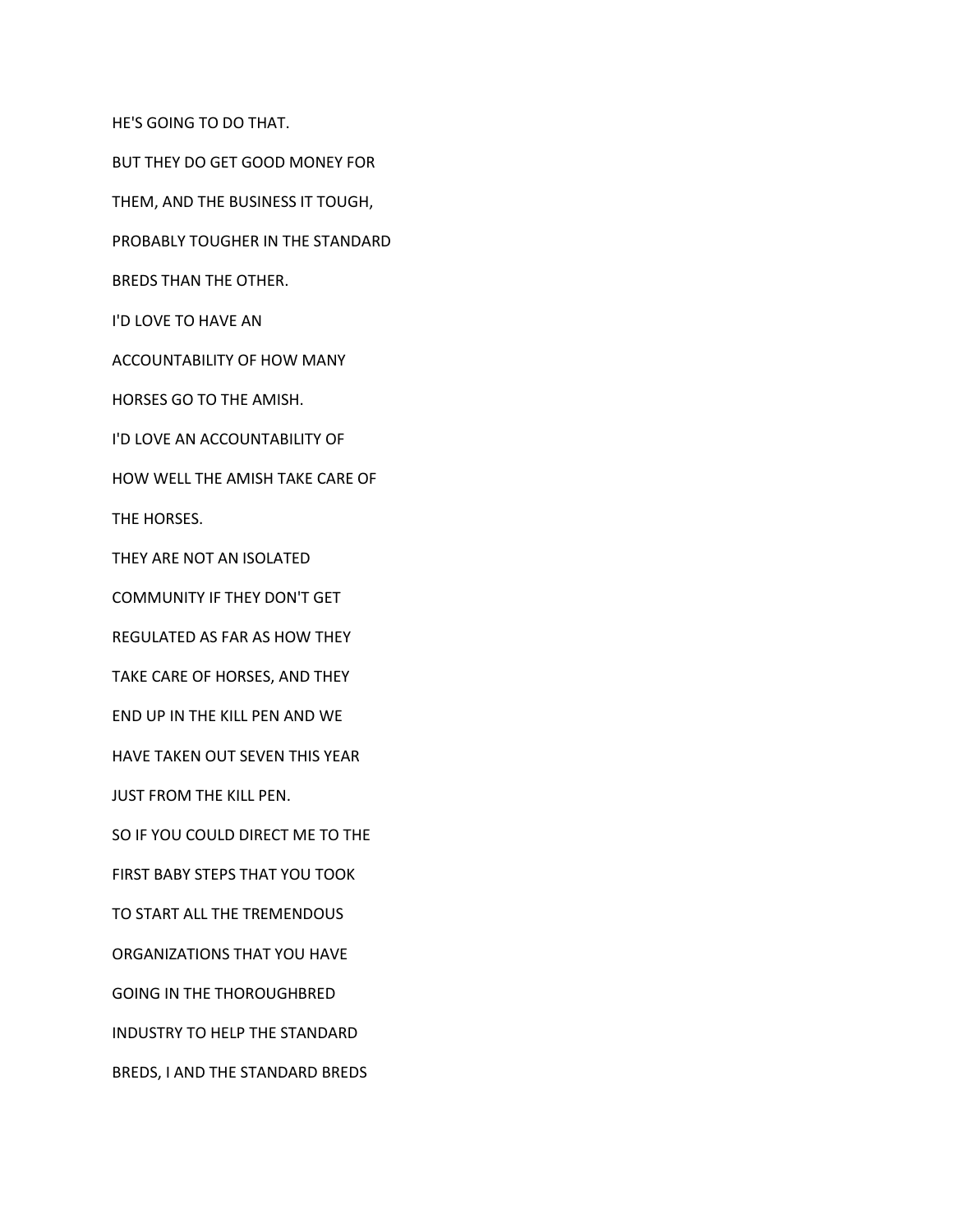HE'S GOING TO DO THAT.

BUT THEY DO GET GOOD MONEY FOR

THEM, AND THE BUSINESS IT TOUGH,

PROBABLY TOUGHER IN THE STANDARD

BREDS THAN THE OTHER.

I'D LOVE TO HAVE AN

ACCOUNTABILITY OF HOW MANY

HORSES GO TO THE AMISH.

I'D LOVE AN ACCOUNTABILITY OF

HOW WELL THE AMISH TAKE CARE OF

THE HORSES.

THEY ARE NOT AN ISOLATED

COMMUNITY IF THEY DON'T GET

REGULATED AS FAR AS HOW THEY

TAKE CARE OF HORSES, AND THEY

END UP IN THE KILL PEN AND WE

HAVE TAKEN OUT SEVEN THIS YEAR

JUST FROM THE KILL PEN.

SO IF YOU COULD DIRECT ME TO THE

FIRST BABY STEPS THAT YOU TOOK

TO START ALL THE TREMENDOUS

ORGANIZATIONS THAT YOU HAVE

GOING IN THE THOROUGHBRED

INDUSTRY TO HELP THE STANDARD

BREDS, I AND THE STANDARD BREDS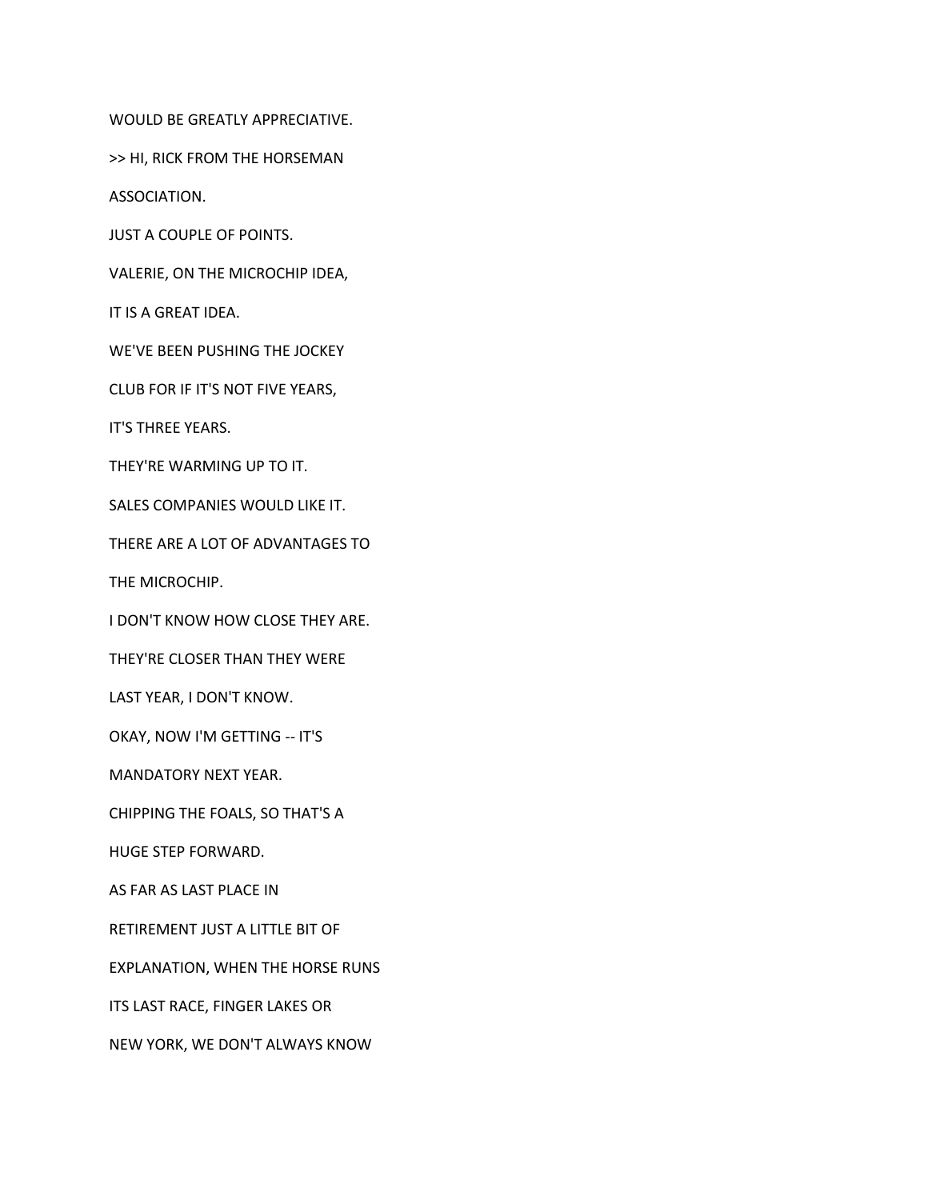WOULD BE GREATLY APPRECIATIVE.

>> HI, RICK FROM THE HORSEMAN

ASSOCIATION.

JUST A COUPLE OF POINTS.

VALERIE, ON THE MICROCHIP IDEA,

IT IS A GREAT IDEA.

WE'VE BEEN PUSHING THE JOCKEY

CLUB FOR IF IT'S NOT FIVE YEARS,

IT'S THREE YEARS.

THEY'RE WARMING UP TO IT.

SALES COMPANIES WOULD LIKE IT.

THERE ARE A LOT OF ADVANTAGES TO

THE MICROCHIP.

I DON'T KNOW HOW CLOSE THEY ARE.

THEY'RE CLOSER THAN THEY WERE

LAST YEAR, I DON'T KNOW.

OKAY, NOW I'M GETTING -- IT'S

MANDATORY NEXT YEAR.

CHIPPING THE FOALS, SO THAT'S A

HUGE STEP FORWARD.

AS FAR AS LAST PLACE IN

RETIREMENT JUST A LITTLE BIT OF

EXPLANATION, WHEN THE HORSE RUNS

ITS LAST RACE, FINGER LAKES OR

NEW YORK, WE DON'T ALWAYS KNOW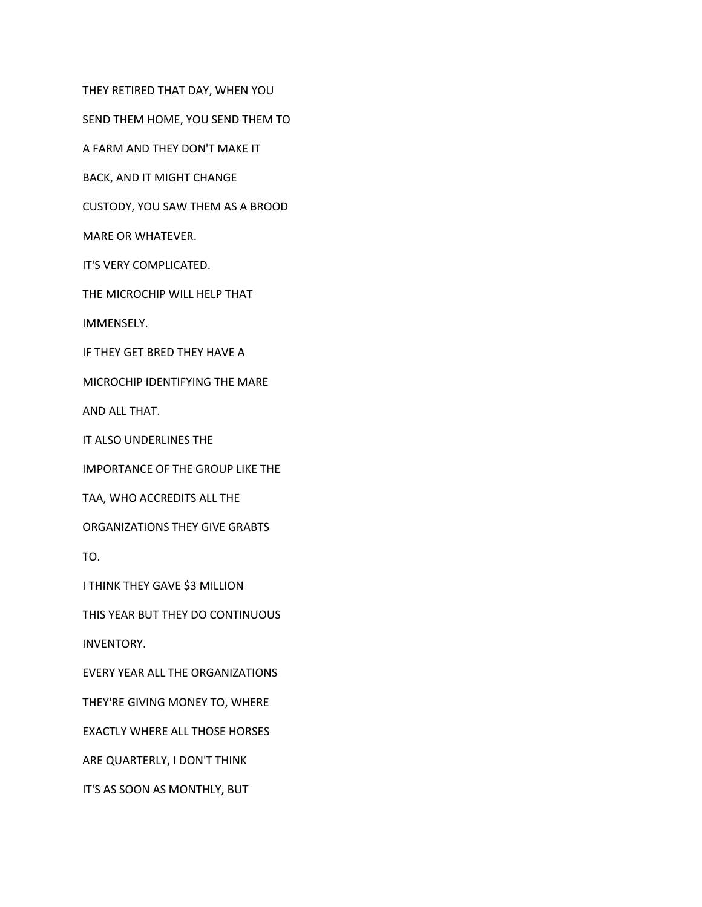THEY RETIRED THAT DAY, WHEN YOU
SEND THEM HOME, YOU SEND THEM TO
A FARM AND THEY DON'T MAKE IT
BACK, AND IT MIGHT CHANGE
CUSTODY, YOU SAW THEM AS A BROOD
MARE OR WHATEVER.
IT'S VERY COMPLICATED.
THE MICROCHIP WILL HELP THAT
IMMENSELY.
IF THEY GET BRED THEY HAVE A
MICROCHIP IDENTIFYING THE MARE
AND ALL THAT.
IT ALSO UNDERLINES THE
IMPORTANCE OF THE GROUP LIKE THE
TAA, WHO ACCREDITS ALL THE
ORGANIZATIONS THEY GIVE GRABTS
TO.
I THINK THEY GAVE $3 MILLION
THIS YEAR BUT THEY DO CONTINUOUS
INVENTORY.
EVERY YEAR ALL THE ORGANIZATIONS
THEY'RE GIVING MONEY TO, WHERE
EXACTLY WHERE ALL THOSE HORSES
ARE QUARTERLY, I DON'T THINK
IT'S AS SOON AS MONTHLY, BUT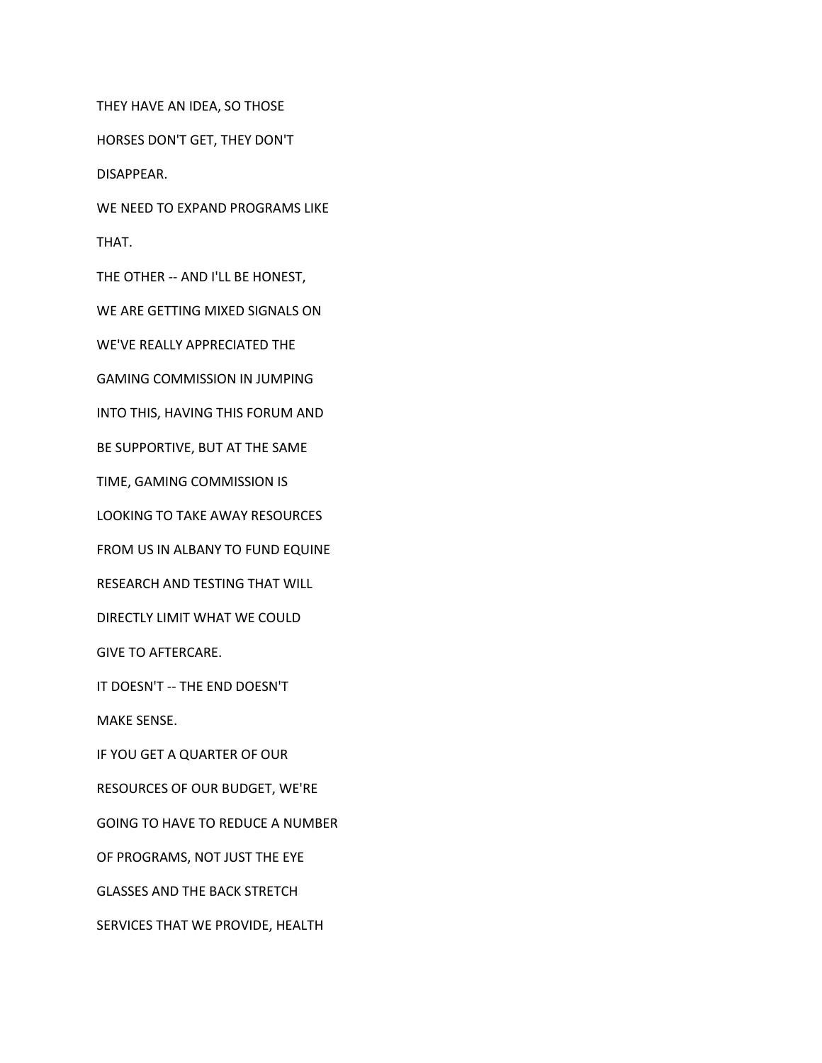THEY HAVE AN IDEA, SO THOSE

HORSES DON'T GET, THEY DON'T

DISAPPEAR.

WE NEED TO EXPAND PROGRAMS LIKE

THAT.

THE OTHER -- AND I'LL BE HONEST,

WE ARE GETTING MIXED SIGNALS ON

WE'VE REALLY APPRECIATED THE

GAMING COMMISSION IN JUMPING

INTO THIS, HAVING THIS FORUM AND

BE SUPPORTIVE, BUT AT THE SAME

TIME, GAMING COMMISSION IS

LOOKING TO TAKE AWAY RESOURCES

FROM US IN ALBANY TO FUND EQUINE

RESEARCH AND TESTING THAT WILL

DIRECTLY LIMIT WHAT WE COULD

GIVE TO AFTERCARE.

IT DOESN'T -- THE END DOESN'T

MAKE SENSE.

IF YOU GET A QUARTER OF OUR

RESOURCES OF OUR BUDGET, WE'RE

GOING TO HAVE TO REDUCE A NUMBER

OF PROGRAMS, NOT JUST THE EYE

GLASSES AND THE BACK STRETCH

SERVICES THAT WE PROVIDE, HEALTH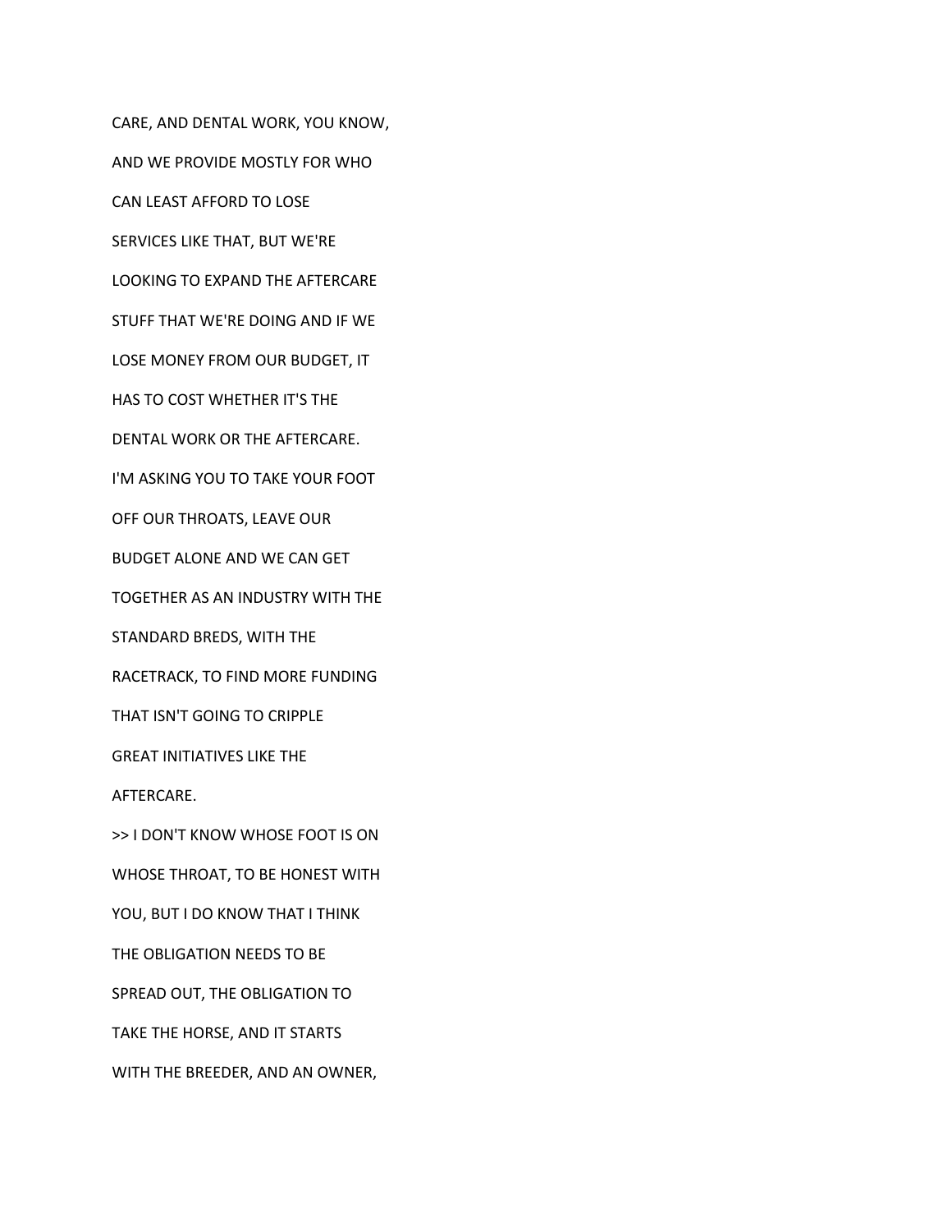CARE, AND DENTAL WORK, YOU KNOW,

AND WE PROVIDE MOSTLY FOR WHO

CAN LEAST AFFORD TO LOSE

SERVICES LIKE THAT, BUT WE'RE

LOOKING TO EXPAND THE AFTERCARE

STUFF THAT WE'RE DOING AND IF WE

LOSE MONEY FROM OUR BUDGET, IT

HAS TO COST WHETHER IT'S THE

DENTAL WORK OR THE AFTERCARE.

I'M ASKING YOU TO TAKE YOUR FOOT

OFF OUR THROATS, LEAVE OUR

BUDGET ALONE AND WE CAN GET

TOGETHER AS AN INDUSTRY WITH THE

STANDARD BREDS, WITH THE

RACETRACK, TO FIND MORE FUNDING

THAT ISN'T GOING TO CRIPPLE

GREAT INITIATIVES LIKE THE

AFTERCARE.

>> I DON'T KNOW WHOSE FOOT IS ON

WHOSE THROAT, TO BE HONEST WITH

YOU, BUT I DO KNOW THAT I THINK

THE OBLIGATION NEEDS TO BE

SPREAD OUT, THE OBLIGATION TO

TAKE THE HORSE, AND IT STARTS

WITH THE BREEDER, AND AN OWNER,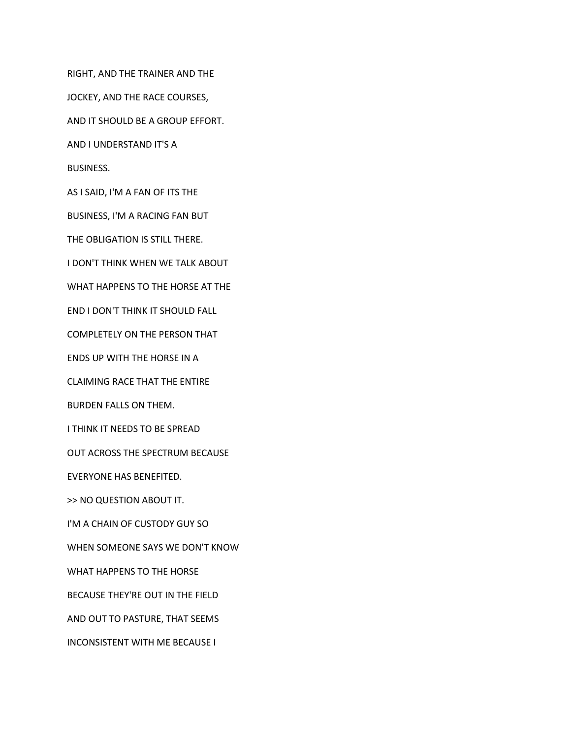RIGHT, AND THE TRAINER AND THE

JOCKEY, AND THE RACE COURSES,

AND IT SHOULD BE A GROUP EFFORT.

AND I UNDERSTAND IT'S A

BUSINESS.

AS I SAID, I'M A FAN OF ITS THE

BUSINESS, I'M A RACING FAN BUT

THE OBLIGATION IS STILL THERE.

I DON'T THINK WHEN WE TALK ABOUT

WHAT HAPPENS TO THE HORSE AT THE

END I DON'T THINK IT SHOULD FALL

COMPLETELY ON THE PERSON THAT

ENDS UP WITH THE HORSE IN A

CLAIMING RACE THAT THE ENTIRE

BURDEN FALLS ON THEM.

I THINK IT NEEDS TO BE SPREAD

OUT ACROSS THE SPECTRUM BECAUSE

EVERYONE HAS BENEFITED.

>> NO QUESTION ABOUT IT.

I'M A CHAIN OF CUSTODY GUY SO

WHEN SOMEONE SAYS WE DON'T KNOW

WHAT HAPPENS TO THE HORSE

BECAUSE THEY'RE OUT IN THE FIELD

AND OUT TO PASTURE, THAT SEEMS

INCONSISTENT WITH ME BECAUSE I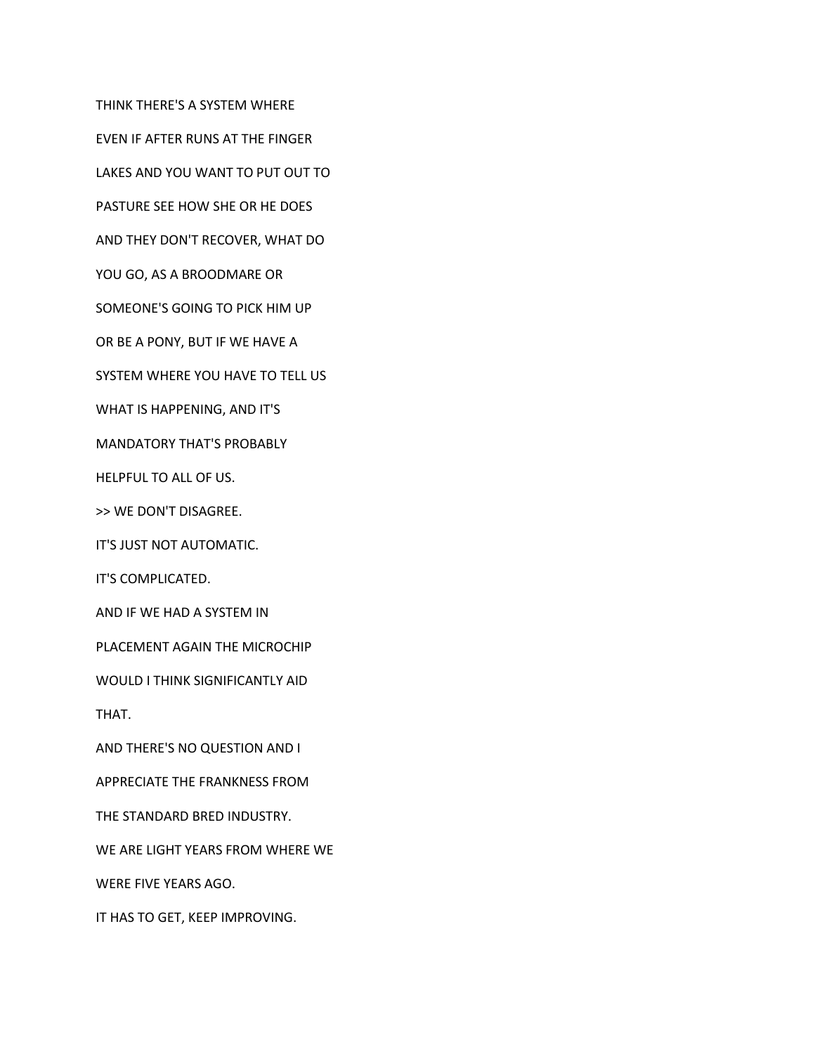THINK THERE'S A SYSTEM WHERE

EVEN IF AFTER RUNS AT THE FINGER

LAKES AND YOU WANT TO PUT OUT TO

PASTURE SEE HOW SHE OR HE DOES

AND THEY DON'T RECOVER, WHAT DO

YOU GO, AS A BROODMARE OR

SOMEONE'S GOING TO PICK HIM UP

OR BE A PONY, BUT IF WE HAVE A

SYSTEM WHERE YOU HAVE TO TELL US

WHAT IS HAPPENING, AND IT'S

MANDATORY THAT'S PROBABLY

HELPFUL TO ALL OF US.

>> WE DON'T DISAGREE.

IT'S JUST NOT AUTOMATIC.

IT'S COMPLICATED.

AND IF WE HAD A SYSTEM IN

PLACEMENT AGAIN THE MICROCHIP

WOULD I THINK SIGNIFICANTLY AID

THAT.

AND THERE'S NO QUESTION AND I

APPRECIATE THE FRANKNESS FROM

THE STANDARD BRED INDUSTRY.

WE ARE LIGHT YEARS FROM WHERE WE

WERE FIVE YEARS AGO.

IT HAS TO GET, KEEP IMPROVING.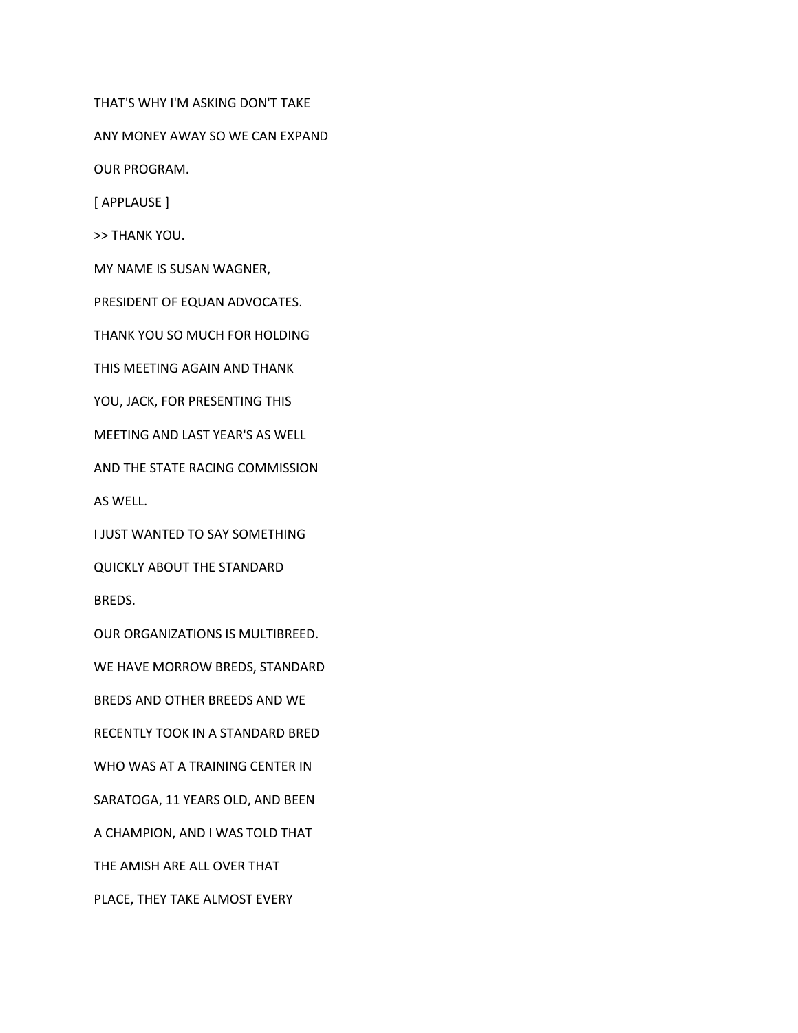THAT'S WHY I'M ASKING DON'T TAKE

ANY MONEY AWAY SO WE CAN EXPAND

OUR PROGRAM.

[ APPLAUSE ]

>> THANK YOU.

MY NAME IS SUSAN WAGNER,

PRESIDENT OF EQUAN ADVOCATES.

THANK YOU SO MUCH FOR HOLDING

THIS MEETING AGAIN AND THANK

YOU, JACK, FOR PRESENTING THIS

MEETING AND LAST YEAR'S AS WELL

AND THE STATE RACING COMMISSION

AS WELL.

I JUST WANTED TO SAY SOMETHING

QUICKLY ABOUT THE STANDARD

BREDS.

OUR ORGANIZATIONS IS MULTIBREED.

WE HAVE MORROW BREDS, STANDARD

BREDS AND OTHER BREEDS AND WE

RECENTLY TOOK IN A STANDARD BRED

WHO WAS AT A TRAINING CENTER IN

SARATOGA, 11 YEARS OLD, AND BEEN

A CHAMPION, AND I WAS TOLD THAT

THE AMISH ARE ALL OVER THAT

PLACE, THEY TAKE ALMOST EVERY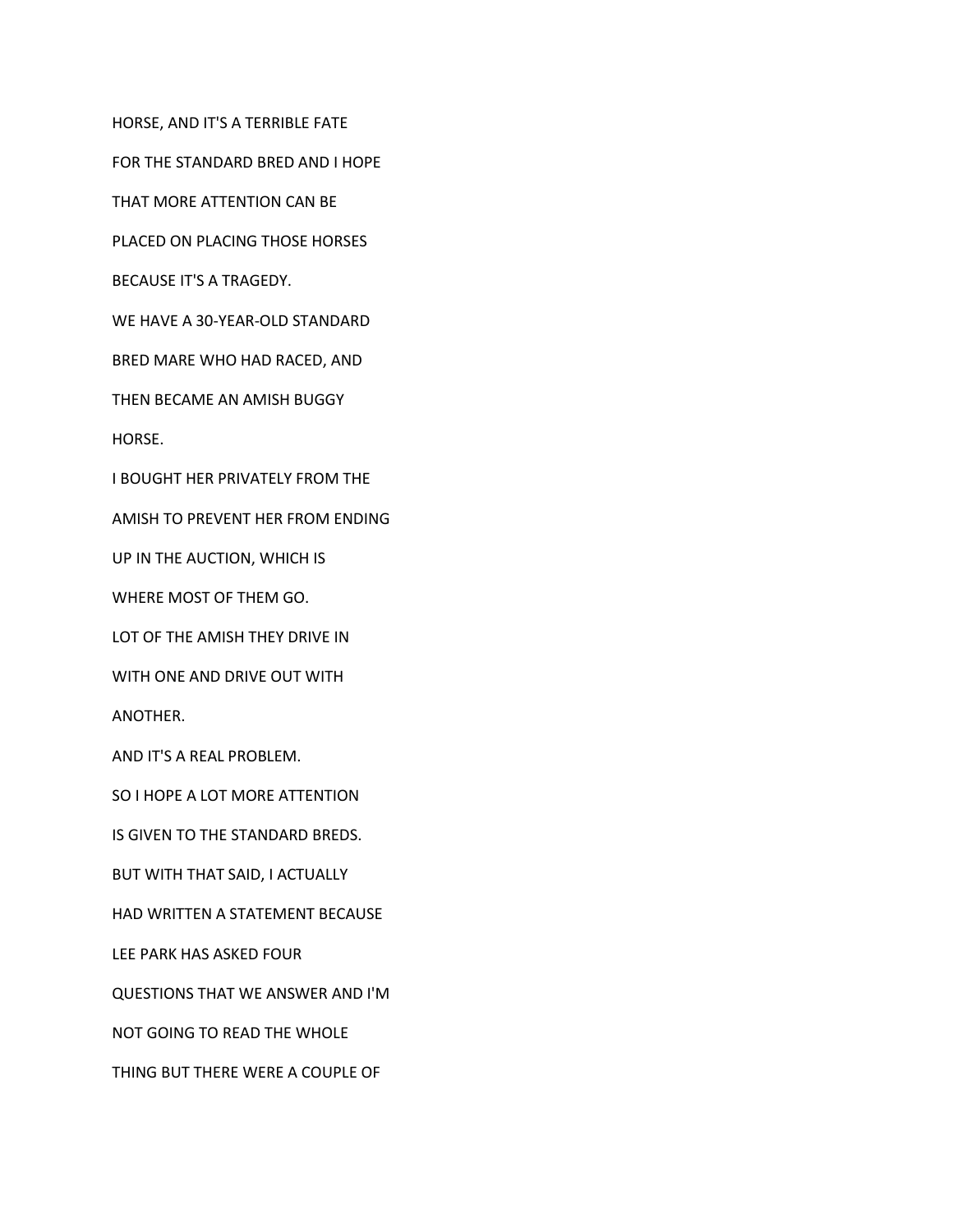HORSE, AND IT'S A TERRIBLE FATE

FOR THE STANDARD BRED AND I HOPE

THAT MORE ATTENTION CAN BE

PLACED ON PLACING THOSE HORSES

BECAUSE IT'S A TRAGEDY.

WE HAVE A 30-YEAR-OLD STANDARD

BRED MARE WHO HAD RACED, AND

THEN BECAME AN AMISH BUGGY

HORSE.

I BOUGHT HER PRIVATELY FROM THE

AMISH TO PREVENT HER FROM ENDING

UP IN THE AUCTION, WHICH IS

WHERE MOST OF THEM GO.

LOT OF THE AMISH THEY DRIVE IN

WITH ONE AND DRIVE OUT WITH

ANOTHER.

AND IT'S A REAL PROBLEM.

SO I HOPE A LOT MORE ATTENTION

IS GIVEN TO THE STANDARD BREDS.

BUT WITH THAT SAID, I ACTUALLY

HAD WRITTEN A STATEMENT BECAUSE

LEE PARK HAS ASKED FOUR

QUESTIONS THAT WE ANSWER AND I'M

NOT GOING TO READ THE WHOLE

THING BUT THERE WERE A COUPLE OF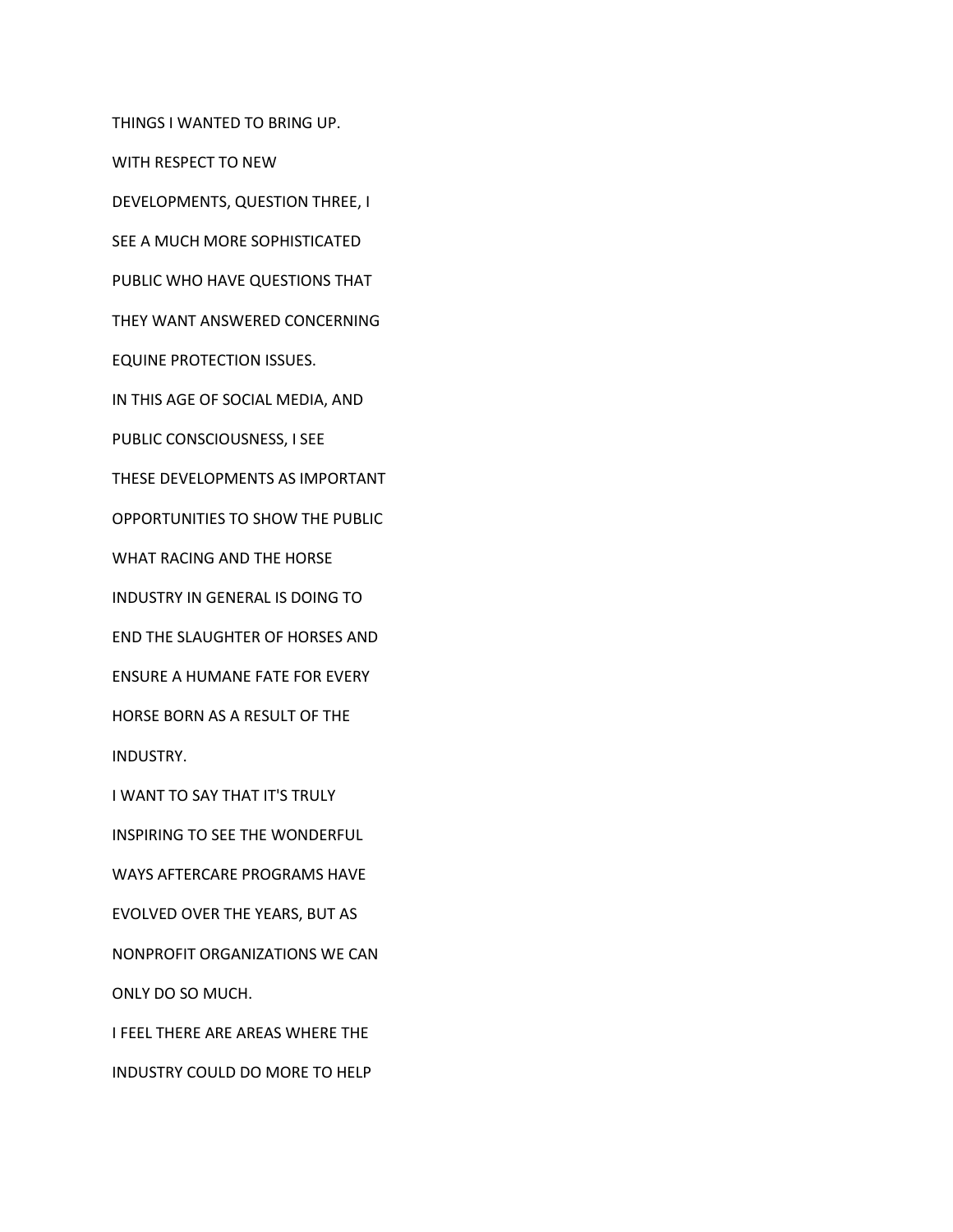THINGS I WANTED TO BRING UP.

WITH RESPECT TO NEW

DEVELOPMENTS, QUESTION THREE, I

SEE A MUCH MORE SOPHISTICATED

PUBLIC WHO HAVE QUESTIONS THAT

THEY WANT ANSWERED CONCERNING

EQUINE PROTECTION ISSUES.

IN THIS AGE OF SOCIAL MEDIA, AND

PUBLIC CONSCIOUSNESS, I SEE

THESE DEVELOPMENTS AS IMPORTANT

OPPORTUNITIES TO SHOW THE PUBLIC

WHAT RACING AND THE HORSE

INDUSTRY IN GENERAL IS DOING TO

END THE SLAUGHTER OF HORSES AND

ENSURE A HUMANE FATE FOR EVERY

HORSE BORN AS A RESULT OF THE

INDUSTRY.

I WANT TO SAY THAT IT'S TRULY

INSPIRING TO SEE THE WONDERFUL

WAYS AFTERCARE PROGRAMS HAVE

EVOLVED OVER THE YEARS, BUT AS

NONPROFIT ORGANIZATIONS WE CAN

ONLY DO SO MUCH.

I FEEL THERE ARE AREAS WHERE THE

INDUSTRY COULD DO MORE TO HELP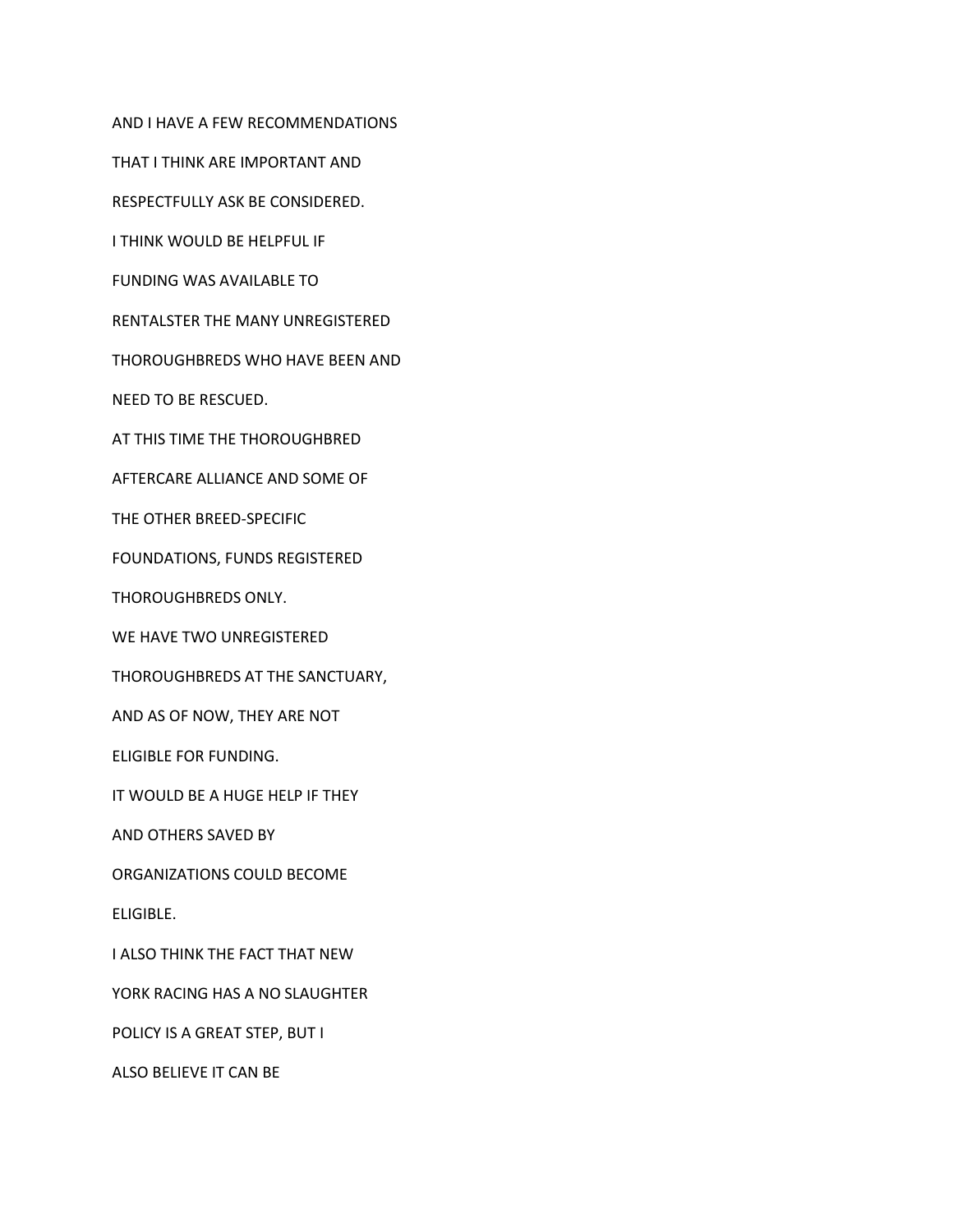AND I HAVE A FEW RECOMMENDATIONS

THAT I THINK ARE IMPORTANT AND

RESPECTFULLY ASK BE CONSIDERED.

I THINK WOULD BE HELPFUL IF

FUNDING WAS AVAILABLE TO

RENTALSTER THE MANY UNREGISTERED

THOROUGHBREDS WHO HAVE BEEN AND

NEED TO BE RESCUED.

AT THIS TIME THE THOROUGHBRED

AFTERCARE ALLIANCE AND SOME OF

THE OTHER BREED-SPECIFIC

FOUNDATIONS, FUNDS REGISTERED

THOROUGHBREDS ONLY.

WE HAVE TWO UNREGISTERED

THOROUGHBREDS AT THE SANCTUARY,

AND AS OF NOW, THEY ARE NOT

ELIGIBLE FOR FUNDING.

IT WOULD BE A HUGE HELP IF THEY

AND OTHERS SAVED BY

ORGANIZATIONS COULD BECOME

ELIGIBLE.

I ALSO THINK THE FACT THAT NEW

YORK RACING HAS A NO SLAUGHTER

POLICY IS A GREAT STEP, BUT I

ALSO BELIEVE IT CAN BE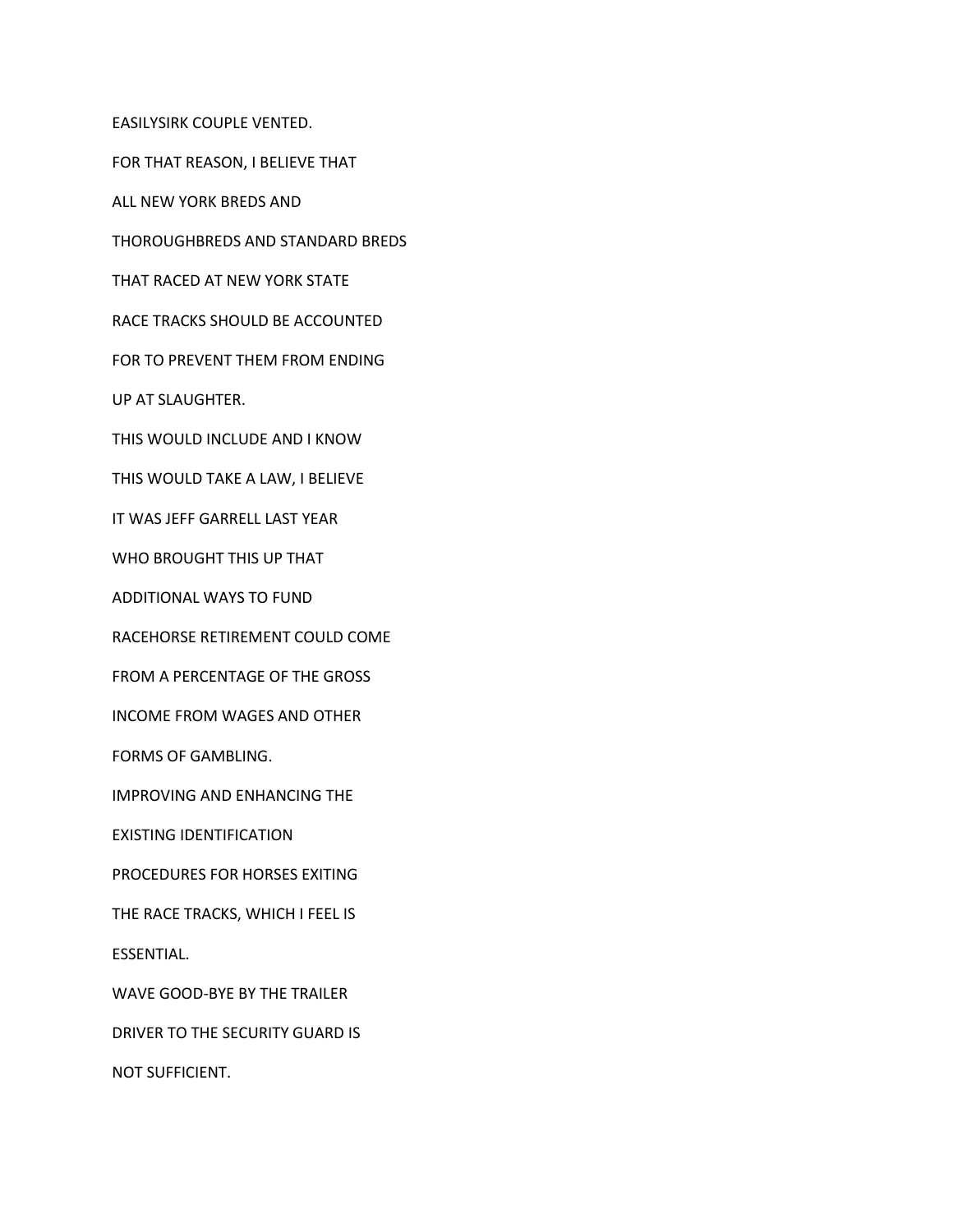EASILYSIRK COUPLE VENTED.

FOR THAT REASON, I BELIEVE THAT

ALL NEW YORK BREDS AND

THOROUGHBREDS AND STANDARD BREDS

THAT RACED AT NEW YORK STATE

RACE TRACKS SHOULD BE ACCOUNTED

FOR TO PREVENT THEM FROM ENDING

UP AT SLAUGHTER.

THIS WOULD INCLUDE AND I KNOW

THIS WOULD TAKE A LAW, I BELIEVE

IT WAS JEFF GARRELL LAST YEAR

WHO BROUGHT THIS UP THAT

ADDITIONAL WAYS TO FUND

RACEHORSE RETIREMENT COULD COME

FROM A PERCENTAGE OF THE GROSS

INCOME FROM WAGES AND OTHER

FORMS OF GAMBLING.

IMPROVING AND ENHANCING THE

EXISTING IDENTIFICATION

PROCEDURES FOR HORSES EXITING

THE RACE TRACKS, WHICH I FEEL IS

ESSENTIAL.

WAVE GOOD-BYE BY THE TRAILER

DRIVER TO THE SECURITY GUARD IS

NOT SUFFICIENT.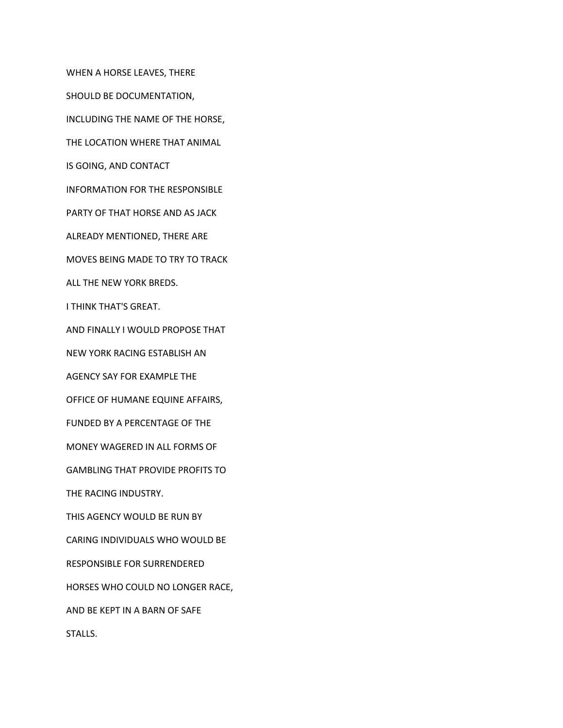WHEN A HORSE LEAVES, THERE

SHOULD BE DOCUMENTATION,

INCLUDING THE NAME OF THE HORSE,

THE LOCATION WHERE THAT ANIMAL

IS GOING, AND CONTACT

INFORMATION FOR THE RESPONSIBLE

PARTY OF THAT HORSE AND AS JACK

ALREADY MENTIONED, THERE ARE

MOVES BEING MADE TO TRY TO TRACK

ALL THE NEW YORK BREDS.

I THINK THAT'S GREAT.

AND FINALLY I WOULD PROPOSE THAT

NEW YORK RACING ESTABLISH AN

AGENCY SAY FOR EXAMPLE THE

OFFICE OF HUMANE EQUINE AFFAIRS,

FUNDED BY A PERCENTAGE OF THE

MONEY WAGERED IN ALL FORMS OF

GAMBLING THAT PROVIDE PROFITS TO

THE RACING INDUSTRY.

THIS AGENCY WOULD BE RUN BY

CARING INDIVIDUALS WHO WOULD BE

RESPONSIBLE FOR SURRENDERED

HORSES WHO COULD NO LONGER RACE,

AND BE KEPT IN A BARN OF SAFE

STALLS.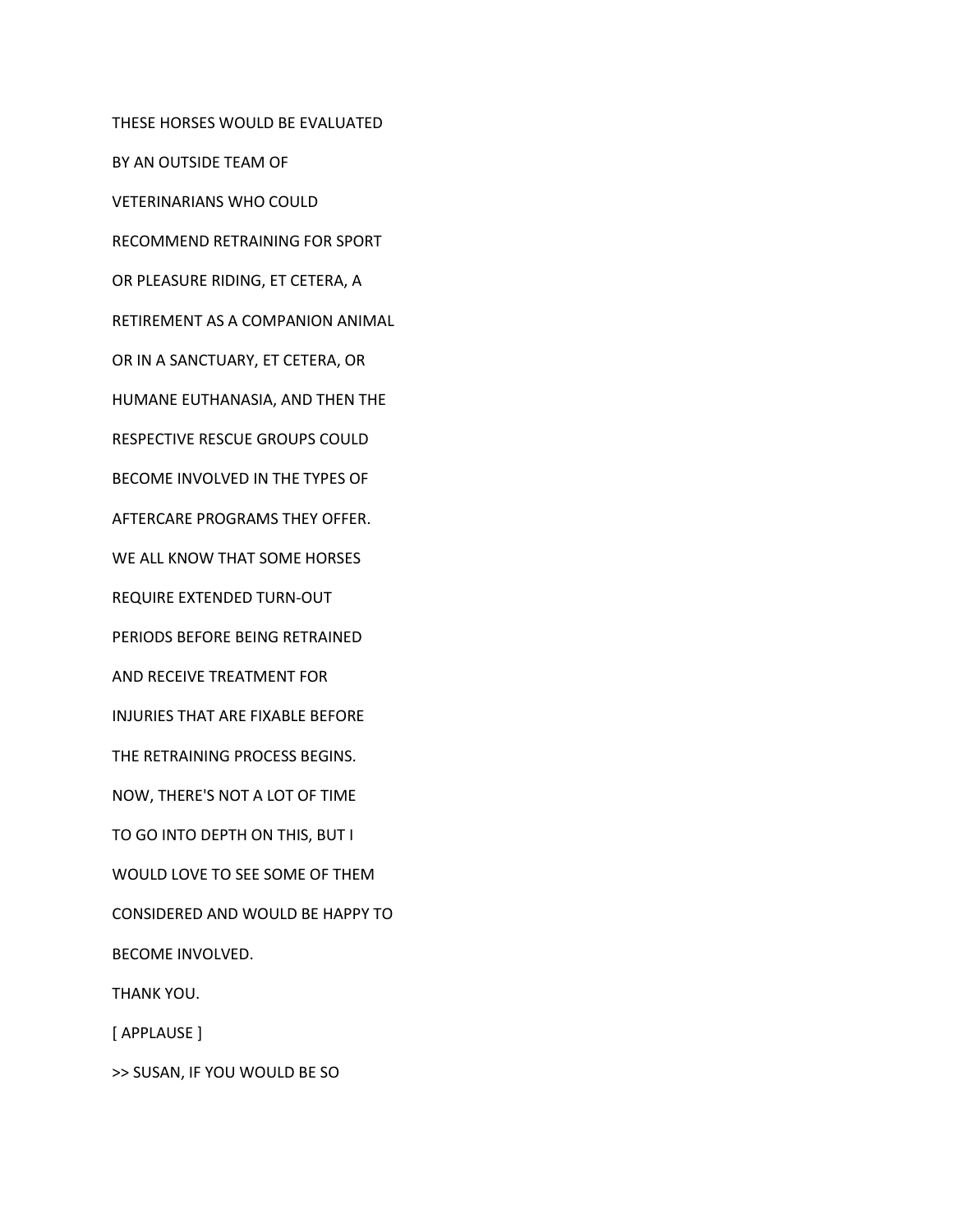THESE HORSES WOULD BE EVALUATED

BY AN OUTSIDE TEAM OF

VETERINARIANS WHO COULD

RECOMMEND RETRAINING FOR SPORT

OR PLEASURE RIDING, ET CETERA, A

RETIREMENT AS A COMPANION ANIMAL

OR IN A SANCTUARY, ET CETERA, OR

HUMANE EUTHANASIA, AND THEN THE

RESPECTIVE RESCUE GROUPS COULD

BECOME INVOLVED IN THE TYPES OF

AFTERCARE PROGRAMS THEY OFFER.

WE ALL KNOW THAT SOME HORSES

REQUIRE EXTENDED TURN-OUT

PERIODS BEFORE BEING RETRAINED

AND RECEIVE TREATMENT FOR

INJURIES THAT ARE FIXABLE BEFORE

THE RETRAINING PROCESS BEGINS.

NOW, THERE'S NOT A LOT OF TIME

TO GO INTO DEPTH ON THIS, BUT I

WOULD LOVE TO SEE SOME OF THEM

CONSIDERED AND WOULD BE HAPPY TO

BECOME INVOLVED.

THANK YOU.

[ APPLAUSE ]

>> SUSAN, IF YOU WOULD BE SO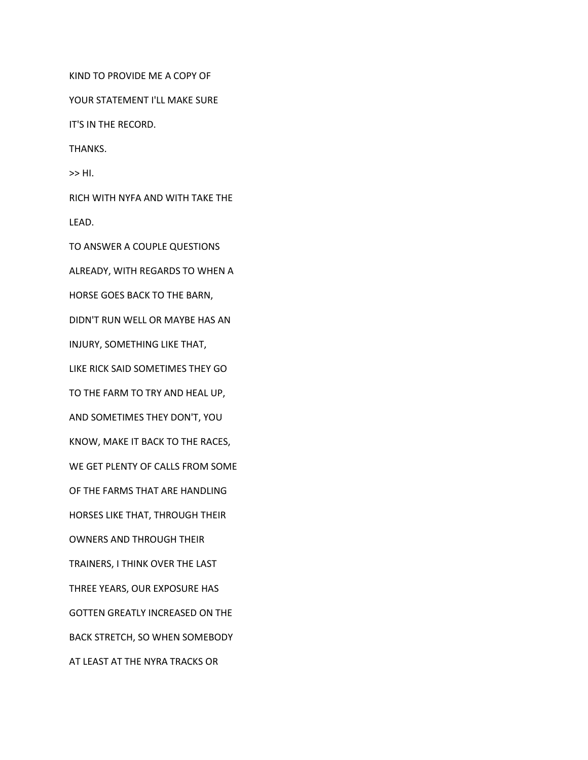KIND TO PROVIDE ME A COPY OF

YOUR STATEMENT I'LL MAKE SURE

IT'S IN THE RECORD.

THANKS.

>> HI.

RICH WITH NYFA AND WITH TAKE THE

LEAD.

TO ANSWER A COUPLE QUESTIONS

ALREADY, WITH REGARDS TO WHEN A

HORSE GOES BACK TO THE BARN,

DIDN'T RUN WELL OR MAYBE HAS AN

INJURY, SOMETHING LIKE THAT,

LIKE RICK SAID SOMETIMES THEY GO

TO THE FARM TO TRY AND HEAL UP,

AND SOMETIMES THEY DON'T, YOU

KNOW, MAKE IT BACK TO THE RACES,

WE GET PLENTY OF CALLS FROM SOME

OF THE FARMS THAT ARE HANDLING

HORSES LIKE THAT, THROUGH THEIR

OWNERS AND THROUGH THEIR

TRAINERS, I THINK OVER THE LAST

THREE YEARS, OUR EXPOSURE HAS

GOTTEN GREATLY INCREASED ON THE

BACK STRETCH, SO WHEN SOMEBODY

AT LEAST AT THE NYRA TRACKS OR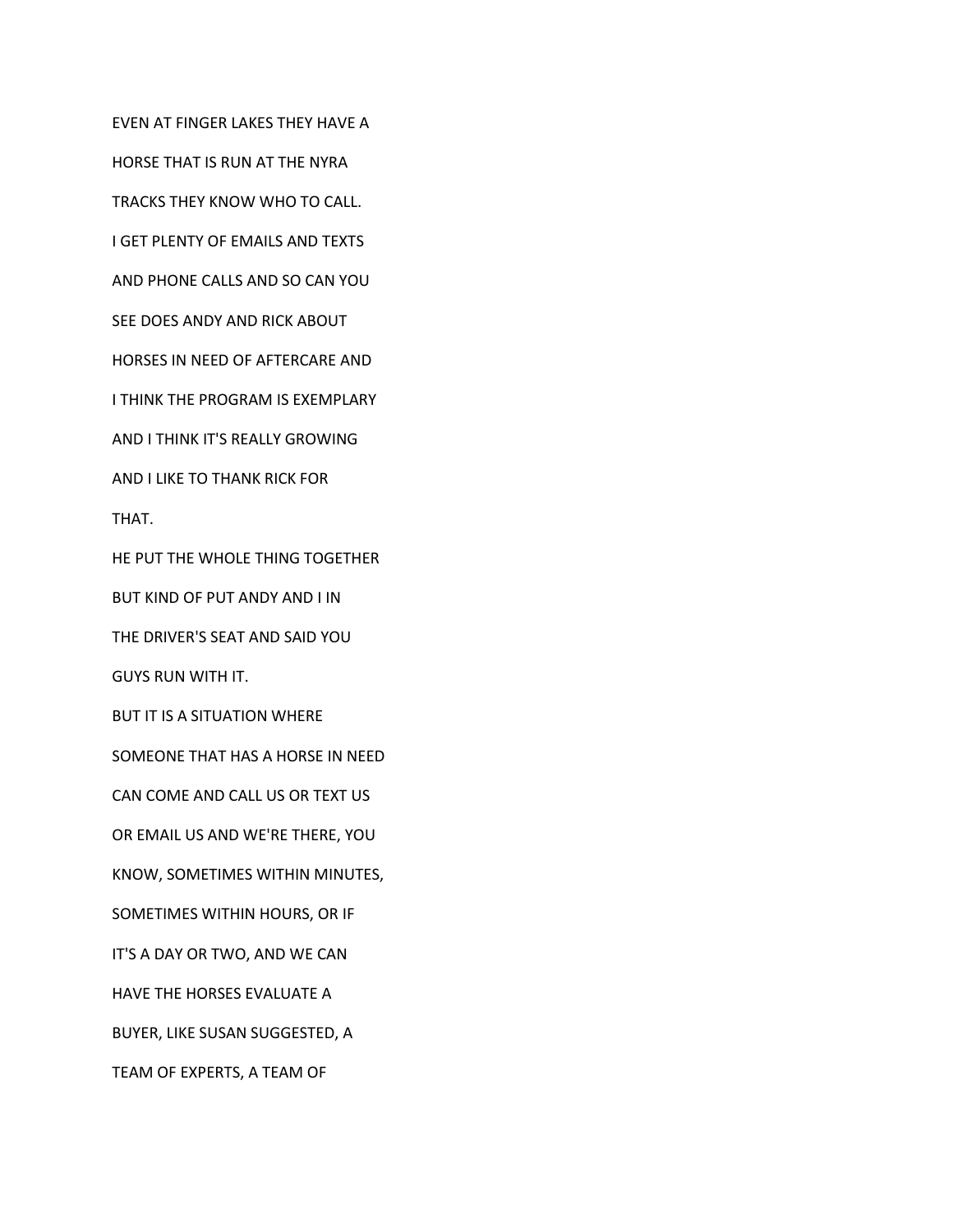EVEN AT FINGER LAKES THEY HAVE A

HORSE THAT IS RUN AT THE NYRA

TRACKS THEY KNOW WHO TO CALL.

I GET PLENTY OF EMAILS AND TEXTS

AND PHONE CALLS AND SO CAN YOU

SEE DOES ANDY AND RICK ABOUT

HORSES IN NEED OF AFTERCARE AND

I THINK THE PROGRAM IS EXEMPLARY

AND I THINK IT'S REALLY GROWING

AND I LIKE TO THANK RICK FOR

THAT.

HE PUT THE WHOLE THING TOGETHER

BUT KIND OF PUT ANDY AND I IN

THE DRIVER'S SEAT AND SAID YOU

GUYS RUN WITH IT.

BUT IT IS A SITUATION WHERE

SOMEONE THAT HAS A HORSE IN NEED

CAN COME AND CALL US OR TEXT US

OR EMAIL US AND WE'RE THERE, YOU

KNOW, SOMETIMES WITHIN MINUTES,

SOMETIMES WITHIN HOURS, OR IF

IT'S A DAY OR TWO, AND WE CAN

HAVE THE HORSES EVALUATE A

BUYER, LIKE SUSAN SUGGESTED, A

TEAM OF EXPERTS, A TEAM OF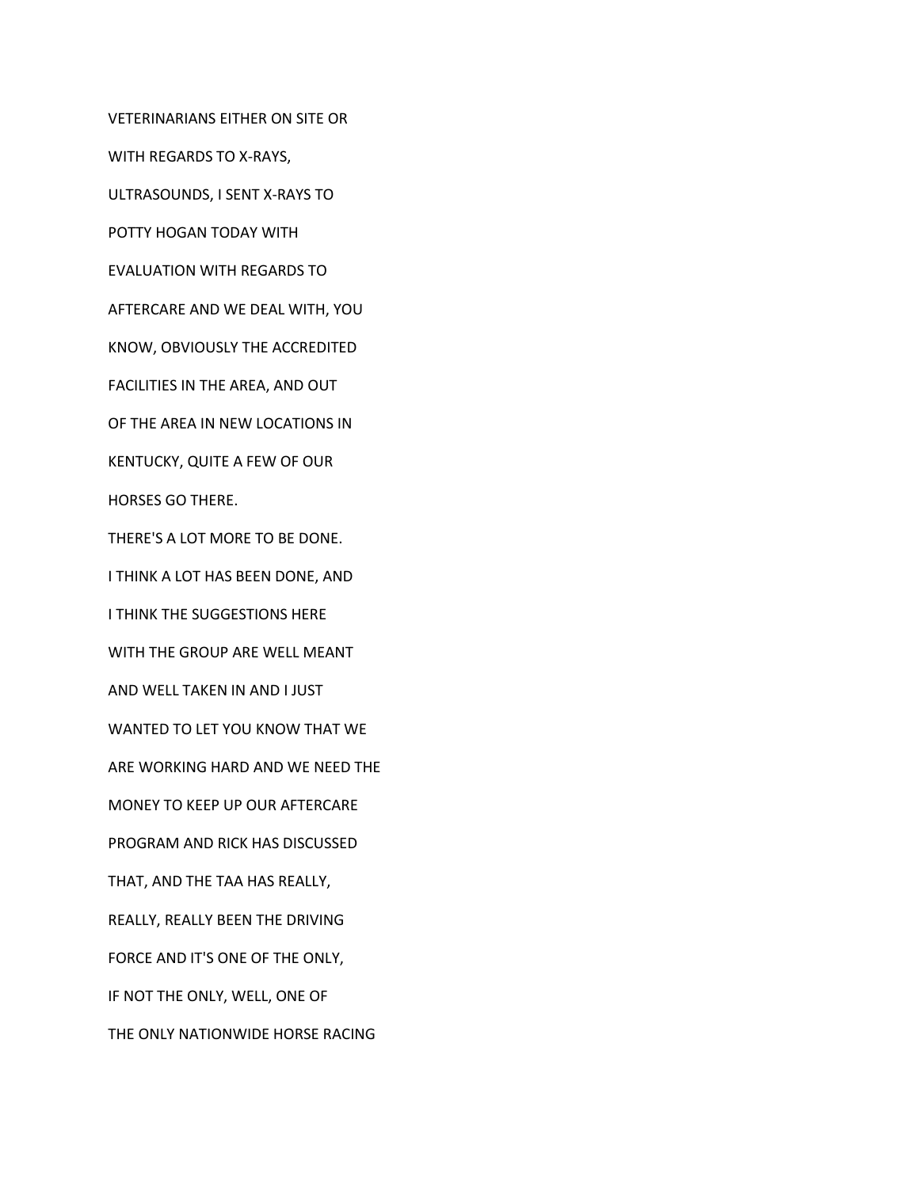VETERINARIANS EITHER ON SITE OR
WITH REGARDS TO X-RAYS,
ULTRASOUNDS, I SENT X-RAYS TO
POTTY HOGAN TODAY WITH
EVALUATION WITH REGARDS TO
AFTERCARE AND WE DEAL WITH, YOU
KNOW, OBVIOUSLY THE ACCREDITED
FACILITIES IN THE AREA, AND OUT
OF THE AREA IN NEW LOCATIONS IN
KENTUCKY, QUITE A FEW OF OUR
HORSES GO THERE.
THERE'S A LOT MORE TO BE DONE.
I THINK A LOT HAS BEEN DONE, AND
I THINK THE SUGGESTIONS HERE
WITH THE GROUP ARE WELL MEANT
AND WELL TAKEN IN AND I JUST
WANTED TO LET YOU KNOW THAT WE
ARE WORKING HARD AND WE NEED THE
MONEY TO KEEP UP OUR AFTERCARE
PROGRAM AND RICK HAS DISCUSSED
THAT, AND THE TAA HAS REALLY,
REALLY, REALLY BEEN THE DRIVING
FORCE AND IT'S ONE OF THE ONLY,
IF NOT THE ONLY, WELL, ONE OF
THE ONLY NATIONWIDE HORSE RACING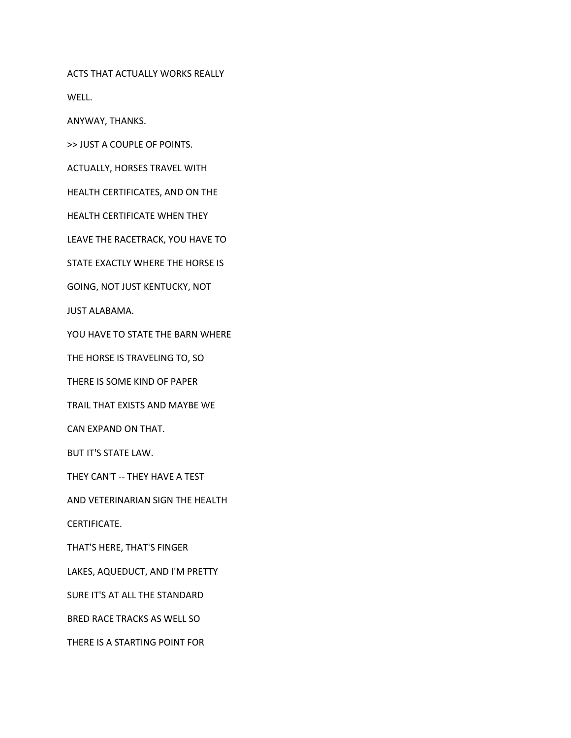ACTS THAT ACTUALLY WORKS REALLY

WELL.

ANYWAY, THANKS.

>> JUST A COUPLE OF POINTS.

ACTUALLY, HORSES TRAVEL WITH

HEALTH CERTIFICATES, AND ON THE

HEALTH CERTIFICATE WHEN THEY

LEAVE THE RACETRACK, YOU HAVE TO

STATE EXACTLY WHERE THE HORSE IS

GOING, NOT JUST KENTUCKY, NOT

JUST ALABAMA.

YOU HAVE TO STATE THE BARN WHERE

THE HORSE IS TRAVELING TO, SO

THERE IS SOME KIND OF PAPER

TRAIL THAT EXISTS AND MAYBE WE

CAN EXPAND ON THAT.

BUT IT'S STATE LAW.

THEY CAN'T -- THEY HAVE A TEST

AND VETERINARIAN SIGN THE HEALTH

CERTIFICATE.

THAT'S HERE, THAT'S FINGER

LAKES, AQUEDUCT, AND I'M PRETTY

SURE IT'S AT ALL THE STANDARD

BRED RACE TRACKS AS WELL SO

THERE IS A STARTING POINT FOR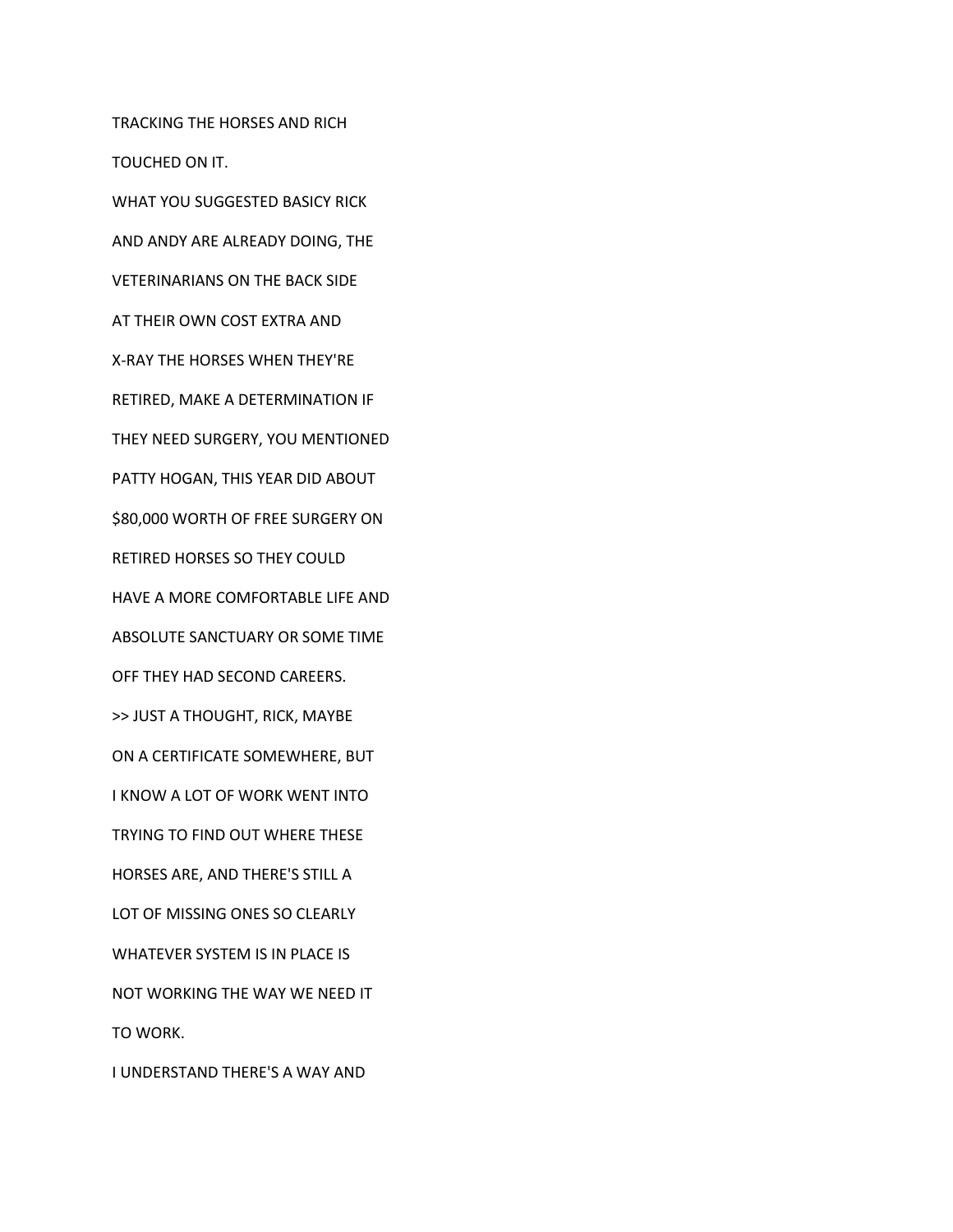TRACKING THE HORSES AND RICH

TOUCHED ON IT.

WHAT YOU SUGGESTED BASICY RICK

AND ANDY ARE ALREADY DOING, THE

VETERINARIANS ON THE BACK SIDE

AT THEIR OWN COST EXTRA AND

X-RAY THE HORSES WHEN THEY'RE

RETIRED, MAKE A DETERMINATION IF

THEY NEED SURGERY, YOU MENTIONED

PATTY HOGAN, THIS YEAR DID ABOUT

$80,000 WORTH OF FREE SURGERY ON

RETIRED HORSES SO THEY COULD

HAVE A MORE COMFORTABLE LIFE AND

ABSOLUTE SANCTUARY OR SOME TIME

OFF THEY HAD SECOND CAREERS.

>> JUST A THOUGHT, RICK, MAYBE

ON A CERTIFICATE SOMEWHERE, BUT

I KNOW A LOT OF WORK WENT INTO

TRYING TO FIND OUT WHERE THESE

HORSES ARE, AND THERE'S STILL A

LOT OF MISSING ONES SO CLEARLY

WHATEVER SYSTEM IS IN PLACE IS

NOT WORKING THE WAY WE NEED IT

TO WORK.

I UNDERSTAND THERE'S A WAY AND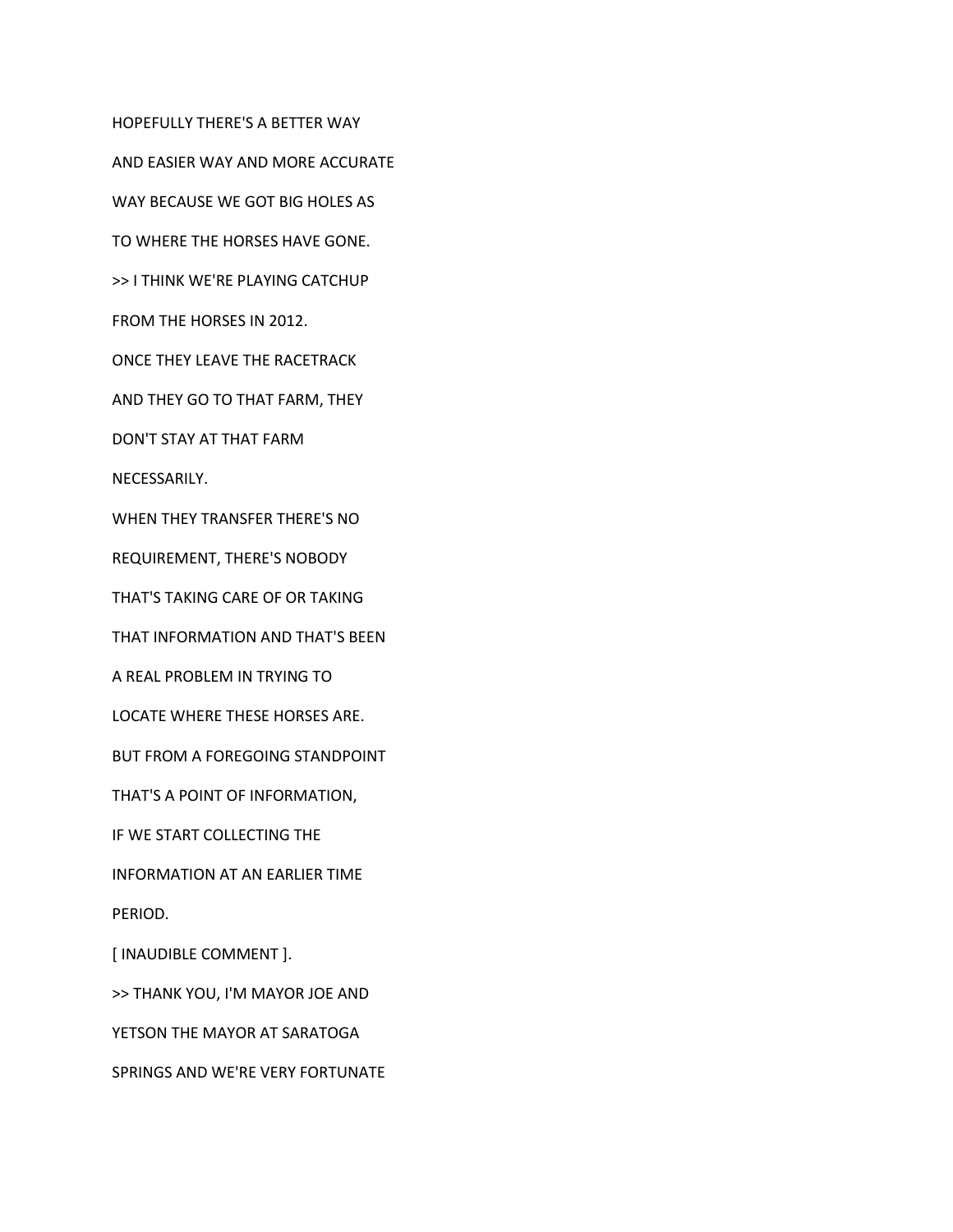HOPEFULLY THERE'S A BETTER WAY

AND EASIER WAY AND MORE ACCURATE

WAY BECAUSE WE GOT BIG HOLES AS

TO WHERE THE HORSES HAVE GONE.

>> I THINK WE'RE PLAYING CATCHUP

FROM THE HORSES IN 2012.

ONCE THEY LEAVE THE RACETRACK

AND THEY GO TO THAT FARM, THEY

DON'T STAY AT THAT FARM

NECESSARILY.

WHEN THEY TRANSFER THERE'S NO

REQUIREMENT, THERE'S NOBODY

THAT'S TAKING CARE OF OR TAKING

THAT INFORMATION AND THAT'S BEEN

A REAL PROBLEM IN TRYING TO

LOCATE WHERE THESE HORSES ARE.

BUT FROM A FOREGOING STANDPOINT

THAT'S A POINT OF INFORMATION,

IF WE START COLLECTING THE

INFORMATION AT AN EARLIER TIME

PERIOD.

[ INAUDIBLE COMMENT ].

>> THANK YOU, I'M MAYOR JOE AND

YETSON THE MAYOR AT SARATOGA

SPRINGS AND WE'RE VERY FORTUNATE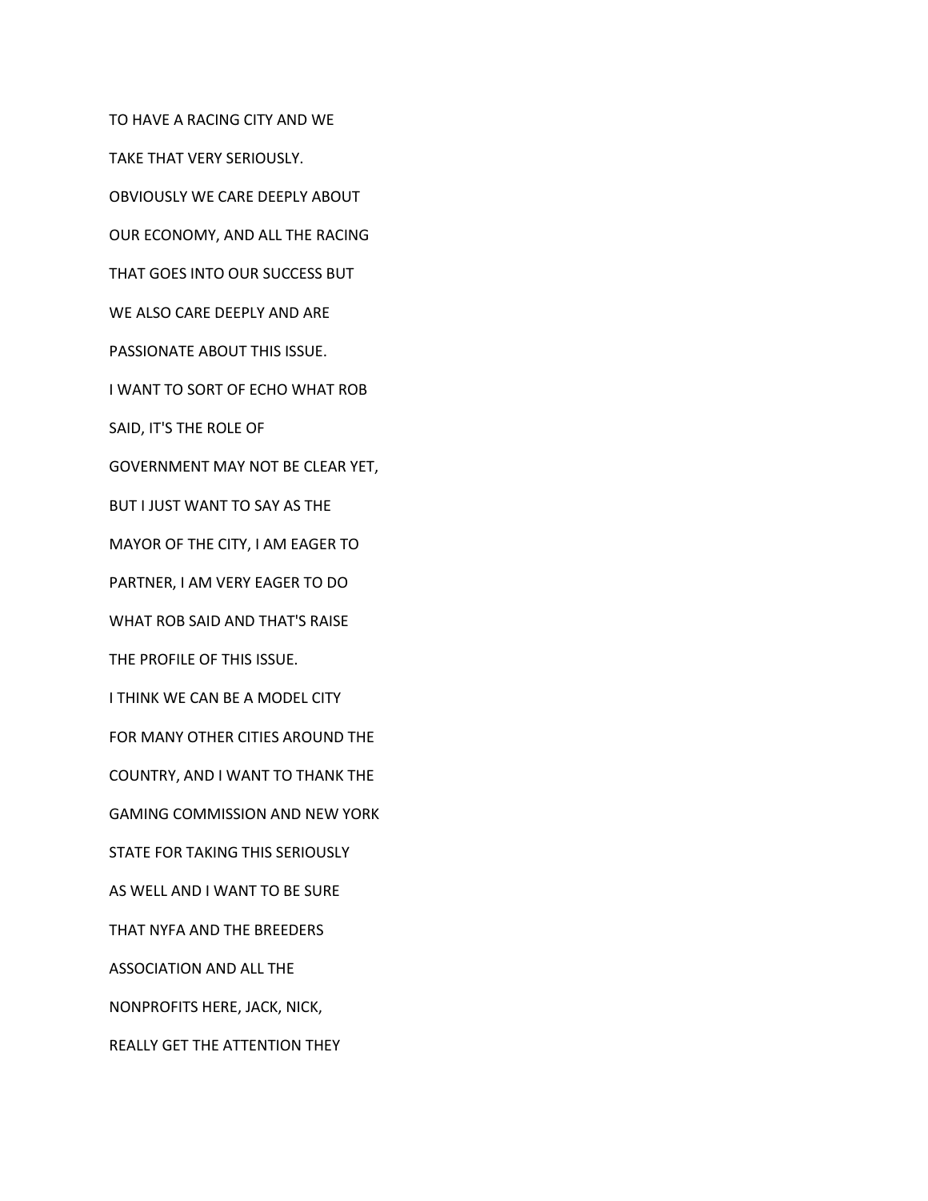TO HAVE A RACING CITY AND WE

TAKE THAT VERY SERIOUSLY.

OBVIOUSLY WE CARE DEEPLY ABOUT

OUR ECONOMY, AND ALL THE RACING

THAT GOES INTO OUR SUCCESS BUT

WE ALSO CARE DEEPLY AND ARE

PASSIONATE ABOUT THIS ISSUE.

I WANT TO SORT OF ECHO WHAT ROB

SAID, IT'S THE ROLE OF

GOVERNMENT MAY NOT BE CLEAR YET,

BUT I JUST WANT TO SAY AS THE

MAYOR OF THE CITY, I AM EAGER TO

PARTNER, I AM VERY EAGER TO DO

WHAT ROB SAID AND THAT'S RAISE

THE PROFILE OF THIS ISSUE.

I THINK WE CAN BE A MODEL CITY

FOR MANY OTHER CITIES AROUND THE

COUNTRY, AND I WANT TO THANK THE

GAMING COMMISSION AND NEW YORK

STATE FOR TAKING THIS SERIOUSLY

AS WELL AND I WANT TO BE SURE

THAT NYFA AND THE BREEDERS

ASSOCIATION AND ALL THE

NONPROFITS HERE, JACK, NICK,

REALLY GET THE ATTENTION THEY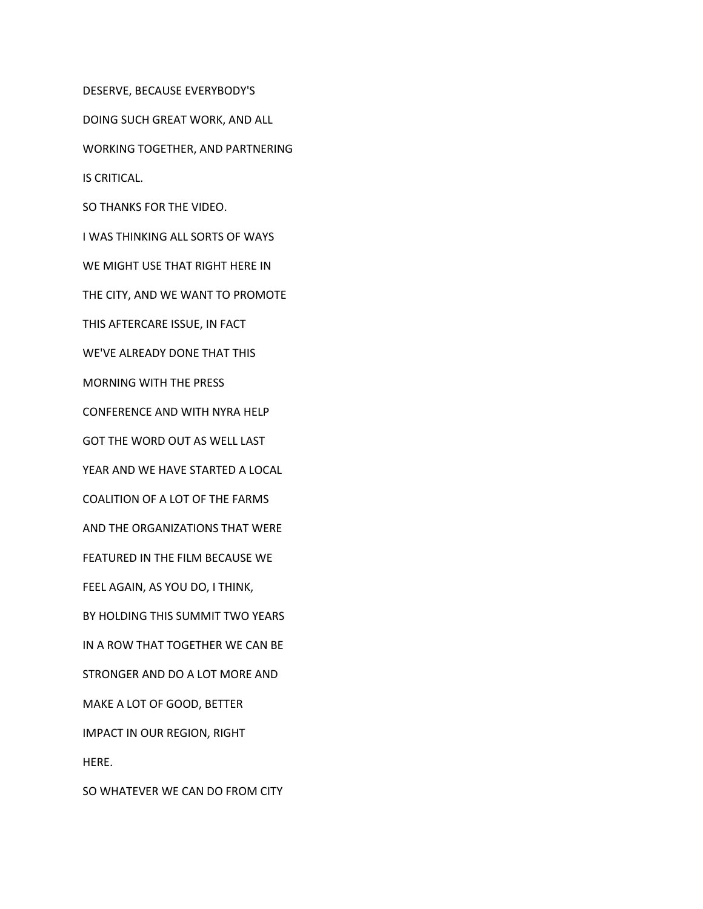DESERVE, BECAUSE EVERYBODY'S

DOING SUCH GREAT WORK, AND ALL

WORKING TOGETHER, AND PARTNERING

IS CRITICAL.

SO THANKS FOR THE VIDEO.

I WAS THINKING ALL SORTS OF WAYS

WE MIGHT USE THAT RIGHT HERE IN

THE CITY, AND WE WANT TO PROMOTE

THIS AFTERCARE ISSUE, IN FACT

WE'VE ALREADY DONE THAT THIS

MORNING WITH THE PRESS

CONFERENCE AND WITH NYRA HELP

GOT THE WORD OUT AS WELL LAST

YEAR AND WE HAVE STARTED A LOCAL

COALITION OF A LOT OF THE FARMS

AND THE ORGANIZATIONS THAT WERE

FEATURED IN THE FILM BECAUSE WE

FEEL AGAIN, AS YOU DO, I THINK,

BY HOLDING THIS SUMMIT TWO YEARS

IN A ROW THAT TOGETHER WE CAN BE

STRONGER AND DO A LOT MORE AND

MAKE A LOT OF GOOD, BETTER

IMPACT IN OUR REGION, RIGHT

HERE.

SO WHATEVER WE CAN DO FROM CITY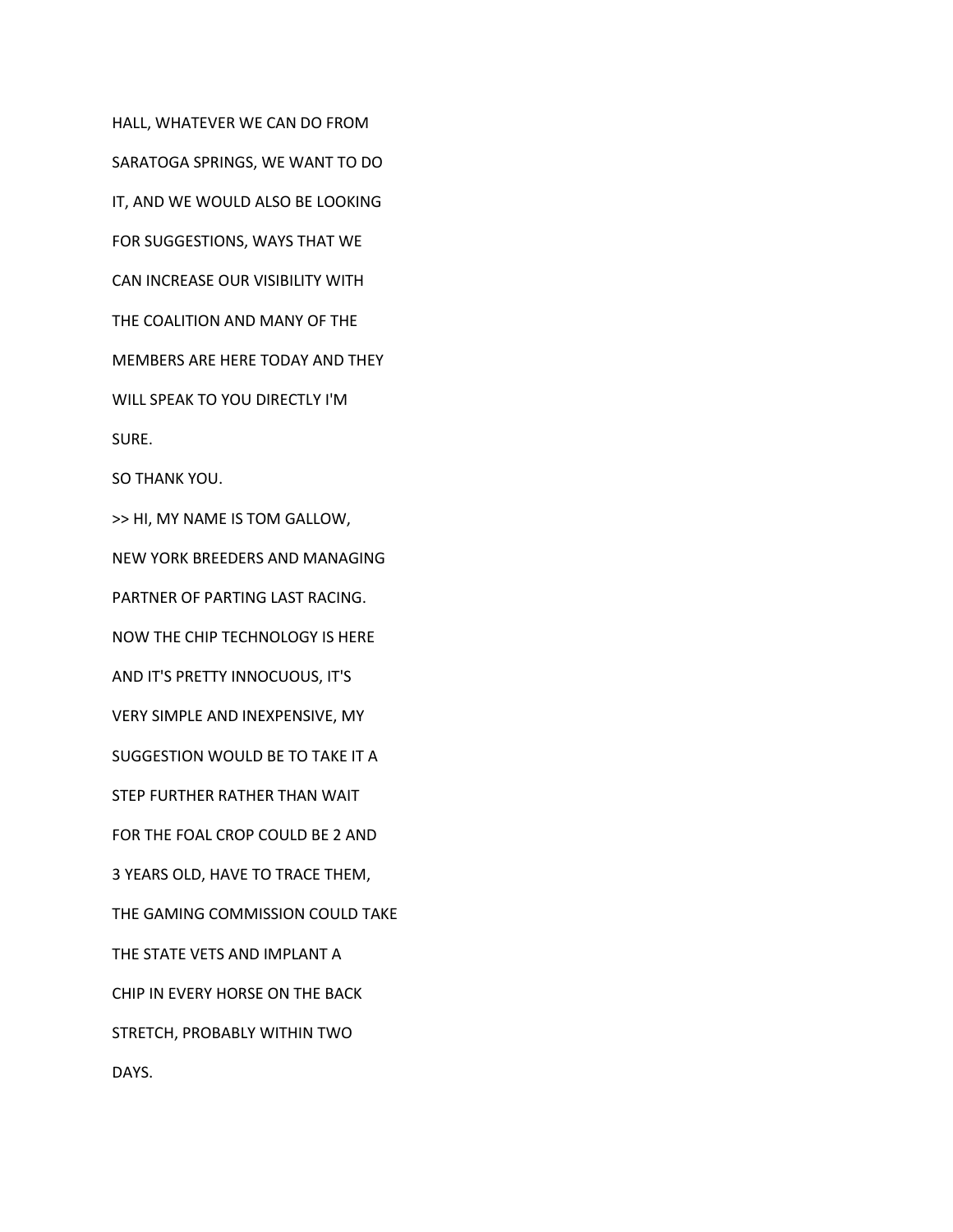HALL, WHATEVER WE CAN DO FROM

SARATOGA SPRINGS, WE WANT TO DO

IT, AND WE WOULD ALSO BE LOOKING

FOR SUGGESTIONS, WAYS THAT WE

CAN INCREASE OUR VISIBILITY WITH

THE COALITION AND MANY OF THE

MEMBERS ARE HERE TODAY AND THEY

WILL SPEAK TO YOU DIRECTLY I'M

SURE.

SO THANK YOU.

>> HI, MY NAME IS TOM GALLOW,

NEW YORK BREEDERS AND MANAGING

PARTNER OF PARTING LAST RACING.

NOW THE CHIP TECHNOLOGY IS HERE

AND IT'S PRETTY INNOCUOUS, IT'S

VERY SIMPLE AND INEXPENSIVE, MY

SUGGESTION WOULD BE TO TAKE IT A

STEP FURTHER RATHER THAN WAIT

FOR THE FOAL CROP COULD BE 2 AND

3 YEARS OLD, HAVE TO TRACE THEM,

THE GAMING COMMISSION COULD TAKE

THE STATE VETS AND IMPLANT A

CHIP IN EVERY HORSE ON THE BACK

STRETCH, PROBABLY WITHIN TWO

DAYS.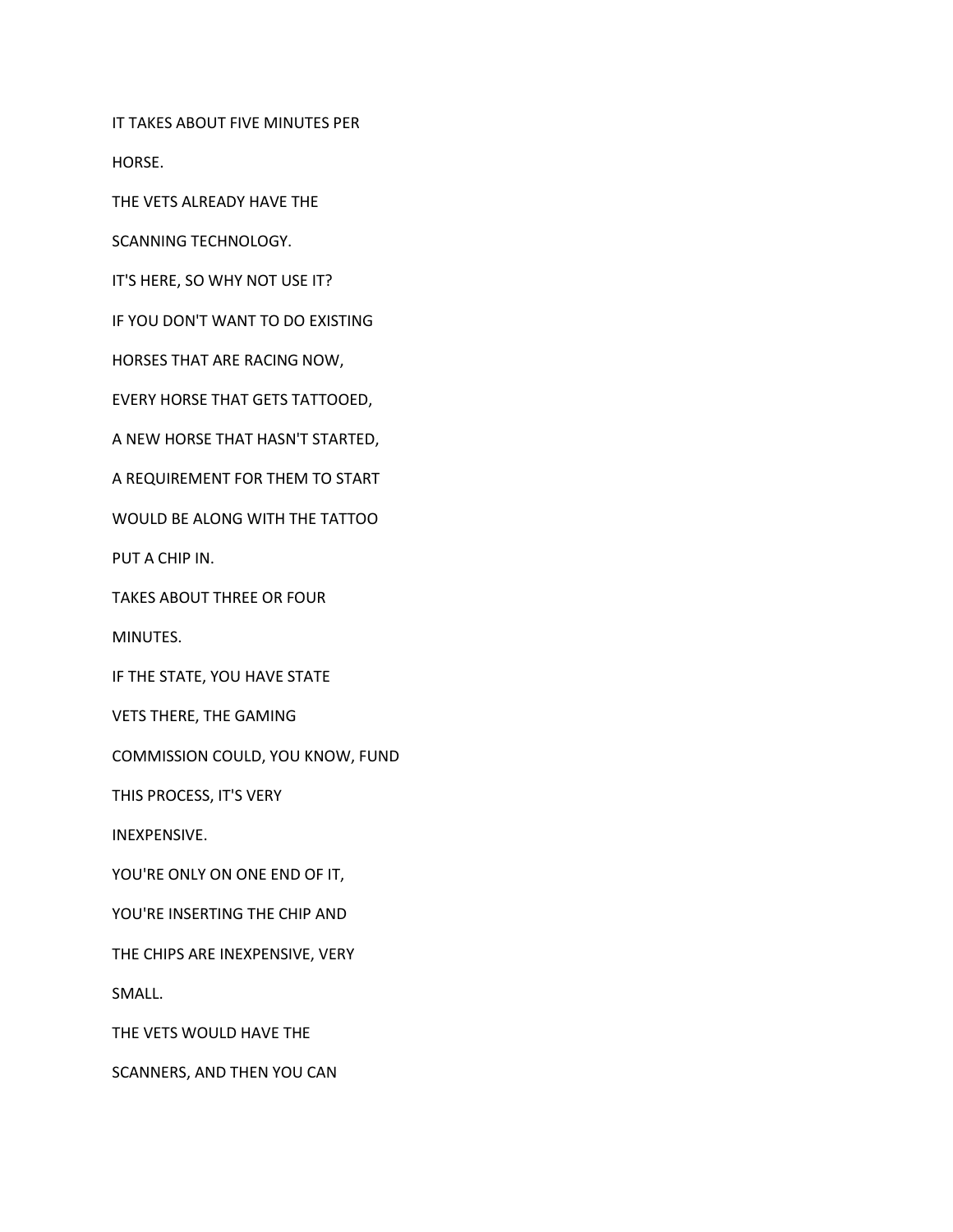IT TAKES ABOUT FIVE MINUTES PER

HORSE.

THE VETS ALREADY HAVE THE

SCANNING TECHNOLOGY.

IT'S HERE, SO WHY NOT USE IT?

IF YOU DON'T WANT TO DO EXISTING

HORSES THAT ARE RACING NOW,

EVERY HORSE THAT GETS TATTOOED,

A NEW HORSE THAT HASN'T STARTED,

A REQUIREMENT FOR THEM TO START

WOULD BE ALONG WITH THE TATTOO

PUT A CHIP IN.

TAKES ABOUT THREE OR FOUR

MINUTES.

IF THE STATE, YOU HAVE STATE

VETS THERE, THE GAMING

COMMISSION COULD, YOU KNOW, FUND

THIS PROCESS, IT'S VERY

INEXPENSIVE.

YOU'RE ONLY ON ONE END OF IT,

YOU'RE INSERTING THE CHIP AND

THE CHIPS ARE INEXPENSIVE, VERY

SMALL.

THE VETS WOULD HAVE THE

SCANNERS, AND THEN YOU CAN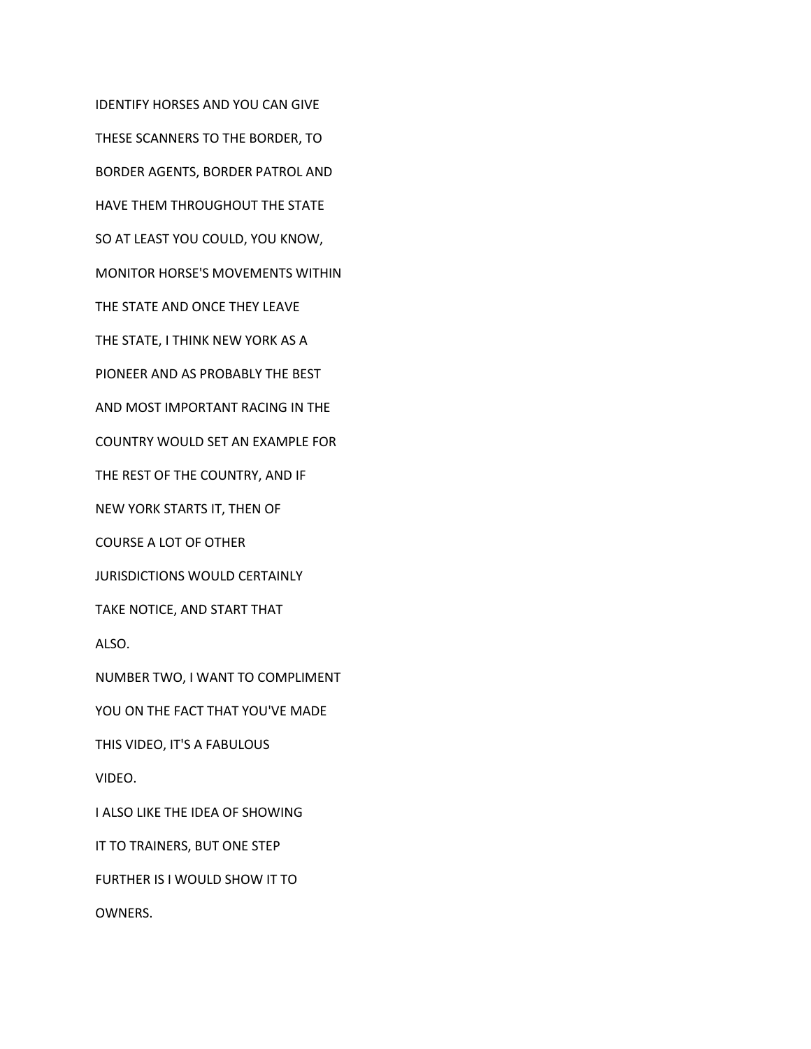IDENTIFY HORSES AND YOU CAN GIVE

THESE SCANNERS TO THE BORDER, TO

BORDER AGENTS, BORDER PATROL AND

HAVE THEM THROUGHOUT THE STATE

SO AT LEAST YOU COULD, YOU KNOW,

MONITOR HORSE'S MOVEMENTS WITHIN

THE STATE AND ONCE THEY LEAVE

THE STATE, I THINK NEW YORK AS A

PIONEER AND AS PROBABLY THE BEST

AND MOST IMPORTANT RACING IN THE

COUNTRY WOULD SET AN EXAMPLE FOR

THE REST OF THE COUNTRY, AND IF

NEW YORK STARTS IT, THEN OF

COURSE A LOT OF OTHER

JURISDICTIONS WOULD CERTAINLY

TAKE NOTICE, AND START THAT

ALSO.

NUMBER TWO, I WANT TO COMPLIMENT

YOU ON THE FACT THAT YOU'VE MADE

THIS VIDEO, IT'S A FABULOUS

VIDEO.

I ALSO LIKE THE IDEA OF SHOWING

IT TO TRAINERS, BUT ONE STEP

FURTHER IS I WOULD SHOW IT TO

OWNERS.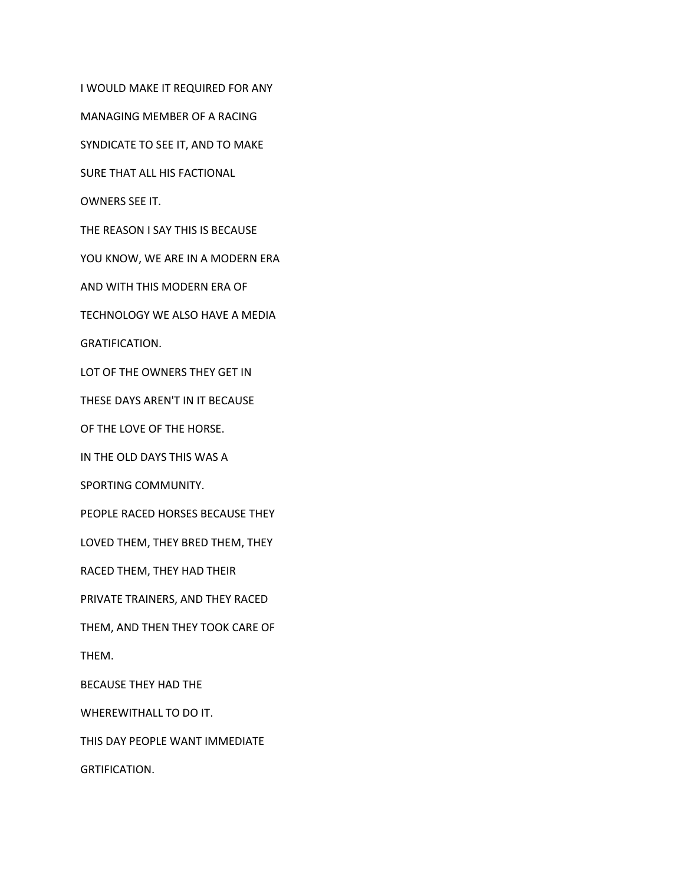I WOULD MAKE IT REQUIRED FOR ANY

MANAGING MEMBER OF A RACING

SYNDICATE TO SEE IT, AND TO MAKE

SURE THAT ALL HIS FACTIONAL

OWNERS SEE IT.

THE REASON I SAY THIS IS BECAUSE

YOU KNOW, WE ARE IN A MODERN ERA

AND WITH THIS MODERN ERA OF

TECHNOLOGY WE ALSO HAVE A MEDIA

GRATIFICATION.

LOT OF THE OWNERS THEY GET IN

THESE DAYS AREN'T IN IT BECAUSE

OF THE LOVE OF THE HORSE.

IN THE OLD DAYS THIS WAS A

SPORTING COMMUNITY.

PEOPLE RACED HORSES BECAUSE THEY

LOVED THEM, THEY BRED THEM, THEY

RACED THEM, THEY HAD THEIR

PRIVATE TRAINERS, AND THEY RACED

THEM, AND THEN THEY TOOK CARE OF

THEM.

BECAUSE THEY HAD THE

WHEREWITHALL TO DO IT.

THIS DAY PEOPLE WANT IMMEDIATE

GRTIFICATION.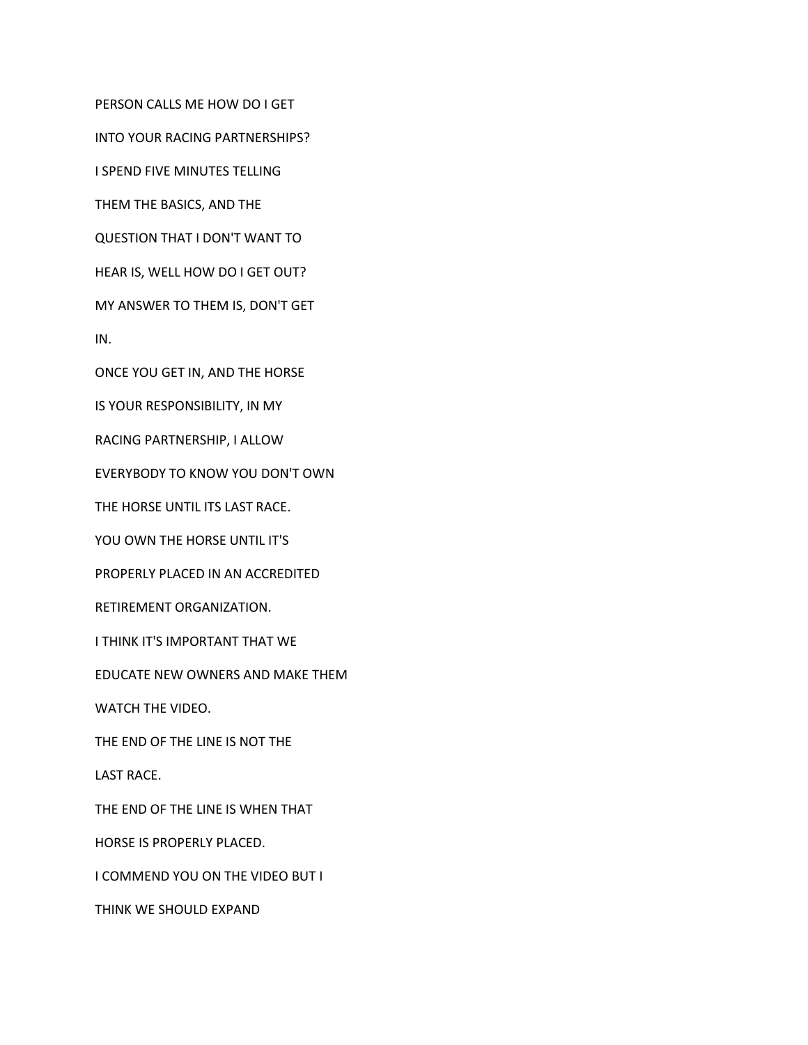PERSON CALLS ME HOW DO I GET

INTO YOUR RACING PARTNERSHIPS?

I SPEND FIVE MINUTES TELLING

THEM THE BASICS, AND THE

QUESTION THAT I DON'T WANT TO

HEAR IS, WELL HOW DO I GET OUT?

MY ANSWER TO THEM IS, DON'T GET

IN.

ONCE YOU GET IN, AND THE HORSE

IS YOUR RESPONSIBILITY, IN MY

RACING PARTNERSHIP, I ALLOW

EVERYBODY TO KNOW YOU DON'T OWN

THE HORSE UNTIL ITS LAST RACE.

YOU OWN THE HORSE UNTIL IT'S

PROPERLY PLACED IN AN ACCREDITED

RETIREMENT ORGANIZATION.

I THINK IT'S IMPORTANT THAT WE

EDUCATE NEW OWNERS AND MAKE THEM

WATCH THE VIDEO.

THE END OF THE LINE IS NOT THE

LAST RACE.

THE END OF THE LINE IS WHEN THAT

HORSE IS PROPERLY PLACED.

I COMMEND YOU ON THE VIDEO BUT I

THINK WE SHOULD EXPAND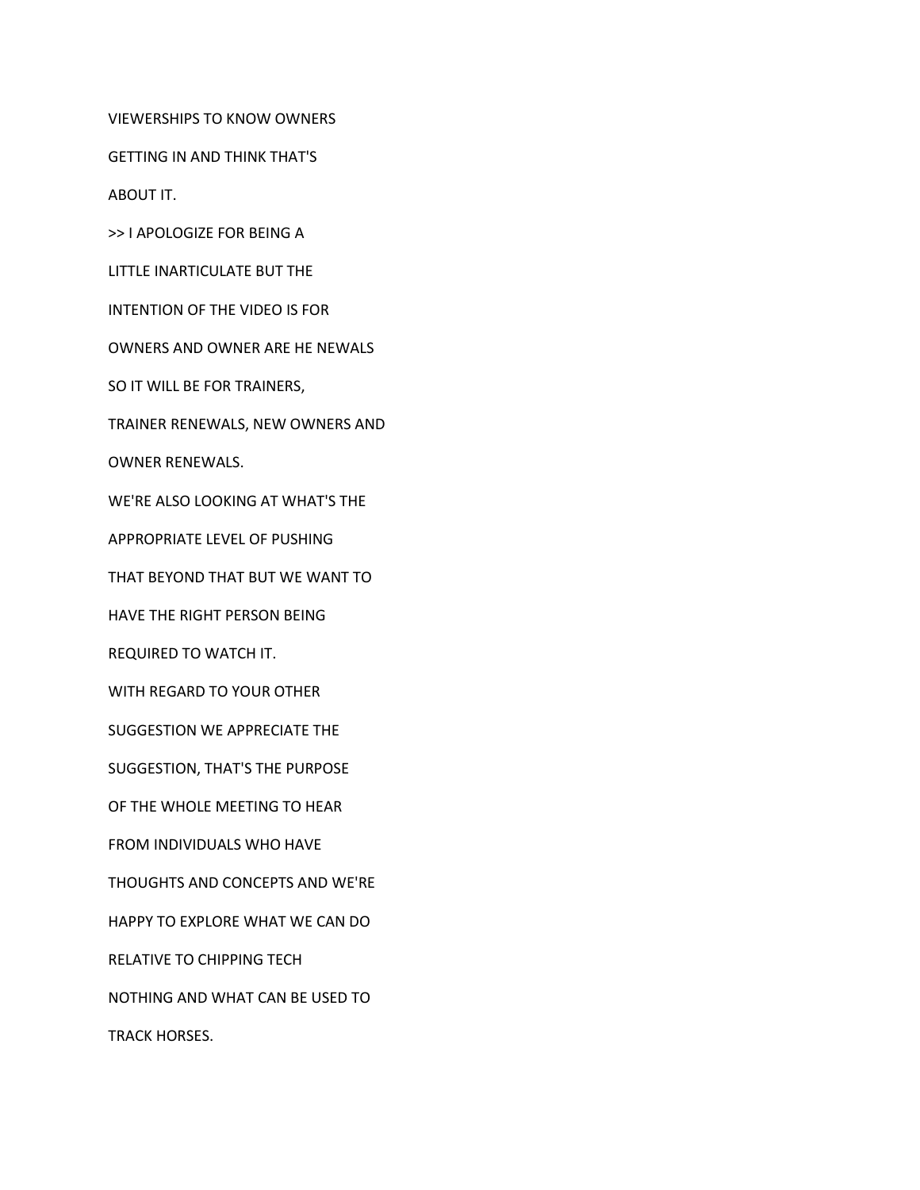VIEWERSHIPS TO KNOW OWNERS

GETTING IN AND THINK THAT'S

ABOUT IT.

>> I APOLOGIZE FOR BEING A

LITTLE INARTICULATE BUT THE

INTENTION OF THE VIDEO IS FOR

OWNERS AND OWNER ARE HE NEWALS

SO IT WILL BE FOR TRAINERS,

TRAINER RENEWALS, NEW OWNERS AND

OWNER RENEWALS.

WE'RE ALSO LOOKING AT WHAT'S THE

APPROPRIATE LEVEL OF PUSHING

THAT BEYOND THAT BUT WE WANT TO

HAVE THE RIGHT PERSON BEING

REQUIRED TO WATCH IT.

WITH REGARD TO YOUR OTHER

SUGGESTION WE APPRECIATE THE

SUGGESTION, THAT'S THE PURPOSE

OF THE WHOLE MEETING TO HEAR

FROM INDIVIDUALS WHO HAVE

THOUGHTS AND CONCEPTS AND WE'RE

HAPPY TO EXPLORE WHAT WE CAN DO

RELATIVE TO CHIPPING TECH

NOTHING AND WHAT CAN BE USED TO

TRACK HORSES.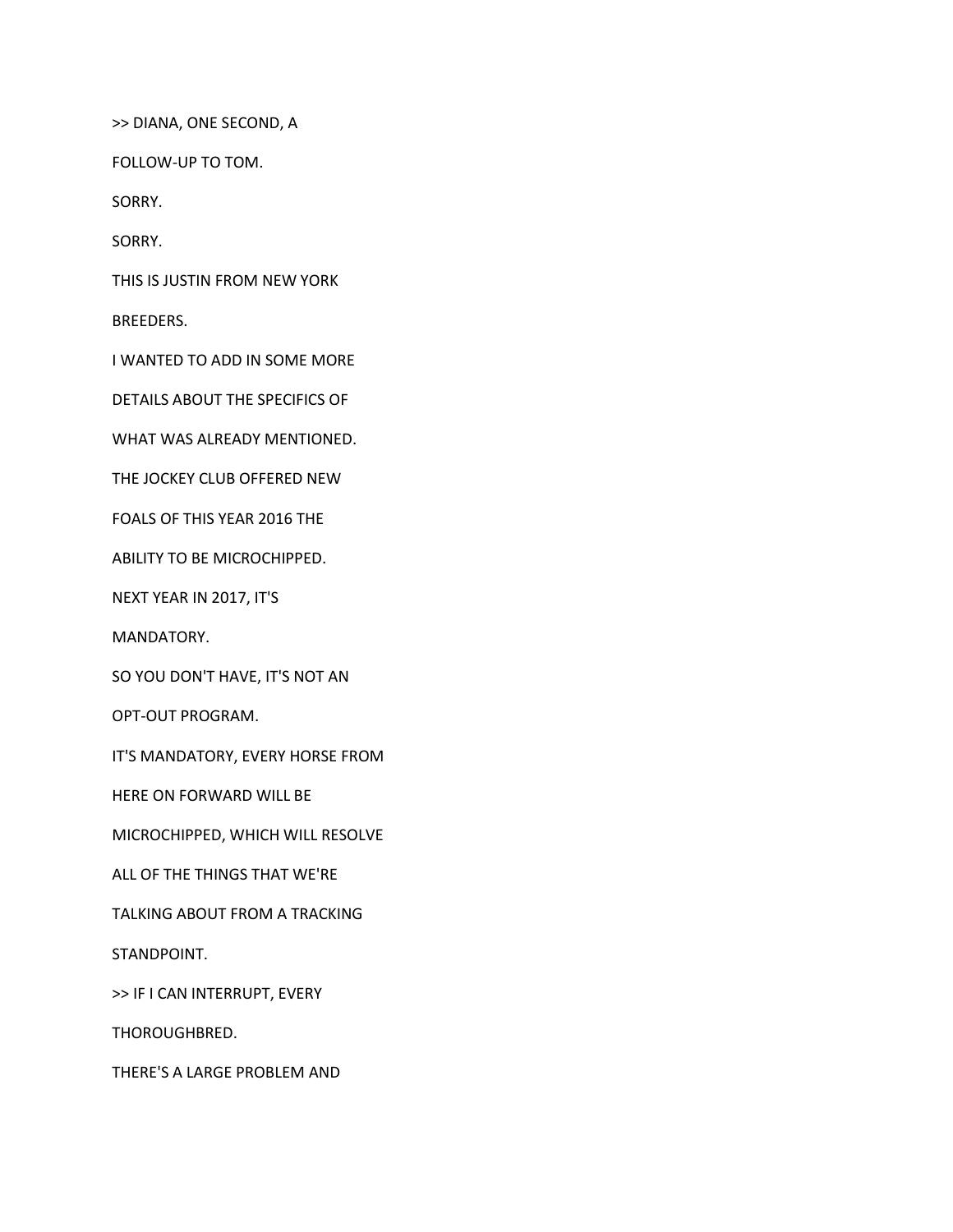>> DIANA, ONE SECOND, A

FOLLOW-UP TO TOM.

SORRY.

SORRY.

THIS IS JUSTIN FROM NEW YORK

BREEDERS.

I WANTED TO ADD IN SOME MORE

DETAILS ABOUT THE SPECIFICS OF

WHAT WAS ALREADY MENTIONED.

THE JOCKEY CLUB OFFERED NEW

FOALS OF THIS YEAR 2016 THE

ABILITY TO BE MICROCHIPPED.

NEXT YEAR IN 2017, IT'S

MANDATORY.

SO YOU DON'T HAVE, IT'S NOT AN

OPT-OUT PROGRAM.

IT'S MANDATORY, EVERY HORSE FROM

HERE ON FORWARD WILL BE

MICROCHIPPED, WHICH WILL RESOLVE

ALL OF THE THINGS THAT WE'RE

TALKING ABOUT FROM A TRACKING

STANDPOINT.

>> IF I CAN INTERRUPT, EVERY

THOROUGHBRED.

THERE'S A LARGE PROBLEM AND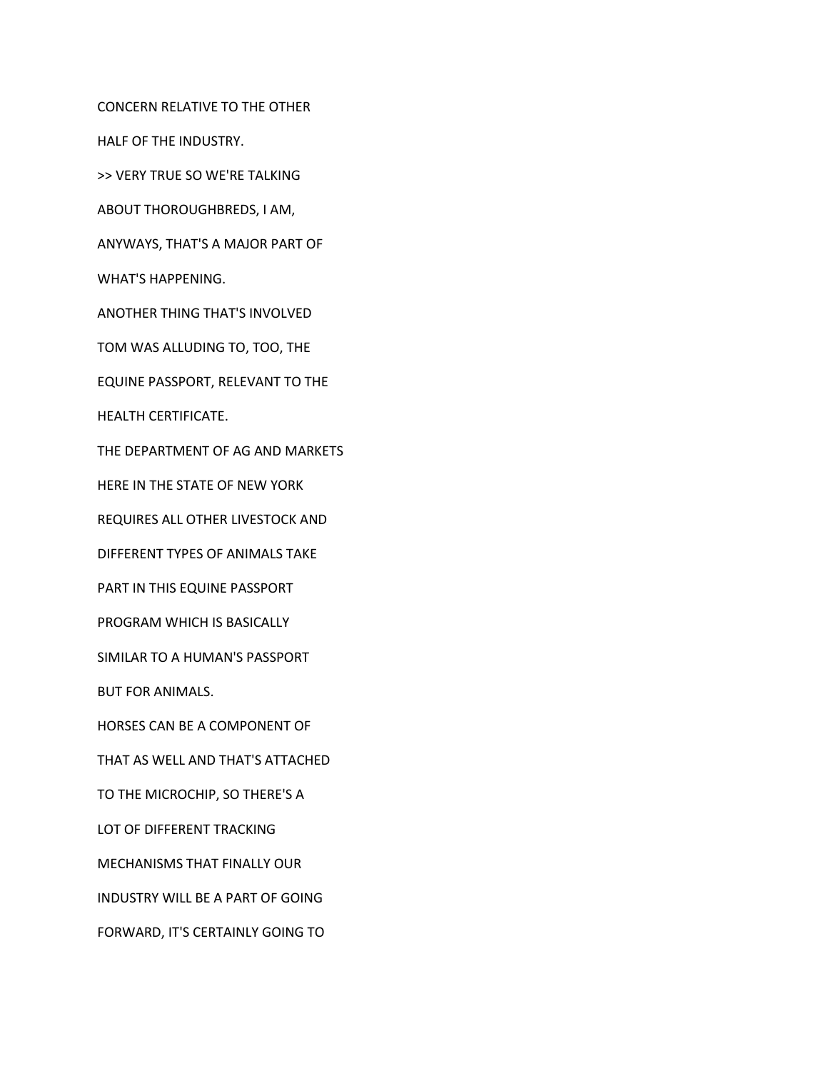CONCERN RELATIVE TO THE OTHER

HALF OF THE INDUSTRY.

>> VERY TRUE SO WE'RE TALKING

ABOUT THOROUGHBREDS, I AM,

ANYWAYS, THAT'S A MAJOR PART OF

WHAT'S HAPPENING.

ANOTHER THING THAT'S INVOLVED

TOM WAS ALLUDING TO, TOO, THE

EQUINE PASSPORT, RELEVANT TO THE

HEALTH CERTIFICATE.

THE DEPARTMENT OF AG AND MARKETS

HERE IN THE STATE OF NEW YORK

REQUIRES ALL OTHER LIVESTOCK AND

DIFFERENT TYPES OF ANIMALS TAKE

PART IN THIS EQUINE PASSPORT

PROGRAM WHICH IS BASICALLY

SIMILAR TO A HUMAN'S PASSPORT

BUT FOR ANIMALS.

HORSES CAN BE A COMPONENT OF

THAT AS WELL AND THAT'S ATTACHED

TO THE MICROCHIP, SO THERE'S A

LOT OF DIFFERENT TRACKING

MECHANISMS THAT FINALLY OUR

INDUSTRY WILL BE A PART OF GOING

FORWARD, IT'S CERTAINLY GOING TO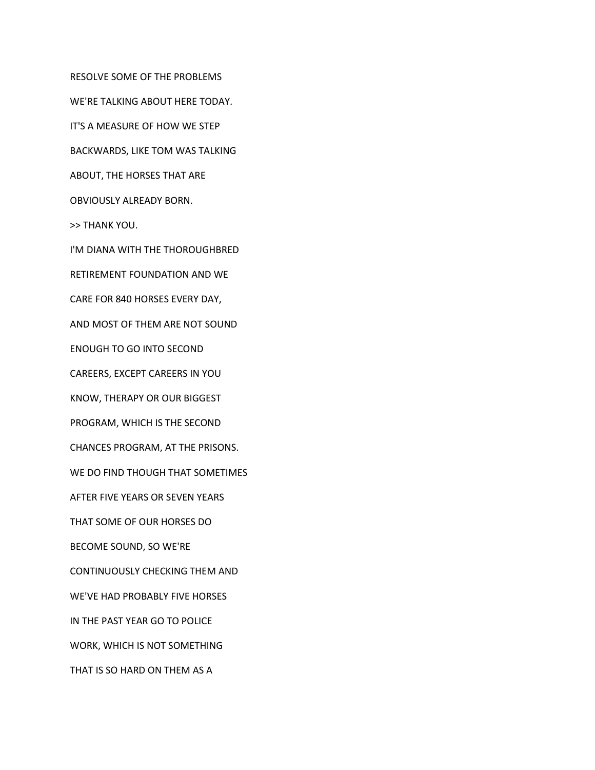RESOLVE SOME OF THE PROBLEMS

WE'RE TALKING ABOUT HERE TODAY.

IT'S A MEASURE OF HOW WE STEP

BACKWARDS, LIKE TOM WAS TALKING

ABOUT, THE HORSES THAT ARE

OBVIOUSLY ALREADY BORN.

>> THANK YOU.

I'M DIANA WITH THE THOROUGHBRED

RETIREMENT FOUNDATION AND WE

CARE FOR 840 HORSES EVERY DAY,

AND MOST OF THEM ARE NOT SOUND

ENOUGH TO GO INTO SECOND

CAREERS, EXCEPT CAREERS IN YOU

KNOW, THERAPY OR OUR BIGGEST

PROGRAM, WHICH IS THE SECOND

CHANCES PROGRAM, AT THE PRISONS.

WE DO FIND THOUGH THAT SOMETIMES

AFTER FIVE YEARS OR SEVEN YEARS

THAT SOME OF OUR HORSES DO

BECOME SOUND, SO WE'RE

CONTINUOUSLY CHECKING THEM AND

WE'VE HAD PROBABLY FIVE HORSES

IN THE PAST YEAR GO TO POLICE

WORK, WHICH IS NOT SOMETHING

THAT IS SO HARD ON THEM AS A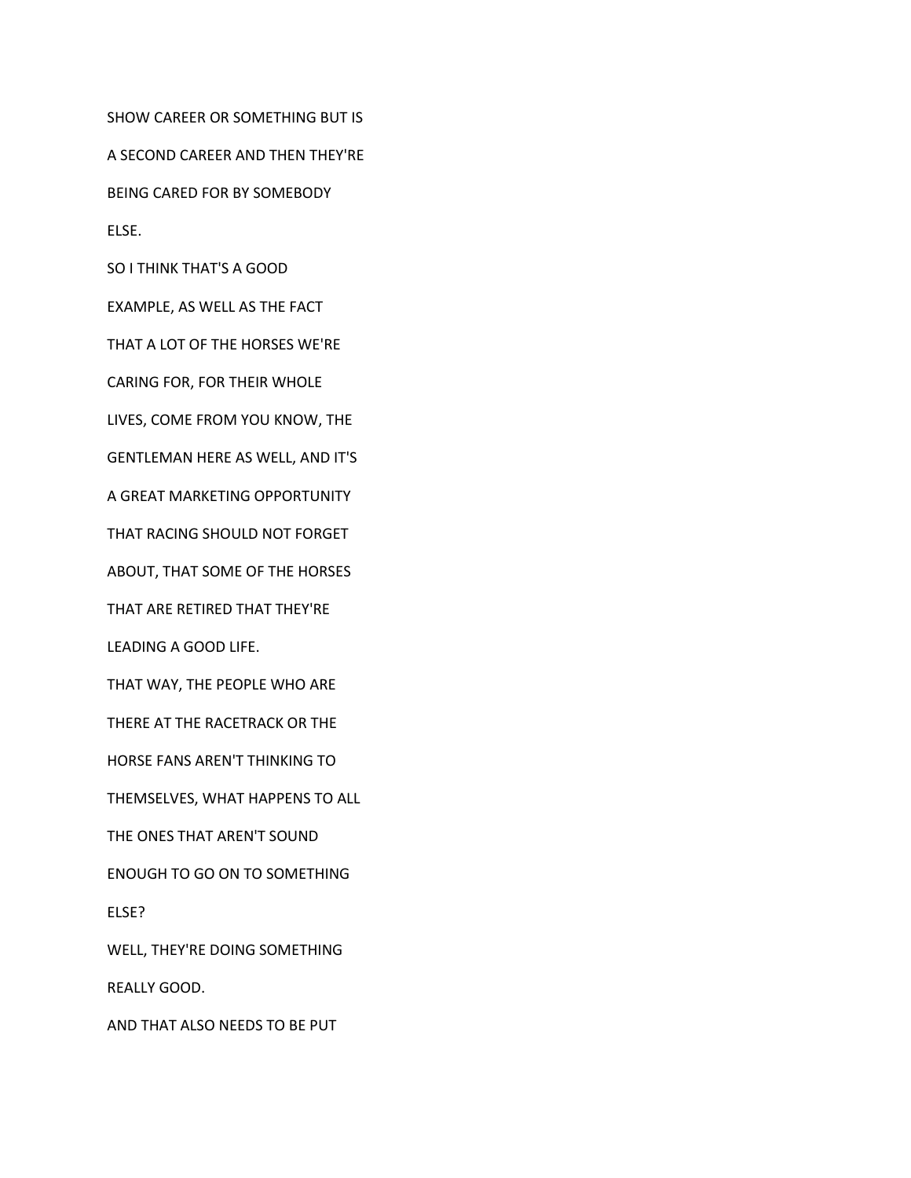SHOW CAREER OR SOMETHING BUT IS

A SECOND CAREER AND THEN THEY'RE

BEING CARED FOR BY SOMEBODY

ELSE.

SO I THINK THAT'S A GOOD

EXAMPLE, AS WELL AS THE FACT

THAT A LOT OF THE HORSES WE'RE

CARING FOR, FOR THEIR WHOLE

LIVES, COME FROM YOU KNOW, THE

GENTLEMAN HERE AS WELL, AND IT'S

A GREAT MARKETING OPPORTUNITY

THAT RACING SHOULD NOT FORGET

ABOUT, THAT SOME OF THE HORSES

THAT ARE RETIRED THAT THEY'RE

LEADING A GOOD LIFE.

THAT WAY, THE PEOPLE WHO ARE

THERE AT THE RACETRACK OR THE

HORSE FANS AREN'T THINKING TO

THEMSELVES, WHAT HAPPENS TO ALL

THE ONES THAT AREN'T SOUND

ENOUGH TO GO ON TO SOMETHING

ELSE?

WELL, THEY'RE DOING SOMETHING

REALLY GOOD.

AND THAT ALSO NEEDS TO BE PUT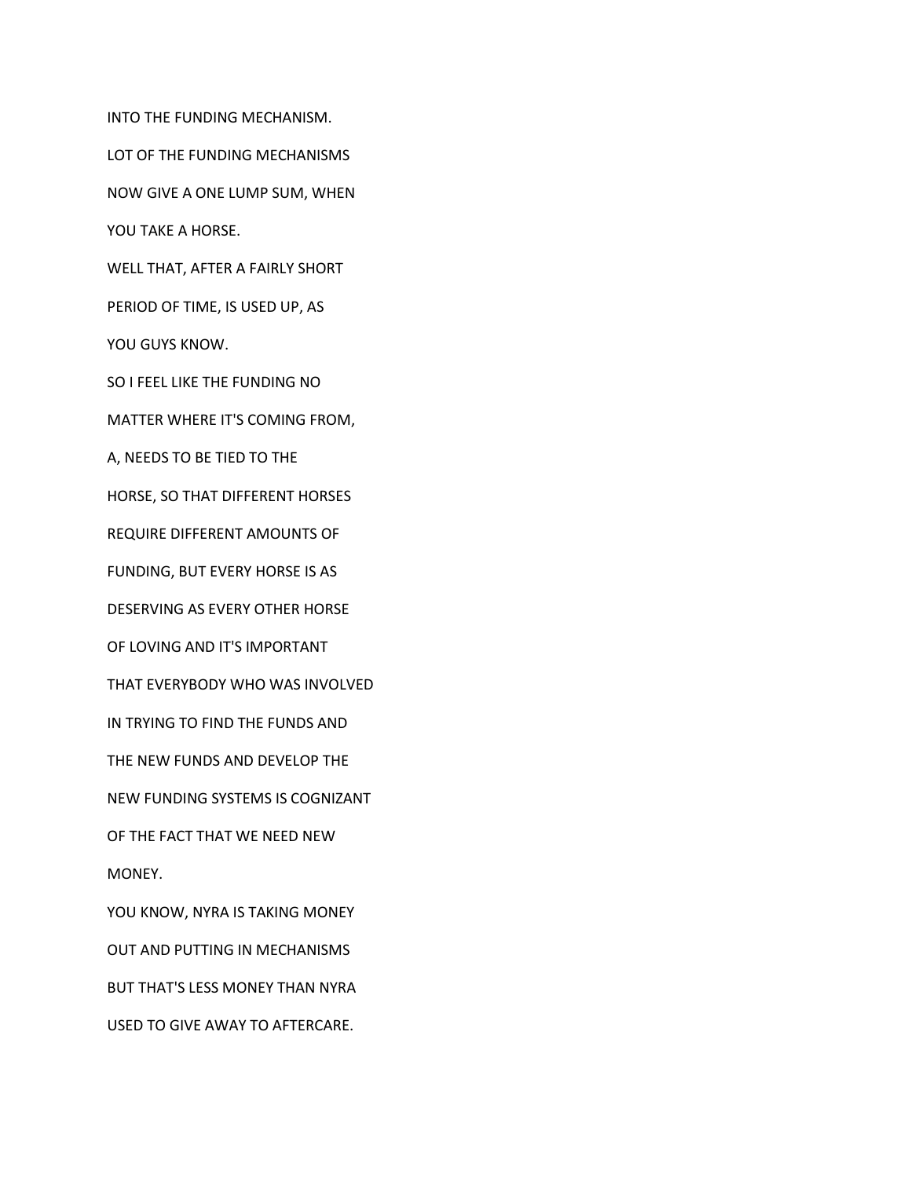INTO THE FUNDING MECHANISM.

LOT OF THE FUNDING MECHANISMS

NOW GIVE A ONE LUMP SUM, WHEN

YOU TAKE A HORSE.

WELL THAT, AFTER A FAIRLY SHORT

PERIOD OF TIME, IS USED UP, AS

YOU GUYS KNOW.

SO I FEEL LIKE THE FUNDING NO

MATTER WHERE IT'S COMING FROM,

A, NEEDS TO BE TIED TO THE

HORSE, SO THAT DIFFERENT HORSES

REQUIRE DIFFERENT AMOUNTS OF

FUNDING, BUT EVERY HORSE IS AS

DESERVING AS EVERY OTHER HORSE

OF LOVING AND IT'S IMPORTANT

THAT EVERYBODY WHO WAS INVOLVED

IN TRYING TO FIND THE FUNDS AND

THE NEW FUNDS AND DEVELOP THE

NEW FUNDING SYSTEMS IS COGNIZANT

OF THE FACT THAT WE NEED NEW

MONEY.

YOU KNOW, NYRA IS TAKING MONEY

OUT AND PUTTING IN MECHANISMS

BUT THAT'S LESS MONEY THAN NYRA

USED TO GIVE AWAY TO AFTERCARE.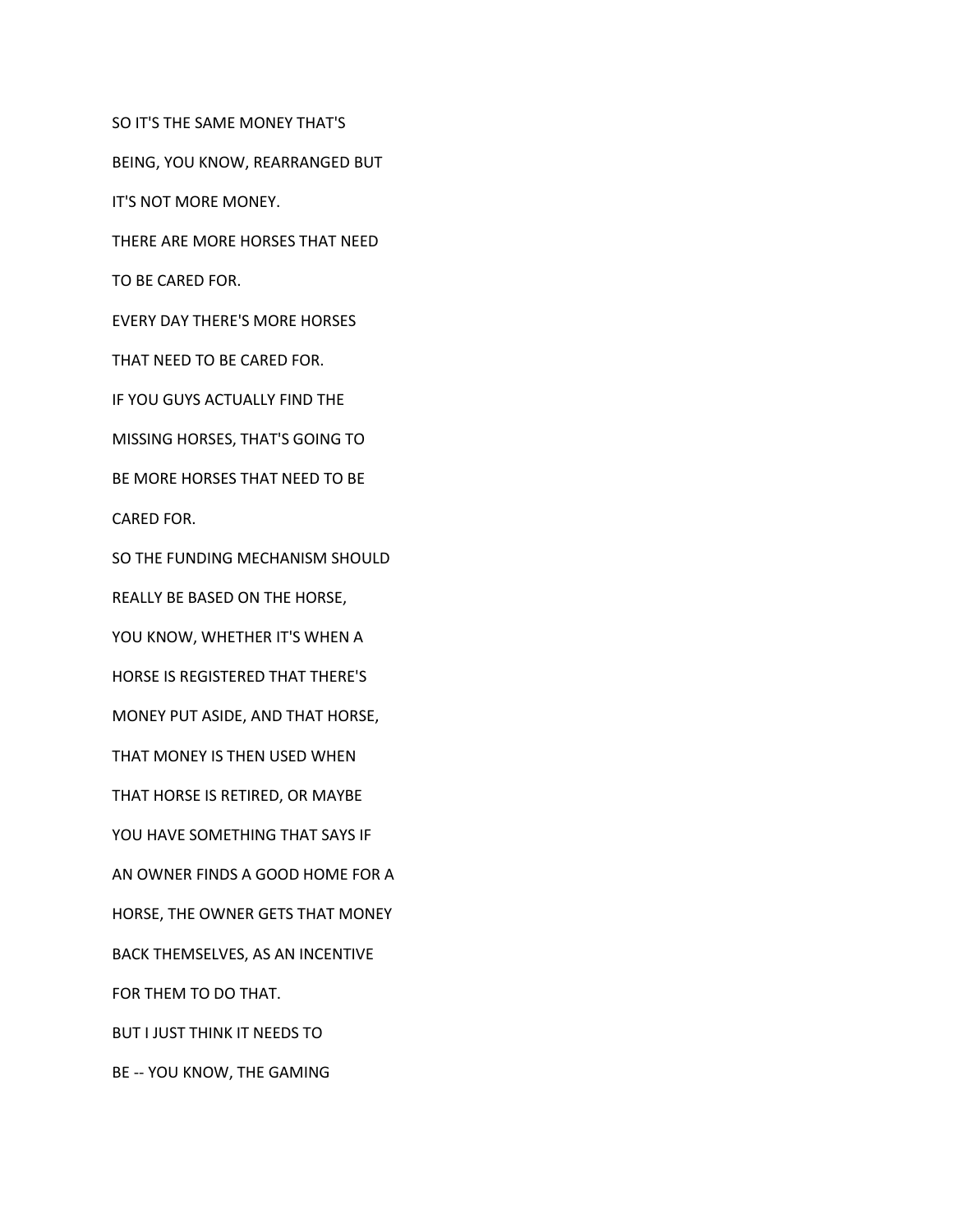SO IT'S THE SAME MONEY THAT'S

BEING, YOU KNOW, REARRANGED BUT

IT'S NOT MORE MONEY.

THERE ARE MORE HORSES THAT NEED

TO BE CARED FOR.

EVERY DAY THERE'S MORE HORSES

THAT NEED TO BE CARED FOR.

IF YOU GUYS ACTUALLY FIND THE

MISSING HORSES, THAT'S GOING TO

BE MORE HORSES THAT NEED TO BE

CARED FOR.

SO THE FUNDING MECHANISM SHOULD

REALLY BE BASED ON THE HORSE,

YOU KNOW, WHETHER IT'S WHEN A

HORSE IS REGISTERED THAT THERE'S

MONEY PUT ASIDE, AND THAT HORSE,

THAT MONEY IS THEN USED WHEN

THAT HORSE IS RETIRED, OR MAYBE

YOU HAVE SOMETHING THAT SAYS IF

AN OWNER FINDS A GOOD HOME FOR A

HORSE, THE OWNER GETS THAT MONEY

BACK THEMSELVES, AS AN INCENTIVE

FOR THEM TO DO THAT.

BUT I JUST THINK IT NEEDS TO

BE -- YOU KNOW, THE GAMING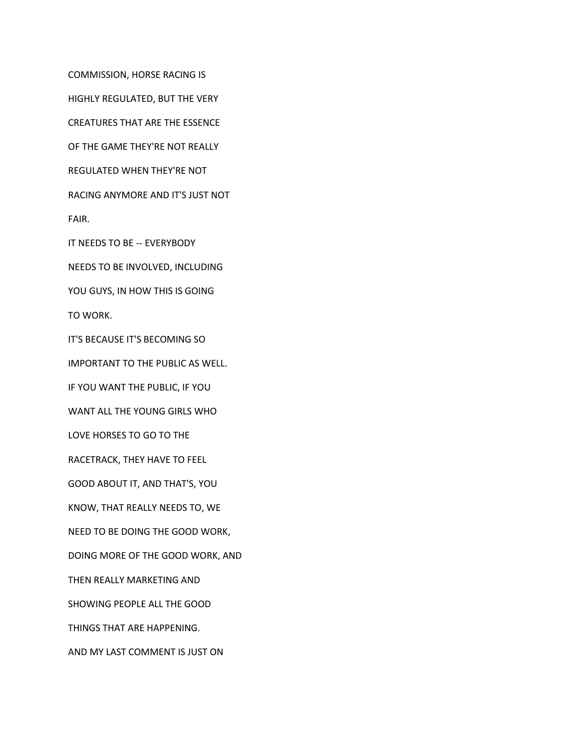COMMISSION, HORSE RACING IS

HIGHLY REGULATED, BUT THE VERY

CREATURES THAT ARE THE ESSENCE

OF THE GAME THEY'RE NOT REALLY

REGULATED WHEN THEY'RE NOT

RACING ANYMORE AND IT'S JUST NOT

FAIR.

IT NEEDS TO BE -- EVERYBODY

NEEDS TO BE INVOLVED, INCLUDING

YOU GUYS, IN HOW THIS IS GOING

TO WORK.

IT'S BECAUSE IT'S BECOMING SO

IMPORTANT TO THE PUBLIC AS WELL.

IF YOU WANT THE PUBLIC, IF YOU

WANT ALL THE YOUNG GIRLS WHO

LOVE HORSES TO GO TO THE

RACETRACK, THEY HAVE TO FEEL

GOOD ABOUT IT, AND THAT'S, YOU

KNOW, THAT REALLY NEEDS TO, WE

NEED TO BE DOING THE GOOD WORK,

DOING MORE OF THE GOOD WORK, AND

THEN REALLY MARKETING AND

SHOWING PEOPLE ALL THE GOOD

THINGS THAT ARE HAPPENING.

AND MY LAST COMMENT IS JUST ON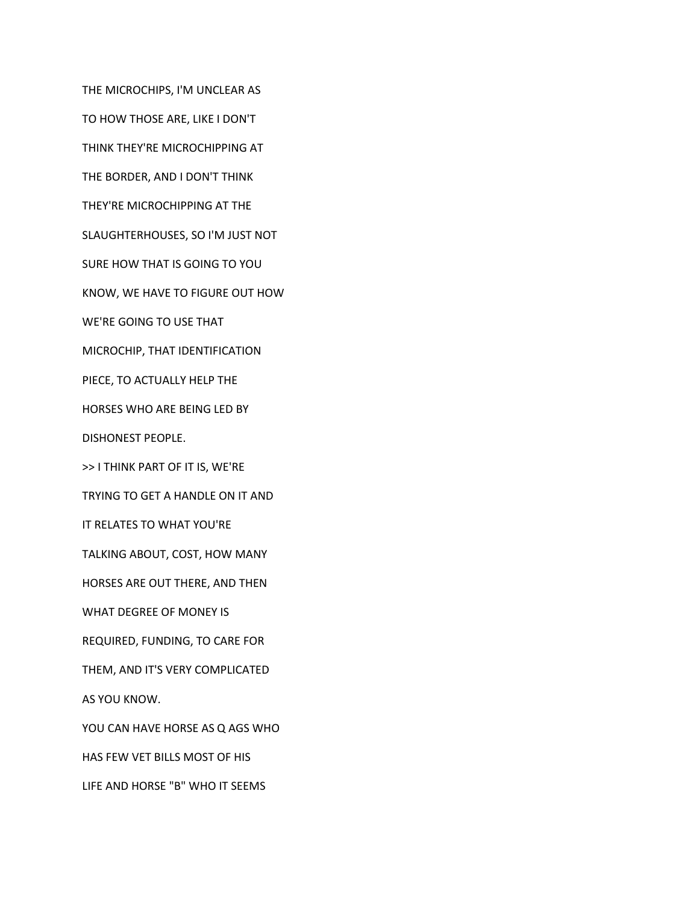THE MICROCHIPS, I'M UNCLEAR AS

TO HOW THOSE ARE, LIKE I DON'T

THINK THEY'RE MICROCHIPPING AT

THE BORDER, AND I DON'T THINK

THEY'RE MICROCHIPPING AT THE

SLAUGHTERHOUSES, SO I'M JUST NOT

SURE HOW THAT IS GOING TO YOU

KNOW, WE HAVE TO FIGURE OUT HOW

WE'RE GOING TO USE THAT

MICROCHIP, THAT IDENTIFICATION

PIECE, TO ACTUALLY HELP THE

HORSES WHO ARE BEING LED BY

DISHONEST PEOPLE.

>> I THINK PART OF IT IS, WE'RE

TRYING TO GET A HANDLE ON IT AND

IT RELATES TO WHAT YOU'RE

TALKING ABOUT, COST, HOW MANY

HORSES ARE OUT THERE, AND THEN

WHAT DEGREE OF MONEY IS

REQUIRED, FUNDING, TO CARE FOR

THEM, AND IT'S VERY COMPLICATED

AS YOU KNOW.

YOU CAN HAVE HORSE AS Q AGS WHO

HAS FEW VET BILLS MOST OF HIS

LIFE AND HORSE "B" WHO IT SEEMS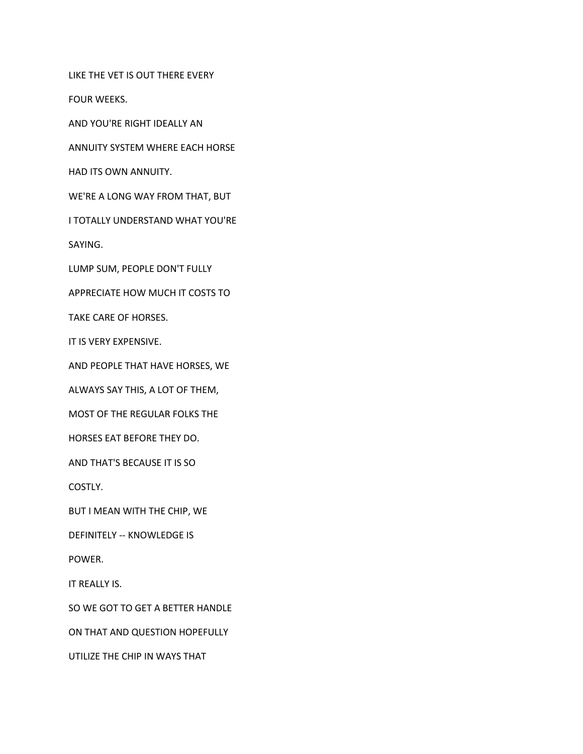LIKE THE VET IS OUT THERE EVERY

FOUR WEEKS.

AND YOU'RE RIGHT IDEALLY AN

ANNUITY SYSTEM WHERE EACH HORSE

HAD ITS OWN ANNUITY.

WE'RE A LONG WAY FROM THAT, BUT

I TOTALLY UNDERSTAND WHAT YOU'RE

SAYING.

LUMP SUM, PEOPLE DON'T FULLY

APPRECIATE HOW MUCH IT COSTS TO

TAKE CARE OF HORSES.

IT IS VERY EXPENSIVE.

AND PEOPLE THAT HAVE HORSES, WE

ALWAYS SAY THIS, A LOT OF THEM,

MOST OF THE REGULAR FOLKS THE

HORSES EAT BEFORE THEY DO.

AND THAT'S BECAUSE IT IS SO

COSTLY.

BUT I MEAN WITH THE CHIP, WE

DEFINITELY -- KNOWLEDGE IS

POWER.

IT REALLY IS.

SO WE GOT TO GET A BETTER HANDLE

ON THAT AND QUESTION HOPEFULLY

UTILIZE THE CHIP IN WAYS THAT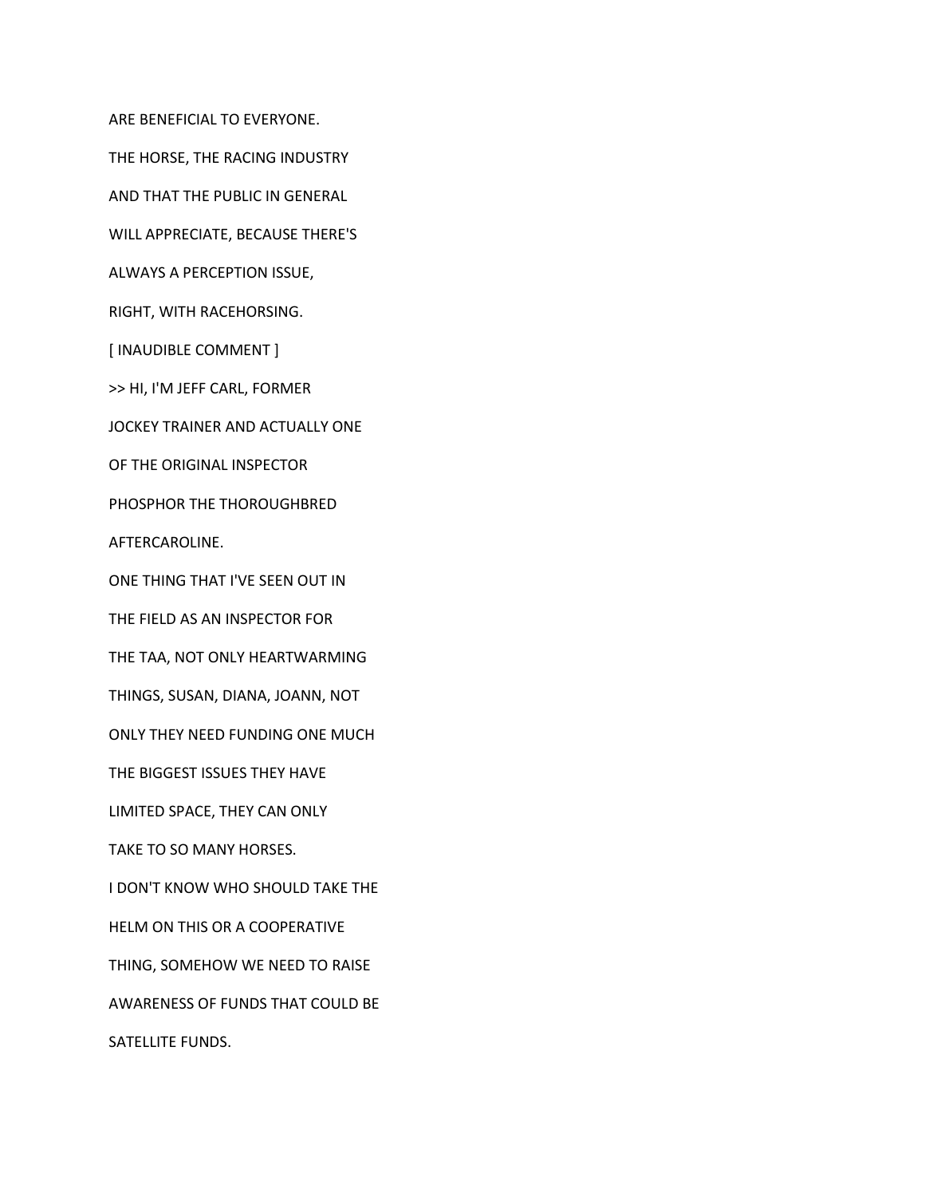ARE BENEFICIAL TO EVERYONE.

THE HORSE, THE RACING INDUSTRY

AND THAT THE PUBLIC IN GENERAL

WILL APPRECIATE, BECAUSE THERE'S

ALWAYS A PERCEPTION ISSUE,

RIGHT, WITH RACEHORSING.

[ INAUDIBLE COMMENT ]

>> HI, I'M JEFF CARL, FORMER

JOCKEY TRAINER AND ACTUALLY ONE

OF THE ORIGINAL INSPECTOR

PHOSPHOR THE THOROUGHBRED

AFTERCAROLINE.

ONE THING THAT I'VE SEEN OUT IN

THE FIELD AS AN INSPECTOR FOR

THE TAA, NOT ONLY HEARTWARMING

THINGS, SUSAN, DIANA, JOANN, NOT

ONLY THEY NEED FUNDING ONE MUCH

THE BIGGEST ISSUES THEY HAVE

LIMITED SPACE, THEY CAN ONLY

TAKE TO SO MANY HORSES.

I DON'T KNOW WHO SHOULD TAKE THE

HELM ON THIS OR A COOPERATIVE

THING, SOMEHOW WE NEED TO RAISE

AWARENESS OF FUNDS THAT COULD BE

SATELLITE FUNDS.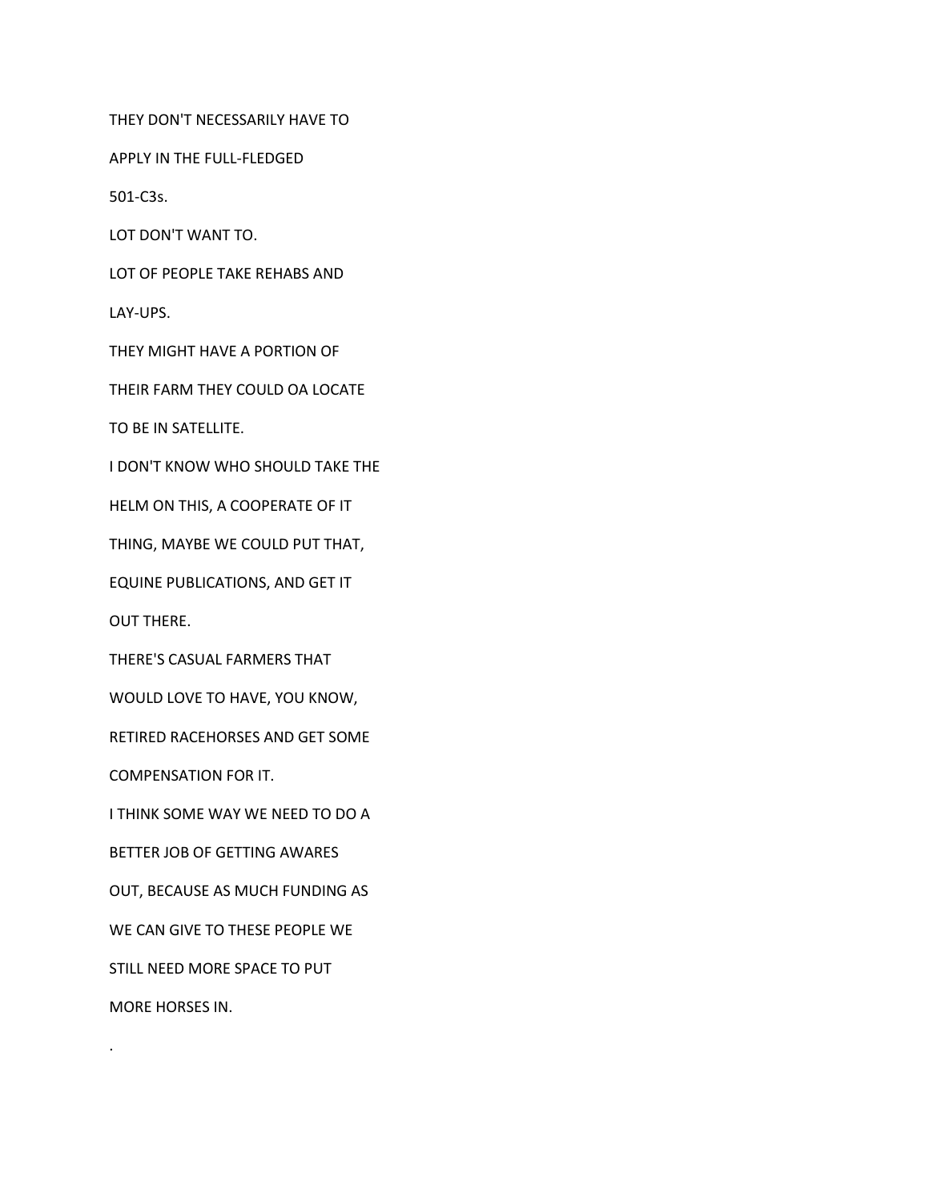THEY DON'T NECESSARILY HAVE TO

APPLY IN THE FULL-FLEDGED

501-C3s.

LOT DON'T WANT TO.

LOT OF PEOPLE TAKE REHABS AND

LAY-UPS.

THEY MIGHT HAVE A PORTION OF

THEIR FARM THEY COULD OA LOCATE

TO BE IN SATELLITE.

I DON'T KNOW WHO SHOULD TAKE THE

HELM ON THIS, A COOPERATE OF IT

THING, MAYBE WE COULD PUT THAT,

EQUINE PUBLICATIONS, AND GET IT

OUT THERE.

THERE'S CASUAL FARMERS THAT

WOULD LOVE TO HAVE, YOU KNOW,

RETIRED RACEHORSES AND GET SOME

COMPENSATION FOR IT.

I THINK SOME WAY WE NEED TO DO A

BETTER JOB OF GETTING AWARES

OUT, BECAUSE AS MUCH FUNDING AS

WE CAN GIVE TO THESE PEOPLE WE

STILL NEED MORE SPACE TO PUT

MORE HORSES IN.

.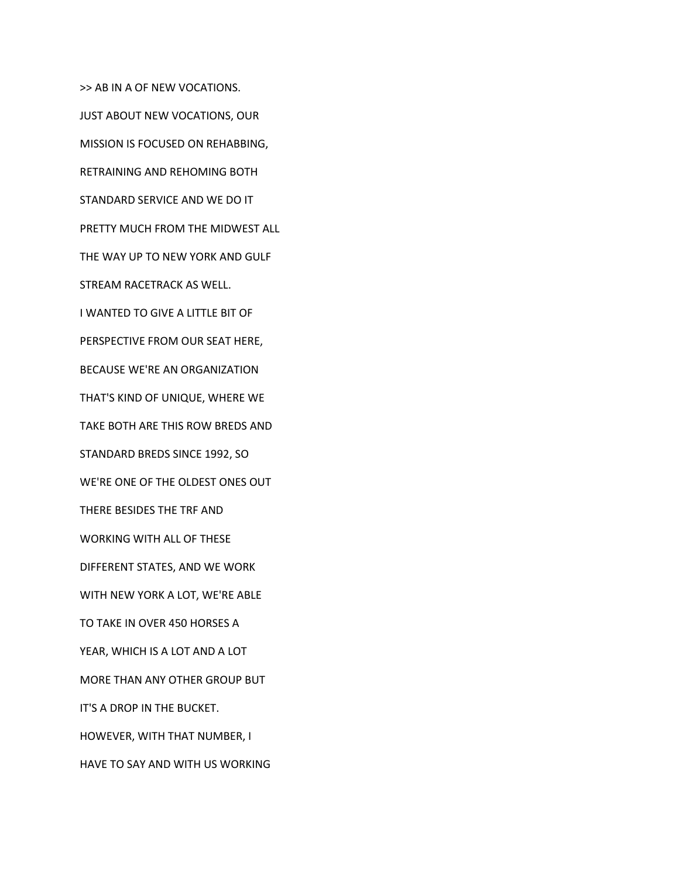>> AB IN A OF NEW VOCATIONS.

JUST ABOUT NEW VOCATIONS, OUR

MISSION IS FOCUSED ON REHABBING,

RETRAINING AND REHOMING BOTH

STANDARD SERVICE AND WE DO IT

PRETTY MUCH FROM THE MIDWEST ALL

THE WAY UP TO NEW YORK AND GULF

STREAM RACETRACK AS WELL.

I WANTED TO GIVE A LITTLE BIT OF

PERSPECTIVE FROM OUR SEAT HERE,

BECAUSE WE'RE AN ORGANIZATION

THAT'S KIND OF UNIQUE, WHERE WE

TAKE BOTH ARE THIS ROW BREDS AND

STANDARD BREDS SINCE 1992, SO

WE'RE ONE OF THE OLDEST ONES OUT

THERE BESIDES THE TRF AND

WORKING WITH ALL OF THESE

DIFFERENT STATES, AND WE WORK

WITH NEW YORK A LOT, WE'RE ABLE

TO TAKE IN OVER 450 HORSES A

YEAR, WHICH IS A LOT AND A LOT

MORE THAN ANY OTHER GROUP BUT

IT'S A DROP IN THE BUCKET.

HOWEVER, WITH THAT NUMBER, I

HAVE TO SAY AND WITH US WORKING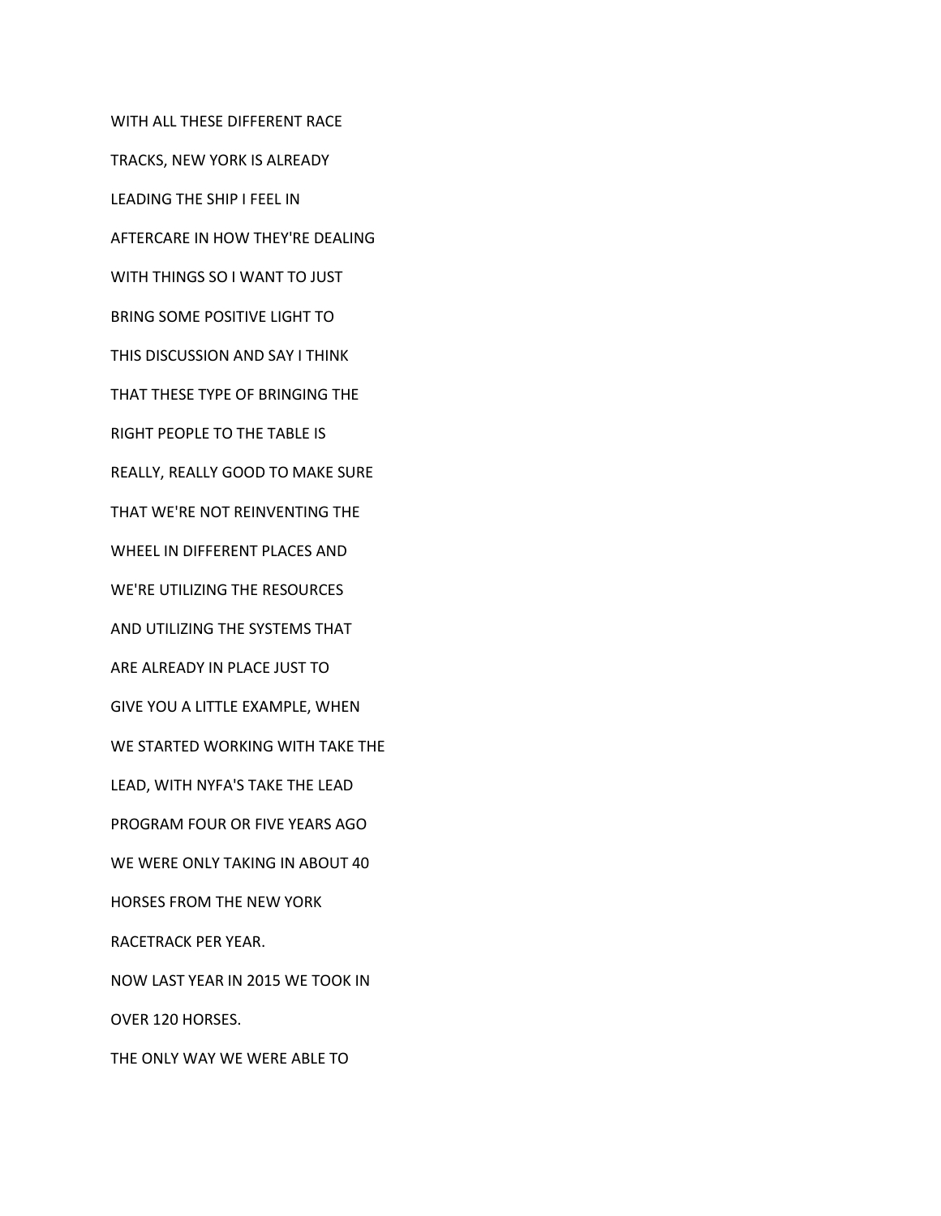WITH ALL THESE DIFFERENT RACE

TRACKS, NEW YORK IS ALREADY

LEADING THE SHIP I FEEL IN

AFTERCARE IN HOW THEY'RE DEALING

WITH THINGS SO I WANT TO JUST

BRING SOME POSITIVE LIGHT TO

THIS DISCUSSION AND SAY I THINK

THAT THESE TYPE OF BRINGING THE

RIGHT PEOPLE TO THE TABLE IS

REALLY, REALLY GOOD TO MAKE SURE

THAT WE'RE NOT REINVENTING THE

WHEEL IN DIFFERENT PLACES AND

WE'RE UTILIZING THE RESOURCES

AND UTILIZING THE SYSTEMS THAT

ARE ALREADY IN PLACE JUST TO

GIVE YOU A LITTLE EXAMPLE, WHEN

WE STARTED WORKING WITH TAKE THE

LEAD, WITH NYFA'S TAKE THE LEAD

PROGRAM FOUR OR FIVE YEARS AGO

WE WERE ONLY TAKING IN ABOUT 40

HORSES FROM THE NEW YORK

RACETRACK PER YEAR.

NOW LAST YEAR IN 2015 WE TOOK IN

OVER 120 HORSES.

THE ONLY WAY WE WERE ABLE TO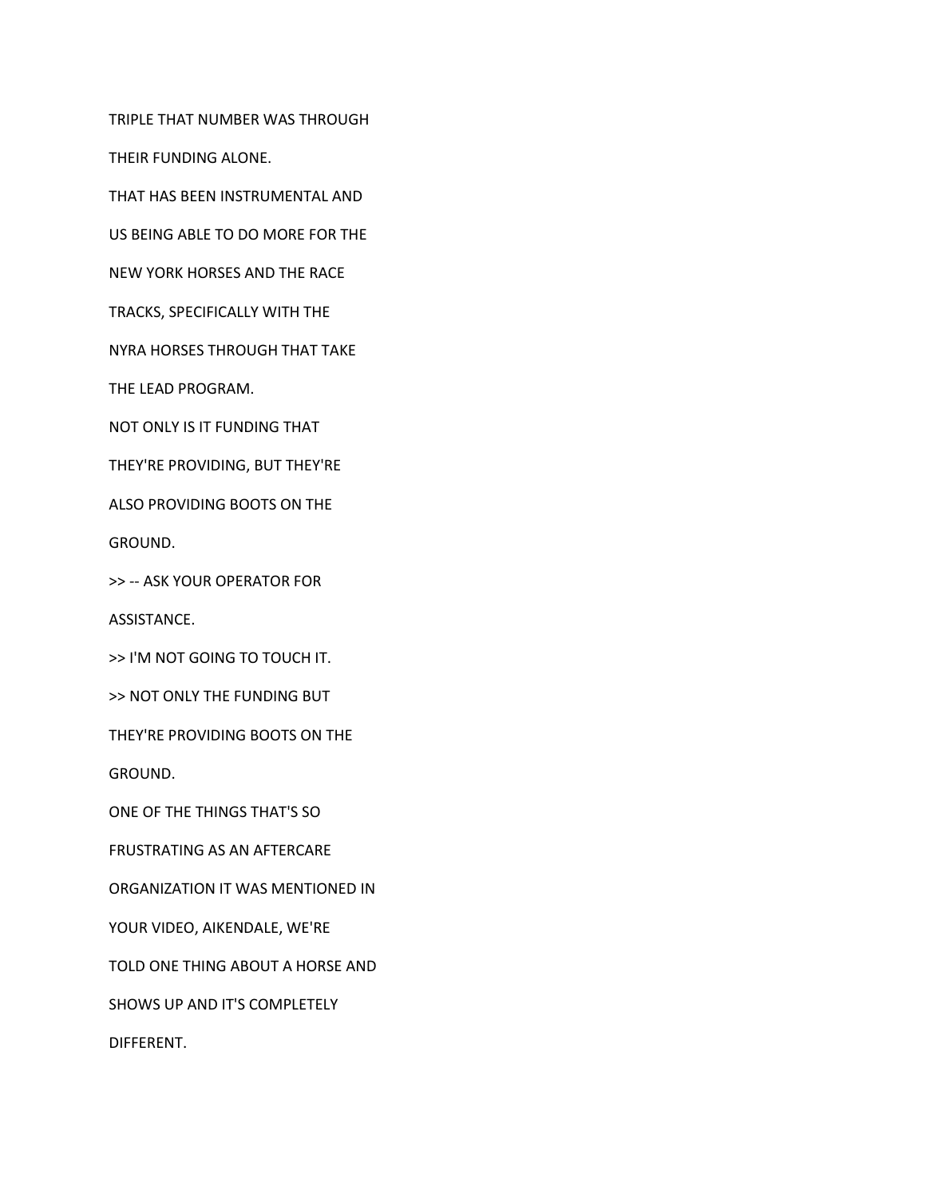TRIPLE THAT NUMBER WAS THROUGH

THEIR FUNDING ALONE.

THAT HAS BEEN INSTRUMENTAL AND

US BEING ABLE TO DO MORE FOR THE

NEW YORK HORSES AND THE RACE

TRACKS, SPECIFICALLY WITH THE

NYRA HORSES THROUGH THAT TAKE

THE LEAD PROGRAM.

NOT ONLY IS IT FUNDING THAT

THEY'RE PROVIDING, BUT THEY'RE

ALSO PROVIDING BOOTS ON THE

GROUND.

>> -- ASK YOUR OPERATOR FOR

ASSISTANCE.

>> I'M NOT GOING TO TOUCH IT.

>> NOT ONLY THE FUNDING BUT

THEY'RE PROVIDING BOOTS ON THE

GROUND.

ONE OF THE THINGS THAT'S SO

FRUSTRATING AS AN AFTERCARE

ORGANIZATION IT WAS MENTIONED IN

YOUR VIDEO, AIKENDALE, WE'RE

TOLD ONE THING ABOUT A HORSE AND

SHOWS UP AND IT'S COMPLETELY

DIFFERENT.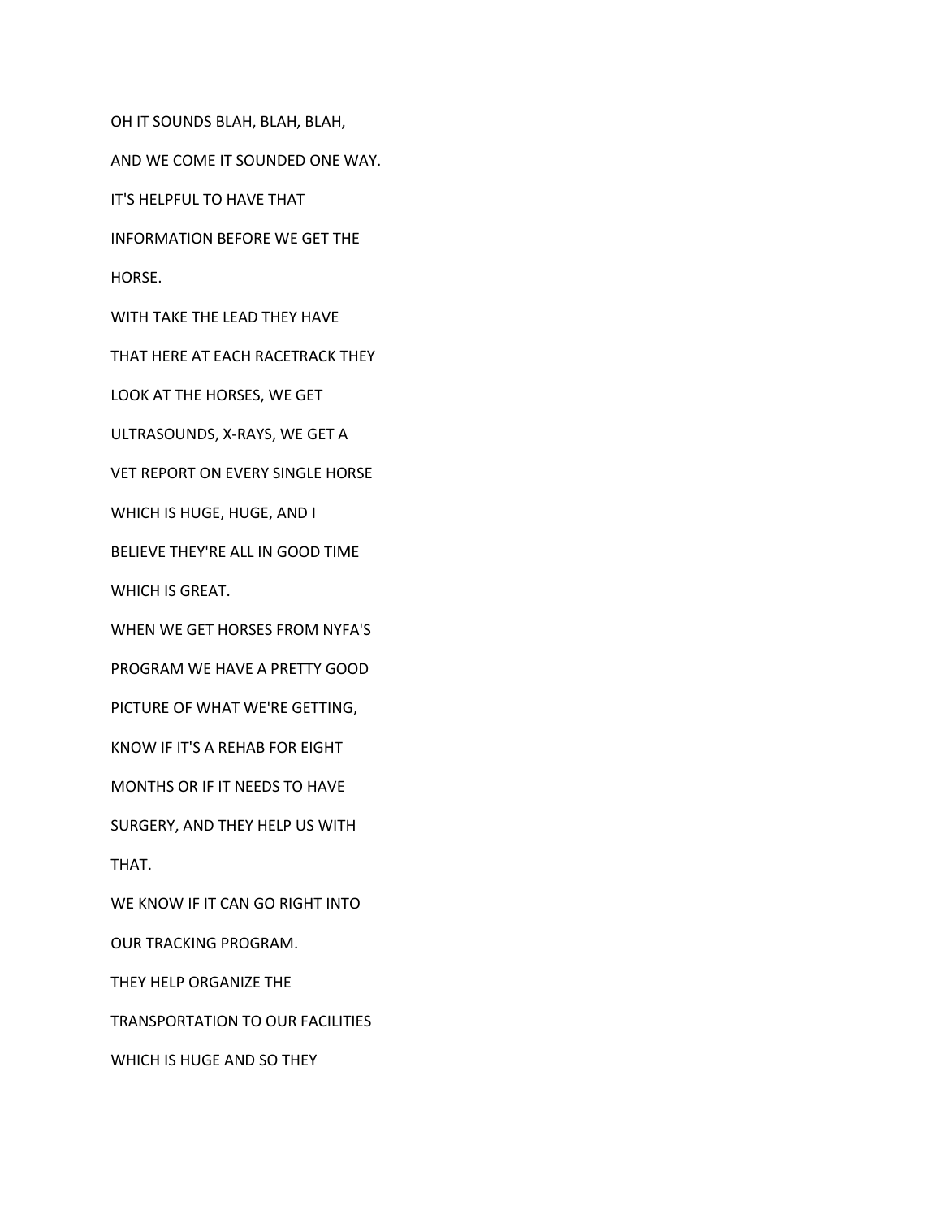OH IT SOUNDS BLAH, BLAH, BLAH,

AND WE COME IT SOUNDED ONE WAY.

IT'S HELPFUL TO HAVE THAT

INFORMATION BEFORE WE GET THE

HORSE.

WITH TAKE THE LEAD THEY HAVE

THAT HERE AT EACH RACETRACK THEY

LOOK AT THE HORSES, WE GET

ULTRASOUNDS, X-RAYS, WE GET A

VET REPORT ON EVERY SINGLE HORSE

WHICH IS HUGE, HUGE, AND I

BELIEVE THEY'RE ALL IN GOOD TIME

WHICH IS GREAT.

WHEN WE GET HORSES FROM NYFA'S

PROGRAM WE HAVE A PRETTY GOOD

PICTURE OF WHAT WE'RE GETTING,

KNOW IF IT'S A REHAB FOR EIGHT

MONTHS OR IF IT NEEDS TO HAVE

SURGERY, AND THEY HELP US WITH

THAT.

WE KNOW IF IT CAN GO RIGHT INTO

OUR TRACKING PROGRAM.

THEY HELP ORGANIZE THE

TRANSPORTATION TO OUR FACILITIES

WHICH IS HUGE AND SO THEY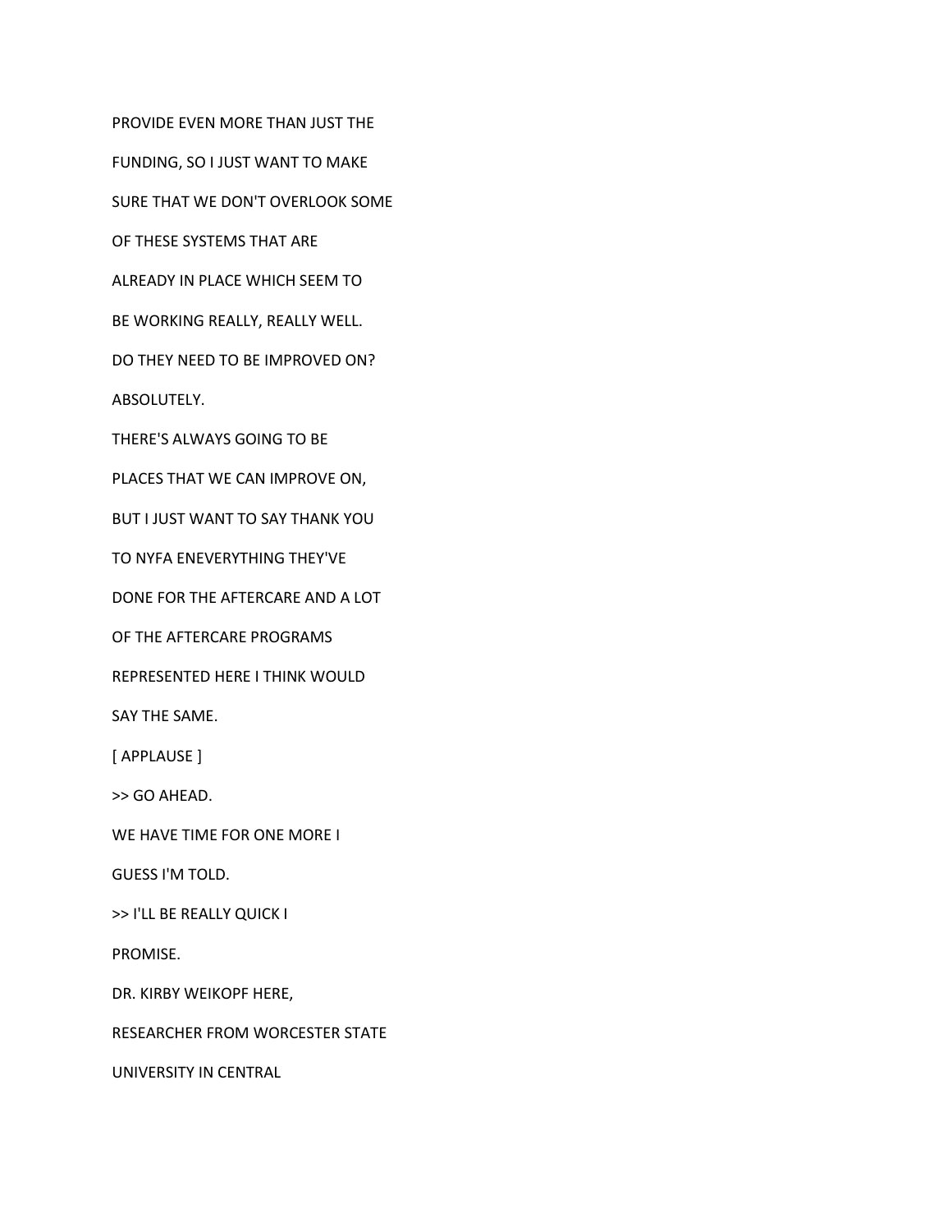PROVIDE EVEN MORE THAN JUST THE

FUNDING, SO I JUST WANT TO MAKE

SURE THAT WE DON'T OVERLOOK SOME

OF THESE SYSTEMS THAT ARE

ALREADY IN PLACE WHICH SEEM TO

BE WORKING REALLY, REALLY WELL.

DO THEY NEED TO BE IMPROVED ON?

ABSOLUTELY.

THERE'S ALWAYS GOING TO BE

PLACES THAT WE CAN IMPROVE ON,

BUT I JUST WANT TO SAY THANK YOU

TO NYFA ENEVERYTHING THEY'VE

DONE FOR THE AFTERCARE AND A LOT

OF THE AFTERCARE PROGRAMS

REPRESENTED HERE I THINK WOULD

SAY THE SAME.

[ APPLAUSE ]

>> GO AHEAD.

WE HAVE TIME FOR ONE MORE I

GUESS I'M TOLD.

>> I'LL BE REALLY QUICK I

PROMISE.

DR. KIRBY WEIKOPF HERE,

RESEARCHER FROM WORCESTER STATE

UNIVERSITY IN CENTRAL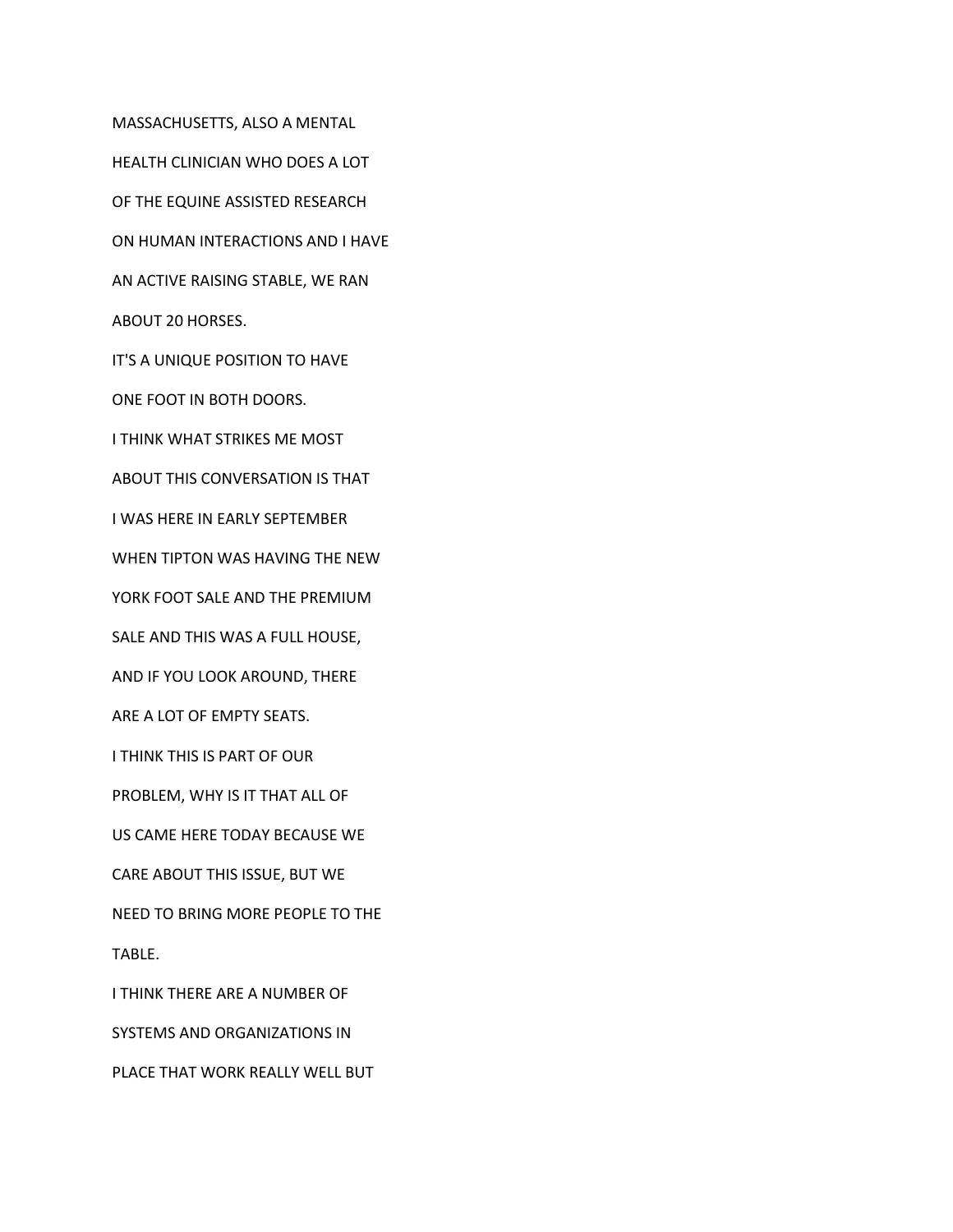MASSACHUSETTS, ALSO A MENTAL

HEALTH CLINICIAN WHO DOES A LOT

OF THE EQUINE ASSISTED RESEARCH

ON HUMAN INTERACTIONS AND I HAVE

AN ACTIVE RAISING STABLE, WE RAN

ABOUT 20 HORSES.

IT'S A UNIQUE POSITION TO HAVE

ONE FOOT IN BOTH DOORS.

I THINK WHAT STRIKES ME MOST

ABOUT THIS CONVERSATION IS THAT

I WAS HERE IN EARLY SEPTEMBER

WHEN TIPTON WAS HAVING THE NEW

YORK FOOT SALE AND THE PREMIUM

SALE AND THIS WAS A FULL HOUSE,

AND IF YOU LOOK AROUND, THERE

ARE A LOT OF EMPTY SEATS.

I THINK THIS IS PART OF OUR

PROBLEM, WHY IS IT THAT ALL OF

US CAME HERE TODAY BECAUSE WE

CARE ABOUT THIS ISSUE, BUT WE

NEED TO BRING MORE PEOPLE TO THE

TABLE.

I THINK THERE ARE A NUMBER OF

SYSTEMS AND ORGANIZATIONS IN

PLACE THAT WORK REALLY WELL BUT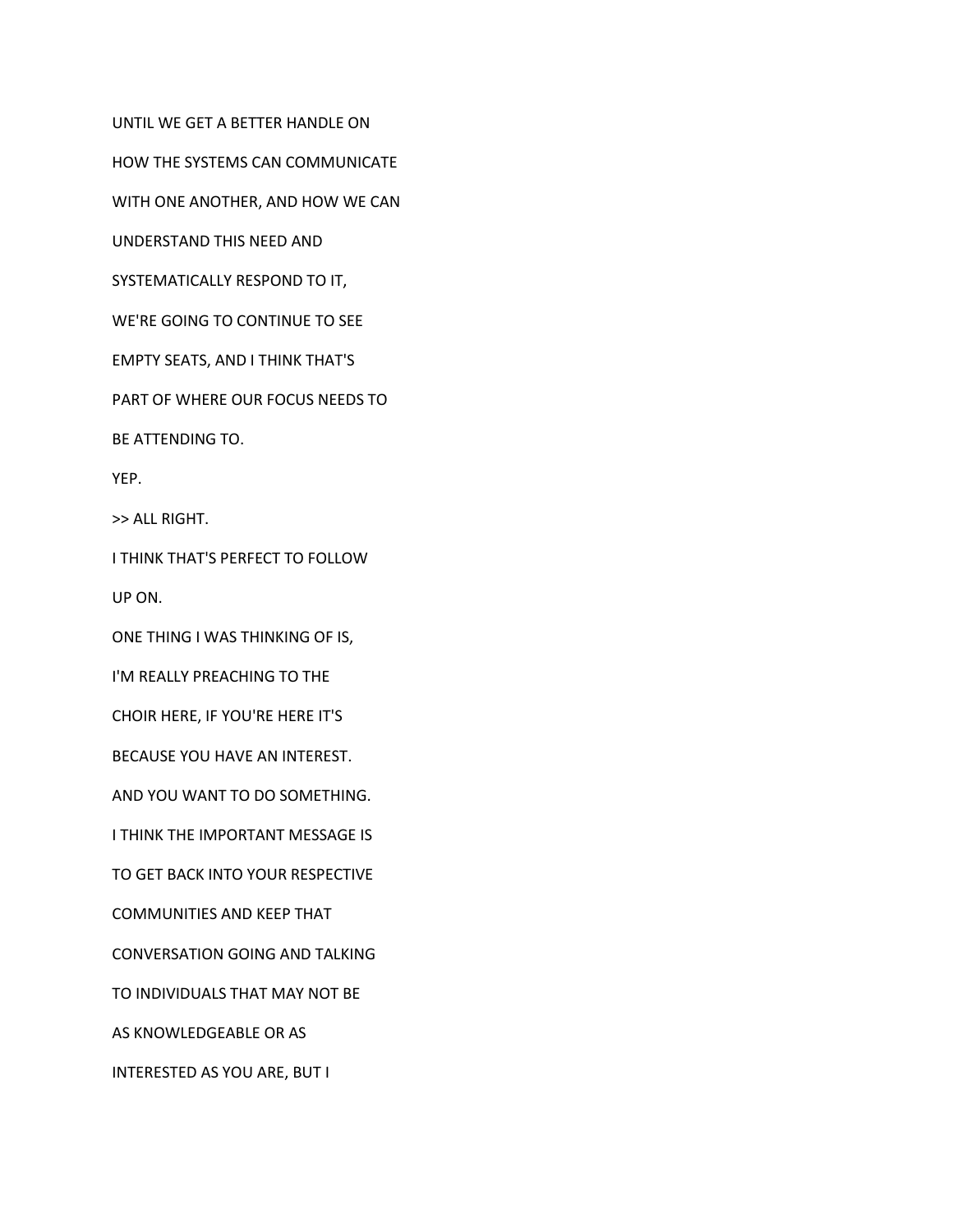UNTIL WE GET A BETTER HANDLE ON

HOW THE SYSTEMS CAN COMMUNICATE

WITH ONE ANOTHER, AND HOW WE CAN

UNDERSTAND THIS NEED AND

SYSTEMATICALLY RESPOND TO IT,

WE'RE GOING TO CONTINUE TO SEE

EMPTY SEATS, AND I THINK THAT'S

PART OF WHERE OUR FOCUS NEEDS TO

BE ATTENDING TO.

YEP.

>> ALL RIGHT.

I THINK THAT'S PERFECT TO FOLLOW

UP ON.

ONE THING I WAS THINKING OF IS,

I'M REALLY PREACHING TO THE

CHOIR HERE, IF YOU'RE HERE IT'S

BECAUSE YOU HAVE AN INTEREST.

AND YOU WANT TO DO SOMETHING.

I THINK THE IMPORTANT MESSAGE IS

TO GET BACK INTO YOUR RESPECTIVE

COMMUNITIES AND KEEP THAT

CONVERSATION GOING AND TALKING

TO INDIVIDUALS THAT MAY NOT BE

AS KNOWLEDGEABLE OR AS

INTERESTED AS YOU ARE, BUT I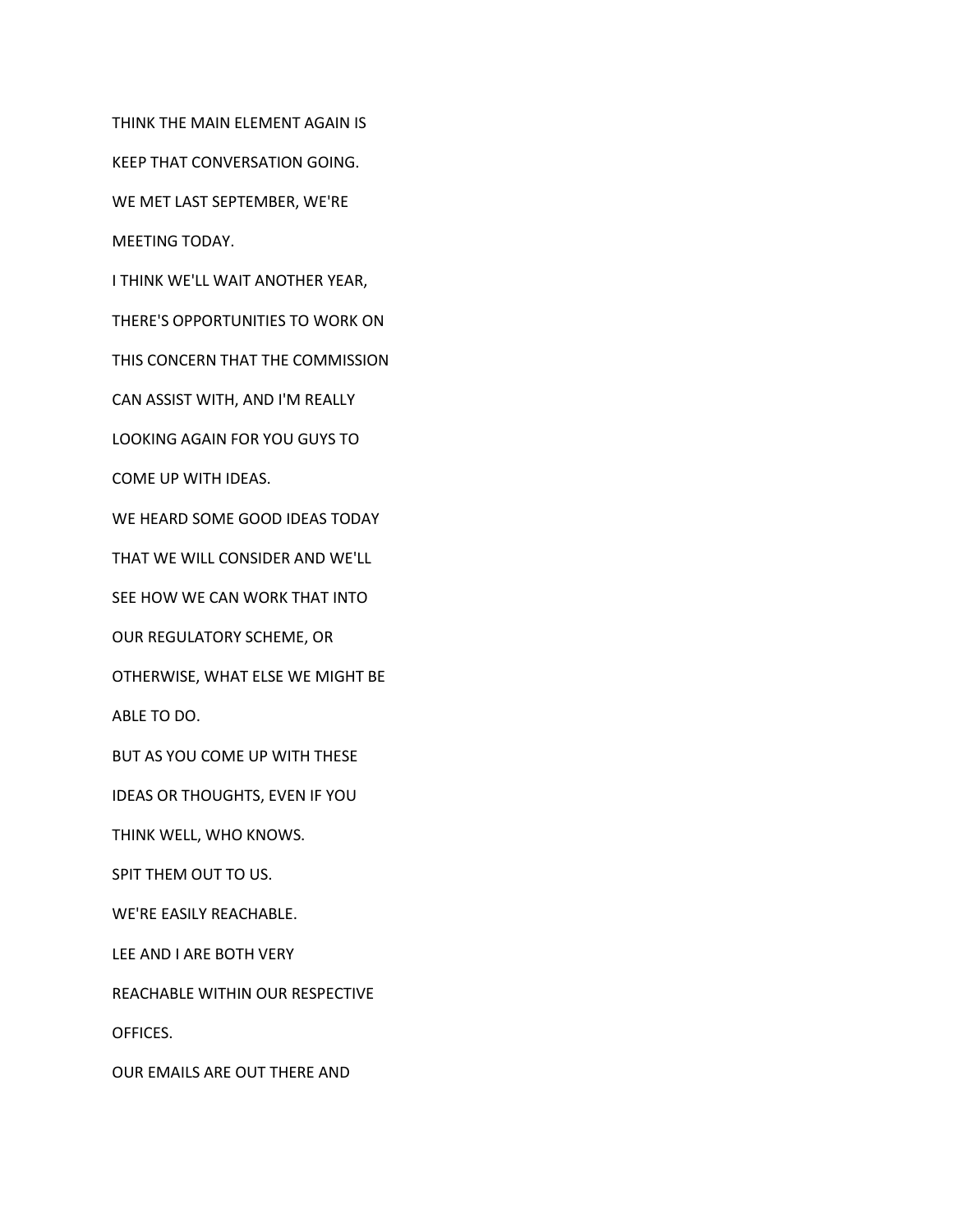THINK THE MAIN ELEMENT AGAIN IS

KEEP THAT CONVERSATION GOING.

WE MET LAST SEPTEMBER, WE'RE

MEETING TODAY.

I THINK WE'LL WAIT ANOTHER YEAR,

THERE'S OPPORTUNITIES TO WORK ON

THIS CONCERN THAT THE COMMISSION

CAN ASSIST WITH, AND I'M REALLY

LOOKING AGAIN FOR YOU GUYS TO

COME UP WITH IDEAS.

WE HEARD SOME GOOD IDEAS TODAY

THAT WE WILL CONSIDER AND WE'LL

SEE HOW WE CAN WORK THAT INTO

OUR REGULATORY SCHEME, OR

OTHERWISE, WHAT ELSE WE MIGHT BE

ABLE TO DO.

BUT AS YOU COME UP WITH THESE

IDEAS OR THOUGHTS, EVEN IF YOU

THINK WELL, WHO KNOWS.

SPIT THEM OUT TO US.

WE'RE EASILY REACHABLE.

LEE AND I ARE BOTH VERY

REACHABLE WITHIN OUR RESPECTIVE

OFFICES.

OUR EMAILS ARE OUT THERE AND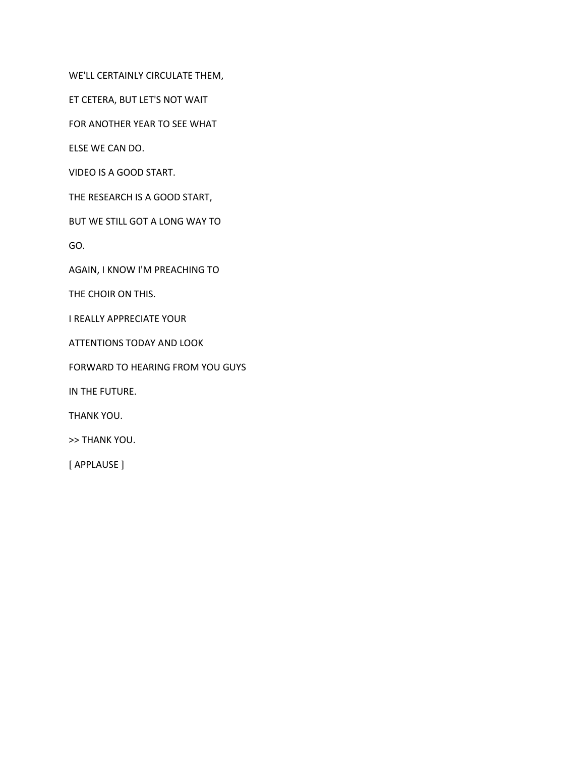WE'LL CERTAINLY CIRCULATE THEM,

ET CETERA, BUT LET'S NOT WAIT

FOR ANOTHER YEAR TO SEE WHAT

ELSE WE CAN DO.

VIDEO IS A GOOD START.

THE RESEARCH IS A GOOD START,

BUT WE STILL GOT A LONG WAY TO

GO.

AGAIN, I KNOW I'M PREACHING TO

THE CHOIR ON THIS.

I REALLY APPRECIATE YOUR

ATTENTIONS TODAY AND LOOK

FORWARD TO HEARING FROM YOU GUYS

IN THE FUTURE.

THANK YOU.

>> THANK YOU.

[ APPLAUSE ]